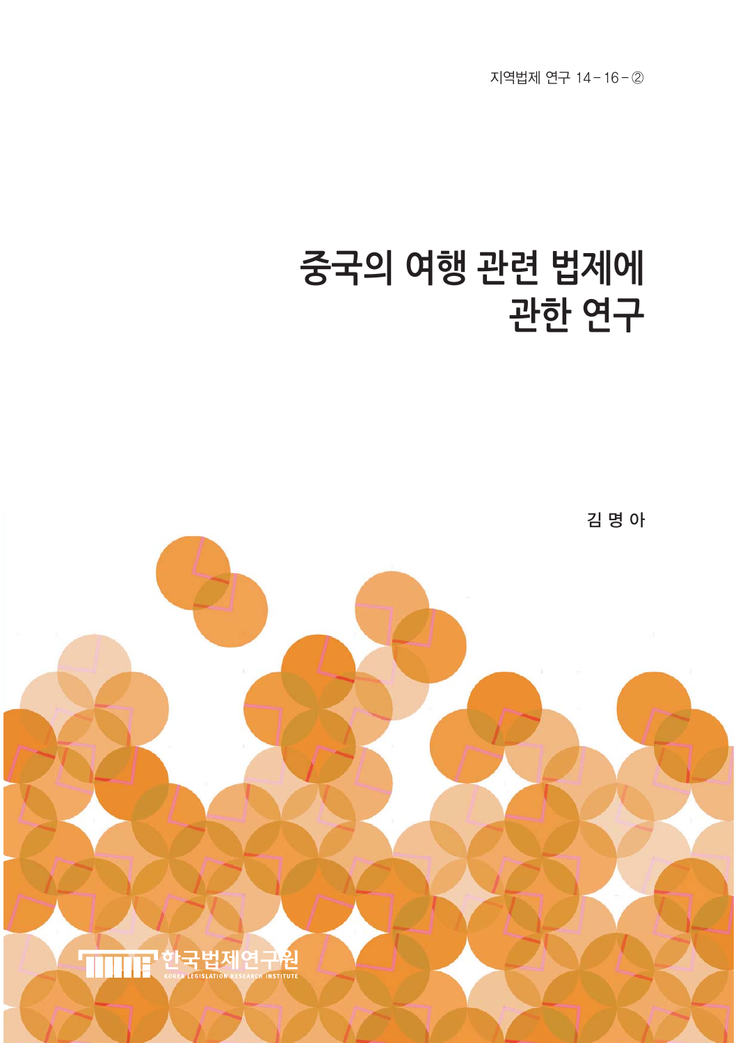지역법제 연구 14-16-②

# 중국의 여행 관련 법제에 관한 연구

김 명 아

한국법제연구원

KOREA LEGISLATION RESEARCH INSTITUTE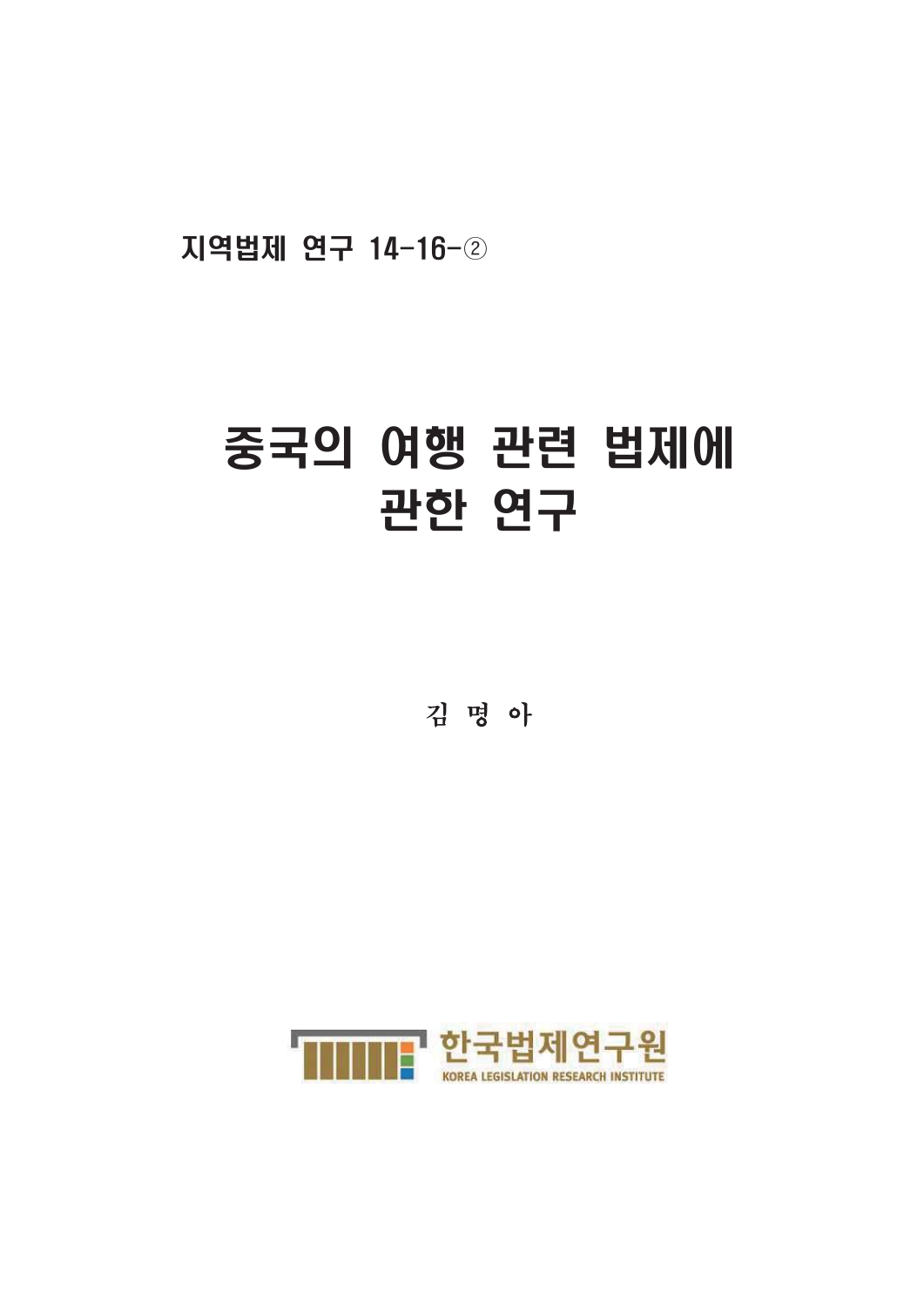지역법제 연구 14-16-②

# 중국의 여행 관련 법제에 관한 연구

김 명 아

한국법제연구원

KOREA LEGISLATION RESEARCH INSTITUTE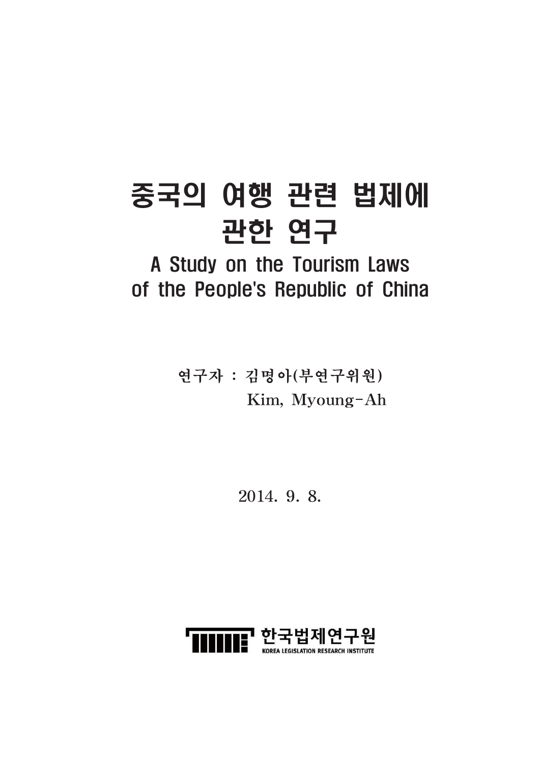# 중국의 여행 관련 법제에 관한 연구

## A Study on the Tourism Laws of the People's Republic of China

연구자 : 김명아(부연구위원)
Kim, Myoung-Ah

2014. 9. 8.

한국법제연구원
KOREA LEGISLATION RESEARCH INSTITUTE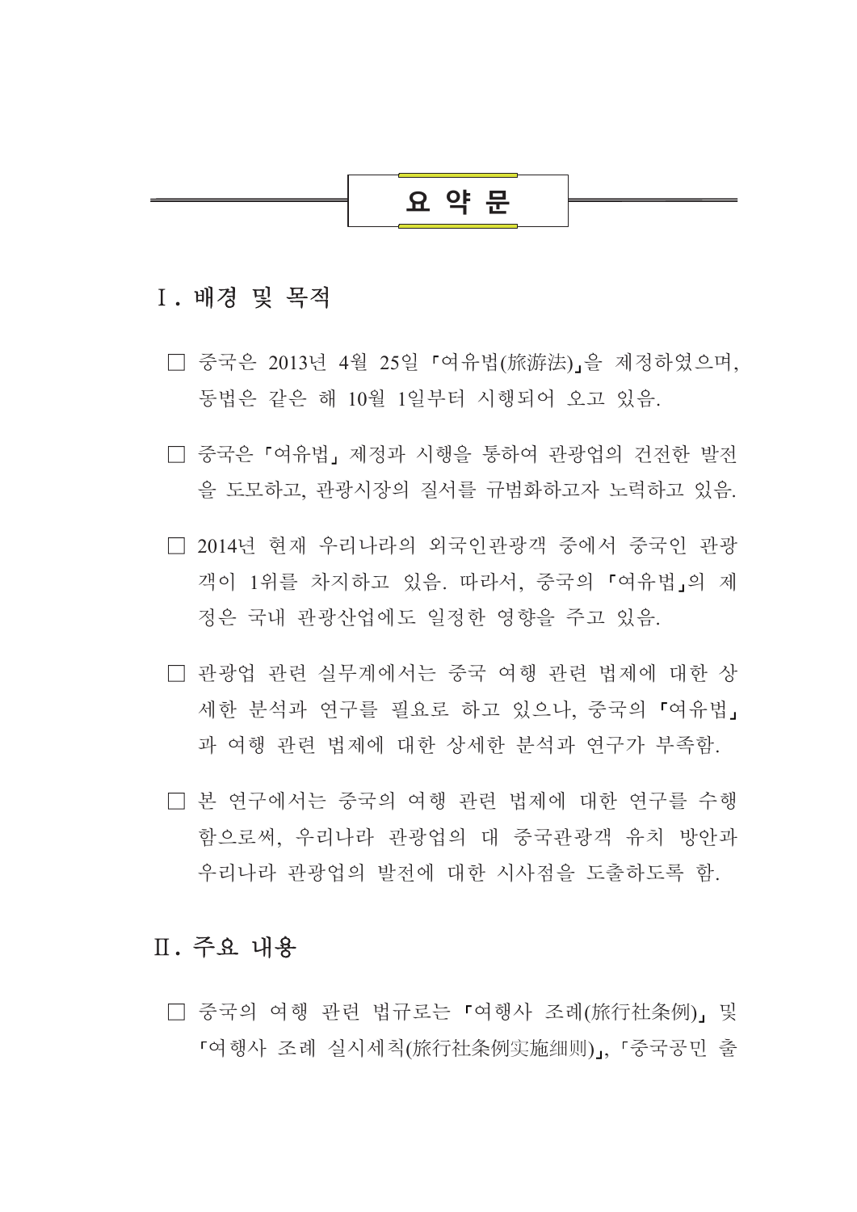# 요 약 문

## Ⅰ. 배경 및 목적

□ 중국은 2013년 4월 25일 「여유법(旅游法)」을 제정하였으며, 동법은 같은 해 10월 1일부터 시행되어 오고 있음.

□ 중국은 「여유법」 제정과 시행을 통하여 관광업의 건전한 발전을 도모하고, 관광시장의 질서를 규범화하고자 노력하고 있음.

□ 2014년 현재 우리나라의 외국인관광객 중에서 중국인 관광객이 1위를 차지하고 있음. 따라서, 중국의 「여유법」의 제정은 국내 관광산업에도 일정한 영향을 주고 있음.

□ 관광업 관련 실무계에서는 중국 여행 관련 법제에 대한 상세한 분석과 연구를 필요로 하고 있으나, 중국의 「여유법」과 여행 관련 법제에 대한 상세한 분석과 연구가 부족함.

□ 본 연구에서는 중국의 여행 관련 법제에 대한 연구를 수행함으로써, 우리나라 관광업의 대 중국관광객 유치 방안과 우리나라 관광업의 발전에 대한 시사점을 도출하도록 함.

## Ⅱ. 주요 내용

□ 중국의 여행 관련 법규로는 「여행사 조례(旅行社条例)」 및 「여행사 조례 실시세칙(旅行社条例实施细则)」, 「중국공민 출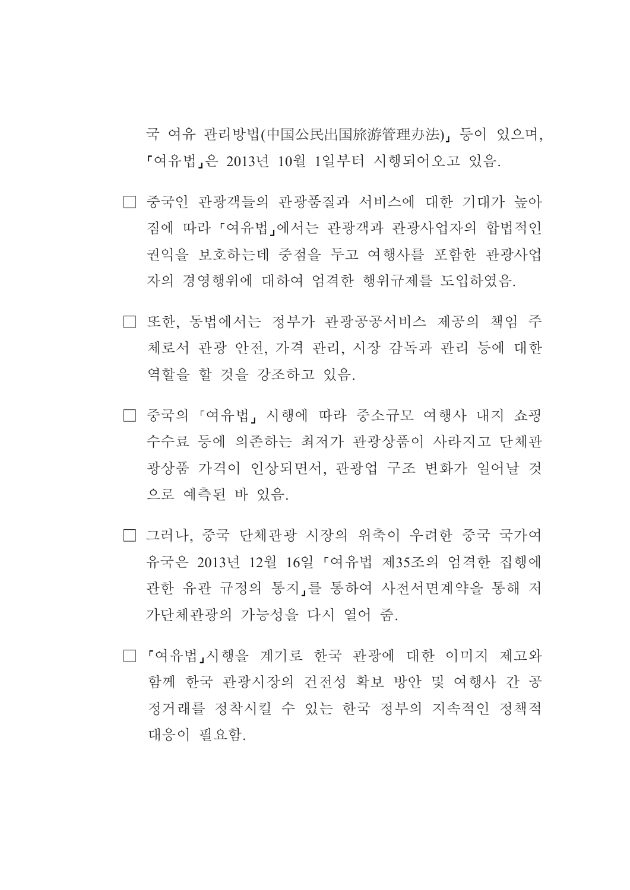국 여유 관리방법(中国公民出国旅游管理办法)」 등이 있으며, 「여유법」은 2013년 10월 1일부터 시행되어오고 있음.

□ 중국인 관광객들의 관광품질과 서비스에 대한 기대가 높아짐에 따라 「여유법」에서는 관광객과 관광사업자의 합법적인 권익을 보호하는데 중점을 두고 여행사를 포함한 관광사업자의 경영행위에 대하여 엄격한 행위규제를 도입하였음.

□ 또한, 동법에서는 정부가 관광공공서비스 제공의 책임 주체로서 관광 안전, 가격 관리, 시장 감독과 관리 등에 대한 역할을 할 것을 강조하고 있음.

□ 중국의 「여유법」 시행에 따라 중소규모 여행사 내지 쇼핑 수수료 등에 의존하는 최저가 관광상품이 사라지고 단체관광상품 가격이 인상되면서, 관광업 구조 변화가 일어날 것으로 예측된 바 있음.

□ 그러나, 중국 단체관광 시장의 위축이 우려한 중국 국가여유국은 2013년 12월 16일 「여유법 제35조의 엄격한 집행에 관한 유관 규정의 통지」를 통하여 사전서면계약을 통해 저가단체관광의 가능성을 다시 열어 줌.

□ 「여유법」시행을 계기로 한국 관광에 대한 이미지 제고와 함께 한국 관광시장의 건전성 확보 방안 및 여행사 간 공정거래를 정착시킬 수 있는 한국 정부의 지속적인 정책적 대응이 필요함.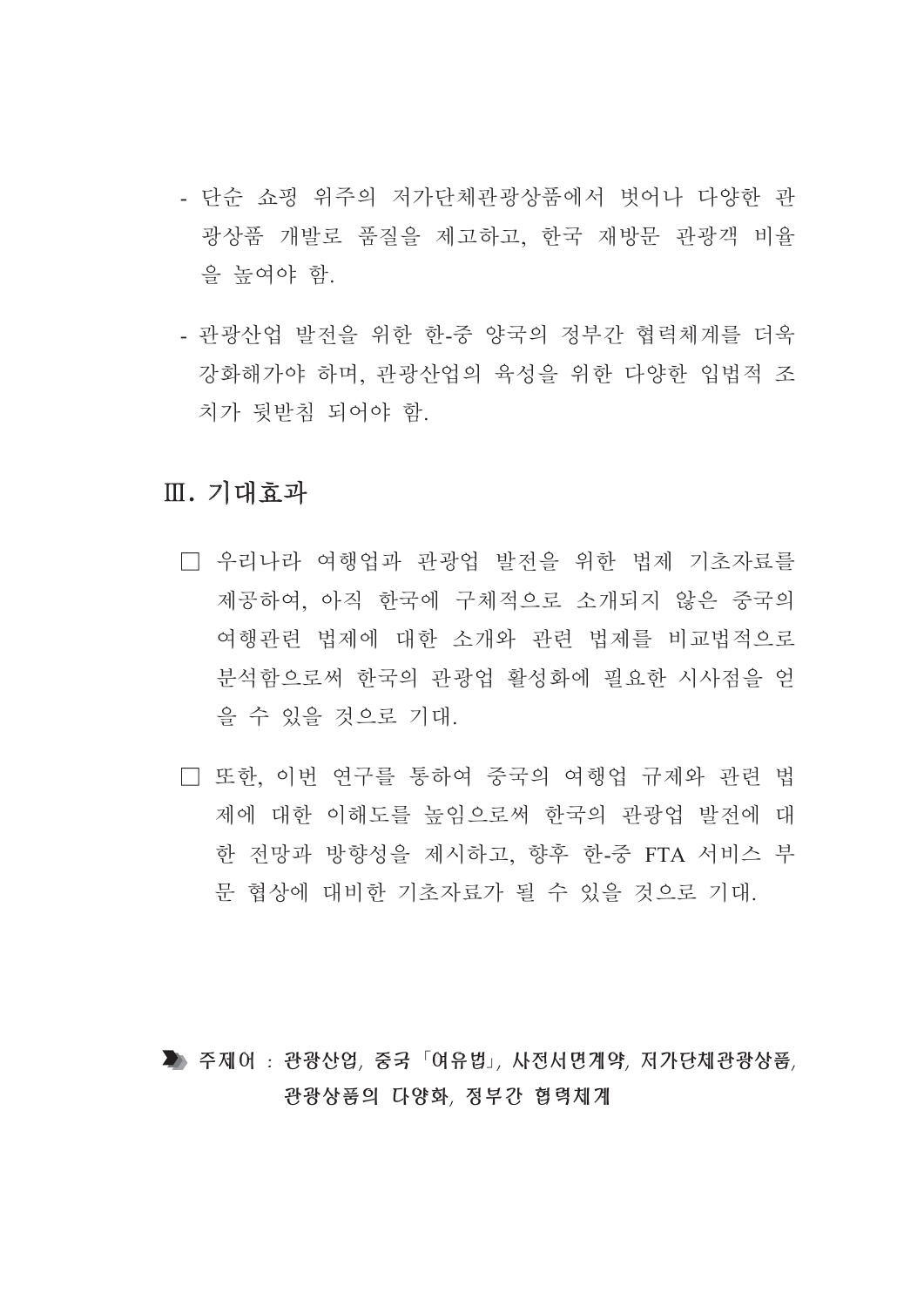- 단순 쇼핑 위주의 저가단체관광상품에서 벗어나 다양한 관광상품 개발로 품질을 제고하고, 한국 재방문 관광객 비율을 높여야 함.

- 관광산업 발전을 위한 한-중 양국의 정부간 협력체계를 더욱 강화해가야 하며, 관광산업의 육성을 위한 다양한 입법적 조치가 뒷받침 되어야 함.

## Ⅲ. 기대효과

□ 우리나라 여행업과 관광업 발전을 위한 법제 기초자료를 제공하여, 아직 한국에 구체적으로 소개되지 않은 중국의 여행관련 법제에 대한 소개와 관련 법제를 비교법적으로 분석함으로써 한국의 관광업 활성화에 필요한 시사점을 얻을 수 있을 것으로 기대.

□ 또한, 이번 연구를 통하여 중국의 여행업 규제와 관련 법제에 대한 이해도를 높임으로써 한국의 관광업 발전에 대한 전망과 방향성을 제시하고, 향후 한-중 FTA 서비스 부문 협상에 대비한 기초자료가 될 수 있을 것으로 기대.

**주제어 : 관광산업, 중국 「여유법」, 사전서면계약, 저가단체관광상품, 관광상품의 다양화, 정부간 협력체계**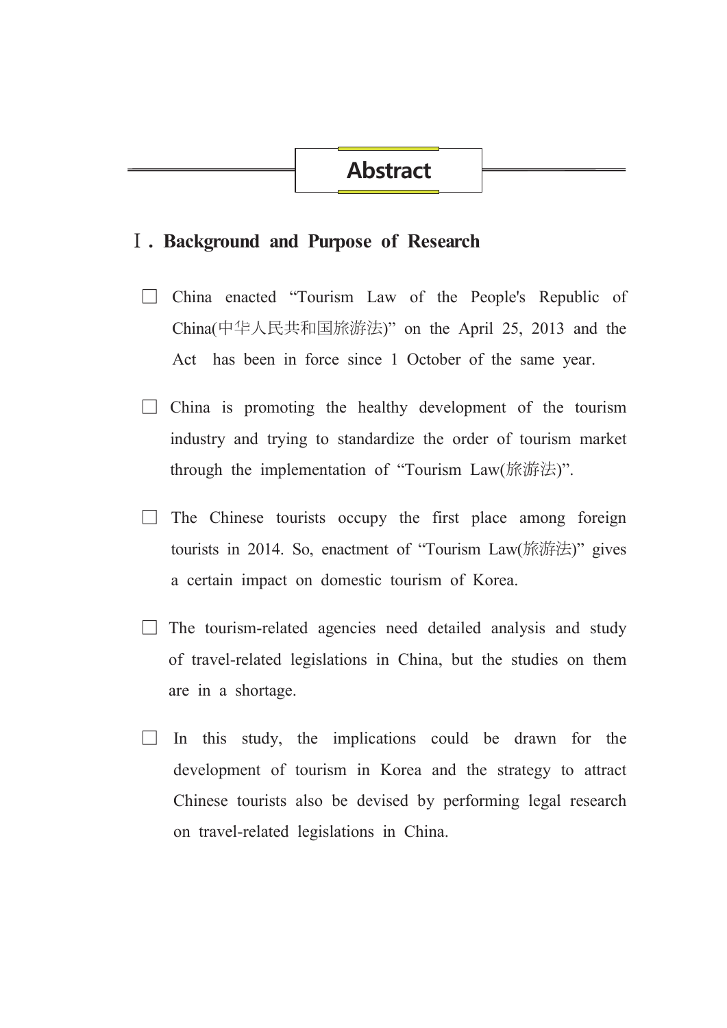# Abstract

## Ⅰ. Background and Purpose of Research

- ☐ China enacted “Tourism Law of the People's Republic of China(中华人民共和国旅游法)” on the April 25, 2013 and the Act has been in force since 1 October of the same year.

- ☐ China is promoting the healthy development of the tourism industry and trying to standardize the order of tourism market through the implementation of “Tourism Law(旅游法)”.

- ☐ The Chinese tourists occupy the first place among foreign tourists in 2014. So, enactment of “Tourism Law(旅游法)” gives a certain impact on domestic tourism of Korea.

- ☐ The tourism-related agencies need detailed analysis and study of travel-related legislations in China, but the studies on them are in a shortage.

- ☐ In this study, the implications could be drawn for the development of tourism in Korea and the strategy to attract Chinese tourists also be devised by performing legal research on travel-related legislations in China.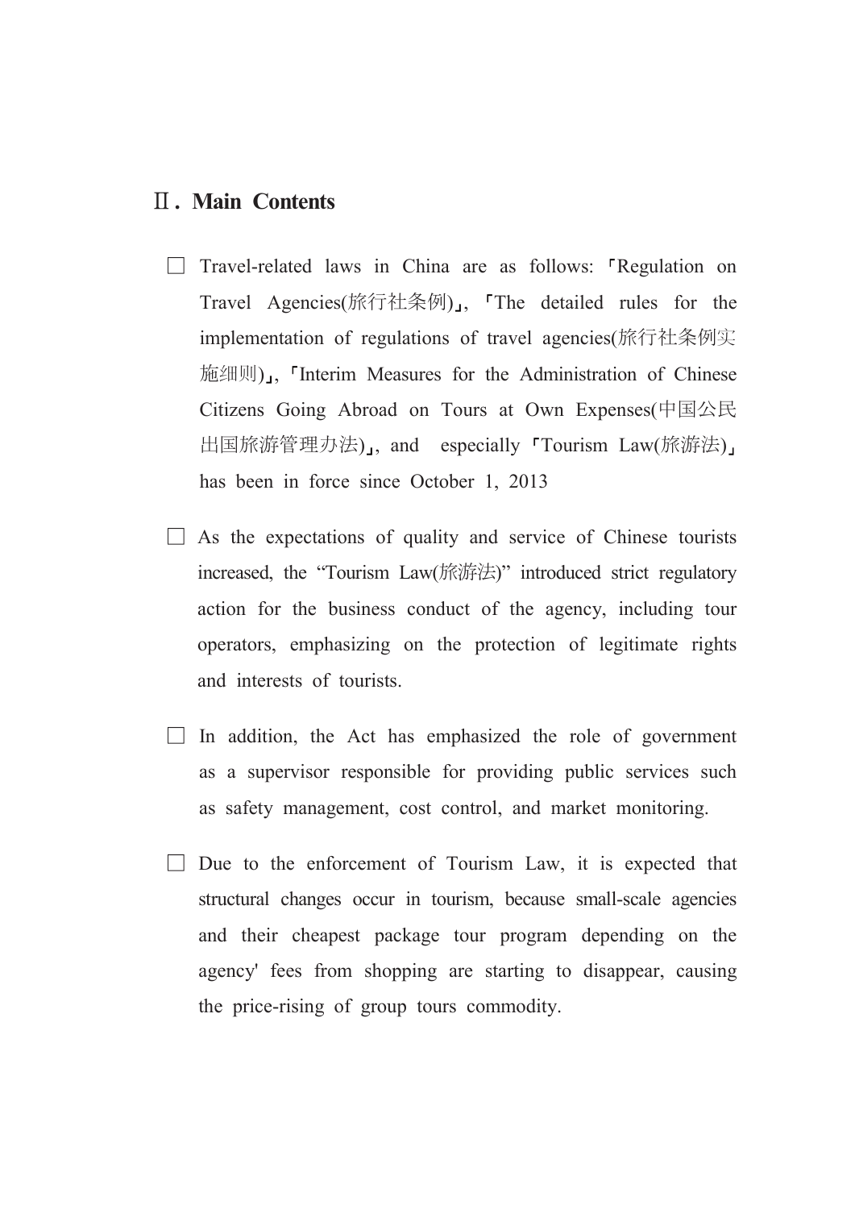## Ⅱ. Main Contents

- Travel-related laws in China are as follows: 「Regulation on Travel Agencies(旅行社条例)」, 「The detailed rules for the implementation of regulations of travel agencies(旅行社条例实施细则)」, 「Interim Measures for the Administration of Chinese Citizens Going Abroad on Tours at Own Expenses(中国公民出国旅游管理办法)」, and especially 「Tourism Law(旅游法)」 has been in force since October 1, 2013

- As the expectations of quality and service of Chinese tourists increased, the “Tourism Law(旅游法)” introduced strict regulatory action for the business conduct of the agency, including tour operators, emphasizing on the protection of legitimate rights and interests of tourists.

- In addition, the Act has emphasized the role of government as a supervisor responsible for providing public services such as safety management, cost control, and market monitoring.

- Due to the enforcement of Tourism Law, it is expected that structural changes occur in tourism, because small-scale agencies and their cheapest package tour program depending on the agency' fees from shopping are starting to disappear, causing the price-rising of group tours commodity.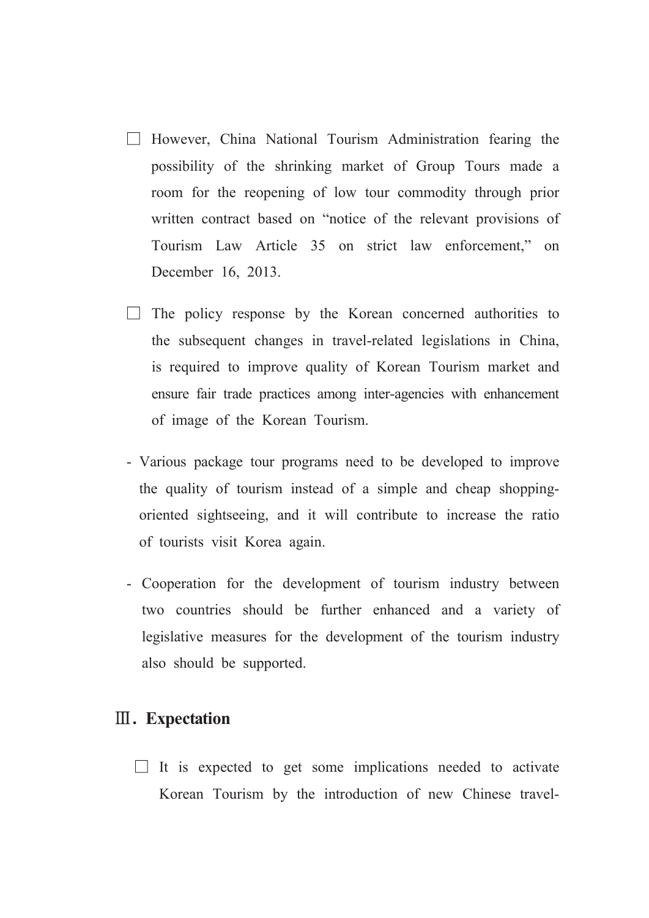□ However, China National Tourism Administration fearing the possibility of the shrinking market of Group Tours made a room for the reopening of low tour commodity through prior written contract based on "notice of the relevant provisions of Tourism Law Article 35 on strict law enforcement," on December 16, 2013.

□ The policy response by the Korean concerned authorities to the subsequent changes in travel-related legislations in China, is required to improve quality of Korean Tourism market and ensure fair trade practices among inter-agencies with enhancement of image of the Korean Tourism.

- Various package tour programs need to be developed to improve the quality of tourism instead of a simple and cheap shopping-oriented sightseeing, and it will contribute to increase the ratio of tourists visit Korea again.

- Cooperation for the development of tourism industry between two countries should be further enhanced and a variety of legislative measures for the development of the tourism industry also should be supported.

## Ⅲ. Expectation

□ It is expected to get some implications needed to activate Korean Tourism by the introduction of new Chinese travel-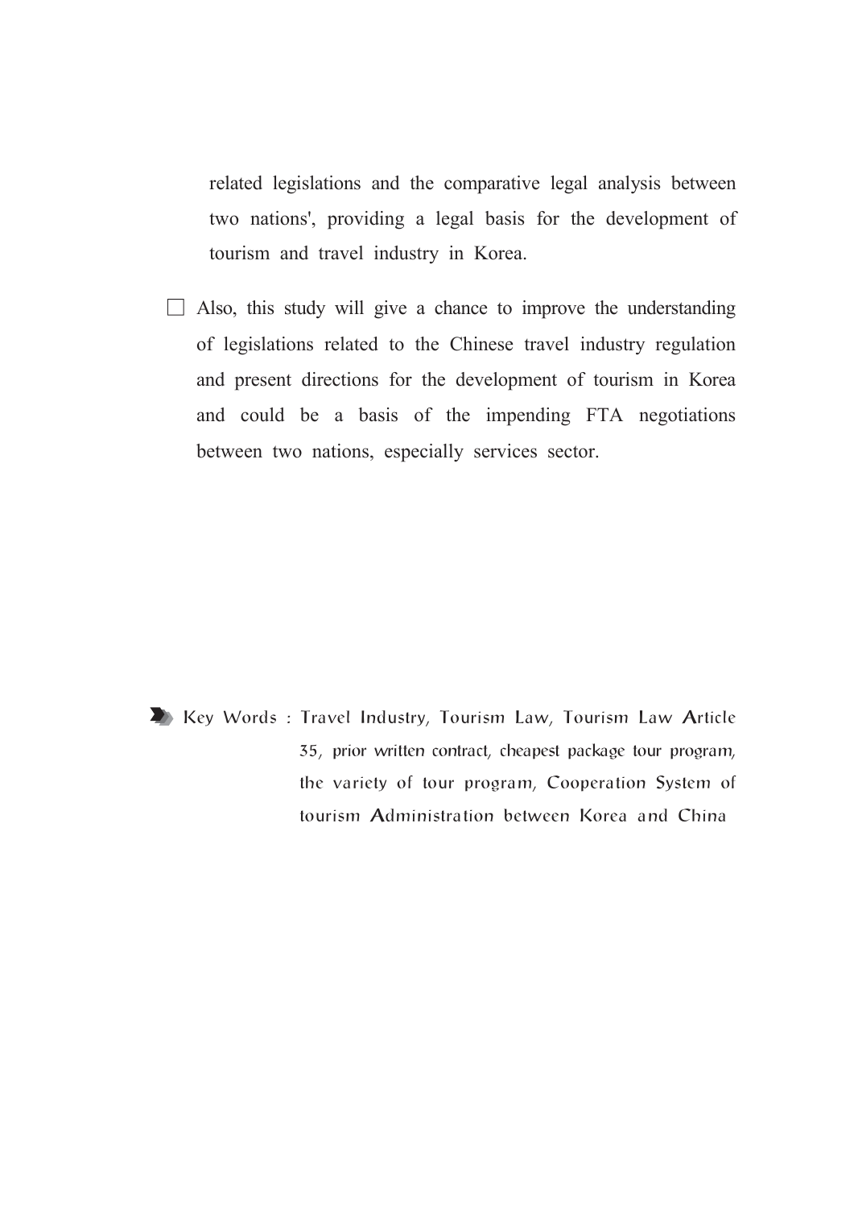related legislations and the comparative legal analysis between two nations', providing a legal basis for the development of tourism and travel industry in Korea.

- Also, this study will give a chance to improve the understanding of legislations related to the Chinese travel industry regulation and present directions for the development of tourism in Korea and could be a basis of the impending FTA negotiations between two nations, especially services sector.

Key Words : Travel Industry, Tourism Law, Tourism Law Article 35, prior written contract, cheapest package tour program, the variety of tour program, Cooperation System of tourism Administration between Korea and China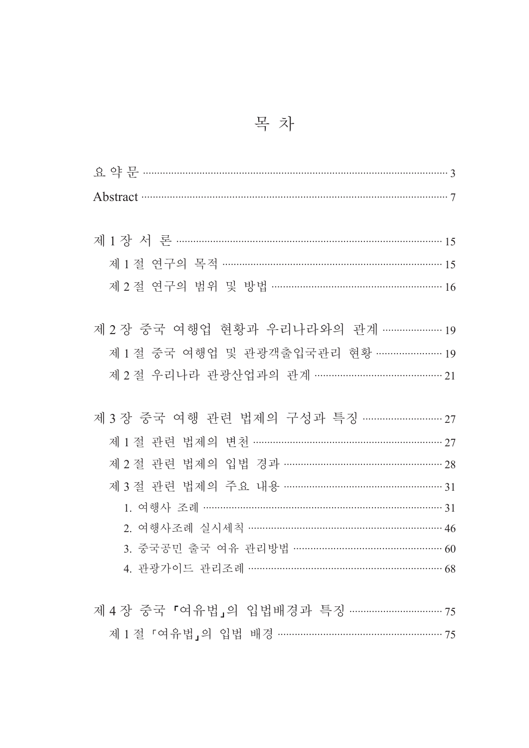# 목 차

요 약 문 ········· 3

Abstract ········· 7

제 1 장 서 론 ········· 15

제 1 절 연구의 목적 ········· 15

제 2 절 연구의 범위 및 방법 ········· 16

제 2 장 중국 여행업 현황과 우리나라와의 관계 ········· 19

제 1 절 중국 여행업 및 관광객출입국관리 현황 ········· 19

제 2 절 우리나라 관광산업과의 관계 ········· 21

제 3 장 중국 여행 관련 법제의 구성과 특징 ········· 27

제 1 절 관련 법제의 변천 ········· 27

제 2 절 관련 법제의 입법 경과 ········· 28

제 3 절 관련 법제의 주요 내용 ········· 31

1. 여행사 조례 ········· 31
2. 여행사조례 실시세칙 ········· 46
3. 중국공민 출국 여유 관리방법 ········· 60
4. 관광가이드 관리조례 ········· 68

제 4 장 중국 「여유법」의 입법배경과 특징 ········· 75

제 1 절 「여유법」의 입법 배경 ········· 75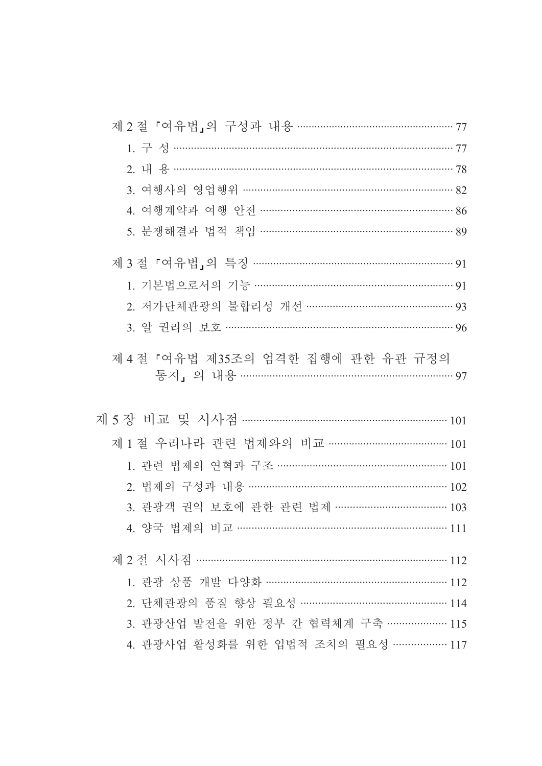제 2 절 「여유법」의 구성과 내용 ····································································· 77

1. 구 성 ··················································································································· 77
2. 내 용 ··················································································································· 78
3. 여행사의 영업행위 ··························································································· 82
4. 여행계약과 여행 안전 ······················································································ 86
5. 분쟁해결과 법적 책임 ······················································································ 89

제 3 절 「여유법」의 특징 ················································································· 91

1. 기본법으로서의 기능 ························································································ 91
2. 저가단체관광의 불합리성 개선 ········································································ 93
3. 알 권리의 보호 ································································································· 96

제 4 절 「여유법 제35조의 엄격한 집행에 관한 유관 규정의 통지」 의 내용 ································································································ 97

제 5 장 비교 및 시사점 ·················································································· 101

제 1 절 우리나라 관련 법제와의 비교 ··························································· 101

1. 관련 법제의 연혁과 구조 ··············································································· 101
2. 법제의 구성과 내용 ························································································ 102
3. 관광객 권익 보호에 관한 관련 법제 ······························································ 103
4. 양국 법제의 비교 ···························································································· 111

제 2 절 시사점 ································································································· 112

1. 관광 상품 개발 다양화 ··················································································· 112
2. 단체관광의 품질 향상 필요성 ········································································· 114
3. 관광산업 발전을 위한 정부 간 협력체계 구축 ················································ 115
4. 관광사업 활성화를 위한 입법적 조치의 필요성 ·············································· 117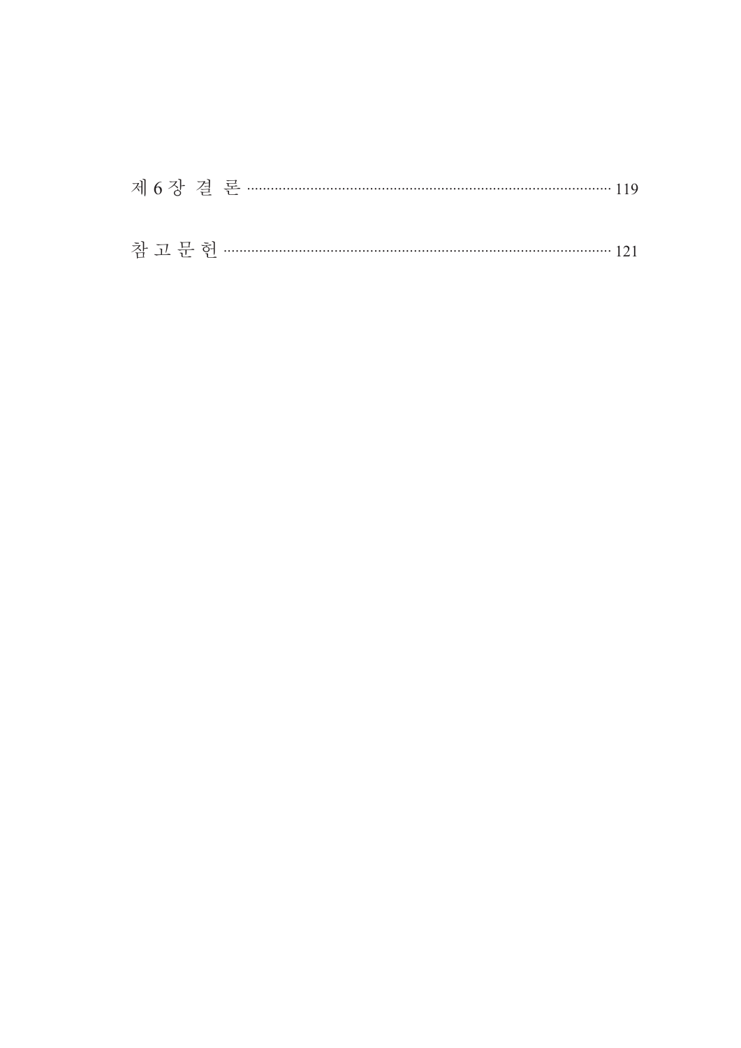제 6 장 결 론 ······························································································ 119

참 고 문 헌 ································································································ 121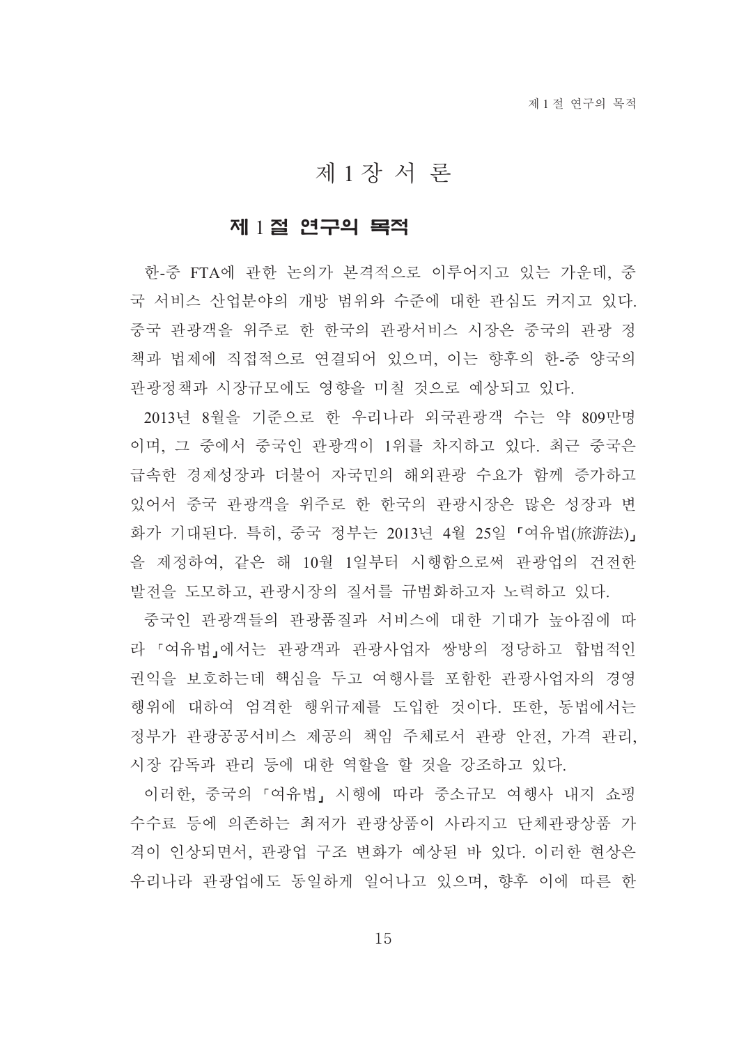# 제 1 장 서 론

## 제 1 절 연구의 목적

한-중 FTA에 관한 논의가 본격적으로 이루어지고 있는 가운데, 중국 서비스 산업분야의 개방 범위와 수준에 대한 관심도 커지고 있다. 중국 관광객을 위주로 한 한국의 관광서비스 시장은 중국의 관광 정책과 법제에 직접적으로 연결되어 있으며, 이는 향후의 한-중 양국의 관광정책과 시장규모에도 영향을 미칠 것으로 예상되고 있다.

2013년 8월을 기준으로 한 우리나라 외국관광객 수는 약 809만명이며, 그 중에서 중국인 관광객이 1위를 차지하고 있다. 최근 중국은 급속한 경제성장과 더불어 자국민의 해외관광 수요가 함께 증가하고 있어서 중국 관광객을 위주로 한 한국의 관광시장은 많은 성장과 변화가 기대된다. 특히, 중국 정부는 2013년 4월 25일 「여유법(旅游法)」을 제정하여, 같은 해 10월 1일부터 시행함으로써 관광업의 건전한 발전을 도모하고, 관광시장의 질서를 규범화하고자 노력하고 있다.

중국인 관광객들의 관광품질과 서비스에 대한 기대가 높아짐에 따라 「여유법」에서는 관광객과 관광사업자 쌍방의 정당하고 합법적인 권익을 보호하는데 핵심을 두고 여행사를 포함한 관광사업자의 경영행위에 대하여 엄격한 행위규제를 도입한 것이다. 또한, 동법에서는 정부가 관광공공서비스 제공의 책임 주체로서 관광 안전, 가격 관리, 시장 감독과 관리 등에 대한 역할을 할 것을 강조하고 있다.

이러한, 중국의 「여유법」 시행에 따라 중소규모 여행사 내지 쇼핑 수수료 등에 의존하는 최저가 관광상품이 사라지고 단체관광상품 가격이 인상되면서, 관광업 구조 변화가 예상된 바 있다. 이러한 현상은 우리나라 관광업에도 동일하게 일어나고 있으며, 향후 이에 따른 한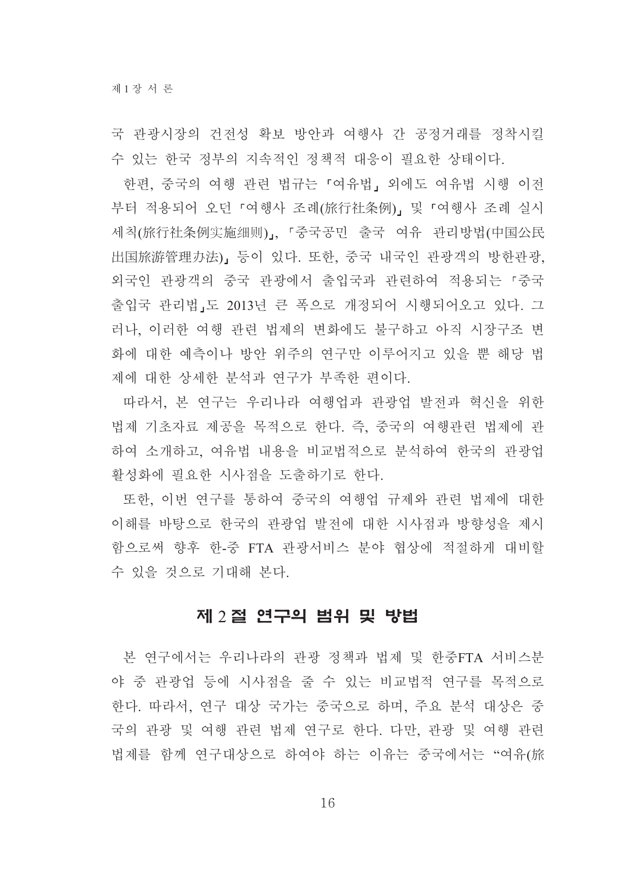국 관광시장의 건전성 확보 방안과 여행사 간 공정거래를 정착시킬 수 있는 한국 정부의 지속적인 정책적 대응이 필요한 상태이다.

한편, 중국의 여행 관련 법규는 「여유법」 외에도 여유법 시행 이전부터 적용되어 오던 「여행사 조례(旅行社条例)」 및 「여행사 조례 실시세칙(旅行社条例实施细则)」, 「중국공민 출국 여유 관리방법(中国公民出国旅游管理办法)」 등이 있다. 또한, 중국 내국인 관광객의 방한관광, 외국인 관광객의 중국 관광에서 출입국과 관련하여 적용되는 「중국 출입국 관리법」도 2013년 큰 폭으로 개정되어 시행되어오고 있다. 그러나, 이러한 여행 관련 법제의 변화에도 불구하고 아직 시장구조 변화에 대한 예측이나 방안 위주의 연구만 이루어지고 있을 뿐 해당 법제에 대한 상세한 분석과 연구가 부족한 편이다.

따라서, 본 연구는 우리나라 여행업과 관광업 발전과 혁신을 위한 법제 기초자료 제공을 목적으로 한다. 즉, 중국의 여행관련 법제에 관하여 소개하고, 여유법 내용을 비교법적으로 분석하여 한국의 관광업 활성화에 필요한 시사점을 도출하기로 한다.

또한, 이번 연구를 통하여 중국의 여행업 규제와 관련 법제에 대한 이해를 바탕으로 한국의 관광업 발전에 대한 시사점과 방향성을 제시함으로써 향후 한-중 FTA 관광서비스 분야 협상에 적절하게 대비할 수 있을 것으로 기대해 본다.

## 제 2 절 연구의 범위 및 방법

본 연구에서는 우리나라의 관광 정책과 법제 및 한중FTA 서비스분야 중 관광업 등에 시사점을 줄 수 있는 비교법적 연구를 목적으로 한다. 따라서, 연구 대상 국가는 중국으로 하며, 주요 분석 대상은 중국의 관광 및 여행 관련 법제 연구로 한다. 다만, 관광 및 여행 관련 법제를 함께 연구대상으로 하여야 하는 이유는 중국에서는 “여유(旅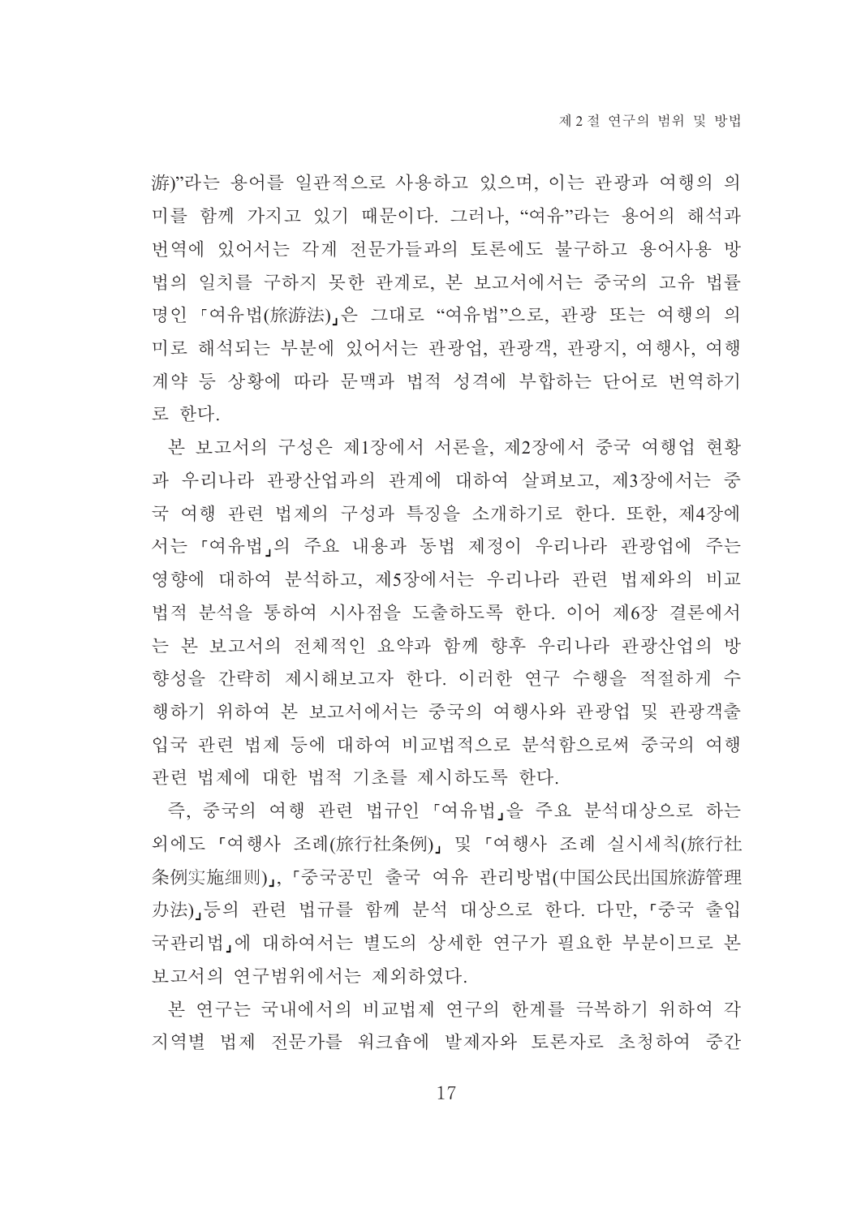游)”라는 용어를 일관적으로 사용하고 있으며, 이는 관광과 여행의 의미를 함께 가지고 있기 때문이다. 그러나, “여유”라는 용어의 해석과 번역에 있어서는 각계 전문가들과의 토론에도 불구하고 용어사용 방법의 일치를 구하지 못한 관계로, 본 보고서에서는 중국의 고유 법률명인 「여유법(旅游法)」은 그대로 “여유법”으로, 관광 또는 여행의 의미로 해석되는 부분에 있어서는 관광업, 관광객, 관광지, 여행사, 여행계약 등 상황에 따라 문맥과 법적 성격에 부합하는 단어로 번역하기로 한다.

본 보고서의 구성은 제1장에서 서론을, 제2장에서 중국 여행업 현황과 우리나라 관광산업과의 관계에 대하여 살펴보고, 제3장에서는 중국 여행 관련 법제의 구성과 특징을 소개하기로 한다. 또한, 제4장에서는 「여유법」의 주요 내용과 동법 제정이 우리나라 관광업에 주는 영향에 대하여 분석하고, 제5장에서는 우리나라 관련 법제와의 비교법적 분석을 통하여 시사점을 도출하도록 한다. 이어 제6장 결론에서는 본 보고서의 전체적인 요약과 함께 향후 우리나라 관광산업의 방향성을 간략히 제시해보고자 한다. 이러한 연구 수행을 적절하게 수행하기 위하여 본 보고서에서는 중국의 여행사와 관광업 및 관광객출입국 관련 법제 등에 대하여 비교법적으로 분석함으로써 중국의 여행 관련 법제에 대한 법적 기초를 제시하도록 한다.

즉, 중국의 여행 관련 법규인 「여유법」을 주요 분석대상으로 하는 외에도 「여행사 조례(旅行社条例)」 및 「여행사 조례 실시세칙(旅行社条例实施细则)」, 「중국공민 출국 여유 관리방법(中国公民出国旅游管理办法)」등의 관련 법규를 함께 분석 대상으로 한다. 다만, 「중국 출입국관리법」에 대하여서는 별도의 상세한 연구가 필요한 부분이므로 본 보고서의 연구범위에서는 제외하였다.

본 연구는 국내에서의 비교법제 연구의 한계를 극복하기 위하여 각 지역별 법제 전문가를 워크숍에 발제자와 토론자로 초청하여 중간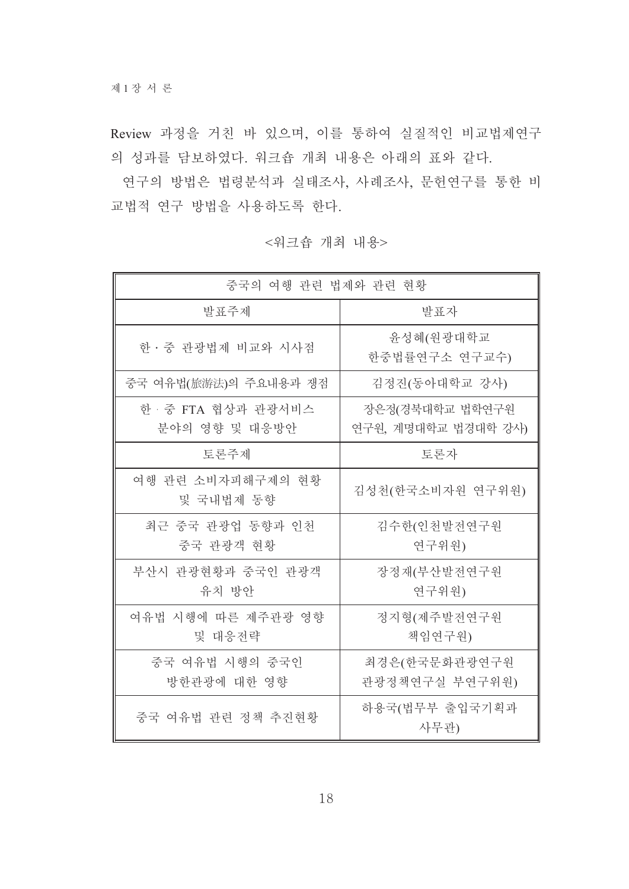Review 과정을 거친 바 있으며, 이를 통하여 실질적인 비교법제연구의 성과를 담보하였다. 워크숍 개최 내용은 아래의 표와 같다.

연구의 방법은 법령분석과 실태조사, 사례조사, 문헌연구를 통한 비교법적 연구 방법을 사용하도록 한다.

<워크숍 개최 내용>

| 중국의 여행 관련 법제와 관련 현황 | |
|---|---|
| 발표주제 | 발표자 |
| 한·중 관광법제 비교와 시사점 | 윤성혜(원광대학교 한중법률연구소 연구교수) |
| 중국 여유법(旅游法)의 주요내용과 쟁점 | 김정진(동아대학교 강사) |
| 한·중 FTA 협상과 관광서비스 분야의 영향 및 대응방안 | 장은정(경북대학교 법학연구원 연구원, 계명대학교 법경대학 강사) |
| 토론주제 | 토론자 |
| 여행 관련 소비자피해구제의 현황 및 국내법제 동향 | 김성천(한국소비자원 연구위원) |
| 최근 중국 관광업 동향과 인천 중국 관광객 현황 | 김수한(인천발전연구원 연구위원) |
| 부산시 관광현황과 중국인 관광객 유치 방안 | 장정재(부산발전연구원 연구위원) |
| 여유법 시행에 따른 제주관광 영향 및 대응전략 | 정지형(제주발전연구원 책임연구원) |
| 중국 여유법 시행의 중국인 방한관광에 대한 영향 | 최경은(한국문화관광연구원 관광정책연구실 부연구위원) |
| 중국 여유법 관련 정책 추진현황 | 하용국(법무부 출입국기획과 사무관) |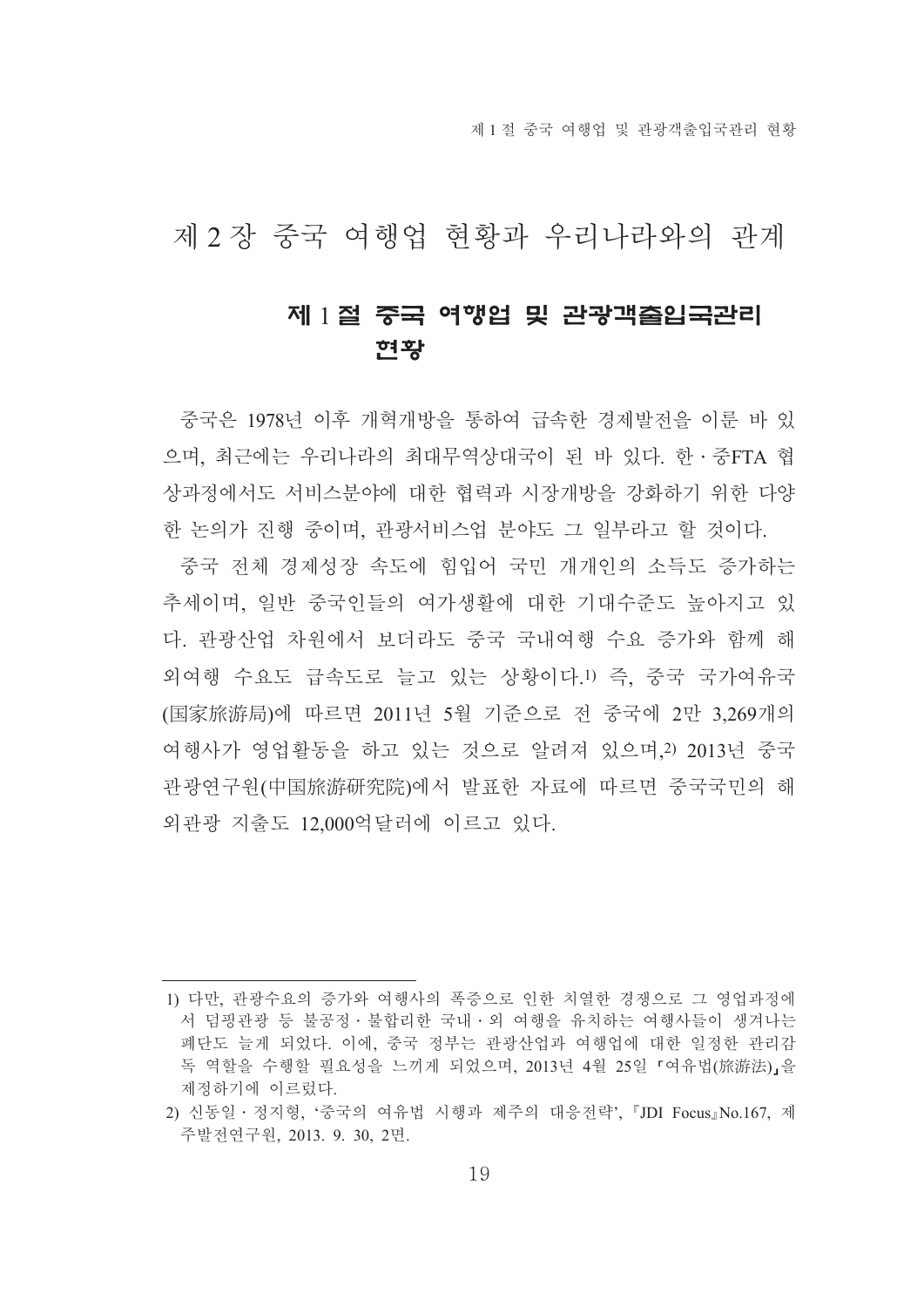# 제 2 장 중국 여행업 현황과 우리나라와의 관계

## 제 1 절 중국 여행업 및 관광객출입국관리 현황

중국은 1978년 이후 개혁개방을 통하여 급속한 경제발전을 이룬 바 있으며, 최근에는 우리나라의 최대무역상대국이 된 바 있다. 한·중FTA 협상과정에서도 서비스분야에 대한 협력과 시장개방을 강화하기 위한 다양한 논의가 진행 중이며, 관광서비스업 분야도 그 일부라고 할 것이다.

중국 전체 경제성장 속도에 힘입어 국민 개개인의 소득도 증가하는 추세이며, 일반 중국인들의 여가생활에 대한 기대수준도 높아지고 있다. 관광산업 차원에서 보더라도 중국 국내여행 수요 증가와 함께 해외여행 수요도 급속도로 늘고 있는 상황이다.[1] 즉, 중국 국가여유국(国家旅游局)에 따르면 2011년 5월 기준으로 전 중국에 2만 3,269개의 여행사가 영업활동을 하고 있는 것으로 알려져 있으며,[2] 2013년 중국관광연구원(中国旅游研究院)에서 발표한 자료에 따르면 중국국민의 해외관광 지출도 12,000억달러에 이르고 있다.

---

1) 다만, 관광수요의 증가와 여행사의 폭증으로 인한 치열한 경쟁으로 그 영업과정에서 덤핑관광 등 불공정·불합리한 국내·외 여행을 유치하는 여행사들이 생겨나는 폐단도 늘게 되었다. 이에, 중국 정부는 관광산업과 여행업에 대한 일정한 관리감독 역할을 수행할 필요성을 느끼게 되었으며, 2013년 4월 25일 「여유법(旅游法)」을 제정하기에 이르렀다.

2) 신동일·정지형, '중국의 여유법 시행과 제주의 대응전략', 『JDI Focus』No.167, 제주발전연구원, 2013. 9. 30, 2면.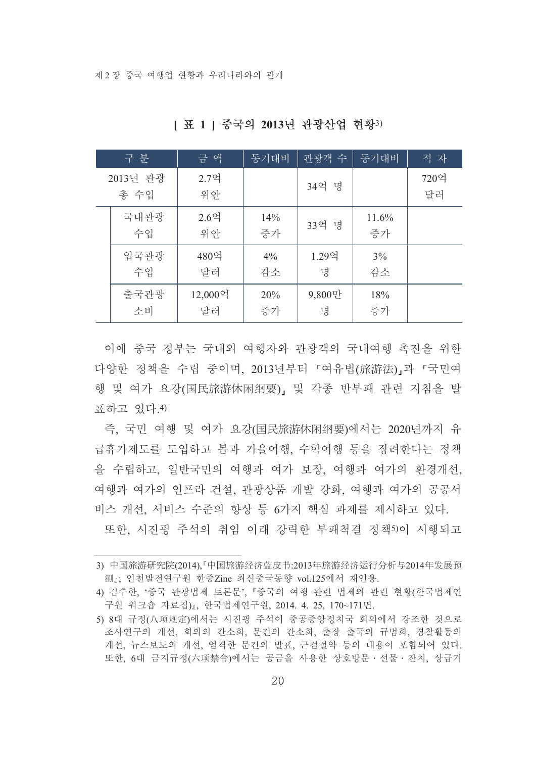**[ 표 1 ] 중국의 2013년 관광산업 현황[3)]**

| 구 분 | | 금 액 | 동기대비 | 관광객 수 | 동기대비 | 적 자 |
|---|---|---|---|---|---|---|
| 2013년 관광 총 수입 | | 2.7억 위안 | | 34억 명 | | 720억 달러 |
| | 국내관광 수입 | 2.6억 위안 | 14% 증가 | 33억 명 | 11.6% 증가 | |
| | 입국관광 수입 | 480억 달러 | 4% 감소 | 1.29억 명 | 3% 감소 | |
| | 출국관광 소비 | 12,000억 달러 | 20% 증가 | 9,800만 명 | 18% 증가 | |

이에 중국 정부는 국내외 여행자와 관광객의 국내여행 촉진을 위한 다양한 정책을 수립 중이며, 2013년부터 「여유법(旅游法)」과 「국민여행 및 여가 요강(国民旅游休闲纲要)」 및 각종 반부패 관련 지침을 발표하고 있다.4)

즉, 국민 여행 및 여가 요강(国民旅游休闲纲要)에서는 2020년까지 유급휴가제도를 도입하고 봄과 가을여행, 수학여행 등을 장려한다는 정책을 수립하고, 일반국민의 여행과 여가 보장, 여행과 여가의 환경개선, 여행과 여가의 인프라 건설, 관광상품 개발 강화, 여행과 여가의 공공서비스 개선, 서비스 수준의 향상 등 6가지 핵심 과제를 제시하고 있다.

또한, 시진핑 주석의 취임 이래 강력한 부패척결 정책5)이 시행되고

---

3) 中国旅游研究院(2014),『中国旅游经济蓝皮书:2013年旅游经济运行分析与2014年发展预测』; 인천발전연구원 한중Zine 최신중국동향 vol.125에서 재인용.

4) 김수한, '중국 관광법제 토론문', 『중국의 여행 관련 법제와 관련 현황(한국법제연구원 워크숍 자료집)』, 한국법제연구원, 2014. 4. 25, 170~171면.

5) 8대 규정(八项规定)에서는 시진핑 주석이 중공중앙정치국 회의에서 강조한 것으로 조사연구의 개선, 회의의 간소화, 문건의 간소화, 출장 출국의 규범화, 경찰활동의 개선, 뉴스보도의 개선, 엄격한 문건의 발표, 근검절약 등의 내용이 포함되어 있다. 또한, 6대 금지규정(六项禁令)에서는 공금을 사용한 상호방문 · 선물 · 잔치, 상급기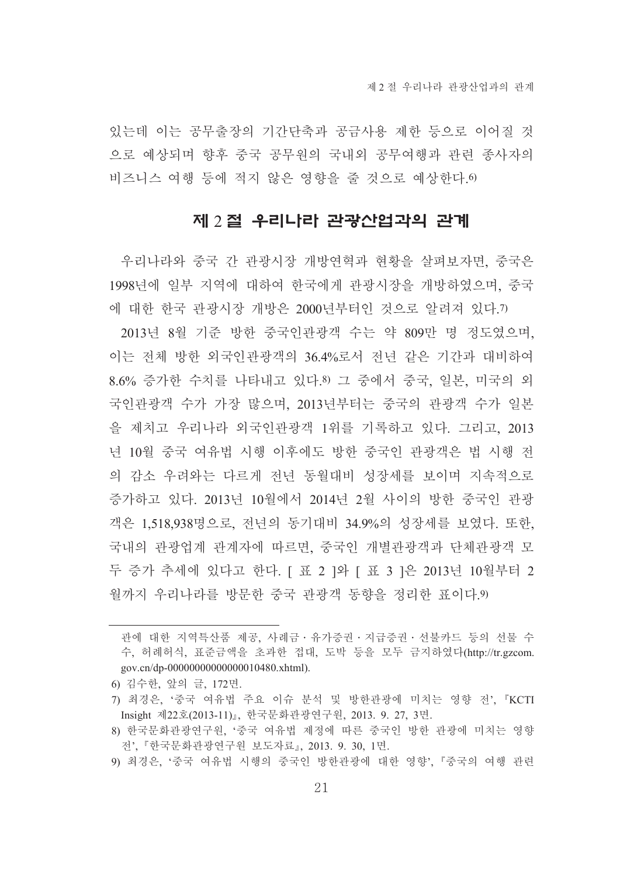있는데 이는 공무출장의 기간단축과 공금사용 제한 등으로 이어질 것으로 예상되며 향후 중국 공무원의 국내외 공무여행과 관련 종사자의 비즈니스 여행 등에 적지 않은 영향을 줄 것으로 예상한다.[6]

## 제 2 절 우리나라 관광산업과의 관계

우리나라와 중국 간 관광시장 개방연혁과 현황을 살펴보자면, 중국은 1998년에 일부 지역에 대하여 한국에게 관광시장을 개방하였으며, 중국에 대한 한국 관광시장 개방은 2000년부터인 것으로 알려져 있다.[7]

2013년 8월 기준 방한 중국인관광객 수는 약 809만 명 정도였으며, 이는 전체 방한 외국인관광객의 36.4%로서 전년 같은 기간과 대비하여 8.6% 증가한 수치를 나타내고 있다.[8] 그 중에서 중국, 일본, 미국의 외국인관광객 수가 가장 많으며, 2013년부터는 중국의 관광객 수가 일본을 제치고 우리나라 외국인관광객 1위를 기록하고 있다. 그리고, 2013년 10월 중국 여유법 시행 이후에도 방한 중국인 관광객은 법 시행 전의 감소 우려와는 다르게 전년 동월대비 성장세를 보이며 지속적으로 증가하고 있다. 2013년 10월에서 2014년 2월 사이의 방한 중국인 관광객은 1,518,938명으로, 전년의 동기대비 34.9%의 성장세를 보였다. 또한, 국내의 관광업계 관계자에 따르면, 중국인 개별관광객과 단체관광객 모두 증가 추세에 있다고 한다. [ 표 2 ]와 [ 표 3 ]은 2013년 10월부터 2월까지 우리나라를 방문한 중국 관광객 동향을 정리한 표이다.[9]

---

관에 대한 지역특산품 제공, 사례금 · 유가증권 · 지급증권 · 선불카드 등의 선물 수수, 허례허식, 표준금액을 초과한 접대, 도박 등을 모두 금지하였다(http://tr.gzcom.gov.cn/dp-00000000000000010480.xhtml).

6) 김수한, 앞의 글, 172면.

7) 최경은, '중국 여유법 주요 이슈 분석 및 방한관광에 미치는 영향 전', 『KCTI Insight 제22호(2013-11)』, 한국문화관광연구원, 2013. 9. 27, 3면.

8) 한국문화관광연구원, '중국 여유법 제정에 따른 중국인 방한 관광에 미치는 영향 전', 『한국문화관광연구원 보도자료』, 2013. 9. 30, 1면.

9) 최경은, '중국 여유법 시행의 중국인 방한관광에 대한 영향', 『중국의 여행 관련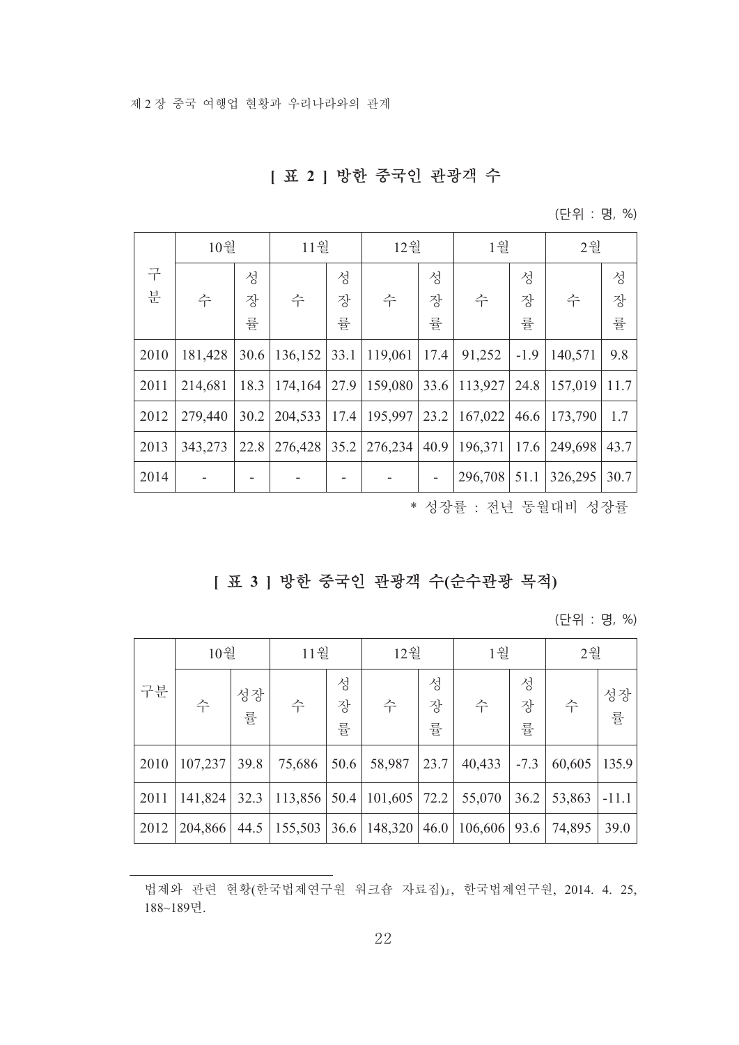**[ 표 2 ] 방한 중국인 관광객 수**

(단위 : 명, %)

| 구분 | 10월 | | 11월 | | 12월 | | 1월 | | 2월 | |
|---|---|---|---|---|---|---|---|---|---|---|
| | 수 | 성장률 | 수 | 성장률 | 수 | 성장률 | 수 | 성장률 | 수 | 성장률 |
| 2010 | 181,428 | 30.6 | 136,152 | 33.1 | 119,061 | 17.4 | 91,252 | -1.9 | 140,571 | 9.8 |
| 2011 | 214,681 | 18.3 | 174,164 | 27.9 | 159,080 | 33.6 | 113,927 | 24.8 | 157,019 | 11.7 |
| 2012 | 279,440 | 30.2 | 204,533 | 17.4 | 195,997 | 23.2 | 167,022 | 46.6 | 173,790 | 1.7 |
| 2013 | 343,273 | 22.8 | 276,428 | 35.2 | 276,234 | 40.9 | 196,371 | 17.6 | 249,698 | 43.7 |
| 2014 | - | - | - | - | - | - | 296,708 | 51.1 | 326,295 | 30.7 |

\* 성장률 : 전년 동월대비 성장률

**[ 표 3 ] 방한 중국인 관광객 수(순수관광 목적)**

(단위 : 명, %)

| 구분 | 10월 | | 11월 | | 12월 | | 1월 | | 2월 | |
|---|---|---|---|---|---|---|---|---|---|---|
| | 수 | 성장률 | 수 | 성장률 | 수 | 성장률 | 수 | 성장률 | 수 | 성장률 |
| 2010 | 107,237 | 39.8 | 75,686 | 50.6 | 58,987 | 23.7 | 40,433 | -7.3 | 60,605 | 135.9 |
| 2011 | 141,824 | 32.3 | 113,856 | 50.4 | 101,605 | 72.2 | 55,070 | 36.2 | 53,863 | -11.1 |
| 2012 | 204,866 | 44.5 | 155,503 | 36.6 | 148,320 | 46.0 | 106,606 | 93.6 | 74,895 | 39.0 |

---

법제와 관련 현황(한국법제연구원 워크숍 자료집)』, 한국법제연구원, 2014. 4. 25, 188~189면.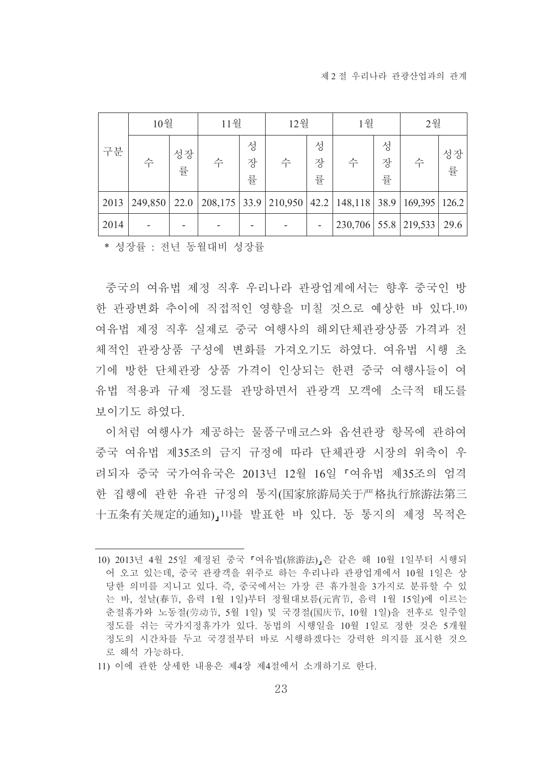| 구분 | 10월 | | 11월 | | 12월 | | 1월 | | 2월 | |
|---|---|---|---|---|---|---|---|---|---|---|
| | 수 | 성장률 | 수 | 성장률 | 수 | 성장률 | 수 | 성장률 | 수 | 성장률 |
| 2013 | 249,850 | 22.0 | 208,175 | 33.9 | 210,950 | 42.2 | 148,118 | 38.9 | 169,395 | 126.2 |
| 2014 | - | - | - | - | - | - | 230,706 | 55.8 | 219,533 | 29.6 |

* 성장률 : 전년 동월대비 성장률

중국의 여유법 제정 직후 우리나라 관광업계에서는 향후 중국인 방한 관광변화 추이에 직접적인 영향을 미칠 것으로 예상한 바 있다.[10] 여유법 제정 직후 실제로 중국 여행사의 해외단체관광상품 가격과 전체적인 관광상품 구성에 변화를 가져오기도 하였다. 여유법 시행 초기에 방한 단체관광 상품 가격이 인상되는 한편 중국 여행사들이 여유법 적용과 규제 정도를 관망하면서 관광객 모객에 소극적 태도를 보이기도 하였다.

이처럼 여행사가 제공하는 물품구매코스와 옵션관광 항목에 관하여 중국 여유법 제35조의 금지 규정에 따라 단체관광 시장의 위축이 우려되자 중국 국가여유국은 2013년 12월 16일 「여유법 제35조의 엄격한 집행에 관한 유관 규정의 통지(国家旅游局关于严格执行旅游法第三十五条有关规定的通知)」[11]를 발표한 바 있다. 동 통지의 제정 목적은

---

10) 2013년 4월 25일 제정된 중국 「여유법(旅游法)」은 같은 해 10월 1일부터 시행되어 오고 있는데, 중국 관광객을 위주로 하는 우리나라 관광업계에서 10월 1일은 상당한 의미를 지니고 있다. 즉, 중국에서는 가장 큰 휴가철을 3가지로 분류할 수 있는 바, 설날(春节, 음력 1월 1일)부터 정월대보름(元宵节, 음력 1월 15일)에 이르는 춘절휴가와 노동절(劳动节, 5월 1일) 및 국경절(国庆节, 10월 1일)을 전후로 일주일 정도를 쉬는 국가지정휴가가 있다. 동법의 시행일을 10월 1일로 정한 것은 5개월 정도의 시간차를 두고 국경절부터 바로 시행하겠다는 강력한 의지를 표시한 것으로 해석 가능하다.

11) 이에 관한 상세한 내용은 제4장 제4절에서 소개하기로 한다.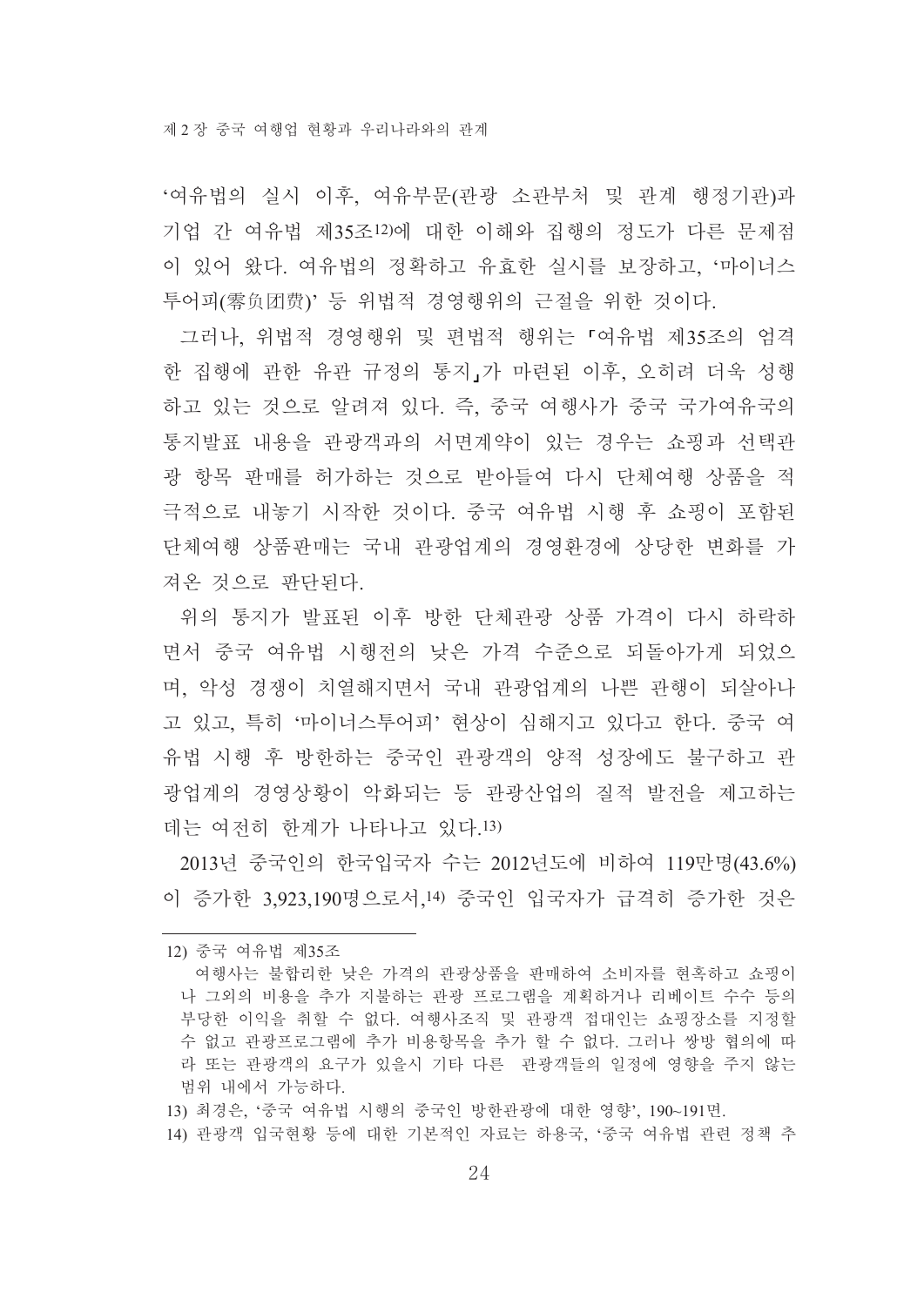'여유법의 실시 이후, 여유부문(관광 소관부처 및 관계 행정기관)과 기업 간 여유법 제35조[12]에 대한 이해와 집행의 정도가 다른 문제점이 있어 왔다. 여유법의 정확하고 유효한 실시를 보장하고, '마이너스 투어피(零负团费)' 등 위법적 경영행위의 근절을 위한 것이다.

그러나, 위법적 경영행위 및 편법적 행위는 「여유법 제35조의 엄격한 집행에 관한 유관 규정의 통지」가 마련된 이후, 오히려 더욱 성행하고 있는 것으로 알려져 있다. 즉, 중국 여행사가 중국 국가여유국의 통지발표 내용을 관광객과의 서면계약이 있는 경우는 쇼핑과 선택관광 항목 판매를 허가하는 것으로 받아들여 다시 단체여행 상품을 적극적으로 내놓기 시작한 것이다. 중국 여유법 시행 후 쇼핑이 포함된 단체여행 상품판매는 국내 관광업계의 경영환경에 상당한 변화를 가져온 것으로 판단된다.

위의 통지가 발표된 이후 방한 단체관광 상품 가격이 다시 하락하면서 중국 여유법 시행전의 낮은 가격 수준으로 되돌아가게 되었으며, 악성 경쟁이 치열해지면서 국내 관광업계의 나쁜 관행이 되살아나고 있고, 특히 '마이너스투어피' 현상이 심해지고 있다고 한다. 중국 여유법 시행 후 방한하는 중국인 관광객의 양적 성장에도 불구하고 관광업계의 경영상황이 악화되는 등 관광산업의 질적 발전을 제고하는 데는 여전히 한계가 나타나고 있다.[13]

2013년 중국인의 한국입국자 수는 2012년도에 비하여 119만명(43.6%)이 증가한 3,923,190명으로서,[14] 중국인 입국자가 급격히 증가한 것은

---

12) 중국 여유법 제35조
여행사는 불합리한 낮은 가격의 관광상품을 판매하여 소비자를 현혹하고 쇼핑이나 그외의 비용을 추가 지불하는 관광 프로그램을 계획하거나 리베이트 수수 등의 부당한 이익을 취할 수 없다. 여행사조직 및 관광객 접대인는 쇼핑장소를 지정할 수 없고 관광프로그램에 추가 비용항목을 추가 할 수 없다. 그러나 쌍방 협의에 따라 또는 관광객의 요구가 있을시 기타 다른 관광객들의 일정에 영향을 주지 않는 범위 내에서 가능하다.

13) 최경은, '중국 여유법 시행의 중국인 방한관광에 대한 영향', 190~191면.

14) 관광객 입국현황 등에 대한 기본적인 자료는 하용국, '중국 여유법 관련 정책 추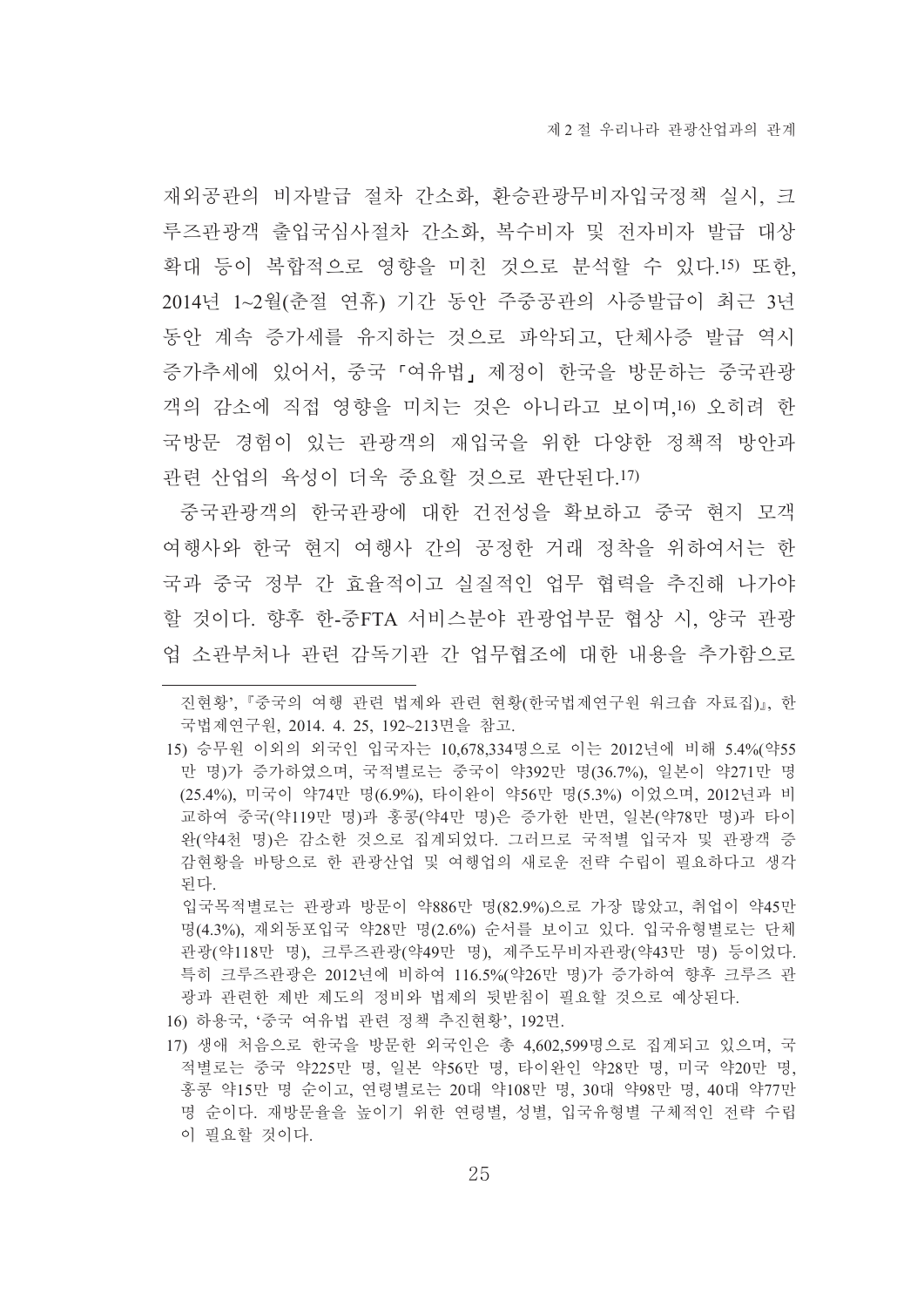재외공관의 비자발급 절차 간소화, 환승관광무비자입국정책 실시, 크루즈관광객 출입국심사절차 간소화, 복수비자 및 전자비자 발급 대상 확대 등이 복합적으로 영향을 미친 것으로 분석할 수 있다.[15] 또한, 2014년 1~2월(춘절 연휴) 기간 동안 주중공관의 사증발급이 최근 3년 동안 계속 증가세를 유지하는 것으로 파악되고, 단체사증 발급 역시 증가추세에 있어서, 중국「여유법」제정이 한국을 방문하는 중국관광객의 감소에 직접 영향을 미치는 것은 아니라고 보이며,[16] 오히려 한국방문 경험이 있는 관광객의 재입국을 위한 다양한 정책적 방안과 관련 산업의 육성이 더욱 중요할 것으로 판단된다.[17]

중국관광객의 한국관광에 대한 건전성을 확보하고 중국 현지 모객 여행사와 한국 현지 여행사 간의 공정한 거래 정착을 위하여서는 한국과 중국 정부 간 효율적이고 실질적인 업무 협력을 추진해 나가야 할 것이다. 향후 한-중FTA 서비스분야 관광업부문 협상 시, 양국 관광업 소관부처나 관련 감독기관 간 업무협조에 대한 내용을 추가함으로

---

진현황',『중국의 여행 관련 법제와 관련 현황(한국법제연구원 워크숍 자료집)』, 한국법제연구원, 2014. 4. 25, 192~213면을 참고.

15) 승무원 이외의 외국인 입국자는 10,678,334명으로 이는 2012년에 비해 5.4%(약55만 명)가 증가하였으며, 국적별로는 중국이 약392만 명(36.7%), 일본이 약271만 명(25.4%), 미국이 약74만 명(6.9%), 타이완이 약56만 명(5.3%) 이었으며, 2012년과 비교하여 중국(약119만 명)과 홍콩(약4만 명)은 증가한 반면, 일본(약78만 명)과 타이완(약4천 명)은 감소한 것으로 집계되었다. 그러므로 국적별 입국자 및 관광객 증감현황을 바탕으로 한 관광산업 및 여행업의 새로운 전략 수립이 필요하다고 생각된다.

입국목적별로는 관광과 방문이 약886만 명(82.9%)으로 가장 많았고, 취업이 약45만 명(4.3%), 재외동포입국 약28만 명(2.6%) 순서를 보이고 있다. 입국유형별로는 단체관광(약118만 명), 크루즈관광(약49만 명), 제주도무비자관광(약43만 명) 등이었다. 특히 크루즈관광은 2012년에 비하여 116.5%(약26만 명)가 증가하여 향후 크루즈 관광과 관련한 제반 제도의 정비와 법제의 뒷받침이 필요할 것으로 예상된다.

16) 하용국, '중국 여유법 관련 정책 추진현황', 192면.

17) 생애 처음으로 한국을 방문한 외국인은 총 4,602,599명으로 집계되고 있으며, 국적별로는 중국 약225만 명, 일본 약56만 명, 타이완인 약28만 명, 미국 약20만 명, 홍콩 약15만 명 순이고, 연령별로는 20대 약108만 명, 30대 약98만 명, 40대 약77만 명 순이다. 재방문율을 높이기 위한 연령별, 성별, 입국유형별 구체적인 전략 수립이 필요할 것이다.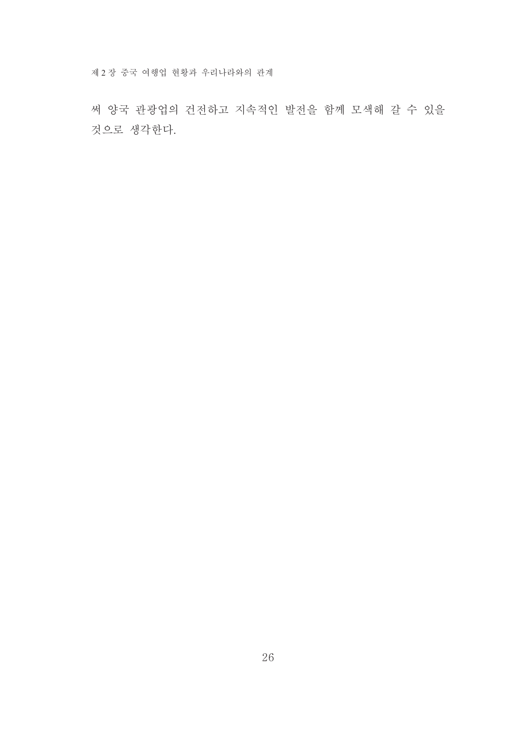써 양국 관광업의 건전하고 지속적인 발전을 함께 모색해 갈 수 있을 것으로 생각한다.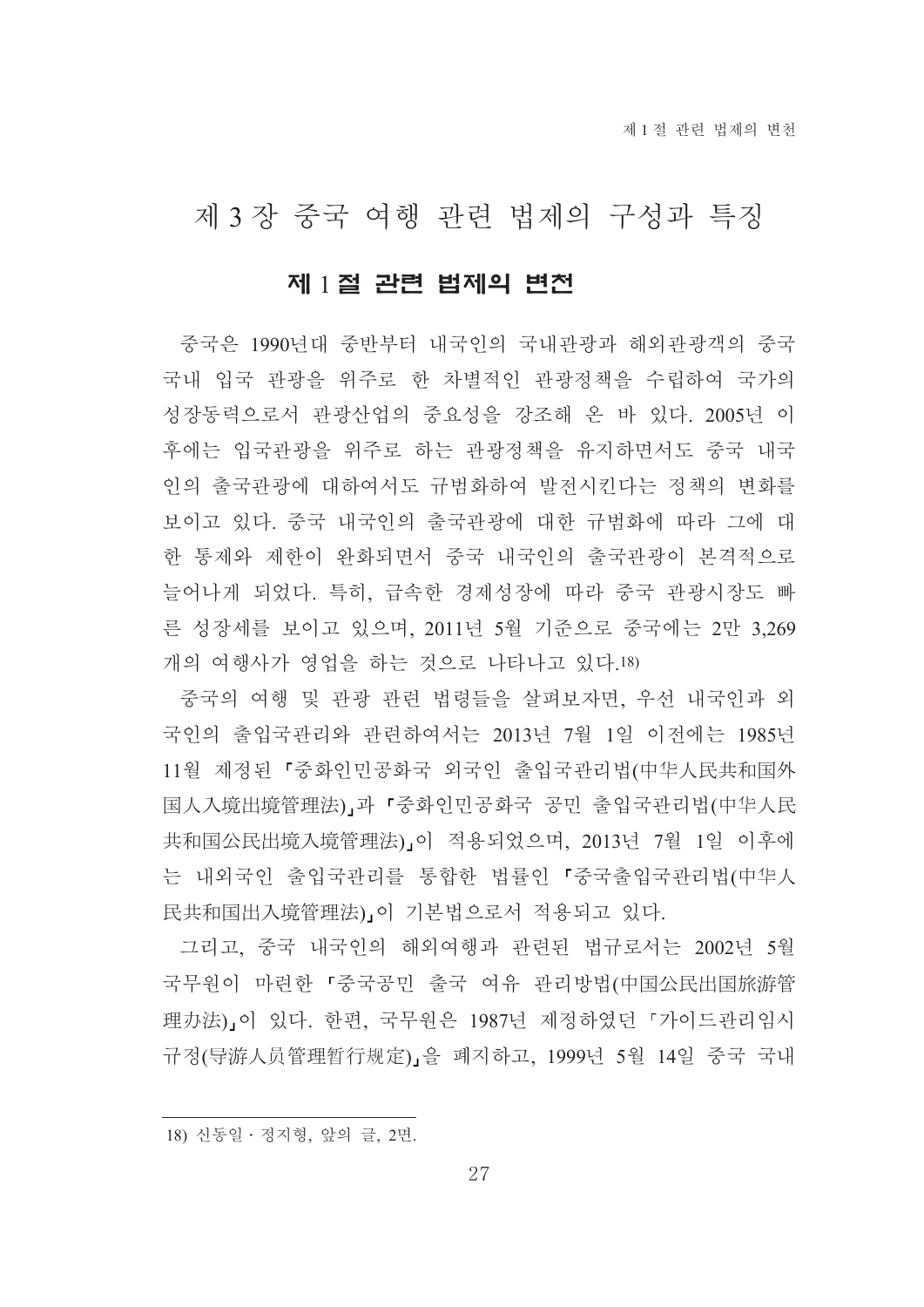# 제 3 장 중국 여행 관련 법제의 구성과 특징

## 제 1 절 관련 법제의 변천

중국은 1990년대 중반부터 내국인의 국내관광과 해외관광객의 중국 국내 입국 관광을 위주로 한 차별적인 관광정책을 수립하여 국가의 성장동력으로서 관광산업의 중요성을 강조해 온 바 있다. 2005년 이후에는 입국관광을 위주로 하는 관광정책을 유지하면서도 중국 내국인의 출국관광에 대하여서도 규범화하여 발전시킨다는 정책의 변화를 보이고 있다. 중국 내국인의 출국관광에 대한 규범화에 따라 그에 대한 통제와 제한이 완화되면서 중국 내국인의 출국관광이 본격적으로 늘어나게 되었다. 특히, 급속한 경제성장에 따라 중국 관광시장도 빠른 성장세를 보이고 있으며, 2011년 5월 기준으로 중국에는 2만 3,269개의 여행사가 영업을 하는 것으로 나타나고 있다.[18]

중국의 여행 및 관광 관련 법령들을 살펴보자면, 우선 내국인과 외국인의 출입국관리와 관련하여서는 2013년 7월 1일 이전에는 1985년 11월 제정된 「중화인민공화국 외국인 출입국관리법(中华人民共和国外国人入境出境管理法)」과 「중화인민공화국 공민 출입국관리법(中华人民共和国公民出境入境管理法)」이 적용되었으며, 2013년 7월 1일 이후에는 내외국인 출입국관리를 통합한 법률인 「중국출입국관리법(中华人民共和国出入境管理法)」이 기본법으로서 적용되고 있다.

그리고, 중국 내국인의 해외여행과 관련된 법규로서는 2002년 5월 국무원이 마련한 「중국공민 출국 여유 관리방법(中国公民出国旅游管理办法)」이 있다. 한편, 국무원은 1987년 제정하였던 「가이드관리임시규정(导游人员管理暂行规定)」을 폐지하고, 1999년 5월 14일 중국 국내

---

18) 신동일 · 정지형, 앞의 글, 2면.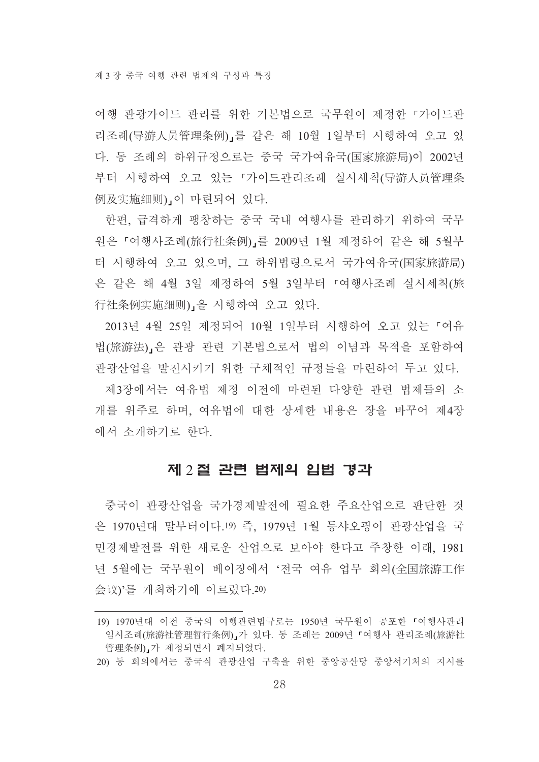여행 관광가이드 관리를 위한 기본법으로 국무원이 제정한 「가이드관리조례(导游人员管理条例)」를 같은 해 10월 1일부터 시행하여 오고 있다. 동 조례의 하위규정으로는 중국 국가여유국(国家旅游局)이 2002년부터 시행하여 오고 있는 「가이드관리조례 실시세칙(导游人员管理条例及实施细则)」이 마련되어 있다.

한편, 급격하게 팽창하는 중국 국내 여행사를 관리하기 위하여 국무원은 「여행사조례(旅行社条例)」를 2009년 1월 제정하여 같은 해 5월부터 시행하여 오고 있으며, 그 하위법령으로서 국가여유국(国家旅游局)은 같은 해 4월 3일 제정하여 5월 3일부터 「여행사조례 실시세칙(旅行社条例实施细则)」을 시행하여 오고 있다.

2013년 4월 25일 제정되어 10월 1일부터 시행하여 오고 있는 「여유법(旅游法)」은 관광 관련 기본법으로서 법의 이념과 목적을 포함하여 관광산업을 발전시키기 위한 구체적인 규정들을 마련하여 두고 있다.

제3장에서는 여유법 제정 이전에 마련된 다양한 관련 법제들의 소개를 위주로 하며, 여유법에 대한 상세한 내용은 장을 바꾸어 제4장에서 소개하기로 한다.

## 제 2 절 관련 법제의 입법 경과

중국이 관광산업을 국가경제발전에 필요한 주요산업으로 판단한 것은 1970년대 말부터이다.[19] 즉, 1979년 1월 등샤오핑이 관광산업을 국민경제발전를 위한 새로운 산업으로 보아야 한다고 주창한 이래, 1981년 5월에는 국무원이 베이징에서 '전국 여유 업무 회의(全国旅游工作会议)'를 개최하기에 이르렀다.[20]

---

19) 1970년대 이전 중국의 여행관련법규로는 1950년 국무원이 공포한 「여행사관리임시조례(旅游社管理暂行条例)」가 있다. 동 조례는 2009년 「여행사 관리조례(旅游社管理条例)」가 제정되면서 폐지되었다.

20) 동 회의에서는 중국식 관광산업 구축을 위한 중앙공산당 중앙서기처의 지시를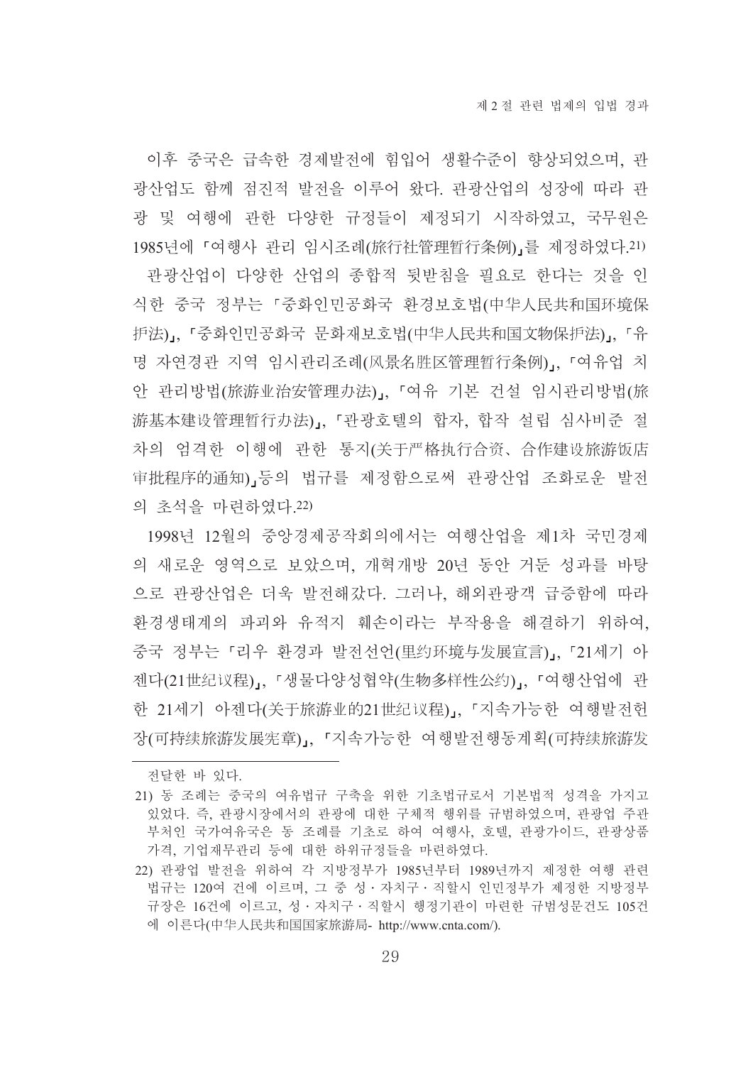이후 중국은 급속한 경제발전에 힘입어 생활수준이 향상되었으며, 관광산업도 함께 점진적 발전을 이루어 왔다. 관광산업의 성장에 따라 관광 및 여행에 관한 다양한 규정들이 제정되기 시작하였고, 국무원은 1985년에 「여행사 관리 임시조례(旅行社管理暂行条例)」를 제정하였다.[21]

관광산업이 다양한 산업의 종합적 뒷받침을 필요로 한다는 것을 인식한 중국 정부는 「중화인민공화국 환경보호법(中华人民共和国环境保护法)」, 「중화인민공화국 문화재보호법(中华人民共和国文物保护法)」, 「유명 자연경관 지역 임시관리조례(风景名胜区管理暂行条例)」, 「여유업 치안 관리방법(旅游业治安管理办法)」, 「여유 기본 건설 임시관리방법(旅游基本建设管理暂行办法)」, 「관광호텔의 합자, 합작 설립 심사비준 절차의 엄격한 이행에 관한 통지(关于严格执行合资、合作建设旅游饭店审批程序的通知)」등의 법규를 제정함으로써 관광산업 조화로운 발전의 초석을 마련하였다.[22]

1998년 12월의 중앙경제공작회의에서는 여행산업을 제1차 국민경제의 새로운 영역으로 보았으며, 개혁개방 20년 동안 거둔 성과를 바탕으로 관광산업은 더욱 발전해갔다. 그러나, 해외관광객 급증함에 따라 환경생태계의 파괴와 유적지 훼손이라는 부작용을 해결하기 위하여, 중국 정부는 「리우 환경과 발전선언(里约环境与发展宣言)」, 「21세기 아젠다(21世纪议程)」, 「생물다양성협약(生物多样性公约)」, 「여행산업에 관한 21세기 아젠다(关于旅游业的21世纪议程)」, 「지속가능한 여행발전헌장(可持续旅游发展宪章)」, 「지속가능한 여행발전행동계획(可持续旅游发

---

전달한 바 있다.

21) 동 조례는 중국의 여유법규 구축을 위한 기초법규로서 기본법적 성격을 가지고 있었다. 즉, 관광시장에서의 관광에 대한 구체적 행위를 규범하였으며, 관광업 주관부처인 국가여유국은 동 조례를 기초로 하여 여행사, 호텔, 관광가이드, 관광상품 가격, 기업재무관리 등에 대한 하위규정들을 마련하였다.

22) 관광업 발전을 위하여 각 지방정부가 1985년부터 1989년까지 제정한 여행 관련 법규는 120여 건에 이르며, 그 중 성・자치구・직할시 인민정부가 제정한 지방정부 규장은 16건에 이르고, 성・자치구・직할시 행정기관이 마련한 규범성문건도 105건에 이른다(中华人民共和国国家旅游局- http://www.cnta.com/).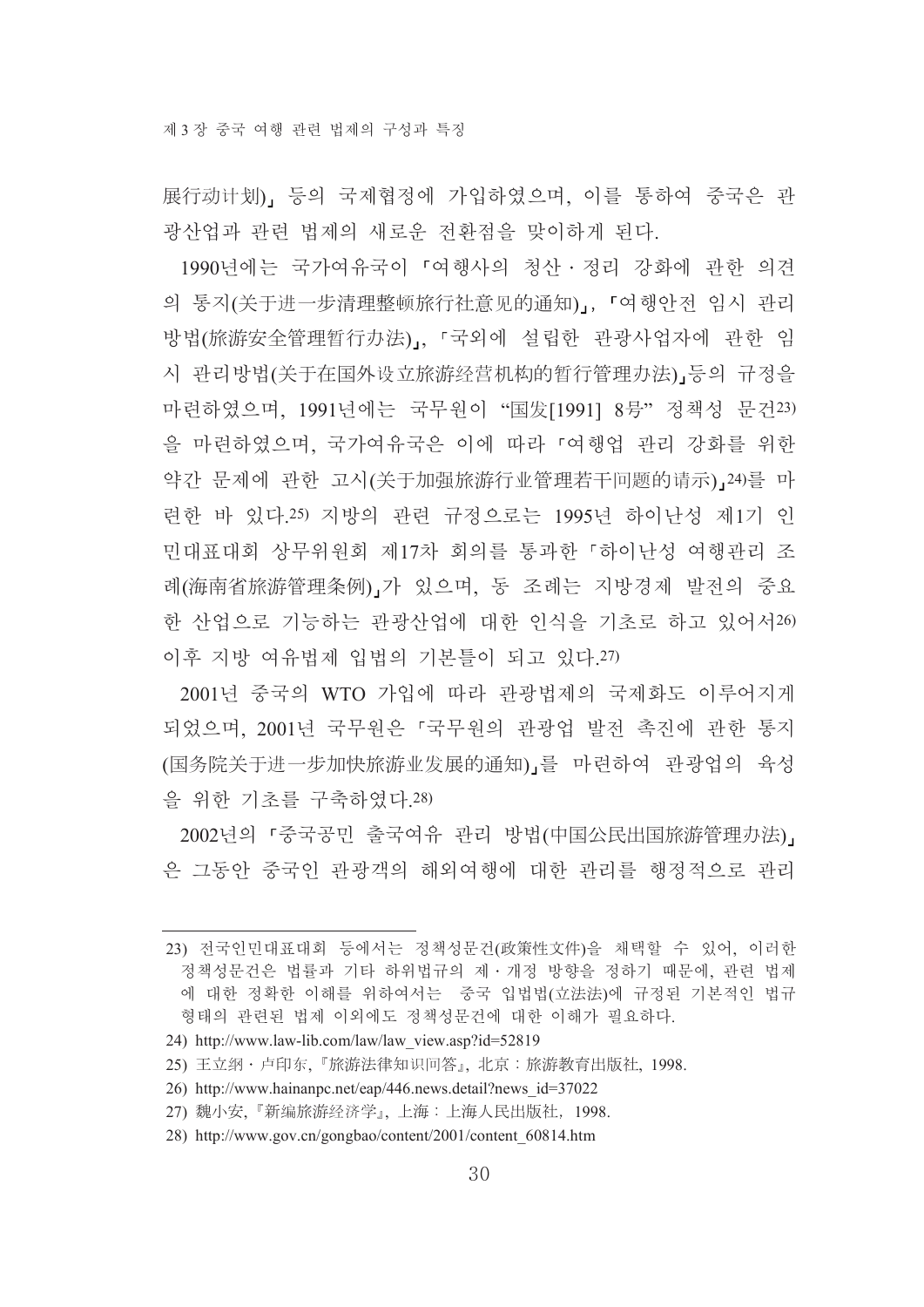展行动计划)」 등의 국제협정에 가입하였으며, 이를 통하여 중국은 관광산업과 관련 법제의 새로운 전환점을 맞이하게 된다.

1990년에는 국가여유국이 「여행사의 청산 · 정리 강화에 관한 의견의 통지(关于进一步清理整顿旅行社意见的通知)」, 「여행안전 임시 관리방법(旅游安全管理暂行办法)」, 「국외에 설립한 관광사업자에 관한 임시 관리방법(关于在国外设立旅游经营机构的暂行管理办法)」등의 규정을 마련하였으며, 1991년에는 국무원이 "国发[1991] 8号" 정책성 문건[23]을 마련하였으며, 국가여유국은 이에 따라 「여행업 관리 강화를 위한 약간 문제에 관한 고시(关于加强旅游行业管理若干问题的请示)」[24]를 마련한 바 있다.[25] 지방의 관련 규정으로는 1995년 하이난성 제1기 인민대표대회 상무위원회 제17차 회의를 통과한 「하이난성 여행관리 조례(海南省旅游管理条例)」가 있으며, 동 조례는 지방경제 발전의 중요한 산업으로 기능하는 관광산업에 대한 인식을 기초로 하고 있어서[26] 이후 지방 여유법제 입법의 기본틀이 되고 있다.[27]

2001년 중국의 WTO 가입에 따라 관광법제의 국제화도 이루어지게 되었으며, 2001년 국무원은 「국무원의 관광업 발전 촉진에 관한 통지(国务院关于进一步加快旅游业发展的通知)」를 마련하여 관광업의 육성을 위한 기초를 구축하였다.[28]

2002년의 「중국공민 출국여유 관리 방법(中国公民出国旅游管理办法)」은 그동안 중국인 관광객의 해외여행에 대한 관리를 행정적으로 관리

---

23) 전국인민대표대회 등에서는 정책성문건(政策性文件)을 채택할 수 있어, 이러한 정책성문건은 법률과 기타 하위법규의 제 · 개정 방향을 정하기 때문에, 관련 법제에 대한 정확한 이해를 위하여서는 중국 입법법(立法法)에 규정된 기본적인 법규형태의 관련된 법제 이외에도 정책성문건에 대한 이해가 필요하다.

24) http://www.law-lib.com/law/law_view.asp?id=52819

25) 王立纲 · 卢印东, 『旅游法律知识问答』, 北京 : 旅游教育出版社, 1998.

26) http://www.hainanpc.net/eap/446.news.detail?news_id=37022

27) 魏小安, 『新编旅游经济学』, 上海 : 上海人民出版社, 1998.

28) http://www.gov.cn/gongbao/content/2001/content_60814.htm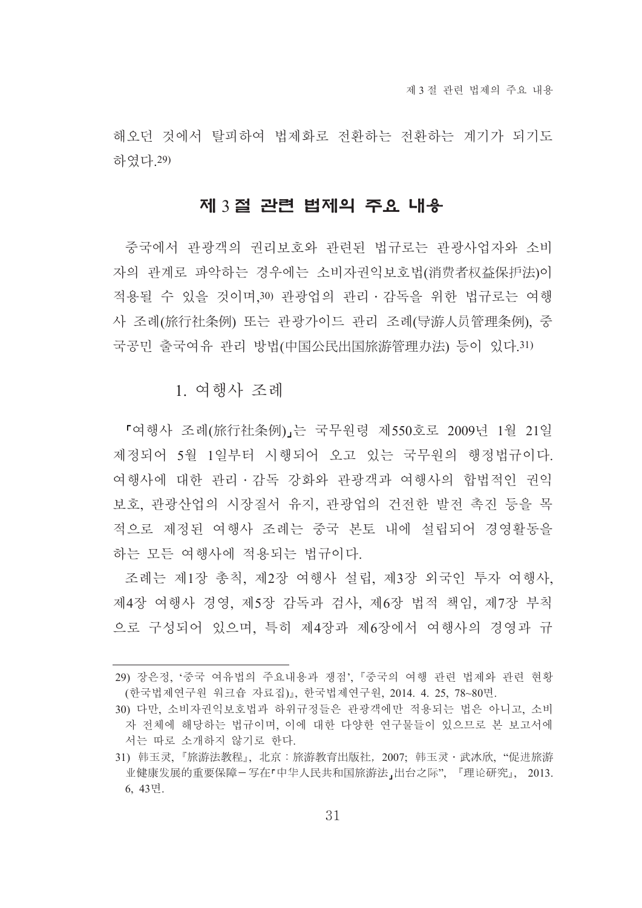해오던 것에서 탈피하여 법제화로 전환하는 전환하는 계기가 되기도 하였다.[29]

## 제 3 절 관련 법제의 주요 내용

중국에서 관광객의 권리보호와 관련된 법규로는 관광사업자와 소비자의 관계로 파악하는 경우에는 소비자권익보호법(消费者权益保护法)이 적용될 수 있을 것이며,[30] 관광업의 관리 · 감독을 위한 법규로는 여행사 조례(旅行社条例) 또는 관광가이드 관리 조례(导游人员管理条例), 중국공민 출국여유 관리 방법(中国公民出国旅游管理办法) 등이 있다.[31]

### 1. 여행사 조례

「여행사 조례(旅行社条例)」는 국무원령 제550호로 2009년 1월 21일 제정되어 5월 1일부터 시행되어 오고 있는 국무원의 행정법규이다. 여행사에 대한 관리 · 감독 강화와 관광객과 여행사의 합법적인 권익 보호, 관광산업의 시장질서 유지, 관광업의 건전한 발전 촉진 등을 목적으로 제정된 여행사 조례는 중국 본토 내에 설립되어 경영활동을 하는 모든 여행사에 적용되는 법규이다.

조례는 제1장 총칙, 제2장 여행사 설립, 제3장 외국인 투자 여행사, 제4장 여행사 경영, 제5장 감독과 검사, 제6장 법적 책임, 제7장 부칙으로 구성되어 있으며, 특히 제4장과 제6장에서 여행사의 경영과 규

---

29) 장은정, '중국 여유법의 주요내용과 쟁점', 『중국의 여행 관련 법제와 관련 현황(한국법제연구원 워크숍 자료집)』, 한국법제연구원, 2014. 4. 25, 78~80면.

30) 다만, 소비자권익보호법과 하위규정들은 관광객에만 적용되는 법은 아니고, 소비자 전체에 해당하는 법규이며, 이에 대한 다양한 연구물들이 있으므로 본 보고서에서는 따로 소개하지 않기로 한다.

31) 韩玉灵, 『旅游法教程』, 北京 : 旅游教育出版社, 2007; 韩玉灵 · 武冰欣, "促进旅游业健康发展的重要保障－写在「中华人民共和国旅游法」出台之际", 『理论研究』, 2013. 6, 43면.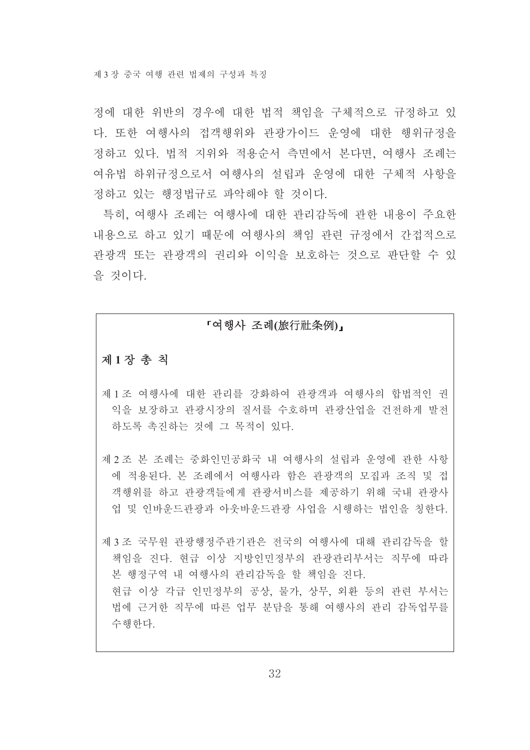정에 대한 위반의 경우에 대한 법적 책임을 구체적으로 규정하고 있다. 또한 여행사의 접객행위와 관광가이드 운영에 대한 행위규정을 정하고 있다. 법적 지위와 적용순서 측면에서 본다면, 여행사 조례는 여유법 하위규정으로서 여행사의 설립과 운영에 대한 구체적 사항을 정하고 있는 행정법규로 파악해야 할 것이다.

특히, 여행사 조례는 여행사에 대한 관리감독에 관한 내용이 주요한 내용으로 하고 있기 때문에 여행사의 책임 관련 규정에서 간접적으로 관광객 또는 관광객의 권리와 이익을 보호하는 것으로 판단할 수 있을 것이다.

**「여행사 조례(旅行社条例)」**

**제 1 장 총 칙**

제 1 조 여행사에 대한 관리를 강화하여 관광객과 여행사의 합법적인 권익을 보장하고 관광시장의 질서를 수호하며 관광산업을 건전하게 발전하도록 촉진하는 것에 그 목적이 있다.

제 2 조 본 조례는 중화인민공화국 내 여행사의 설립과 운영에 관한 사항에 적용된다. 본 조례에서 여행사라 함은 관광객의 모집과 조직 및 접객행위를 하고 관광객들에게 관광서비스를 제공하기 위해 국내 관광사업 및 인바운드관광과 아웃바운드관광 사업을 시행하는 법인을 칭한다.

제 3 조 국무원 관광행정주관기관은 전국의 여행사에 대해 관리감독을 할 책임을 진다. 현급 이상 지방인민정부의 관광관리부서는 직무에 따라 본 행정구역 내 여행사의 관리감독을 할 책임을 진다.
현급 이상 각급 인민정부의 공상, 물가, 상무, 외환 등의 관련 부서는 법에 근거한 직무에 따른 업무 분담을 통해 여행사의 관리 감독업무를 수행한다.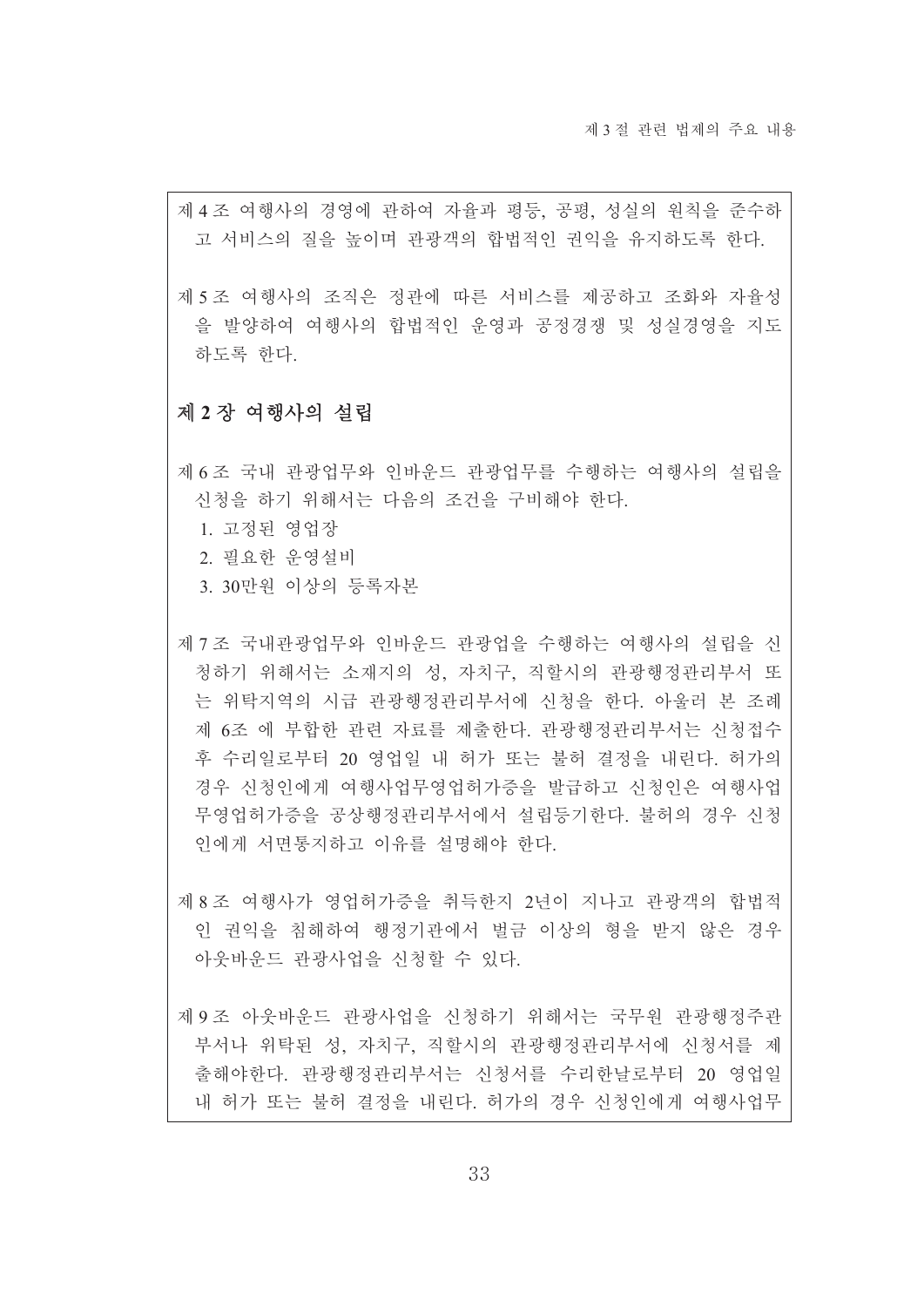제 4 조 여행사의 경영에 관하여 자율과 평등, 공평, 성실의 원칙을 준수하고 서비스의 질을 높이며 관광객의 합법적인 권익을 유지하도록 한다.

제 5 조 여행사의 조직은 정관에 따른 서비스를 제공하고 조화와 자율성을 발양하여 여행사의 합법적인 운영과 공정경쟁 및 성실경영을 지도하도록 한다.

## 제 2 장 여행사의 설립

제 6 조 국내 관광업무와 인바운드 관광업무를 수행하는 여행사의 설립을 신청을 하기 위해서는 다음의 조건을 구비해야 한다.

1. 고정된 영업장
2. 필요한 운영설비
3. 30만원 이상의 등록자본

제 7 조 국내관광업무와 인바운드 관광업을 수행하는 여행사의 설립을 신청하기 위해서는 소재지의 성, 자치구, 직할시의 관광행정관리부서 또는 위탁지역의 시급 관광행정관리부서에 신청을 한다. 아울러 본 조례 제 6조 에 부합한 관련 자료를 제출한다. 관광행정관리부서는 신청접수 후 수리일로부터 20 영업일 내 허가 또는 불허 결정을 내린다. 허가의 경우 신청인에게 여행사업무영업허가증을 발급하고 신청인은 여행사업무영업허가증을 공상행정관리부서에서 설립등기한다. 불허의 경우 신청인에게 서면통지하고 이유를 설명해야 한다.

제 8 조 여행사가 영업허가증을 취득한지 2년이 지나고 관광객의 합법적인 권익을 침해하여 행정기관에서 벌금 이상의 형을 받지 않은 경우 아웃바운드 관광사업을 신청할 수 있다.

제 9 조 아웃바운드 관광사업을 신청하기 위해서는 국무원 관광행정주관부서나 위탁된 성, 자치구, 직할시의 관광행정관리부서에 신청서를 제출해야한다. 관광행정관리부서는 신청서를 수리한날로부터 20 영업일 내 허가 또는 불허 결정을 내린다. 허가의 경우 신청인에게 여행사업무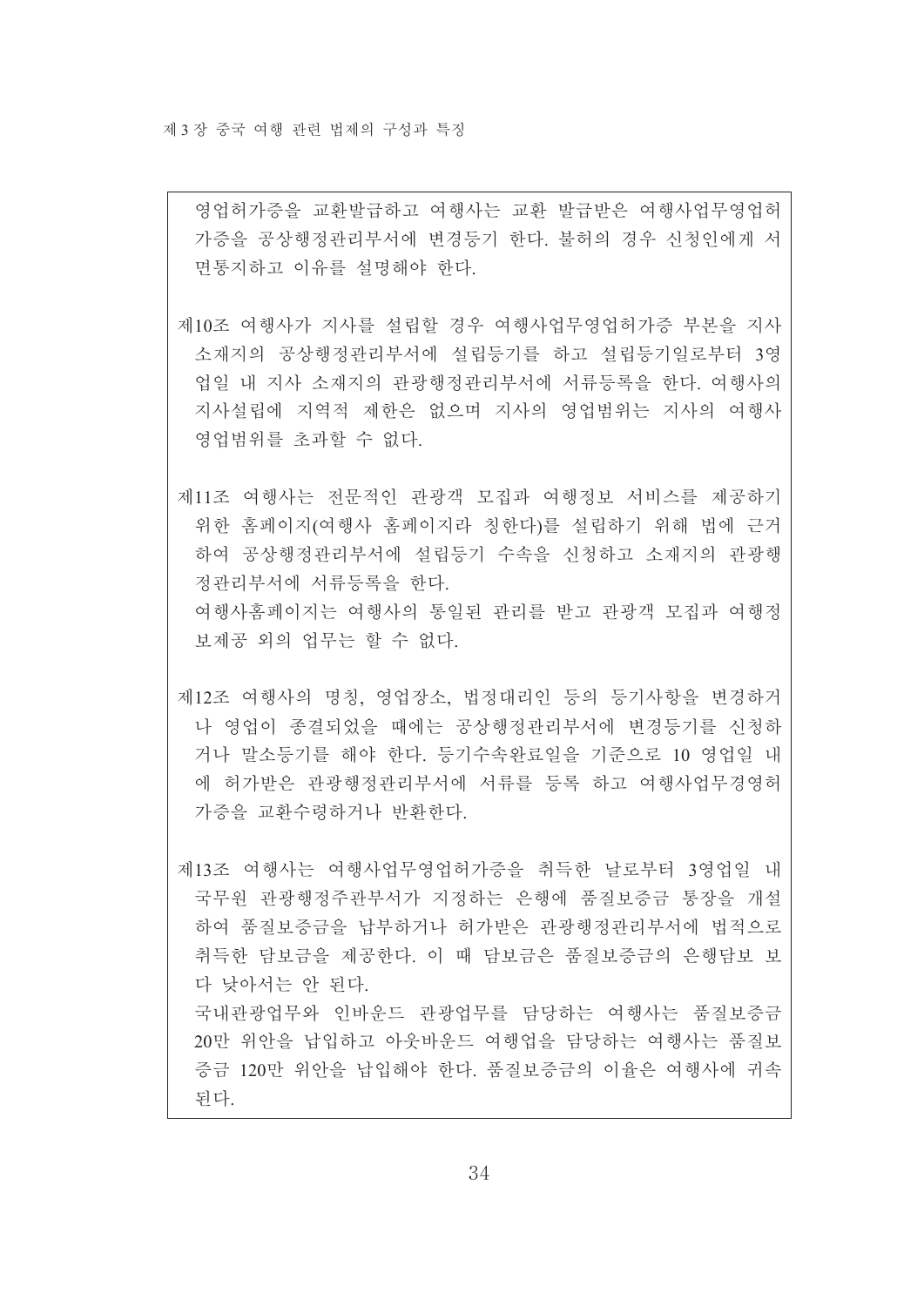영업허가증을 교환발급하고 여행사는 교환 발급받은 여행사업무영업허가증을 공상행정관리부서에 변경등기 한다. 불허의 경우 신청인에게 서면통지하고 이유를 설명해야 한다.

제10조 여행사가 지사를 설립할 경우 여행사업무영업허가증 부본을 지사 소재지의 공상행정관리부서에 설립등기를 하고 설립등기일로부터 3영업일 내 지사 소재지의 관광행정관리부서에 서류등록을 한다. 여행사의 지사설립에 지역적 제한은 없으며 지사의 영업범위는 지사의 여행사 영업범위를 초과할 수 없다.

제11조 여행사는 전문적인 관광객 모집과 여행정보 서비스를 제공하기 위한 홈페이지(여행사 홈페이지라 칭한다)를 설립하기 위해 법에 근거하여 공상행정관리부서에 설립등기 수속을 신청하고 소재지의 관광행정관리부서에 서류등록을 한다.
여행사홈페이지는 여행사의 통일된 관리를 받고 관광객 모집과 여행정보제공 외의 업무는 할 수 없다.

제12조 여행사의 명칭, 영업장소, 법정대리인 등의 등기사항을 변경하거나 영업이 종결되었을 때에는 공상행정관리부서에 변경등기를 신청하거나 말소등기를 해야 한다. 등기수속완료일을 기준으로 10 영업일 내에 허가받은 관광행정관리부서에 서류를 등록 하고 여행사업무경영허가증을 교환수령하거나 반환한다.

제13조 여행사는 여행사업무영업허가증을 취득한 날로부터 3영업일 내 국무원 관광행정주관부서가 지정하는 은행에 품질보증금 통장을 개설하여 품질보증금을 납부하거나 허가받은 관광행정관리부서에 법적으로 취득한 담보금을 제공한다. 이 때 담보금은 품질보증금의 은행담보 보다 낮아서는 안 된다.
국내관광업무와 인바운드 관광업무를 담당하는 여행사는 품질보증금 20만 위안을 납입하고 아웃바운드 여행업을 담당하는 여행사는 품질보증금 120만 위안을 납입해야 한다. 품질보증금의 이율은 여행사에 귀속된다.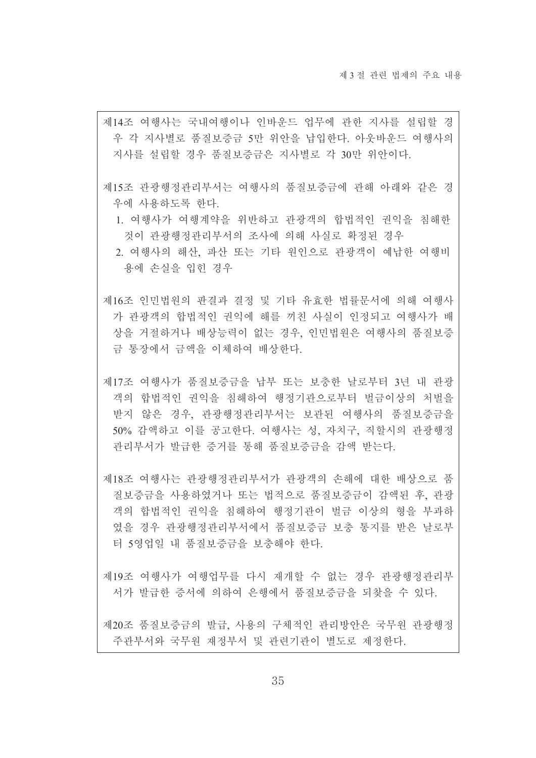제14조 여행사는 국내여행이나 인바운드 업무에 관한 지사를 설립할 경우 각 지사별로 품질보증금 5만 위안을 납입한다. 아웃바운드 여행사의 지사를 설립할 경우 품질보증금은 지사별로 각 30만 위안이다.

제15조 관광행정관리부서는 여행사의 품질보증금에 관해 아래와 같은 경우에 사용하도록 한다.

1. 여행사가 여행계약을 위반하고 관광객의 합법적인 권익을 침해한 것이 관광행정관리부서의 조사에 의해 사실로 확정된 경우
2. 여행사의 해산, 파산 또는 기타 원인으로 관광객이 예납한 여행비용에 손실을 입힌 경우

제16조 인민법원의 판결과 결정 및 기타 유효한 법률문서에 의해 여행사가 관광객의 합법적인 권익에 해를 끼친 사실이 인정되고 여행사가 배상을 거절하거나 배상능력이 없는 경우, 인민법원은 여행사의 품질보증금 통장에서 금액을 이체하여 배상한다.

제17조 여행사가 품질보증금을 납부 또는 보충한 날로부터 3년 내 관광객의 합법적인 권익을 침해하여 행정기관으로부터 벌금이상의 처벌을 받지 않은 경우, 관광행정관리부서는 보관된 여행사의 품질보증금을 50% 감액하고 이를 공고한다. 여행사는 성, 자치구, 직할시의 관광행정관리부서가 발급한 증거를 통해 품질보증금을 감액 받는다.

제18조 여행사는 관광행정관리부서가 관광객의 손해에 대한 배상으로 품질보증금을 사용하였거나 또는 법적으로 품질보증금이 감액된 후, 관광객의 합법적인 권익을 침해하여 행정기관이 벌금 이상의 형을 부과하였을 경우 관광행정관리부서에서 품질보증금 보충 통지를 받은 날로부터 5영업일 내 품질보증금을 보충해야 한다.

제19조 여행사가 여행업무를 다시 재개할 수 없는 경우 관광행정관리부서가 발급한 증서에 의하여 은행에서 품질보증금을 되찾을 수 있다.

제20조 품질보증금의 발급, 사용의 구체적인 관리방안은 국무원 관광행정주관부서와 국무원 재정부서 및 관련기관이 별도로 제정한다.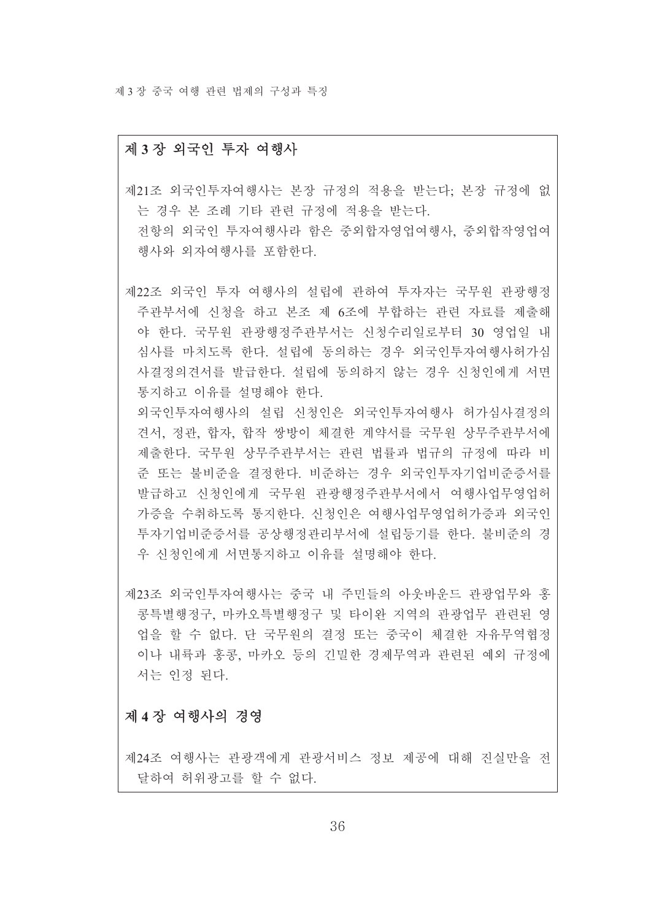## 제 3 장 외국인 투자 여행사

제21조 외국인투자여행사는 본장 규정의 적용을 받는다; 본장 규정에 없는 경우 본 조례 기타 관련 규정에 적용을 받는다.

전항의 외국인 투자여행사라 함은 중외합자영업여행사, 중외합작영업여행사와 외자여행사를 포함한다.

제22조 외국인 투자 여행사의 설립에 관하여 투자자는 국무원 관광행정주관부서에 신청을 하고 본조 제 6조에 부합하는 관련 자료를 제출해야 한다. 국무원 관광행정주관부서는 신청수리일로부터 30 영업일 내 심사를 마치도록 한다. 설립에 동의하는 경우 외국인투자여행사허가심사결정의견서를 발급한다. 설립에 동의하지 않는 경우 신청인에게 서면통지하고 이유를 설명해야 한다.

외국인투자여행사의 설립 신청인은 외국인투자여행사 허가심사결정의견서, 정관, 합자, 합작 쌍방이 체결한 계약서를 국무원 상무주관부서에 제출한다. 국무원 상무주관부서는 관련 법률과 법규의 규정에 따라 비준 또는 불비준을 결정한다. 비준하는 경우 외국인투자기업비준증서를 발급하고 신청인에게 국무원 관광행정주관부서에서 여행사업무영업허가증을 수취하도록 통지한다. 신청인은 여행사업무영업허가증과 외국인투자기업비준증서를 공상행정관리부서에 설립등기를 한다. 불비준의 경우 신청인에게 서면통지하고 이유를 설명해야 한다.

제23조 외국인투자여행사는 중국 내 주민들의 아웃바운드 관광업무와 홍콩특별행정구, 마카오특별행정구 및 타이완 지역의 관광업무 관련된 영업을 할 수 없다. 단 국무원의 결정 또는 중국이 체결한 자유무역협정이나 내륙과 홍콩, 마카오 등의 긴밀한 경제무역과 관련된 예외 규정에서는 인정 된다.

## 제 4 장 여행사의 경영

제24조 여행사는 관광객에게 관광서비스 정보 제공에 대해 진실만을 전달하여 허위광고를 할 수 없다.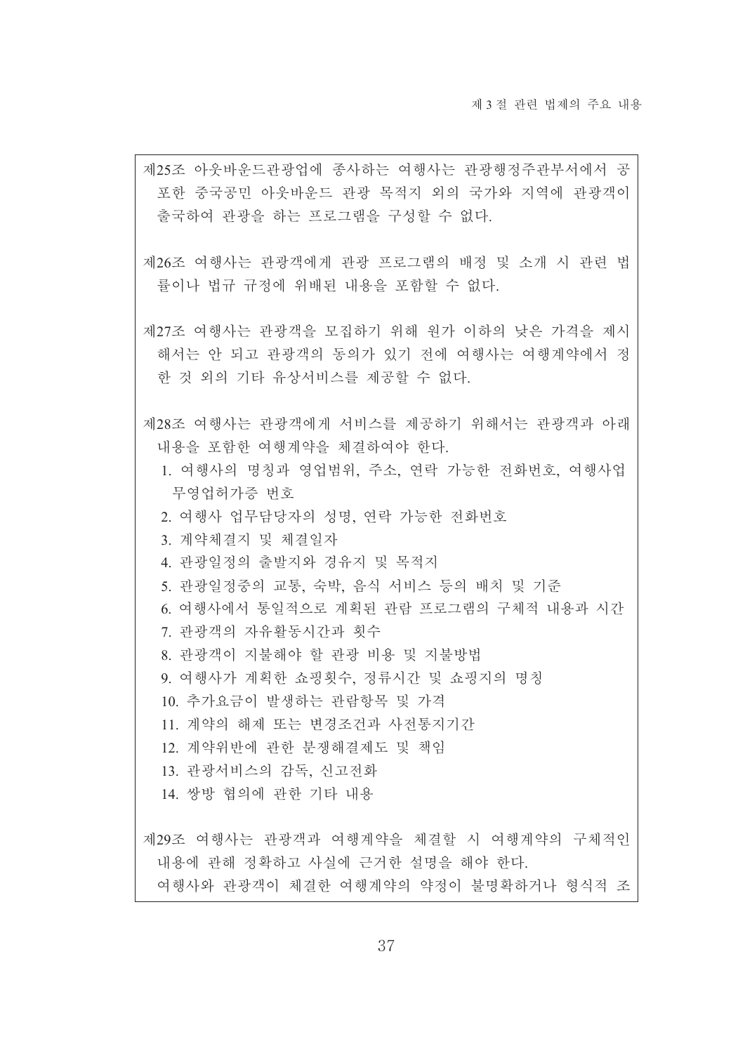제25조 아웃바운드관광업에 종사하는 여행사는 관광행정주관부서에서 공포한 중국공민 아웃바운드 관광 목적지 외의 국가와 지역에 관광객이 출국하여 관광을 하는 프로그램을 구성할 수 없다.

제26조 여행사는 관광객에게 관광 프로그램의 배정 및 소개 시 관련 법률이나 법규 규정에 위배된 내용을 포함할 수 없다.

제27조 여행사는 관광객을 모집하기 위해 원가 이하의 낮은 가격을 제시해서는 안 되고 관광객의 동의가 있기 전에 여행사는 여행계약에서 정한 것 외의 기타 유상서비스를 제공할 수 없다.

제28조 여행사는 관광객에게 서비스를 제공하기 위해서는 관광객과 아래 내용을 포함한 여행계약을 체결하여야 한다.

1. 여행사의 명칭과 영업범위, 주소, 연락 가능한 전화번호, 여행사업무영업허가증 번호
2. 여행사 업무담당자의 성명, 연락 가능한 전화번호
3. 계약체결지 및 체결일자
4. 관광일정의 출발지와 경유지 및 목적지
5. 관광일정중의 교통, 숙박, 음식 서비스 등의 배치 및 기준
6. 여행사에서 통일적으로 계획된 관람 프로그램의 구체적 내용과 시간
7. 관광객의 자유활동시간과 횟수
8. 관광객이 지불해야 할 관광 비용 및 지불방법
9. 여행사가 계획한 쇼핑횟수, 정류시간 및 쇼핑지의 명칭
10. 추가요금이 발생하는 관람항목 및 가격
11. 계약의 해제 또는 변경조건과 사전통지기간
12. 계약위반에 관한 분쟁해결제도 및 책임
13. 관광서비스의 감독, 신고전화
14. 쌍방 협의에 관한 기타 내용

제29조 여행사는 관광객과 여행계약을 체결할 시 여행계약의 구체적인 내용에 관해 정확하고 사실에 근거한 설명을 해야 한다.

여행사와 관광객이 체결한 여행계약의 약정이 불명확하거나 형식적 조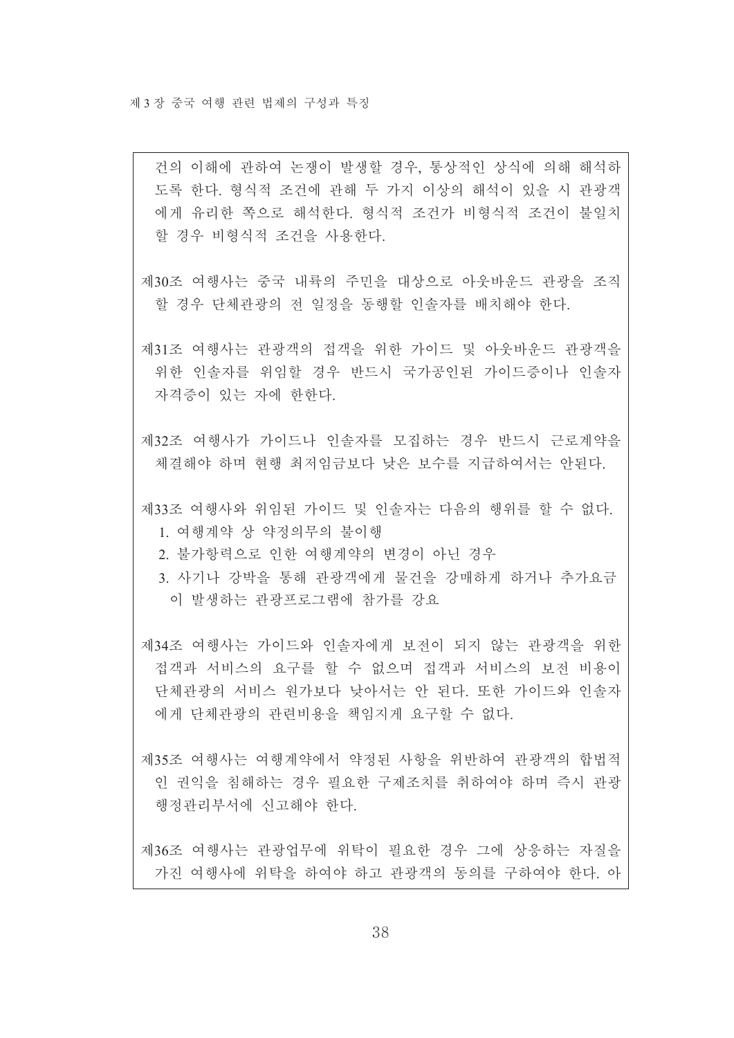건의 이해에 관하여 논쟁이 발생할 경우, 통상적인 상식에 의해 해석하도록 한다. 형식적 조건에 관해 두 가지 이상의 해석이 있을 시 관광객에게 유리한 쪽으로 해석한다. 형식적 조건가 비형식적 조건이 불일치할 경우 비형식적 조건을 사용한다.

제30조 여행사는 중국 내륙의 주민을 대상으로 아웃바운드 관광을 조직할 경우 단체관광의 전 일정을 동행할 인솔자를 배치해야 한다.

제31조 여행사는 관광객의 접객을 위한 가이드 및 아웃바운드 관광객을 위한 인솔자를 위임할 경우 반드시 국가공인된 가이드증이나 인솔자 자격증이 있는 자에 한한다.

제32조 여행사가 가이드나 인솔자를 모집하는 경우 반드시 근로계약을 체결해야 하며 현행 최저임금보다 낮은 보수를 지급하여서는 안된다.

제33조 여행사와 위임된 가이드 및 인솔자는 다음의 행위를 할 수 없다.

1. 여행계약 상 약정의무의 불이행
2. 불가항력으로 인한 여행계약의 변경이 아닌 경우
3. 사기나 강박을 통해 관광객에게 물건을 강매하게 하거나 추가요금이 발생하는 관광프로그램에 참가를 강요

제34조 여행사는 가이드와 인솔자에게 보전이 되지 않는 관광객을 위한 접객과 서비스의 요구를 할 수 없으며 접객과 서비스의 보전 비용이 단체관광의 서비스 원가보다 낮아서는 안 된다. 또한 가이드와 인솔자에게 단체관광의 관련비용을 책임지게 요구할 수 없다.

제35조 여행사는 여행계약에서 약정된 사항을 위반하여 관광객의 합법적인 권익을 침해하는 경우 필요한 구제조치를 취하여야 하며 즉시 관광행정관리부서에 신고해야 한다.

제36조 여행사는 관광업무에 위탁이 필요한 경우 그에 상응하는 자질을 가진 여행사에 위탁을 하여야 하고 관광객의 동의를 구하여야 한다. 아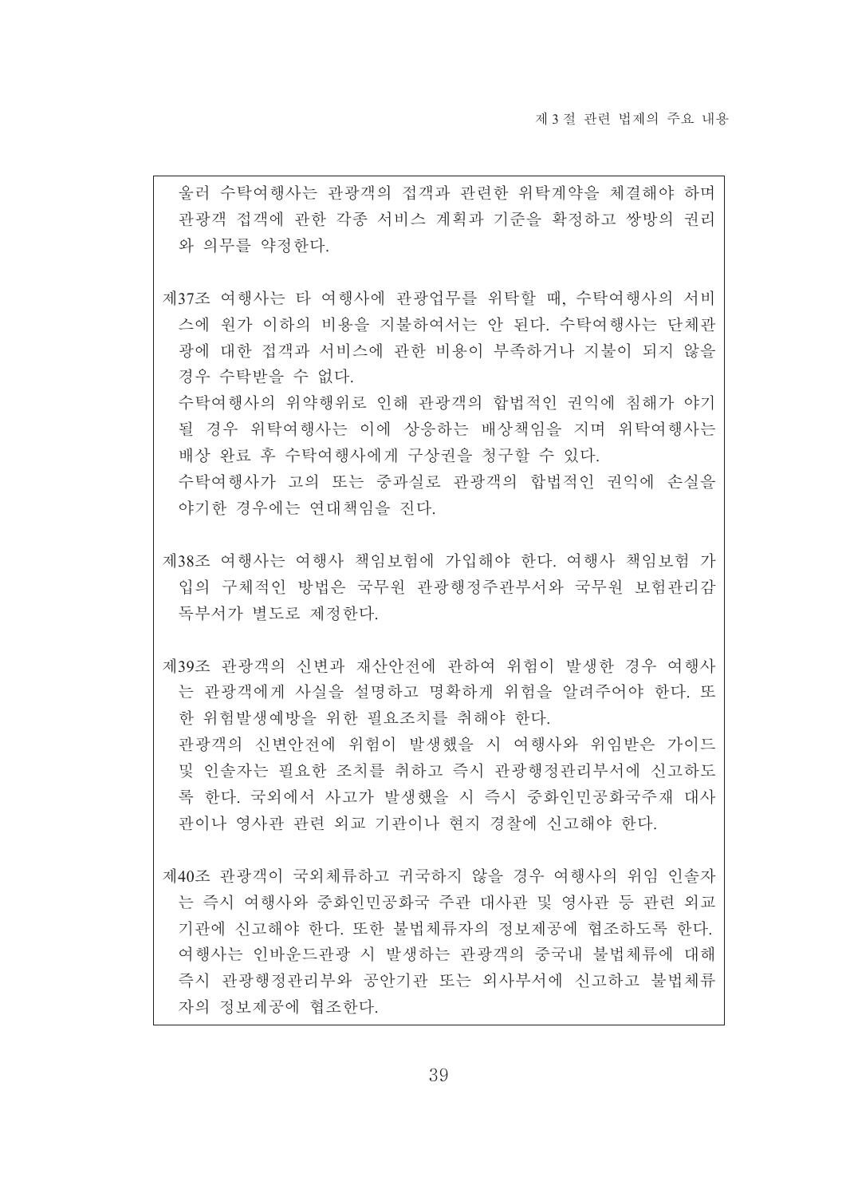울러 수탁여행사는 관광객의 접객과 관련한 위탁계약을 체결해야 하며 관광객 접객에 관한 각종 서비스 계획과 기준을 확정하고 쌍방의 권리와 의무를 약정한다.

제37조 여행사는 타 여행사에 관광업무를 위탁할 때, 수탁여행사의 서비스에 원가 이하의 비용을 지불하여서는 안 된다. 수탁여행사는 단체관광에 대한 접객과 서비스에 관한 비용이 부족하거나 지불이 되지 않을 경우 수탁받을 수 없다.

수탁여행사의 위약행위로 인해 관광객의 합법적인 권익에 침해가 야기될 경우 위탁여행사는 이에 상응하는 배상책임을 지며 위탁여행사는 배상 완료 후 수탁여행사에게 구상권을 청구할 수 있다.

수탁여행사가 고의 또는 중과실로 관광객의 합법적인 권익에 손실을 야기한 경우에는 연대책임을 진다.

제38조 여행사는 여행사 책임보험에 가입해야 한다. 여행사 책임보험 가입의 구체적인 방법은 국무원 관광행정주관부서와 국무원 보험관리감독부서가 별도로 제정한다.

제39조 관광객의 신변과 재산안전에 관하여 위험이 발생한 경우 여행사는 관광객에게 사실을 설명하고 명확하게 위험을 알려주어야 한다. 또한 위험발생예방을 위한 필요조치를 취해야 한다.

관광객의 신변안전에 위험이 발생했을 시 여행사와 위임받은 가이드 및 인솔자는 필요한 조치를 취하고 즉시 관광행정관리부서에 신고하도록 한다. 국외에서 사고가 발생했을 시 즉시 중화인민공화국주재 대사관이나 영사관 관련 외교 기관이나 현지 경찰에 신고해야 한다.

제40조 관광객이 국외체류하고 귀국하지 않을 경우 여행사의 위임 인솔자는 즉시 여행사와 중화인민공화국 주관 대사관 및 영사관 등 관련 외교 기관에 신고해야 한다. 또한 불법체류자의 정보제공에 협조하도록 한다. 여행사는 인바운드관광 시 발생하는 관광객의 중국내 불법체류에 대해 즉시 관광행정관리부와 공안기관 또는 외사부서에 신고하고 불법체류자의 정보제공에 협조한다.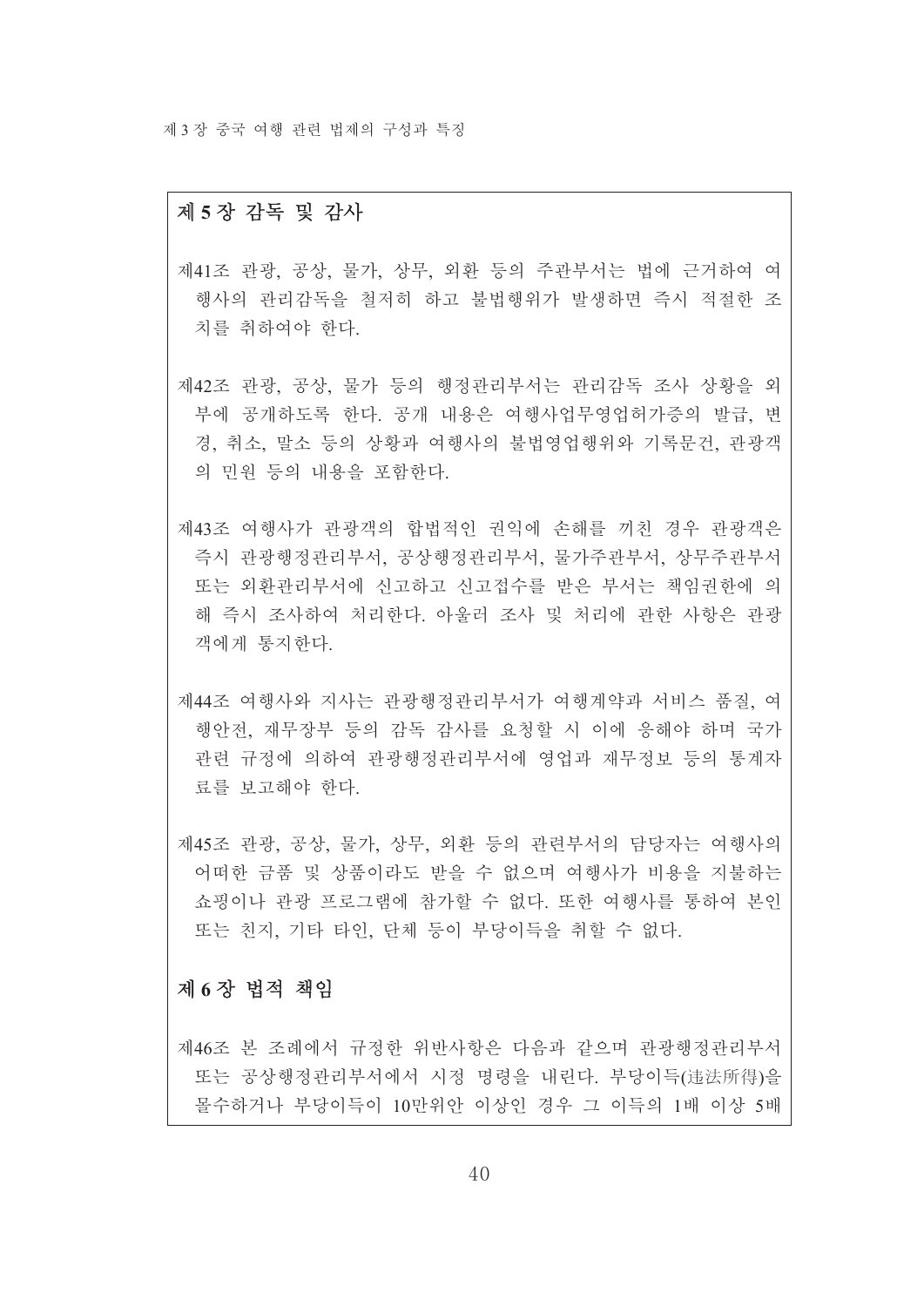## 제 5 장 감독 및 감사

제41조 관광, 공상, 물가, 상무, 외환 등의 주관부서는 법에 근거하여 여행사의 관리감독을 철저히 하고 불법행위가 발생하면 즉시 적절한 조치를 취하여야 한다.

제42조 관광, 공상, 물가 등의 행정관리부서는 관리감독 조사 상황을 외부에 공개하도록 한다. 공개 내용은 여행사업무영업허가증의 발급, 변경, 취소, 말소 등의 상황과 여행사의 불법영업행위와 기록문건, 관광객의 민원 등의 내용을 포함한다.

제43조 여행사가 관광객의 합법적인 권익에 손해를 끼친 경우 관광객은 즉시 관광행정관리부서, 공상행정관리부서, 물가주관부서, 상무주관부서 또는 외환관리부서에 신고하고 신고접수를 받은 부서는 책임권한에 의해 즉시 조사하여 처리한다. 아울러 조사 및 처리에 관한 사항은 관광객에게 통지한다.

제44조 여행사와 지사는 관광행정관리부서가 여행계약과 서비스 품질, 여행안전, 재무장부 등의 감독 감사를 요청할 시 이에 응해야 하며 국가 관련 규정에 의하여 관광행정관리부서에 영업과 재무정보 등의 통계자료를 보고해야 한다.

제45조 관광, 공상, 물가, 상무, 외환 등의 관련부서의 담당자는 여행사의 어떠한 금품 및 상품이라도 받을 수 없으며 여행사가 비용을 지불하는 쇼핑이나 관광 프로그램에 참가할 수 없다. 또한 여행사를 통하여 본인 또는 친지, 기타 타인, 단체 등이 부당이득을 취할 수 없다.

## 제 6 장 법적 책임

제46조 본 조례에서 규정한 위반사항은 다음과 같으며 관광행정관리부서 또는 공상행정관리부서에서 시정 명령을 내린다. 부당이득(违法所得)을 몰수하거나 부당이득이 10만위안 이상인 경우 그 이득의 1배 이상 5배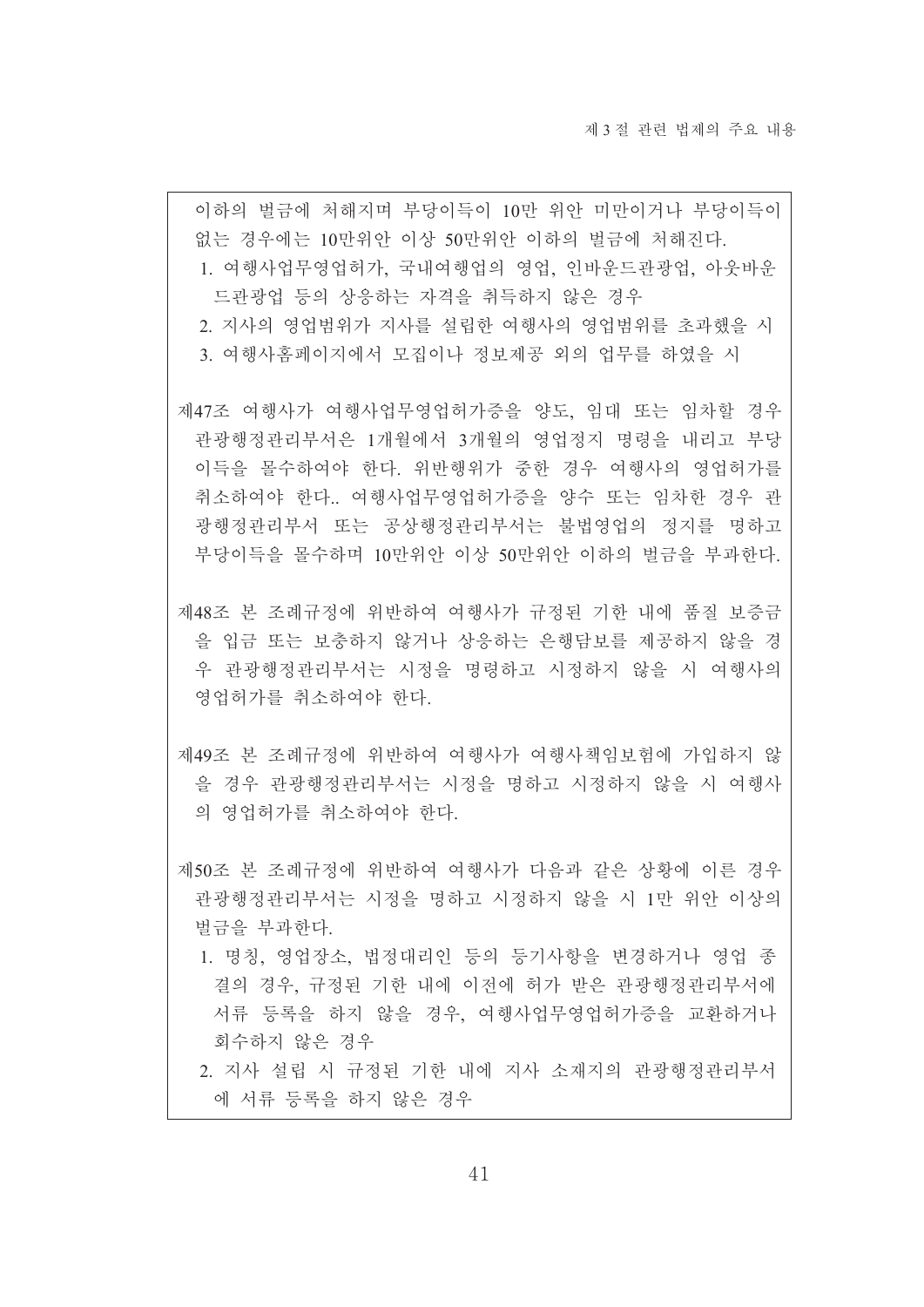이하의 벌금에 처해지며 부당이득이 10만 위안 미만이거나 부당이득이 없는 경우에는 10만위안 이상 50만위안 이하의 벌금에 처해진다.

1. 여행사업무영업허가, 국내여행업의 영업, 인바운드관광업, 아웃바운드관광업 등의 상응하는 자격을 취득하지 않은 경우
2. 지사의 영업범위가 지사를 설립한 여행사의 영업범위를 초과했을 시
3. 여행사홈페이지에서 모집이나 정보제공 외의 업무를 하였을 시

제47조 여행사가 여행사업무영업허가증을 양도, 임대 또는 임차할 경우 관광행정관리부서은 1개월에서 3개월의 영업정지 명령을 내리고 부당이득을 몰수하여야 한다. 위반행위가 중한 경우 여행사의 영업허가를 취소하여야 한다.. 여행사업무영업허가증을 양수 또는 임차한 경우 관광행정관리부서 또는 공상행정관리부서는 불법영업의 정지를 명하고 부당이득을 몰수하며 10만위안 이상 50만위안 이하의 벌금을 부과한다.

제48조 본 조례규정에 위반하여 여행사가 규정된 기한 내에 품질 보증금을 입금 또는 보충하지 않거나 상응하는 은행담보를 제공하지 않을 경우 관광행정관리부서는 시정을 명령하고 시정하지 않을 시 여행사의 영업허가를 취소하여야 한다.

제49조 본 조례규정에 위반하여 여행사가 여행사책임보험에 가입하지 않을 경우 관광행정관리부서는 시정을 명하고 시정하지 않을 시 여행사의 영업허가를 취소하여야 한다.

제50조 본 조례규정에 위반하여 여행사가 다음과 같은 상황에 이른 경우 관광행정관리부서는 시정을 명하고 시정하지 않을 시 1만 위안 이상의 벌금을 부과한다.

1. 명칭, 영업장소, 법정대리인 등의 등기사항을 변경하거나 영업 종결의 경우, 규정된 기한 내에 이전에 허가 받은 관광행정관리부서에 서류 등록을 하지 않을 경우, 여행사업무영업허가증을 교환하거나 회수하지 않은 경우
2. 지사 설립 시 규정된 기한 내에 지사 소재지의 관광행정관리부서에 서류 등록을 하지 않은 경우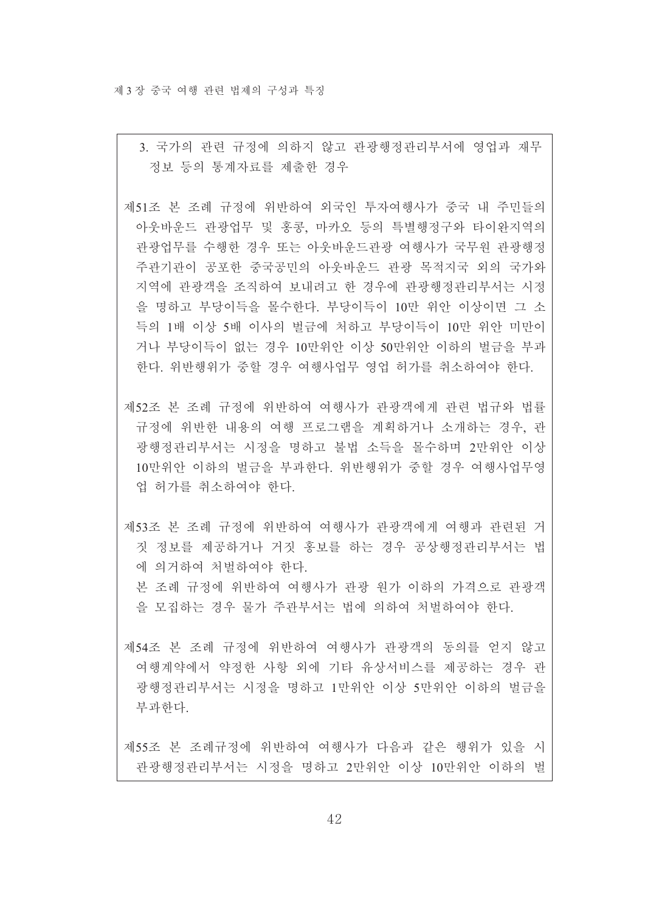3. 국가의 관련 규정에 의하지 않고 관광행정관리부서에 영업과 재무 정보 등의 통계자료를 제출한 경우

제51조 본 조례 규정에 위반하여 외국인 투자여행사가 중국 내 주민들의 아웃바운드 관광업무 및 홍콩, 마카오 등의 특별행정구와 타이완지역의 관광업무를 수행한 경우 또는 아웃바운드관광 여행사가 국무원 관광행정 주관기관이 공포한 중국공민의 아웃바운드 관광 목적지국 외의 국가와 지역에 관광객을 조직하여 보내려고 한 경우에 관광행정관리부서는 시정을 명하고 부당이득을 몰수한다. 부당이득이 10만 위안 이상이면 그 소득의 1배 이상 5배 이사의 벌금에 처하고 부당이득이 10만 위안 미만이거나 부당이득이 없는 경우 10만위안 이상 50만위안 이하의 벌금을 부과한다. 위반행위가 중할 경우 여행사업무 영업 허가를 취소하여야 한다.

제52조 본 조례 규정에 위반하여 여행사가 관광객에게 관련 법규와 법률 규정에 위반한 내용의 여행 프로그램을 계획하거나 소개하는 경우, 관광행정관리부서는 시정을 명하고 불법 소득을 몰수하며 2만위안 이상 10만위안 이하의 벌금을 부과한다. 위반행위가 중할 경우 여행사업무영업 허가를 취소하여야 한다.

제53조 본 조례 규정에 위반하여 여행사가 관광객에게 여행과 관련된 거짓 정보를 제공하거나 거짓 홍보를 하는 경우 공상행정관리부서는 법에 의거하여 처벌하여야 한다.

본 조례 규정에 위반하여 여행사가 관광 원가 이하의 가격으로 관광객을 모집하는 경우 물가 주관부서는 법에 의하여 처벌하여야 한다.

제54조 본 조례 규정에 위반하여 여행사가 관광객의 동의를 얻지 않고 여행계약에서 약정한 사항 외에 기타 유상서비스를 제공하는 경우 관광행정관리부서는 시정을 명하고 1만위안 이상 5만위안 이하의 벌금을 부과한다.

제55조 본 조례규정에 위반하여 여행사가 다음과 같은 행위가 있을 시 관광행정관리부서는 시정을 명하고 2만위안 이상 10만위안 이하의 벌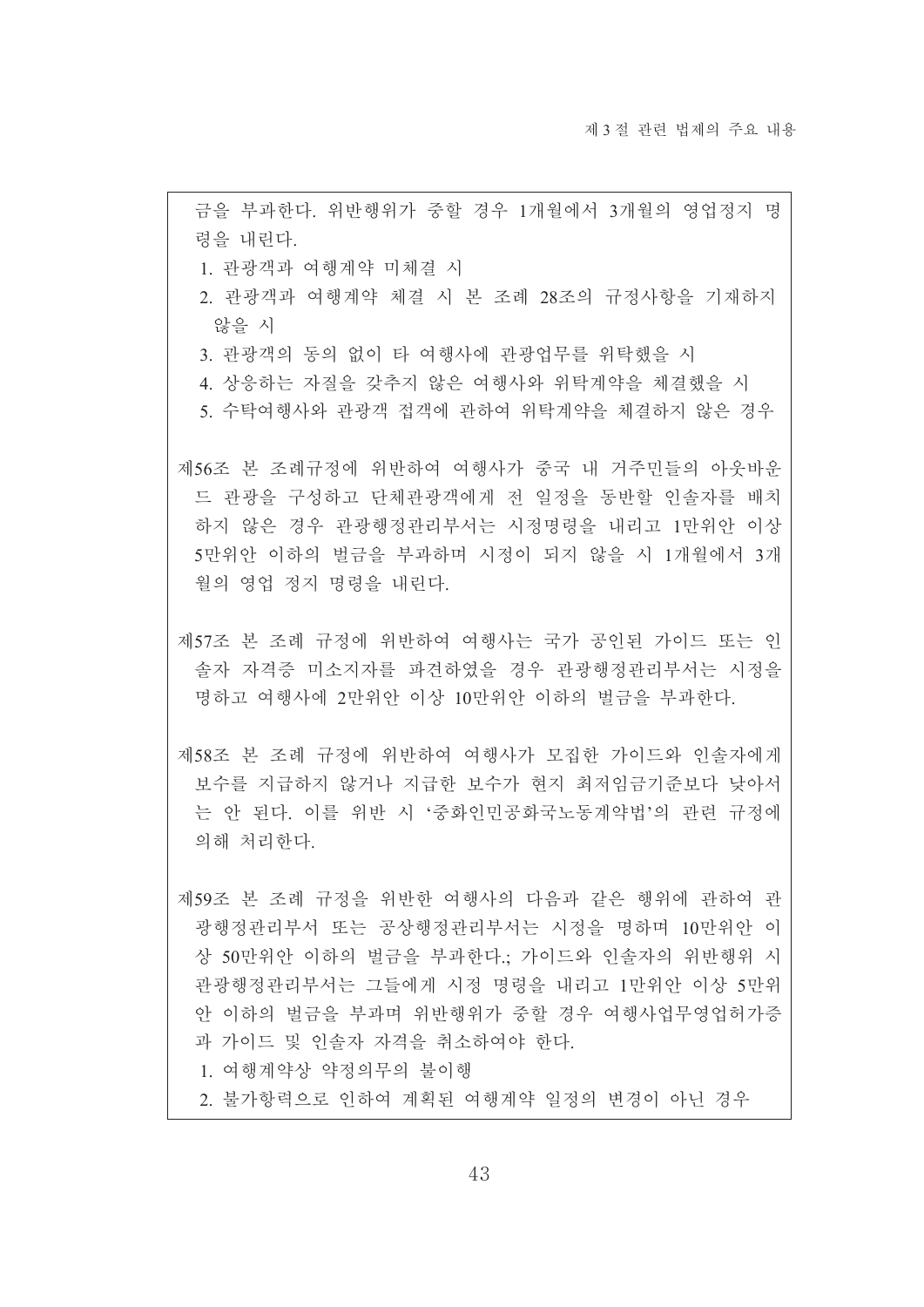금을 부과한다. 위반행위가 중할 경우 1개월에서 3개월의 영업정지 명령을 내린다.

1. 관광객과 여행계약 미체결 시
2. 관광객과 여행계약 체결 시 본 조례 28조의 규정사항을 기재하지 않을 시
3. 관광객의 동의 없이 타 여행사에 관광업무를 위탁했을 시
4. 상응하는 자질을 갖추지 않은 여행사와 위탁계약을 체결했을 시
5. 수탁여행사와 관광객 접객에 관하여 위탁계약을 체결하지 않은 경우

제56조 본 조례규정에 위반하여 여행사가 중국 내 거주민들의 아웃바운드 관광을 구성하고 단체관광객에게 전 일정을 동반할 인솔자를 배치하지 않은 경우 관광행정관리부서는 시정명령을 내리고 1만위안 이상 5만위안 이하의 벌금을 부과하며 시정이 되지 않을 시 1개월에서 3개월의 영업 정지 명령을 내린다.

제57조 본 조례 규정에 위반하여 여행사는 국가 공인된 가이드 또는 인솔자 자격증 미소지자를 파견하였을 경우 관광행정관리부서는 시정을 명하고 여행사에 2만위안 이상 10만위안 이하의 벌금을 부과한다.

제58조 본 조례 규정에 위반하여 여행사가 모집한 가이드와 인솔자에게 보수를 지급하지 않거나 지급한 보수가 현지 최저임금기준보다 낮아서는 안 된다. 이를 위반 시 '중화인민공화국노동계약법'의 관련 규정에 의해 처리한다.

제59조 본 조례 규정을 위반한 여행사의 다음과 같은 행위에 관하여 관광행정관리부서 또는 공상행정관리부서는 시정을 명하며 10만위안 이상 50만위안 이하의 벌금을 부과한다.; 가이드와 인솔자의 위반행위 시 관광행정관리부서는 그들에게 시정 명령을 내리고 1만위안 이상 5만위안 이하의 벌금을 부과하며 위반행위가 중할 경우 여행사업무영업허가증과 가이드 및 인솔자 자격을 취소하여야 한다.

1. 여행계약상 약정의무의 불이행
2. 불가항력으로 인하여 계획된 여행계약 일정의 변경이 아닌 경우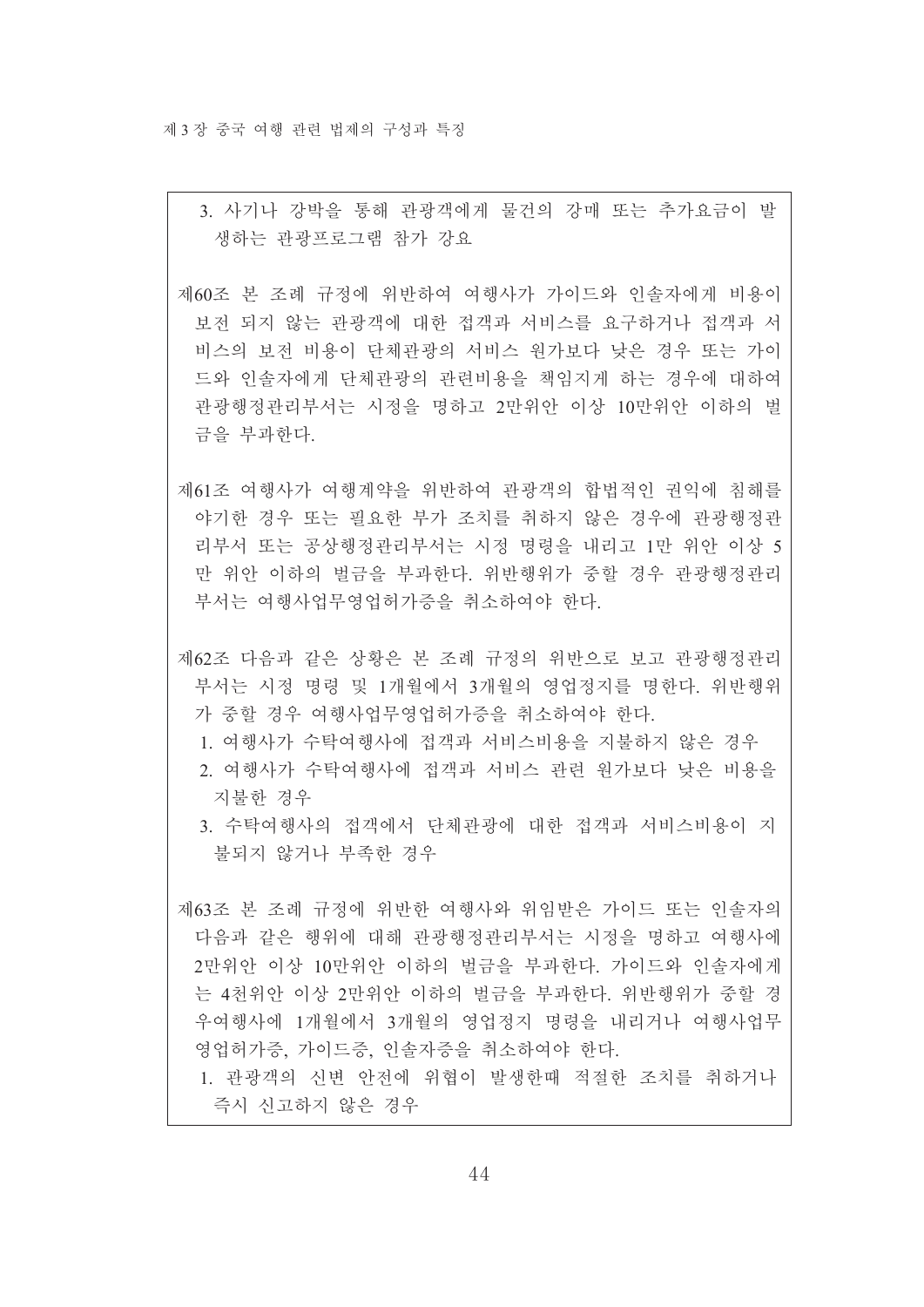3. 사기나 강박을 통해 관광객에게 물건의 강매 또는 추가요금이 발생하는 관광프로그램 참가 강요

제60조 본 조례 규정에 위반하여 여행사가 가이드와 인솔자에게 비용이 보전 되지 않는 관광객에 대한 접객과 서비스를 요구하거나 접객과 서비스의 보전 비용이 단체관광의 서비스 원가보다 낮은 경우 또는 가이드와 인솔자에게 단체관광의 관련비용을 책임지게 하는 경우에 대하여 관광행정관리부서는 시정을 명하고 2만위안 이상 10만위안 이하의 벌금을 부과한다.

제61조 여행사가 여행계약을 위반하여 관광객의 합법적인 권익에 침해를 야기한 경우 또는 필요한 부가 조치를 취하지 않은 경우에 관광행정관리부서 또는 공상행정관리부서는 시정 명령을 내리고 1만 위안 이상 5만 위안 이하의 벌금을 부과한다. 위반행위가 중할 경우 관광행정관리부서는 여행사업무영업허가증을 취소하여야 한다.

제62조 다음과 같은 상황은 본 조례 규정의 위반으로 보고 관광행정관리부서는 시정 명령 및 1개월에서 3개월의 영업정지를 명한다. 위반행위가 중할 경우 여행사업무영업허가증을 취소하여야 한다.

1. 여행사가 수탁여행사에 접객과 서비스비용을 지불하지 않은 경우
2. 여행사가 수탁여행사에 접객과 서비스 관련 원가보다 낮은 비용을 지불한 경우
3. 수탁여행사의 접객에서 단체관광에 대한 접객과 서비스비용이 지불되지 않거나 부족한 경우

제63조 본 조례 규정에 위반한 여행사와 위임받은 가이드 또는 인솔자의 다음과 같은 행위에 대해 관광행정관리부서는 시정을 명하고 여행사에 2만위안 이상 10만위안 이하의 벌금을 부과한다. 가이드와 인솔자에게는 4천위안 이상 2만위안 이하의 벌금을 부과한다. 위반행위가 중할 경우여행사에 1개월에서 3개월의 영업정지 명령을 내리거나 여행사업무영업허가증, 가이드증, 인솔자증을 취소하여야 한다.

1. 관광객의 신변 안전에 위협이 발생한때 적절한 조치를 취하거나 즉시 신고하지 않은 경우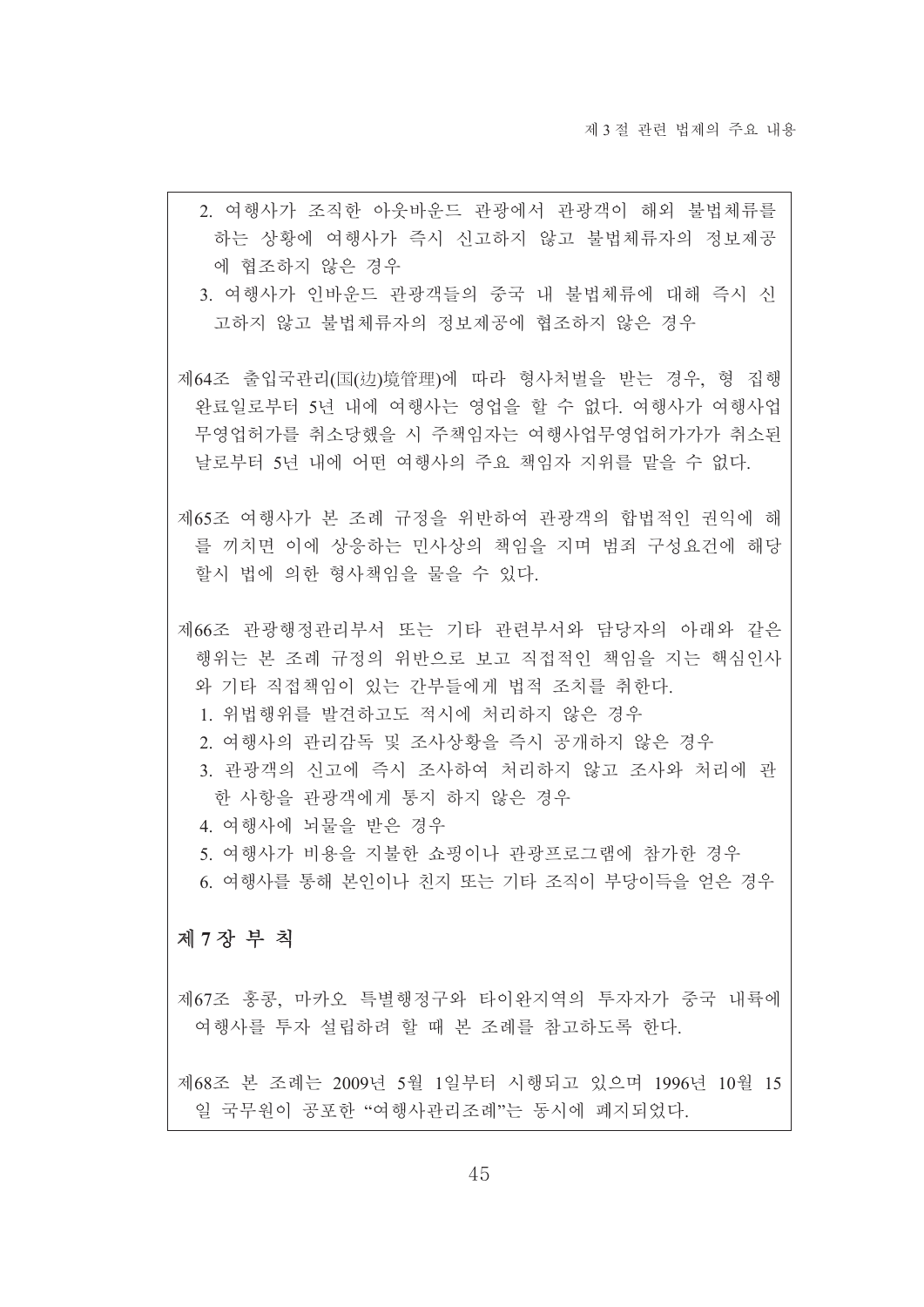2. 여행사가 조직한 아웃바운드 관광에서 관광객이 해외 불법체류를 하는 상황에 여행사가 즉시 신고하지 않고 불법체류자의 정보제공에 협조하지 않은 경우
3. 여행사가 인바운드 관광객들의 중국 내 불법체류에 대해 즉시 신고하지 않고 불법체류자의 정보제공에 협조하지 않은 경우

제64조 출입국관리(国(边)境管理)에 따라 형사처벌을 받는 경우, 형 집행 완료일로부터 5년 내에 여행사는 영업을 할 수 없다. 여행사가 여행사업무영업허가를 취소당했을 시 주책임자는 여행사업무영업허가가가 취소된 날로부터 5년 내에 어떤 여행사의 주요 책임자 지위를 맡을 수 없다.

제65조 여행사가 본 조례 규정을 위반하여 관광객의 합법적인 권익에 해를 끼치면 이에 상응하는 민사상의 책임을 지며 범죄 구성요건에 해당할시 법에 의한 형사책임을 물을 수 있다.

제66조 관광행정관리부서 또는 기타 관련부서와 담당자의 아래와 같은 행위는 본 조례 규정의 위반으로 보고 직접적인 책임을 지는 핵심인사와 기타 직접책임이 있는 간부들에게 법적 조치를 취한다.

1. 위법행위를 발견하고도 적시에 처리하지 않은 경우
2. 여행사의 관리감독 및 조사상황을 즉시 공개하지 않은 경우
3. 관광객의 신고에 즉시 조사하여 처리하지 않고 조사와 처리에 관한 사항을 관광객에게 통지 하지 않은 경우
4. 여행사에 뇌물을 받은 경우
5. 여행사가 비용을 지불한 쇼핑이나 관광프로그램에 참가한 경우
6. 여행사를 통해 본인이나 친지 또는 기타 조직이 부당이득을 얻은 경우

## 제 7 장 부 칙

제67조 홍콩, 마카오 특별행정구와 타이완지역의 투자자가 중국 내륙에 여행사를 투자 설립하려 할 때 본 조례를 참고하도록 한다.

제68조 본 조례는 2009년 5월 1일부터 시행되고 있으며 1996년 10월 15일 국무원이 공포한 "여행사관리조례"는 동시에 폐지되었다.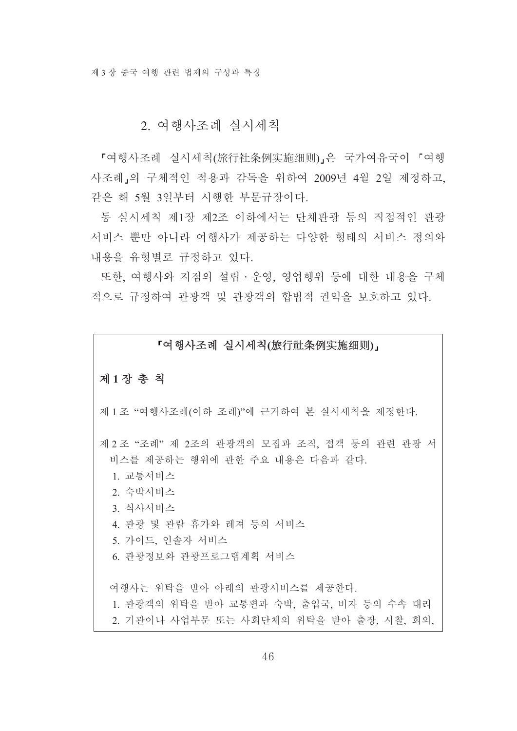## 2. 여행사조례 실시세칙

「여행사조례 실시세칙(旅行社条例实施细则)」은 국가여유국이 「여행사조례」의 구체적인 적용과 감독을 위하여 2009년 4월 2일 제정하고, 같은 해 5월 3일부터 시행한 부문규장이다.

동 실시세칙 제1장 제2조 이하에서는 단체관광 등의 직접적인 관광서비스 뿐만 아니라 여행사가 제공하는 다양한 형태의 서비스 정의와 내용을 유형별로 규정하고 있다.

또한, 여행사와 지점의 설립·운영, 영업행위 등에 대한 내용을 구체적으로 규정하여 관광객 및 관광객의 합법적 권익을 보호하고 있다.

**「여행사조례 실시세칙(旅行社条例实施细则)」**

**제1장 총 칙**

제1조 "여행사조례(이하 조례)"에 근거하여 본 실시세칙을 제정한다.

제2조 "조례" 제 2조의 관광객의 모집과 조직, 접객 등의 관련 관광 서비스를 제공하는 행위에 관한 주요 내용은 다음과 같다.

1. 교통서비스
2. 숙박서비스
3. 식사서비스
4. 관광 및 관람 휴가와 레져 등의 서비스
5. 가이드, 인솔자 서비스
6. 관광정보와 관광프로그램계획 서비스

여행사는 위탁을 받아 아래의 관광서비스를 제공한다.

1. 관광객의 위탁을 받아 교통편과 숙박, 출입국, 비자 등의 수속 대리
2. 기관이나 사업부문 또는 사회단체의 위탁을 받아 출장, 시찰, 회의,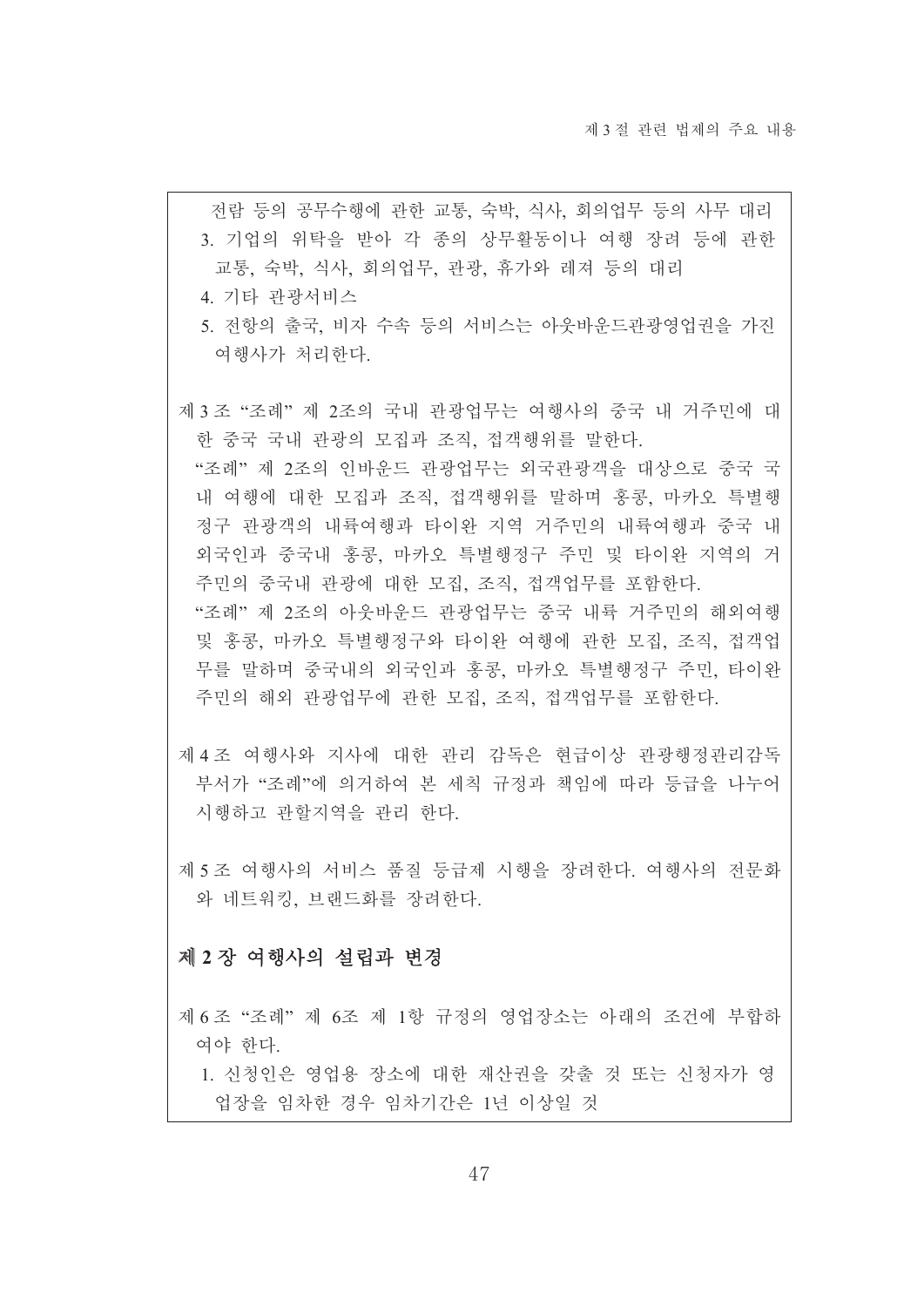전람 등의 공무수행에 관한 교통, 숙박, 식사, 회의업무 등의 사무 대리

3. 기업의 위탁을 받아 각 종의 상무활동이나 여행 장려 등에 관한 교통, 숙박, 식사, 회의업무, 관광, 휴가와 레져 등의 대리
4. 기타 관광서비스
5. 전항의 출국, 비자 수속 등의 서비스는 아웃바운드관광영업권을 가진 여행사가 처리한다.

제3조 "조례" 제 2조의 국내 관광업무는 여행사의 중국 내 거주민에 대한 중국 국내 관광의 모집과 조직, 접객행위를 말한다.

"조례" 제 2조의 인바운드 관광업무는 외국관광객을 대상으로 중국 국내 여행에 대한 모집과 조직, 접객행위를 말하며 홍콩, 마카오 특별행정구 관광객의 내륙여행과 타이완 지역 거주민의 내륙여행과 중국 내 외국인과 중국내 홍콩, 마카오 특별행정구 주민 및 타이완 지역의 거주민의 중국내 관광에 대한 모집, 조직, 접객업무를 포함한다.

"조례" 제 2조의 아웃바운드 관광업무는 중국 내륙 거주민의 해외여행 및 홍콩, 마카오 특별행정구와 타이완 여행에 관한 모집, 조직, 접객업무를 말하며 중국내의 외국인과 홍콩, 마카오 특별행정구 주민, 타이완 주민의 해외 관광업무에 관한 모집, 조직, 접객업무를 포함한다.

제4조 여행사와 지사에 대한 관리 감독은 현급이상 관광행정관리감독 부서가 "조례"에 의거하여 본 세칙 규정과 책임에 따라 등급을 나누어 시행하고 관할지역을 관리 한다.

제5조 여행사의 서비스 품질 등급제 시행을 장려한다. 여행사의 전문화와 네트워킹, 브랜드화를 장려한다.

## 제2장 여행사의 설립과 변경

제6조 "조례" 제 6조 제 1항 규정의 영업장소는 아래의 조건에 부합하여야 한다.

1. 신청인은 영업용 장소에 대한 재산권을 갖출 것 또는 신청자가 영업장을 임차한 경우 임차기간은 1년 이상일 것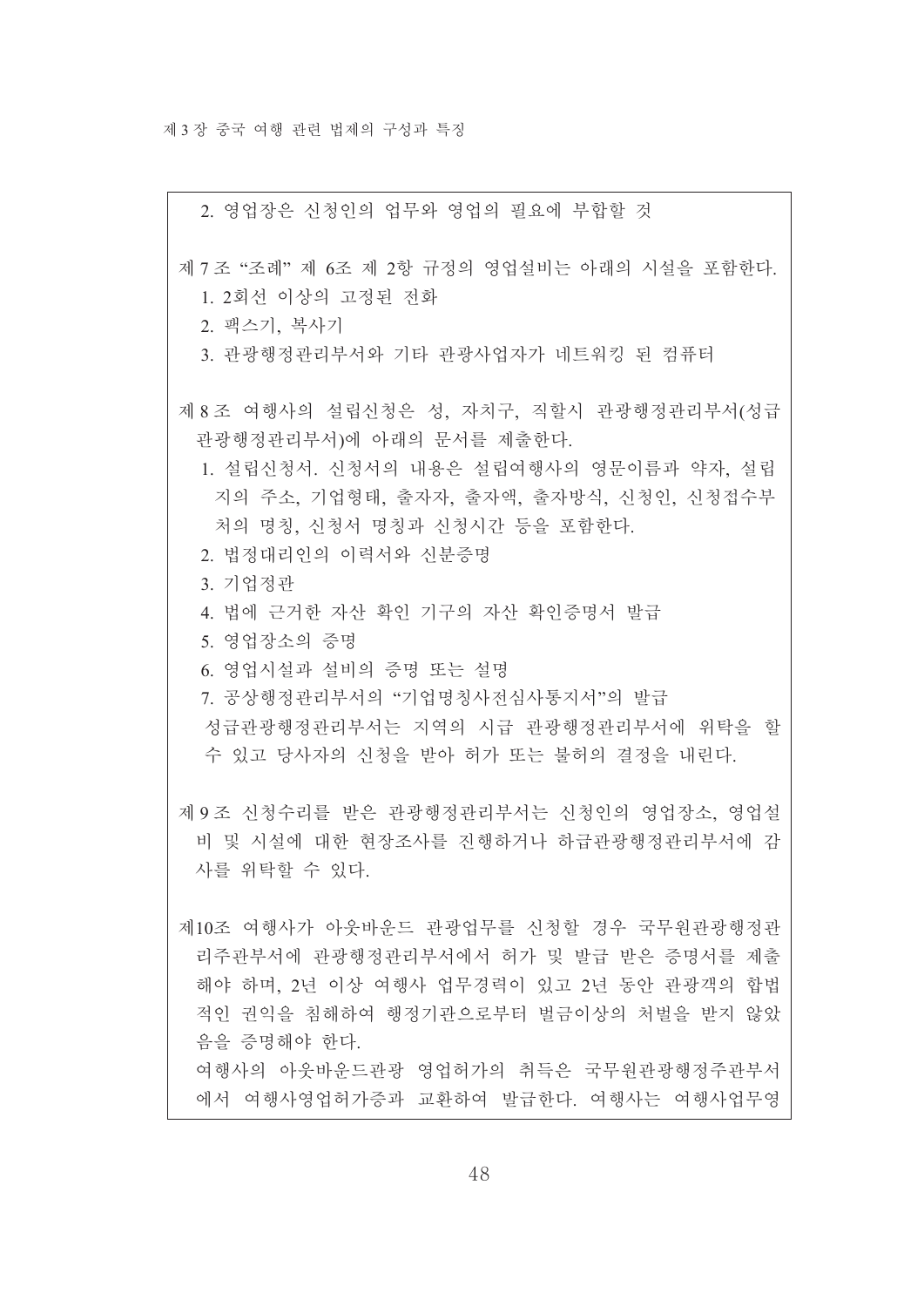2. 영업장은 신청인의 업무와 영업의 필요에 부합할 것

제7조 "조례" 제 6조 제 2항 규정의 영업설비는 아래의 시설을 포함한다.

1. 2회선 이상의 고정된 전화
2. 팩스기, 복사기
3. 관광행정관리부서와 기타 관광사업자가 네트워킹 된 컴퓨터

제8조 여행사의 설립신청은 성, 자치구, 직할시 관광행정관리부서(성급 관광행정관리부서)에 아래의 문서를 제출한다.

1. 설립신청서. 신청서의 내용은 설립여행사의 영문이름과 약자, 설립지의 주소, 기업형태, 출자자, 출자액, 출자방식, 신청인, 신청접수부처의 명칭, 신청서 명칭과 신청시간 등을 포함한다.
2. 법정대리인의 이력서와 신분증명
3. 기업정관
4. 법에 근거한 자산 확인 기구의 자산 확인증명서 발급
5. 영업장소의 증명
6. 영업시설과 설비의 증명 또는 설명
7. 공상행정관리부서의 "기업명칭사전심사통지서"의 발급

성급관광행정관리부서는 지역의 시급 관광행정관리부서에 위탁을 할 수 있고 당사자의 신청을 받아 허가 또는 불허의 결정을 내린다.

제9조 신청수리를 받은 관광행정관리부서는 신청인의 영업장소, 영업설비 및 시설에 대한 현장조사를 진행하거나 하급관광행정관리부서에 감사를 위탁할 수 있다.

제10조 여행사가 아웃바운드 관광업무를 신청할 경우 국무원관광행정관리주관부서에 관광행정관리부서에서 허가 및 발급 받은 증명서를 제출해야 하며, 2년 이상 여행사 업무경력이 있고 2년 동안 관광객의 합법적인 권익을 침해하여 행정기관으로부터 벌금이상의 처벌을 받지 않았음을 증명해야 한다.

여행사의 아웃바운드관광 영업허가의 취득은 국무원관광행정주관부서에서 여행사영업허가증과 교환하여 발급한다. 여행사는 여행사업무영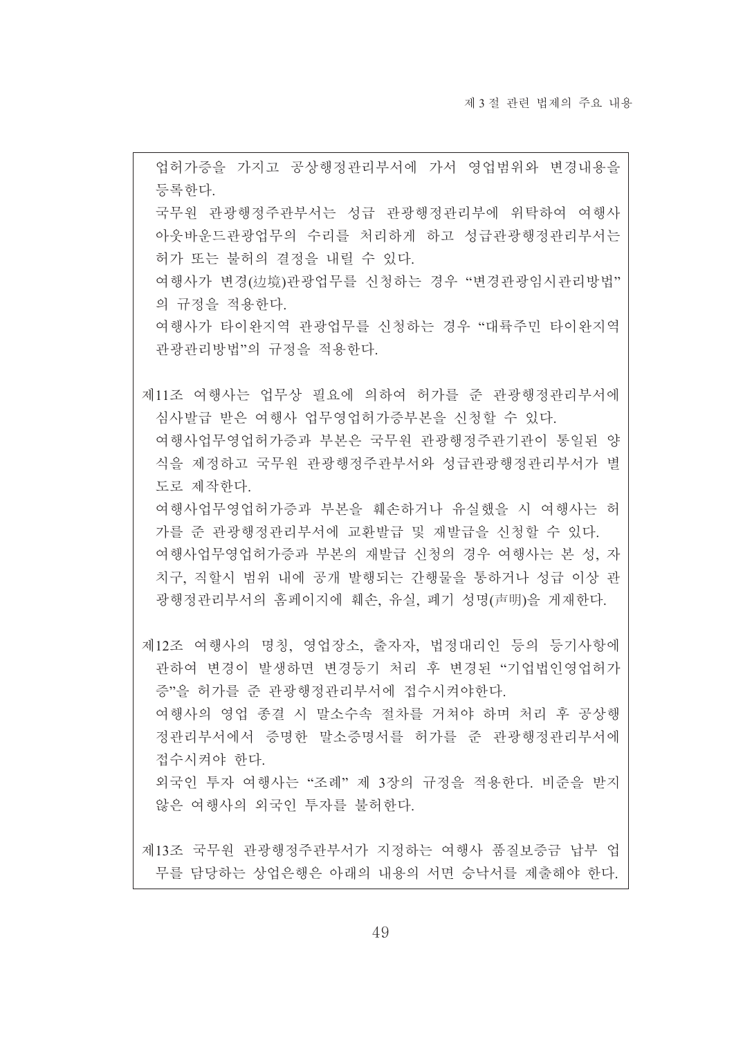업허가증을 가지고 공상행정관리부서에 가서 영업범위와 변경내용을 등록한다.

국무원 관광행정주관부서는 성급 관광행정관리부에 위탁하여 여행사 아웃바운드관광업무의 수리를 처리하게 하고 성급관광행정관리부서는 허가 또는 불허의 결정을 내릴 수 있다.

여행사가 변경(边境)관광업무를 신청하는 경우 "변경관광임시관리방법"의 규정을 적용한다.

여행사가 타이완지역 관광업무를 신청하는 경우 "대륙주민 타이완지역 관광관리방법"의 규정을 적용한다.

제11조 여행사는 업무상 필요에 의하여 허가를 준 관광행정관리부서에 심사발급 받은 여행사 업무영업허가증부본을 신청할 수 있다.

여행사업무영업허가증과 부본은 국무원 관광행정주관기관이 통일된 양식을 제정하고 국무원 관광행정주관부서와 성급관광행정관리부서가 별도로 제작한다.

여행사업무영업허가증과 부본을 훼손하거나 유실했을 시 여행사는 허가를 준 관광행정관리부서에 교환발급 및 재발급을 신청할 수 있다.

여행사업무영업허가증과 부본의 재발급 신청의 경우 여행사는 본 성, 자치구, 직할시 범위 내에 공개 발행되는 간행물을 통하거나 성급 이상 관광행정관리부서의 홈페이지에 훼손, 유실, 폐기 성명(声明)을 게재한다.

제12조 여행사의 명칭, 영업장소, 출자자, 법정대리인 등의 등기사항에 관하여 변경이 발생하면 변경등기 처리 후 변경된 "기업법인영업허가증"을 허가를 준 관광행정관리부서에 접수시켜야한다.

여행사의 영업 종결 시 말소수속 절차를 거쳐야 하며 처리 후 공상행정관리부서에서 증명한 말소증명서를 허가를 준 관광행정관리부서에 접수시켜야 한다.

외국인 투자 여행사는 "조례" 제 3장의 규정을 적용한다. 비준을 받지 않은 여행사의 외국인 투자를 불허한다.

제13조 국무원 관광행정주관부서가 지정하는 여행사 품질보증금 납부 업무를 담당하는 상업은행은 아래의 내용의 서면 승낙서를 제출해야 한다.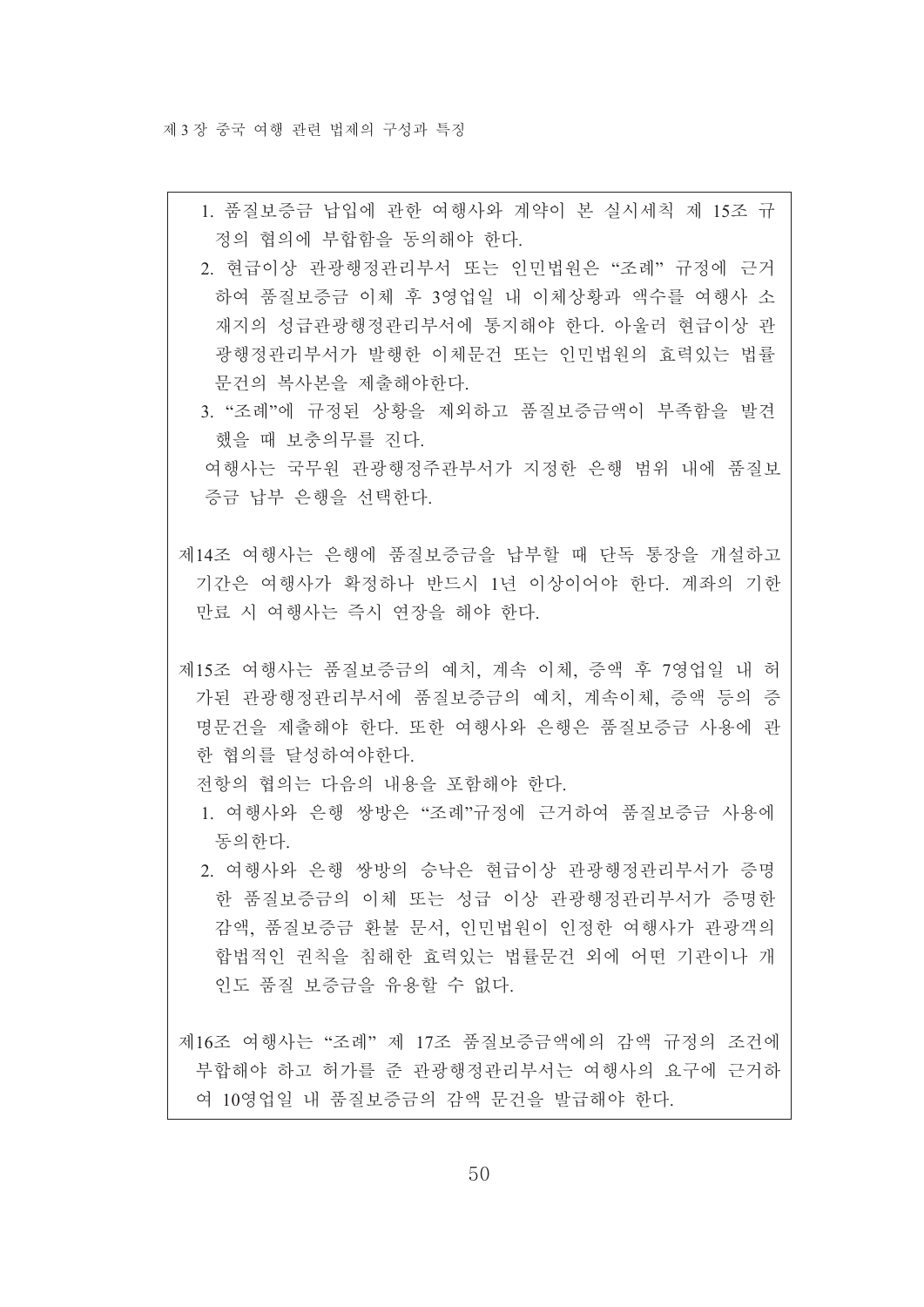1. 품질보증금 납입에 관한 여행사와 계약이 본 실시세칙 제 15조 규정의 협의에 부합함을 동의해야 한다.
2. 현급이상 관광행정관리부서 또는 인민법원은 "조례" 규정에 근거하여 품질보증금 이체 후 3영업일 내 이체상황과 액수를 여행사 소재지의 성급관광행정관리부서에 통지해야 한다. 아울러 현급이상 관광행정관리부서가 발행한 이체문건 또는 인민법원의 효력있는 법률문건의 복사본을 제출해야한다.
3. "조례"에 규정된 상황을 제외하고 품질보증금액이 부족함을 발견했을 때 보충의무를 진다.

여행사는 국무원 관광행정주관부서가 지정한 은행 범위 내에 품질보증금 납부 은행을 선택한다.

제14조 여행사는 은행에 품질보증금을 납부할 때 단독 통장을 개설하고 기간은 여행사가 확정하나 반드시 1년 이상이어야 한다. 계좌의 기한 만료 시 여행사는 즉시 연장을 해야 한다.

제15조 여행사는 품질보증금의 예치, 계속 이체, 증액 후 7영업일 내 허가된 관광행정관리부서에 품질보증금의 예치, 계속이체, 증액 등의 증명문건을 제출해야 한다. 또한 여행사와 은행은 품질보증금 사용에 관한 협의를 달성하여야한다.

전항의 협의는 다음의 내용을 포함해야 한다.

1. 여행사와 은행 쌍방은 "조례"규정에 근거하여 품질보증금 사용에 동의한다.
2. 여행사와 은행 쌍방의 승낙은 현급이상 관광행정관리부서가 증명한 품질보증금의 이체 또는 성급 이상 관광행정관리부서가 증명한 감액, 품질보증금 환불 문서, 인민법원이 인정한 여행사가 관광객의 합법적인 권칙을 침해한 효력있는 법률문건 외에 어떤 기관이나 개인도 품질 보증금을 유용할 수 없다.

제16조 여행사는 "조례" 제 17조 품질보증금액에의 감액 규정의 조건에 부합해야 하고 허가를 준 관광행정관리부서는 여행사의 요구에 근거하여 10영업일 내 품질보증금의 감액 문건을 발급해야 한다.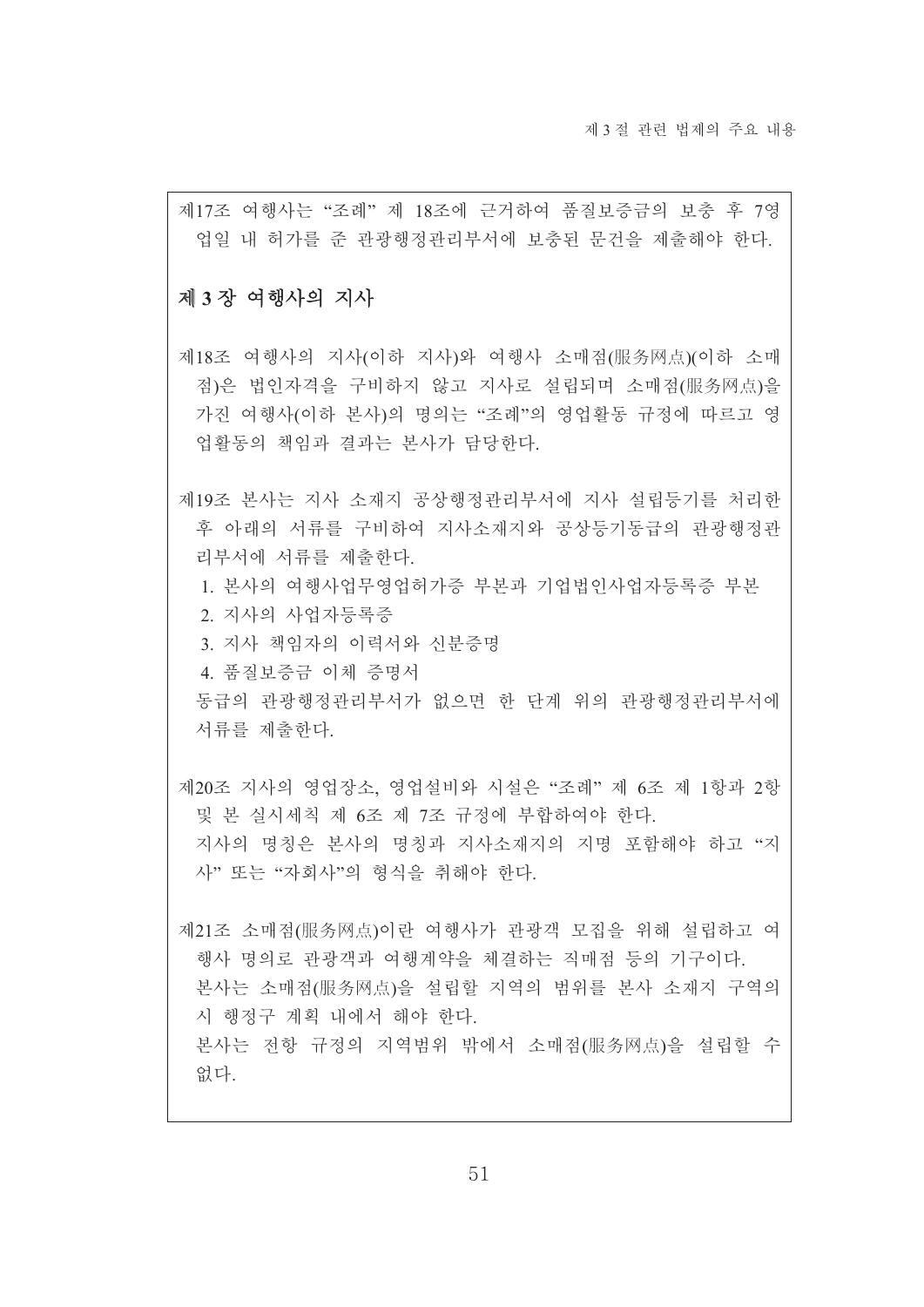제17조 여행사는 "조례" 제 18조에 근거하여 품질보증금의 보충 후 7영업일 내 허가를 준 관광행정관리부서에 보충된 문건을 제출해야 한다.

## 제 3 장 여행사의 지사

제18조 여행사의 지사(이하 지사)와 여행사 소매점(服务网点)(이하 소매점)은 법인자격을 구비하지 않고 지사로 설립되며 소매점(服务网点)을 가진 여행사(이하 본사)의 명의는 "조례"의 영업활동 규정에 따르고 영업활동의 책임과 결과는 본사가 담당한다.

제19조 본사는 지사 소재지 공상행정관리부서에 지사 설립등기를 처리한 후 아래의 서류를 구비하여 지사소재지와 공상등기동급의 관광행정관리부서에 서류를 제출한다.

1. 본사의 여행사업무영업허가증 부본과 기업법인사업자등록증 부본
2. 지사의 사업자등록증
3. 지사 책임자의 이력서와 신분증명
4. 품질보증금 이체 증명서

동급의 관광행정관리부서가 없으면 한 단계 위의 관광행정관리부서에 서류를 제출한다.

제20조 지사의 영업장소, 영업설비와 시설은 "조례" 제 6조 제 1항과 2항 및 본 실시세칙 제 6조 제 7조 규정에 부합하여야 한다.

지사의 명칭은 본사의 명칭과 지사소재지의 지명 포함해야 하고 "지사" 또는 "자회사"의 형식을 취해야 한다.

제21조 소매점(服务网点)이란 여행사가 관광객 모집을 위해 설립하고 여행사 명의로 관광객과 여행계약을 체결하는 직매점 등의 기구이다.

본사는 소매점(服务网点)을 설립할 지역의 범위를 본사 소재지 구역의 시 행정구 계획 내에서 해야 한다.

본사는 전항 규정의 지역범위 밖에서 소매점(服务网点)을 설립할 수 없다.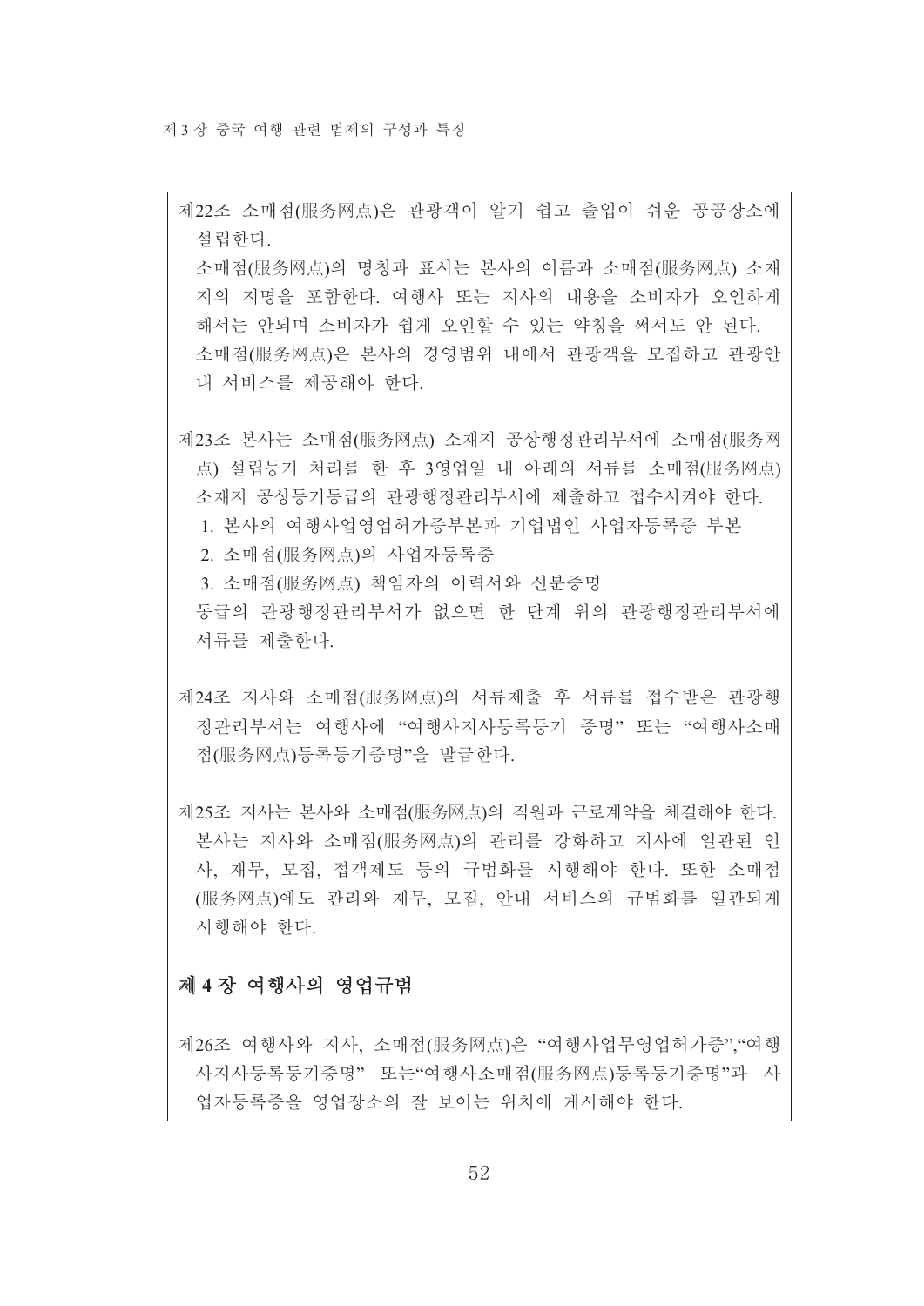제22조 소매점(服务网点)은 관광객이 알기 쉽고 출입이 쉬운 공공장소에 설립한다.

소매점(服务网点)의 명칭과 표시는 본사의 이름과 소매점(服务网点) 소재지의 지명을 포함한다. 여행사 또는 지사의 내용을 소비자가 오인하게 해서는 안되며 소비자가 쉽게 오인할 수 있는 약칭을 써서도 안 된다.

소매점(服务网点)은 본사의 경영범위 내에서 관광객을 모집하고 관광안내 서비스를 제공해야 한다.

제23조 본사는 소매점(服务网点) 소재지 공상행정관리부서에 소매점(服务网点) 설립등기 처리를 한 후 3영업일 내 아래의 서류를 소매점(服务网点) 소재지 공상등기동급의 관광행정관리부서에 제출하고 접수시켜야 한다.

1. 본사의 여행사업영업허가증부본과 기업법인 사업자등록증 부본
2. 소매점(服务网点)의 사업자등록증
3. 소매점(服务网点) 책임자의 이력서와 신분증명

동급의 관광행정관리부서가 없으면 한 단계 위의 관광행정관리부서에 서류를 제출한다.

제24조 지사와 소매점(服务网点)의 서류제출 후 서류를 접수받은 관광행정관리부서는 여행사에 "여행사지사등록등기 증명" 또는 "여행사소매점(服务网点)등록등기증명"을 발급한다.

제25조 지사는 본사와 소매점(服务网点)의 직원과 근로계약을 체결해야 한다. 본사는 지사와 소매점(服务网点)의 관리를 강화하고 지사에 일관된 인사, 재무, 모집, 접객제도 등의 규범화를 시행해야 한다. 또한 소매점(服务网点)에도 관리와 재무, 모집, 안내 서비스의 규범화를 일관되게 시행해야 한다.

## 제 4 장 여행사의 영업규범

제26조 여행사와 지사, 소매점(服务网点)은 "여행사업무영업허가증","여행사지사등록등기증명" 또는"여행사소매점(服务网点)등록등기증명"과 사업자등록증을 영업장소의 잘 보이는 위치에 게시해야 한다.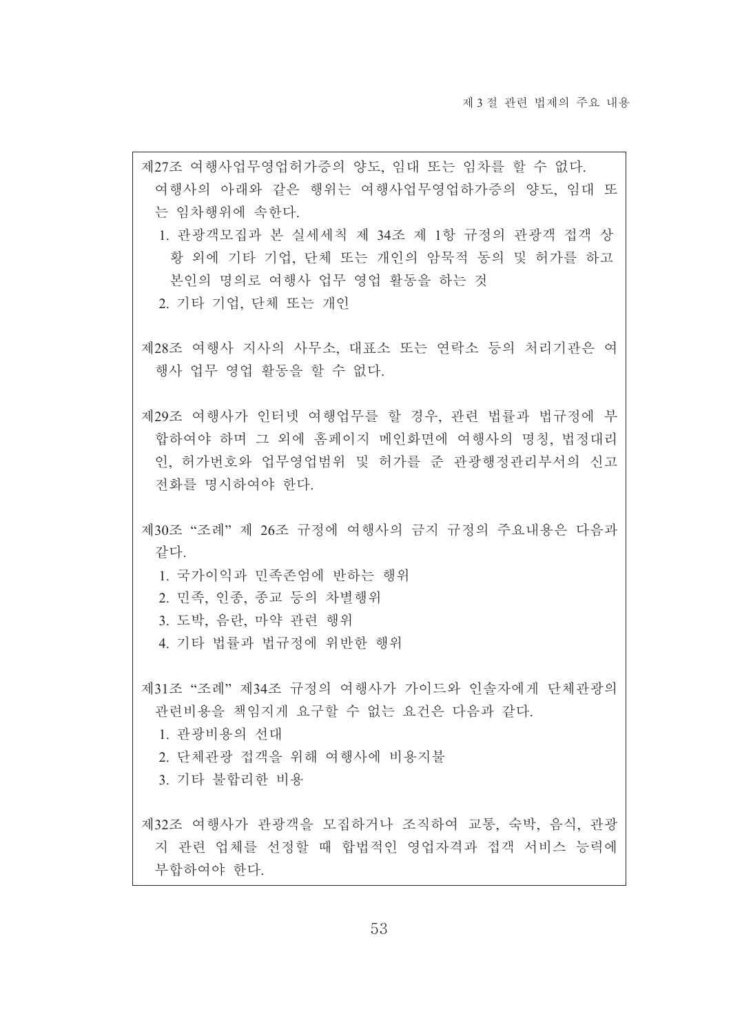제27조 여행사업무영업허가증의 양도, 임대 또는 임차를 할 수 없다.

여행사의 아래와 같은 행위는 여행사업무영업하가증의 양도, 임대 또는 임차행위에 속한다.

1. 관광객모집과 본 실세세칙 제 34조 제 1항 규정의 관광객 접객 상황 외에 기타 기업, 단체 또는 개인의 암묵적 동의 및 허가를 하고 본인의 명의로 여행사 업무 영업 활동을 하는 것
2. 기타 기업, 단체 또는 개인

제28조 여행사 지사의 사무소, 대표소 또는 연락소 등의 처리기관은 여행사 업무 영업 활동을 할 수 없다.

제29조 여행사가 인터넷 여행업무를 할 경우, 관련 법률과 법규정에 부합하여야 하며 그 외에 홈페이지 메인화면에 여행사의 명칭, 법정대리인, 허가번호와 업무영업범위 및 허가를 준 관광행정관리부서의 신고전화를 명시하여야 한다.

제30조 "조례" 제 26조 규정에 여행사의 금지 규정의 주요내용은 다음과 같다.

1. 국가이익과 민족존엄에 반하는 행위
2. 민족, 인종, 종교 등의 차별행위
3. 도박, 음란, 마약 관련 행위
4. 기타 법률과 법규정에 위반한 행위

제31조 "조례" 제34조 규정의 여행사가 가이드와 인솔자에게 단체관광의 관련비용을 책임지게 요구할 수 없는 요건은 다음과 같다.

1. 관광비용의 선대
2. 단체관광 접객을 위해 여행사에 비용지불
3. 기타 불합리한 비용

제32조 여행사가 관광객을 모집하거나 조직하여 교통, 숙박, 음식, 관광지 관련 업체를 선정할 때 합법적인 영업자격과 접객 서비스 능력에 부합하여야 한다.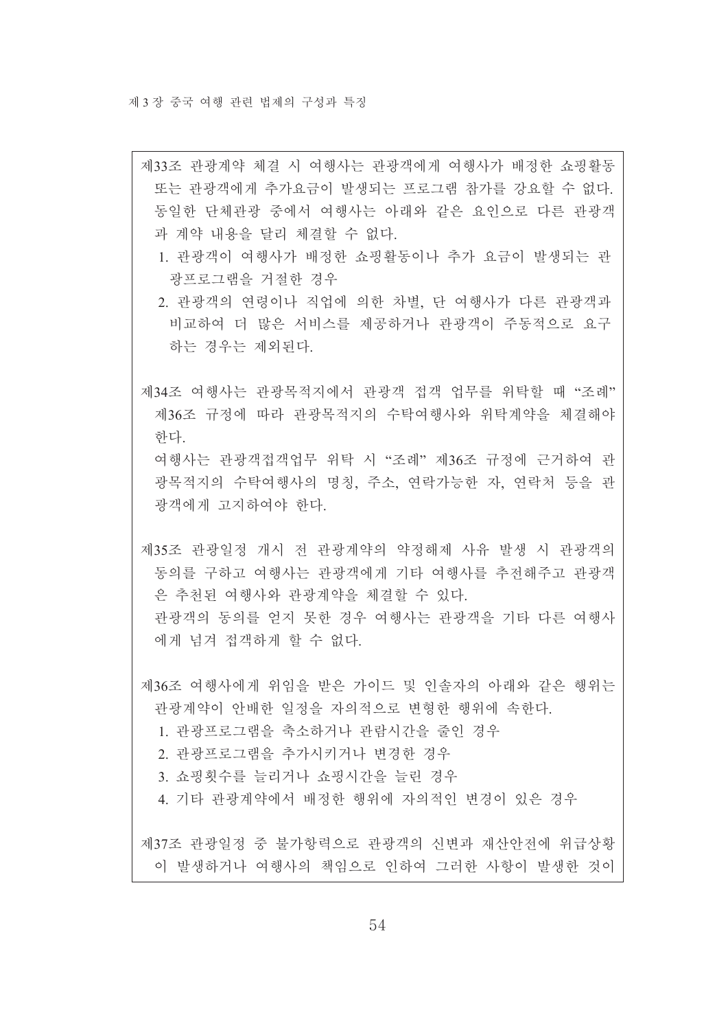제33조 관광계약 체결 시 여행사는 관광객에게 여행사가 배정한 쇼핑활동 또는 관광객에게 추가요금이 발생되는 프로그램 참가를 강요할 수 없다. 동일한 단체관광 중에서 여행사는 아래와 같은 요인으로 다른 관광객과 계약 내용을 달리 체결할 수 없다.

1. 관광객이 여행사가 배정한 쇼핑활동이나 추가 요금이 발생되는 관광프로그램을 거절한 경우
2. 관광객의 연령이나 직업에 의한 차별, 단 여행사가 다른 관광객과 비교하여 더 많은 서비스를 제공하거나 관광객이 주동적으로 요구하는 경우는 제외된다.

제34조 여행사는 관광목적지에서 관광객 접객 업무를 위탁할 때 "조례" 제36조 규정에 따라 관광목적지의 수탁여행사와 위탁계약을 체결해야 한다.

여행사는 관광객접객업무 위탁 시 "조례" 제36조 규정에 근거하여 관광목적지의 수탁여행사의 명칭, 주소, 연락가능한 자, 연락처 등을 관광객에게 고지하여야 한다.

제35조 관광일정 개시 전 관광계약의 약정해제 사유 발생 시 관광객의 동의를 구하고 여행사는 관광객에게 기타 여행사를 추천해주고 관광객은 추천된 여행사와 관광계약을 체결할 수 있다.

관광객의 동의를 얻지 못한 경우 여행사는 관광객을 기타 다른 여행사에게 넘겨 접객하게 할 수 없다.

제36조 여행사에게 위임을 받은 가이드 및 인솔자의 아래와 같은 행위는 관광계약이 안배한 일정을 자의적으로 변형한 행위에 속한다.

1. 관광프로그램을 축소하거나 관람시간을 줄인 경우
2. 관광프로그램을 추가시키거나 변경한 경우
3. 쇼핑횟수를 늘리거나 쇼핑시간을 늘린 경우
4. 기타 관광계약에서 배정한 행위에 자의적인 변경이 있은 경우

제37조 관광일정 중 불가항력으로 관광객의 신변과 재산안전에 위급상황이 발생하거나 여행사의 책임으로 인하여 그러한 사항이 발생한 것이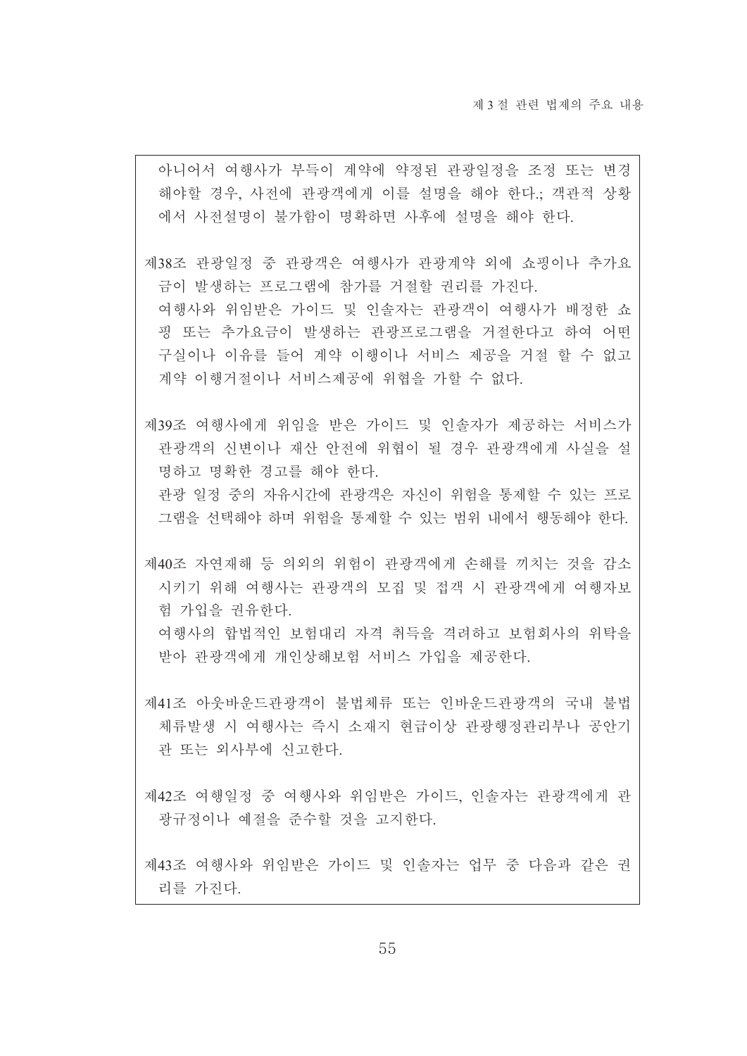아니어서 여행사가 부득이 계약에 약정된 관광일정을 조정 또는 변경해야할 경우, 사전에 관광객에게 이를 설명을 해야 한다.; 객관적 상황에서 사전설명이 불가함이 명확하면 사후에 설명을 해야 한다.

제38조 관광일정 중 관광객은 여행사가 관광계약 외에 쇼핑이나 추가요금이 발생하는 프로그램에 참가를 거절할 권리를 가진다.
여행사와 위임받은 가이드 및 인솔자는 관광객이 여행사가 배정한 쇼핑 또는 추가요금이 발생하는 관광프로그램을 거절한다고 하여 어떤 구실이나 이유를 들어 계약 이행이나 서비스 제공을 거절 할 수 없고 계약 이행거절이나 서비스제공에 위협을 가할 수 없다.

제39조 여행사에게 위임을 받은 가이드 및 인솔자가 제공하는 서비스가 관광객의 신변이나 재산 안전에 위협이 될 경우 관광객에게 사실을 설명하고 명확한 경고를 해야 한다.
관광 일정 중의 자유시간에 관광객은 자신이 위험을 통제할 수 있는 프로그램을 선택해야 하며 위험을 통제할 수 있는 범위 내에서 행동해야 한다.

제40조 자연재해 등 의외의 위험이 관광객에게 손해를 끼치는 것을 감소시키기 위해 여행사는 관광객의 모집 및 접객 시 관광객에게 여행자보험 가입을 권유한다.
여행사의 합법적인 보험대리 자격 취득을 격려하고 보험회사의 위탁을 받아 관광객에게 개인상해보험 서비스 가입을 제공한다.

제41조 아웃바운드관광객이 불법체류 또는 인바운드관광객의 국내 불법체류발생 시 여행사는 즉시 소재지 현급이상 관광행정관리부나 공안기관 또는 외사부에 신고한다.

제42조 여행일정 중 여행사와 위임받은 가이드, 인솔자는 관광객에게 관광규정이나 예절을 준수할 것을 고지한다.

제43조 여행사와 위임받은 가이드 및 인솔자는 업무 중 다음과 같은 권리를 가진다.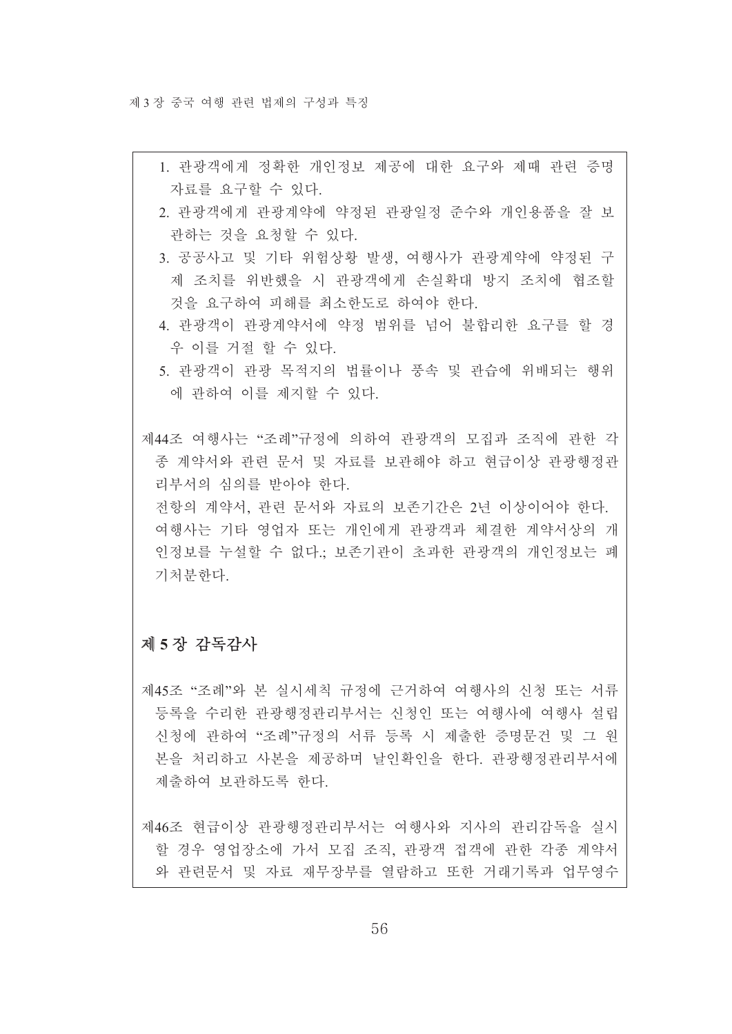1. 관광객에게 정확한 개인정보 제공에 대한 요구와 제때 관련 증명 자료를 요구할 수 있다.
2. 관광객에게 관광계약에 약정된 관광일정 준수와 개인용품을 잘 보관하는 것을 요청할 수 있다.
3. 공공사고 및 기타 위험상황 발생, 여행사가 관광계약에 약정된 구제 조치를 위반했을 시 관광객에게 손실확대 방지 조치에 협조할 것을 요구하여 피해를 최소한도로 하여야 한다.
4. 관광객이 관광계약서에 약정 범위를 넘어 불합리한 요구를 할 경우 이를 거절 할 수 있다.
5. 관광객이 관광 목적지의 법률이나 풍속 및 관습에 위배되는 행위에 관하여 이를 제지할 수 있다.

제44조 여행사는 "조례"규정에 의하여 관광객의 모집과 조직에 관한 각종 계약서와 관련 문서 및 자료를 보관해야 하고 현급이상 관광행정관리부서의 심의를 받아야 한다.

전항의 계약서, 관련 문서와 자료의 보존기간은 2년 이상이어야 한다.

여행사는 기타 영업자 또는 개인에게 관광객과 체결한 계약서상의 개인정보를 누설할 수 없다.; 보존기관이 초과한 관광객의 개인정보는 폐기처분한다.

## 제 5 장 감독감사

제45조 "조례"와 본 실시세칙 규정에 근거하여 여행사의 신청 또는 서류등록을 수리한 관광행정관리부서는 신청인 또는 여행사에 여행사 설립 신청에 관하여 "조례"규정의 서류 등록 시 제출한 증명문건 및 그 원본을 처리하고 사본을 제공하며 날인확인을 한다. 관광행정관리부서에 제출하여 보관하도록 한다.

제46조 현급이상 관광행정관리부서는 여행사와 지사의 관리감독을 실시할 경우 영업장소에 가서 모집 조직, 관광객 접객에 관한 각종 계약서와 관련문서 및 자료 재무장부를 열람하고 또한 거래기록과 업무영수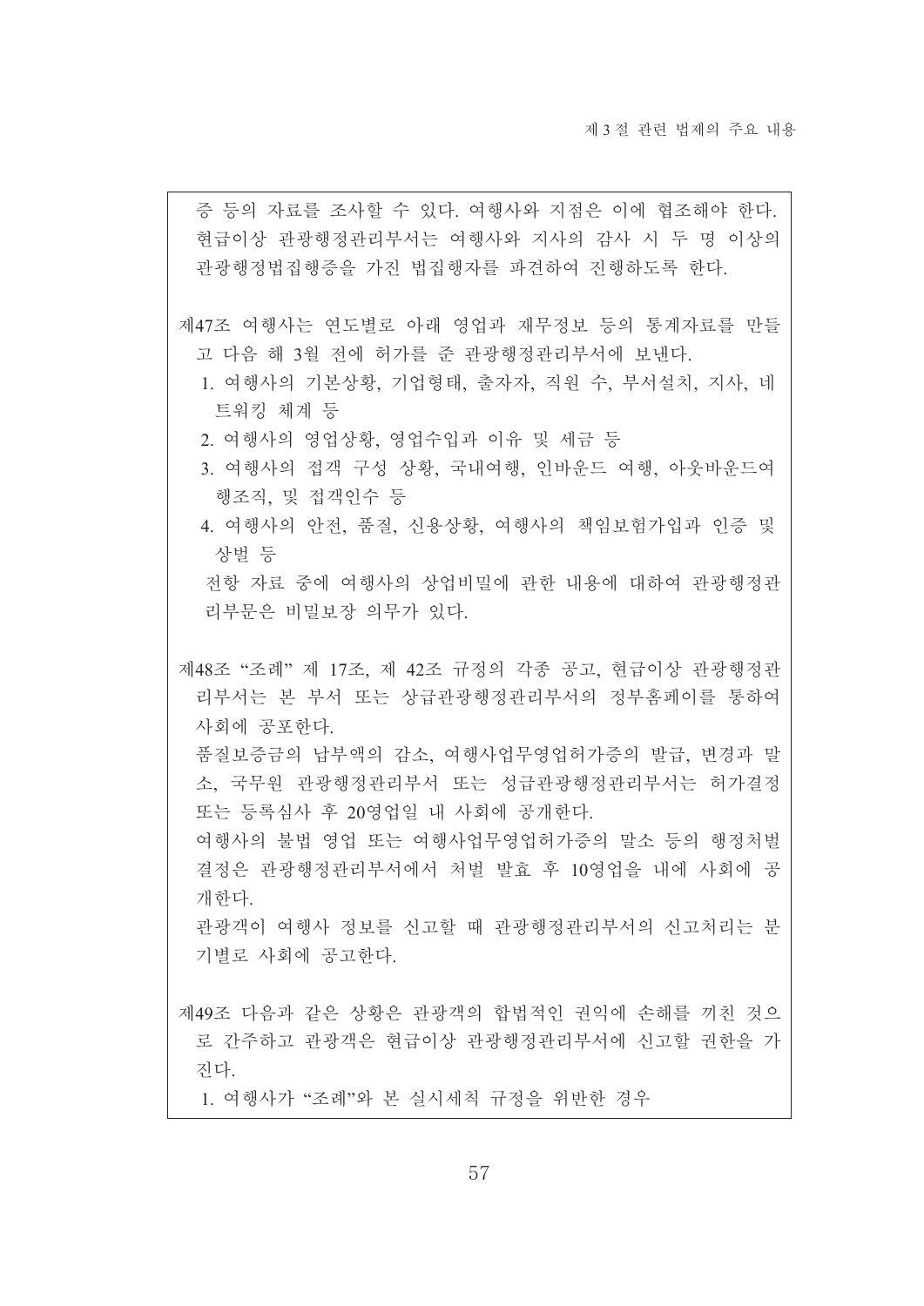증 등의 자료를 조사할 수 있다. 여행사와 지점은 이에 협조해야 한다. 현급이상 관광행정관리부서는 여행사와 지사의 감사 시 두 명 이상의 관광행정법집행증을 가진 법집행자를 파견하여 진행하도록 한다.

제47조 여행사는 연도별로 아래 영업과 재무정보 등의 통계자료를 만들고 다음 해 3월 전에 허가를 준 관광행정관리부서에 보낸다.

1. 여행사의 기본상황, 기업형태, 출자자, 직원 수, 부서설치, 지사, 네트워킹 체계 등
2. 여행사의 영업상황, 영업수입과 이유 및 세금 등
3. 여행사의 접객 구성 상황, 국내여행, 인바운드 여행, 아웃바운드여행조직, 및 접객인수 등
4. 여행사의 안전, 품질, 신용상황, 여행사의 책임보험가입과 인증 및 상벌 등

전항 자료 중에 여행사의 상업비밀에 관한 내용에 대하여 관광행정관리부문은 비밀보장 의무가 있다.

제48조 "조례" 제 17조, 제 42조 규정의 각종 공고, 현급이상 관광행정관리부서는 본 부서 또는 상급관광행정관리부서의 정부홈페이를 통하여 사회에 공포한다.

품질보증금의 납부액의 감소, 여행사업무영업허가증의 발급, 변경과 말소, 국무원 관광행정관리부서 또는 성급관광행정관리부서는 허가결정 또는 등록심사 후 20영업일 내 사회에 공개한다.

여행사의 불법 영업 또는 여행사업무영업허가증의 말소 등의 행정처벌 결정은 관광행정관리부서에서 처벌 발효 후 10영업을 내에 사회에 공개한다.

관광객이 여행사 정보를 신고할 때 관광행정관리부서의 신고처리는 분기별로 사회에 공고한다.

제49조 다음과 같은 상황은 관광객의 합법적인 권익에 손해를 끼친 것으로 간주하고 관광객은 현급이상 관광행정관리부서에 신고할 권한을 가진다.

1. 여행사가 "조례"와 본 실시세칙 규정을 위반한 경우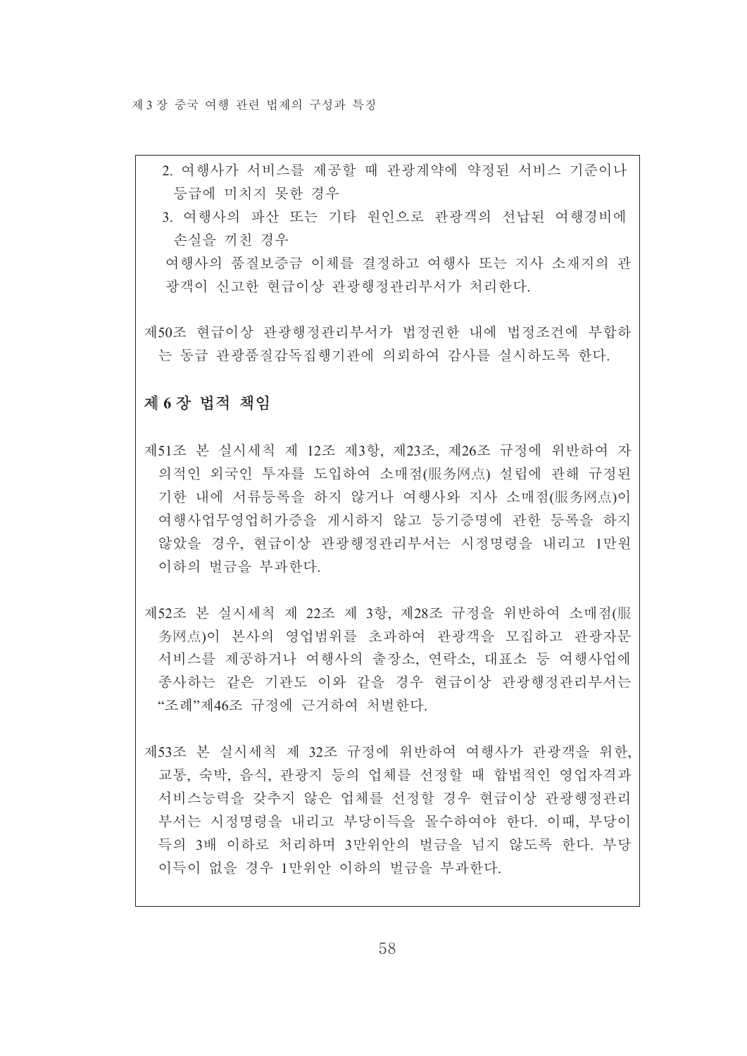2. 여행사가 서비스를 제공할 때 관광계약에 약정된 서비스 기준이나 등급에 미치지 못한 경우

3. 여행사의 파산 또는 기타 원인으로 관광객의 선납된 여행경비에 손실을 끼친 경우

여행사의 품질보증금 이체를 결정하고 여행사 또는 지사 소재지의 관광객이 신고한 현급이상 관광행정관리부서가 처리한다.

제50조 현급이상 관광행정관리부서가 법정권한 내에 법정조건에 부합하는 동급 관광품질감독집행기관에 의뢰하여 감사를 실시하도록 한다.

## 제 6 장 법적 책임

제51조 본 실시세칙 제 12조 제3항, 제23조, 제26조 규정에 위반하여 자의적인 외국인 투자를 도입하여 소매점(服务网点) 설립에 관해 규정된 기한 내에 서류등록을 하지 않거나 여행사와 지사 소매점(服务网点)이 여행사업무영업허가증을 게시하지 않고 등기증명에 관한 등록을 하지 않았을 경우, 현급이상 관광행정관리부서는 시정명령을 내리고 1만원 이하의 벌금을 부과한다.

제52조 본 실시세칙 제 22조 제 3항, 제28조 규정을 위반하여 소매점(服务网点)이 본사의 영업범위를 초과하여 관광객을 모집하고 관광자문 서비스를 제공하거나 여행사의 출장소, 연락소, 대표소 등 여행사업에 종사하는 같은 기관도 이와 같을 경우 현급이상 관광행정관리부서는 "조례"제46조 규정에 근거하여 처벌한다.

제53조 본 실시세칙 제 32조 규정에 위반하여 여행사가 관광객을 위한, 교통, 숙박, 음식, 관광지 등의 업체를 선정할 때 합법적인 영업자격과 서비스능력을 갖추지 않은 업체를 선정할 경우 현급이상 관광행정관리부서는 시정명령을 내리고 부당이득을 몰수하여야 한다. 이때, 부당이득의 3배 이하로 처리하며 3만위안의 벌금을 넘지 않도록 한다. 부당이득이 없을 경우 1만위안 이하의 벌금을 부과한다.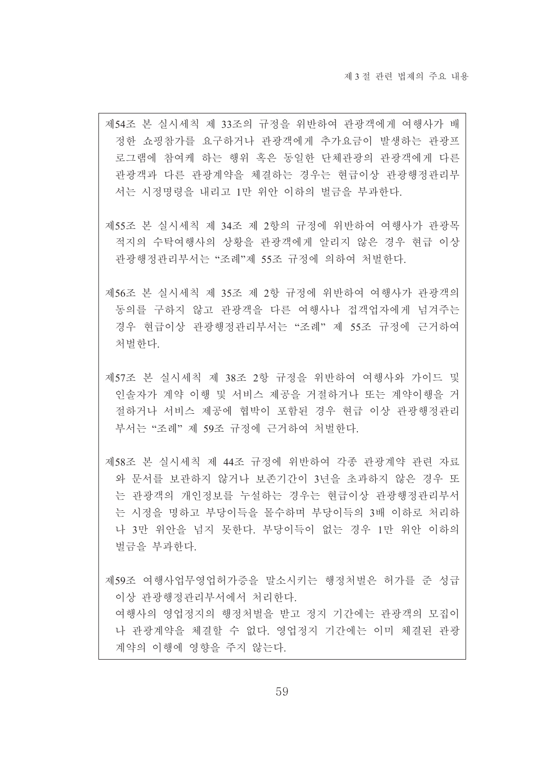제54조 본 실시세칙 제 33조의 규정을 위반하여 관광객에게 여행사가 배정한 쇼핑참가를 요구하거나 관광객에게 추가요금이 발생하는 관광프로그램에 참여케 하는 행위 혹은 동일한 단체관광의 관광객에게 다른 관광객과 다른 관광계약을 체결하는 경우는 현급이상 관광행정관리부서는 시정명령을 내리고 1만 위안 이하의 벌금을 부과한다.

제55조 본 실시세칙 제 34조 제 2항의 규정에 위반하여 여행사가 관광목적지의 수탁여행사의 상황을 관광객에게 알리지 않은 경우 현급 이상 관광행정관리부서는 "조례"제 55조 규정에 의하여 처벌한다.

제56조 본 실시세칙 제 35조 제 2항 규정에 위반하여 여행사가 관광객의 동의를 구하지 않고 관광객을 다른 여행사나 접객업자에게 넘겨주는 경우 현급이상 관광행정관리부서는 "조례" 제 55조 규정에 근거하여 처벌한다.

제57조 본 실시세칙 제 38조 2항 규정을 위반하여 여행사와 가이드 및 인솔자가 계약 이행 및 서비스 제공을 거절하거나 또는 계약이행을 거절하거나 서비스 제공에 협박이 포함된 경우 현급 이상 관광행정관리부서는 "조례" 제 59조 규정에 근거하여 처벌한다.

제58조 본 실시세칙 제 44조 규정에 위반하여 각종 관광계약 관련 자료와 문서를 보관하지 않거나 보존기간이 3년을 초과하지 않은 경우 또는 관광객의 개인정보를 누설하는 경우는 현급이상 관광행정관리부서는 시정을 명하고 부당이득을 몰수하며 부당이득의 3배 이하로 처리하나 3만 위안을 넘지 못한다. 부당이득이 없는 경우 1만 위안 이하의 벌금을 부과한다.

제59조 여행사업무영업허가증을 말소시키는 행정처벌은 허가를 준 성급 이상 관광행정관리부서에서 처리한다.
여행사의 영업정지의 행정처벌을 받고 정지 기간에는 관광객의 모집이나 관광계약을 체결할 수 없다. 영업정지 기간에는 이미 체결된 관광계약의 이행에 영향을 주지 않는다.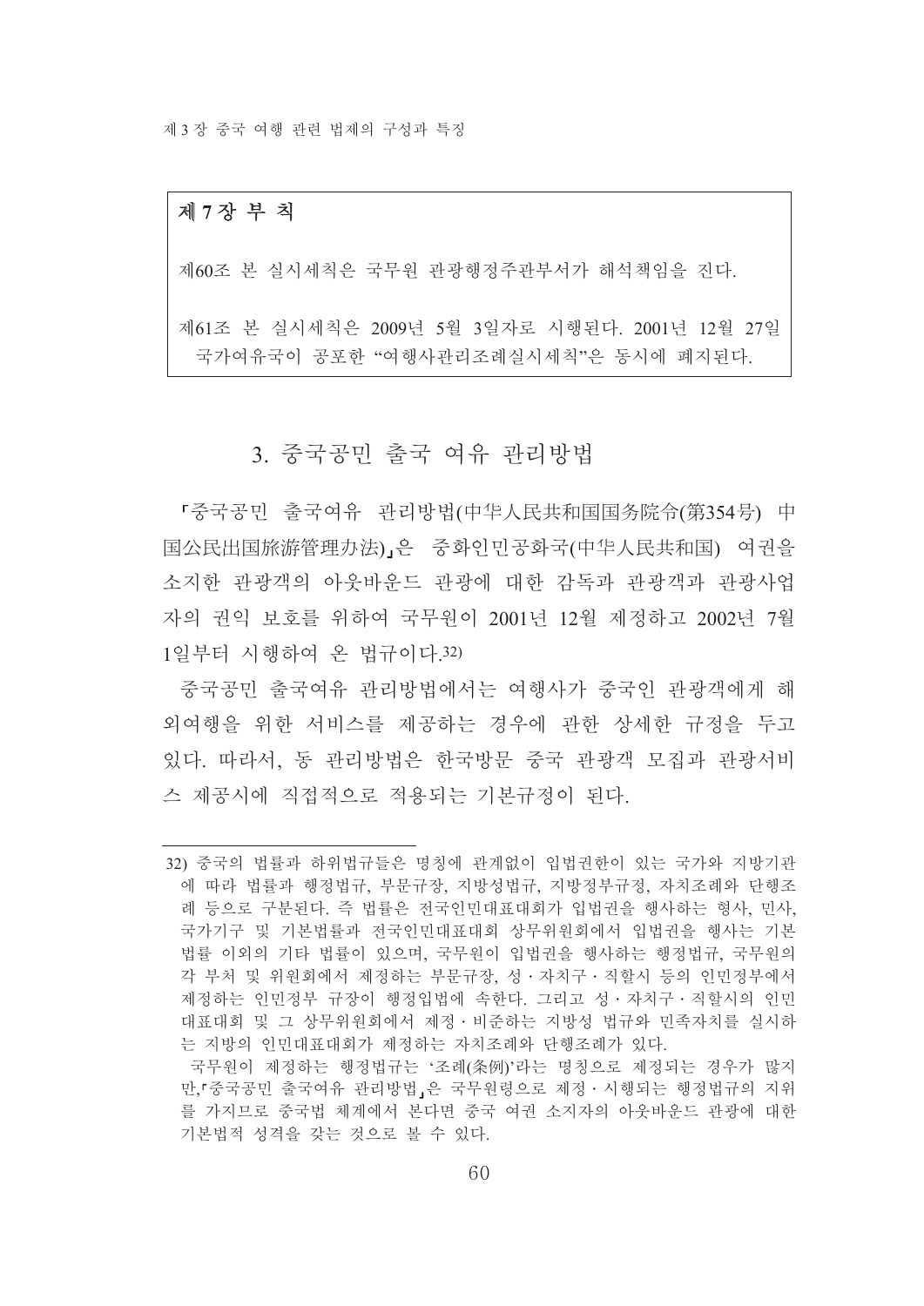**제 7 장 부 칙**

제60조 본 실시세칙은 국무원 관광행정주관부서가 해석책임을 진다.

제61조 본 실시세칙은 2009년 5월 3일자로 시행된다. 2001년 12월 27일 국가여유국이 공포한 "여행사관리조례실시세칙"은 동시에 폐지된다.

## 3. 중국공민 출국 여유 관리방법

「중국공민 출국여유 관리방법(中华人民共和国国务院令(第354号) 中国公民出国旅游管理办法)」은 중화인민공화국(中华人民共和国) 여권을 소지한 관광객의 아웃바운드 관광에 대한 감독과 관광객과 관광사업자의 권익 보호를 위하여 국무원이 2001년 12월 제정하고 2002년 7월 1일부터 시행하여 온 법규이다.[32)]

중국공민 출국여유 관리방법에서는 여행사가 중국인 관광객에게 해외여행을 위한 서비스를 제공하는 경우에 관한 상세한 규정을 두고 있다. 따라서, 동 관리방법은 한국방문 중국 관광객 모집과 관광서비스 제공시에 직접적으로 적용되는 기본규정이 된다.

---

32) 중국의 법률과 하위법규들은 명칭에 관계없이 입법권한이 있는 국가와 지방기관에 따라 법률과 행정법규, 부문규장, 지방성법규, 지방정부규정, 자치조례와 단행조례 등으로 구분된다. 즉 법률은 전국인민대표대회가 입법권을 행사하는 형사, 민사, 국가기구 및 기본법률과 전국인민대표대회 상무위원회에서 입법권을 행사는 기본법률 이외의 기타 법률이 있으며, 국무원이 입법권을 행사하는 행정법규, 국무원의 각 부처 및 위원회에서 제정하는 부문규장, 성·자치구·직할시 등의 인민정부에서 제정하는 인민정부 규장이 행정입법에 속한다. 그리고 성·자치구·직할시의 인민대표대회 및 그 상무위원회에서 제정·비준하는 지방성 법규와 민족자치를 실시하는 지방의 인민대표대회가 제정하는 자치조례와 단행조례가 있다.

국무원이 제정하는 행정법규는 '조례(条例)'라는 명칭으로 제정되는 경우가 많지만,「중국공민 출국여유 관리방법」은 국무원령으로 제정·시행되는 행정법규의 지위를 가지므로 중국법 체계에서 본다면 중국 여권 소지자의 아웃바운드 관광에 대한 기본법적 성격을 갖는 것으로 볼 수 있다.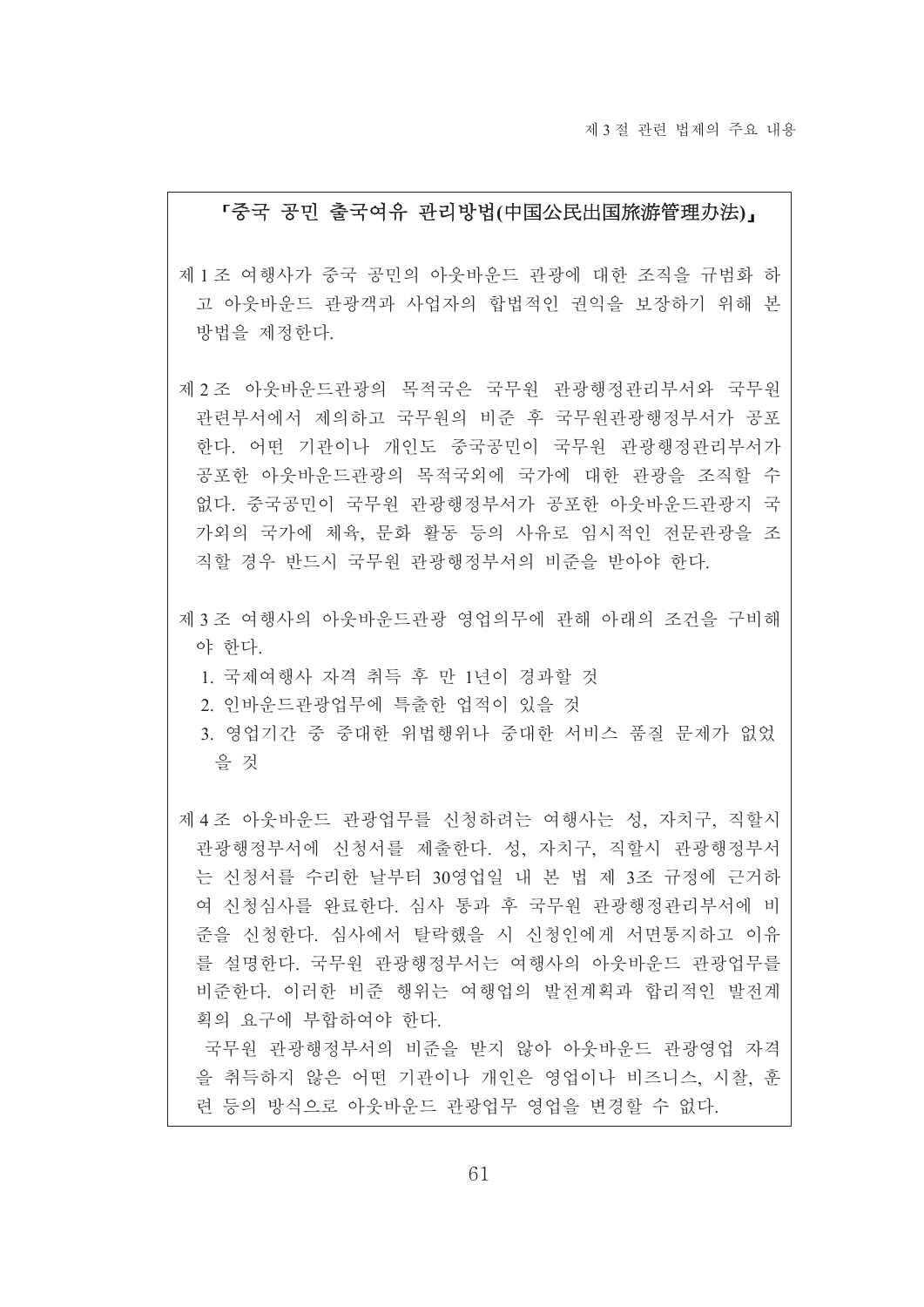**「중국 공민 출국여유 관리방법(中国公民出国旅游管理办法)」**

제 1 조 여행사가 중국 공민의 아웃바운드 관광에 대한 조직을 규범화 하고 아웃바운드 관광객과 사업자의 합법적인 권익을 보장하기 위해 본 방법을 제정한다.

제 2 조 아웃바운드관광의 목적국은 국무원 관광행정관리부서와 국무원 관련부서에서 제의하고 국무원의 비준 후 국무원관광행정부서가 공포한다. 어떤 기관이나 개인도 중국공민이 국무원 관광행정관리부서가 공포한 아웃바운드관광의 목적국외에 국가에 대한 관광을 조직할 수 없다. 중국공민이 국무원 관광행정부서가 공포한 아웃바운드관광지 국가외의 국가에 체육, 문화 활동 등의 사유로 임시적인 전문관광을 조직할 경우 반드시 국무원 관광행정부서의 비준을 받아야 한다.

제 3 조 여행사의 아웃바운드관광 영업의무에 관해 아래의 조건을 구비해야 한다.

1. 국제여행사 자격 취득 후 만 1년이 경과할 것
2. 인바운드관광업무에 특출한 업적이 있을 것
3. 영업기간 중 중대한 위법행위나 중대한 서비스 품질 문제가 없었을 것

제 4 조 아웃바운드 관광업무를 신청하려는 여행사는 성, 자치구, 직할시 관광행정부서에 신청서를 제출한다. 성, 자치구, 직할시 관광행정부서는 신청서를 수리한 날부터 30영업일 내 본 법 제 3조 규정에 근거하여 신청심사를 완료한다. 심사 통과 후 국무원 관광행정관리부서에 비준을 신청한다. 심사에서 탈락했을 시 신청인에게 서면통지하고 이유를 설명한다. 국무원 관광행정부서는 여행사의 아웃바운드 관광업무를 비준한다. 이러한 비준 행위는 여행업의 발전계획과 합리적인 발전계획의 요구에 부합하여야 한다.

국무원 관광행정부서의 비준을 받지 않아 아웃바운드 관광영업 자격을 취득하지 않은 어떤 기관이나 개인은 영업이나 비즈니스, 시찰, 훈련 등의 방식으로 아웃바운드 관광업무 영업을 변경할 수 없다.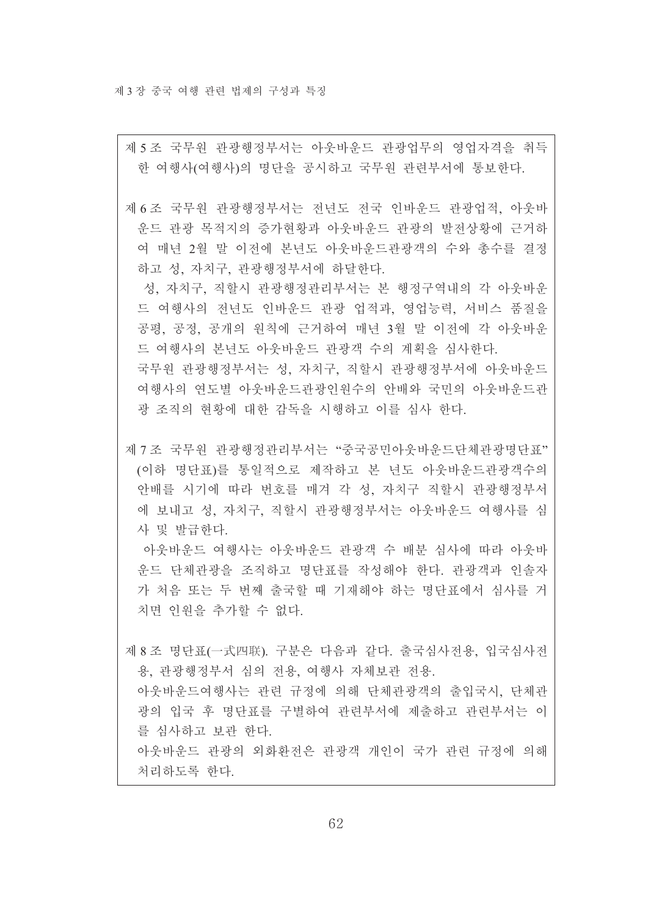제5조 국무원 관광행정부서는 아웃바운드 관광업무의 영업자격을 취득한 여행사(여행사)의 명단을 공시하고 국무원 관련부서에 통보한다.

제6조 국무원 관광행정부서는 전년도 전국 인바운드 관광업적, 아웃바운드 관광 목적지의 증가현황과 아웃바운드 관광의 발전상황에 근거하여 매년 2월 말 이전에 본년도 아웃바운드관광객의 수와 총수를 결정하고 성, 자치구, 관광행정부서에 하달한다.

성, 자치구, 직할시 관광행정관리부서는 본 행정구역내의 각 아웃바운드 여행사의 전년도 인바운드 관광 업적과, 영업능력, 서비스 품질을 공평, 공정, 공개의 원칙에 근거하여 매년 3월 말 이전에 각 아웃바운드 여행사의 본년도 아웃바운드 관광객 수의 계획을 심사한다.

국무원 관광행정부서는 성, 자치구, 직할시 관광행정부서에 아웃바운드 여행사의 연도별 아웃바운드관광인원수의 안배와 국민의 아웃바운드관광 조직의 현황에 대한 감독을 시행하고 이를 심사 한다.

제7조 국무원 관광행정관리부서는 "중국공민아웃바운드단체관광명단표" (이하 명단표)를 통일적으로 제작하고 본 년도 아웃바운드관광객수의 안배를 시기에 따라 번호를 매겨 각 성, 자치구 직할시 관광행정부서에 보내고 성, 자치구, 직할시 관광행정부서는 아웃바운드 여행사를 심사 및 발급한다.

아웃바운드 여행사는 아웃바운드 관광객 수 배분 심사에 따라 아웃바운드 단체관광을 조직하고 명단표를 작성해야 한다. 관광객과 인솔자가 처음 또는 두 번째 출국할 때 기재해야 하는 명단표에서 심사를 거치면 인원을 추가할 수 없다.

제8조 명단표(一式四联). 구분은 다음과 같다. 출국심사전용, 입국심사전용, 관광행정부서 심의 전용, 여행사 자체보관 전용.

아웃바운드여행사는 관련 규정에 의해 단체관광객의 출입국시, 단체관광의 입국 후 명단표를 구별하여 관련부서에 제출하고 관련부서는 이를 심사하고 보관 한다.

아웃바운드 관광의 외화환전은 관광객 개인이 국가 관련 규정에 의해 처리하도록 한다.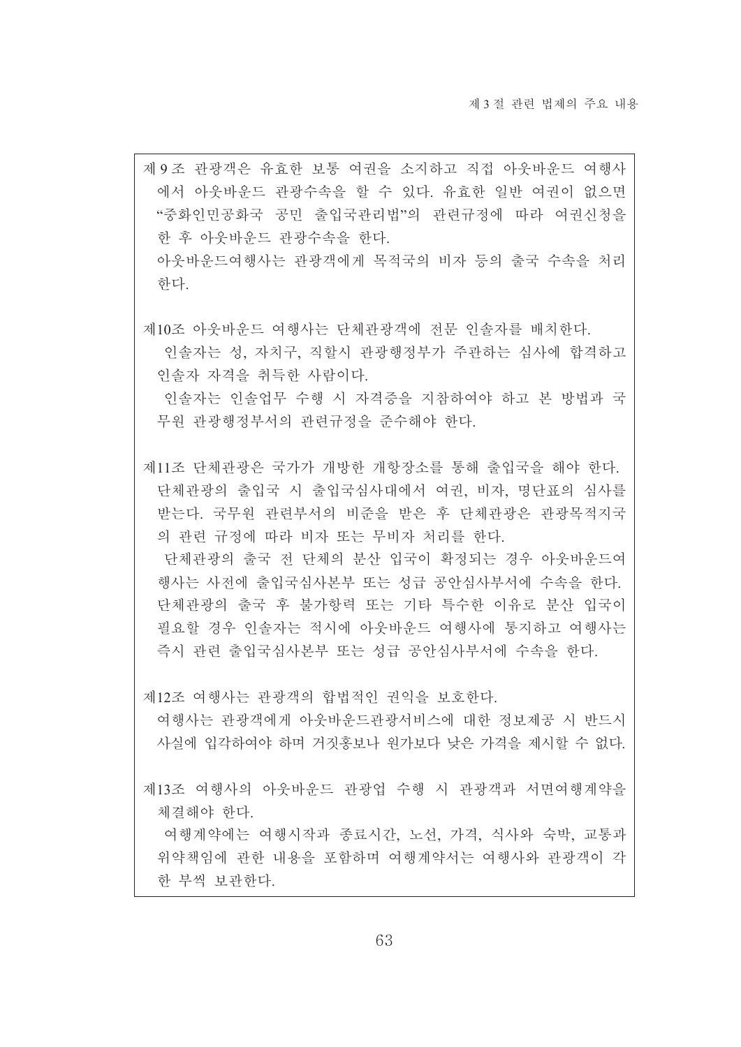제 9 조 관광객은 유효한 보통 여권을 소지하고 직접 아웃바운드 여행사에서 아웃바운드 관광수속을 할 수 있다. 유효한 일반 여권이 없으면 "중화인민공화국 공민 출입국관리법"의 관련규정에 따라 여권신청을 한 후 아웃바운드 관광수속을 한다.

아웃바운드여행사는 관광객에게 목적국의 비자 등의 출국 수속을 처리한다.

제10조 아웃바운드 여행사는 단체관광객에 전문 인솔자를 배치한다.

인솔자는 성, 자치구, 직할시 관광행정부가 주관하는 심사에 합격하고 인솔자 자격을 취득한 사람이다.

인솔자는 인솔업무 수행 시 자격증을 지참하여야 하고 본 방법과 국무원 관광행정부서의 관련규정을 준수해야 한다.

제11조 단체관광은 국가가 개방한 개항장소를 통해 출입국을 해야 한다. 단체관광의 출입국 시 출입국심사대에서 여권, 비자, 명단표의 심사를 받는다. 국무원 관련부서의 비준을 받은 후 단체관광은 관광목적지국의 관련 규정에 따라 비자 또는 무비자 처리를 한다.

단체관광의 출국 전 단체의 분산 입국이 확정되는 경우 아웃바운드여행사는 사전에 출입국심사본부 또는 성급 공안심사부서에 수속을 한다. 단체관광의 출국 후 불가항력 또는 기타 특수한 이유로 분산 입국이 필요할 경우 인솔자는 적시에 아웃바운드 여행사에 통지하고 여행사는 즉시 관련 출입국심사본부 또는 성급 공안심사부서에 수속을 한다.

제12조 여행사는 관광객의 합법적인 권익을 보호한다.

여행사는 관광객에게 아웃바운드관광서비스에 대한 정보제공 시 반드시 사실에 입각하여야 하며 거짓홍보나 원가보다 낮은 가격을 제시할 수 없다.

제13조 여행사의 아웃바운드 관광업 수행 시 관광객과 서면여행계약을 체결해야 한다.

여행계약에는 여행시작과 종료시간, 노선, 가격, 식사와 숙박, 교통과 위약책임에 관한 내용을 포함하며 여행계약서는 여행사와 관광객이 각 한 부씩 보관한다.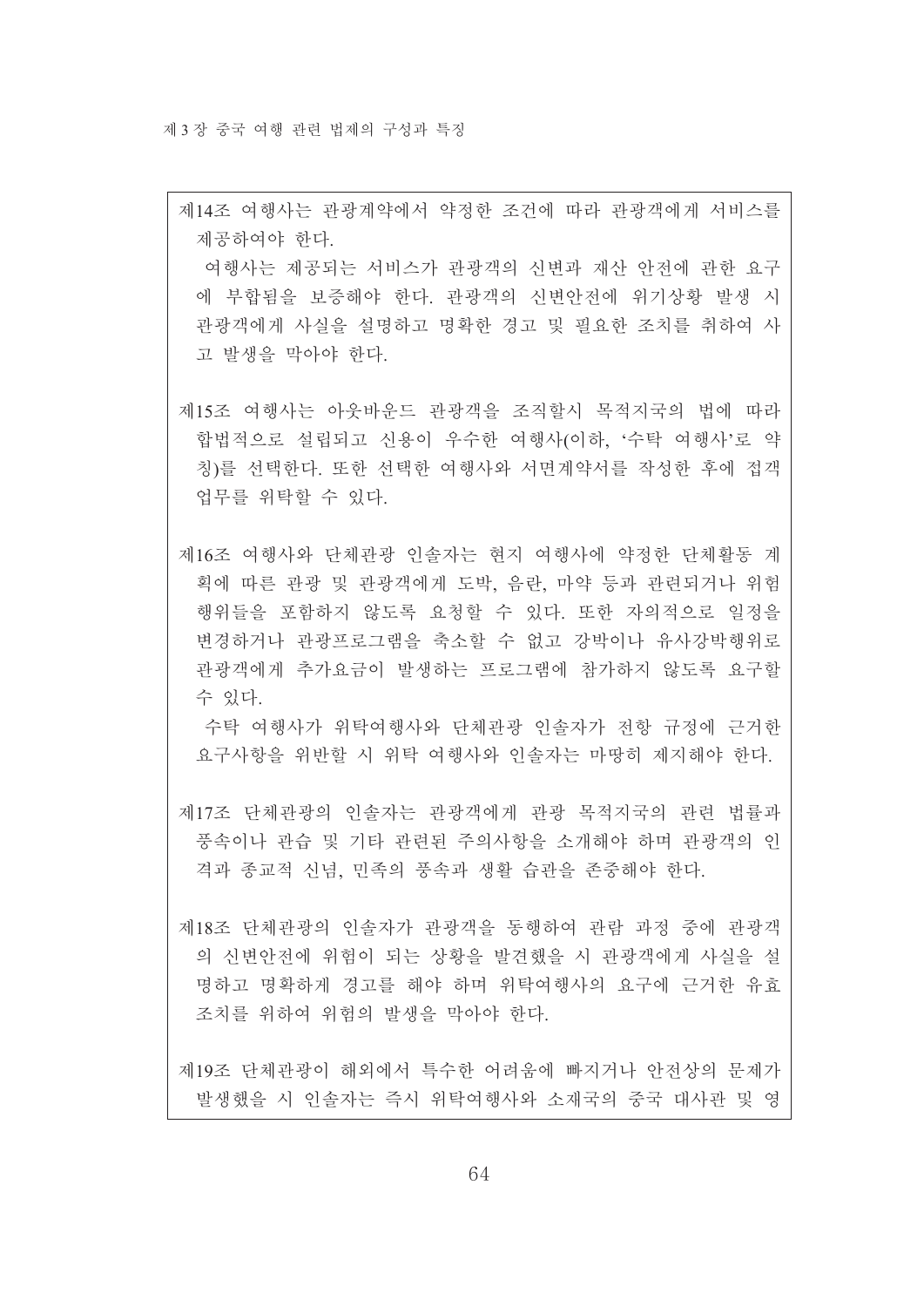제14조 여행사는 관광계약에서 약정한 조건에 따라 관광객에게 서비스를 제공하여야 한다.

여행사는 제공되는 서비스가 관광객의 신변과 재산 안전에 관한 요구에 부합됨을 보증해야 한다. 관광객의 신변안전에 위기상황 발생 시 관광객에게 사실을 설명하고 명확한 경고 및 필요한 조치를 취하여 사고 발생을 막아야 한다.

제15조 여행사는 아웃바운드 관광객을 조직할시 목적지국의 법에 따라 합법적으로 설립되고 신용이 우수한 여행사(이하, '수탁 여행사'로 약칭)를 선택한다. 또한 선택한 여행사와 서면계약서를 작성한 후에 접객 업무를 위탁할 수 있다.

제16조 여행사와 단체관광 인솔자는 현지 여행사에 약정한 단체활동 계획에 따른 관광 및 관광객에게 도박, 음란, 마약 등과 관련되거나 위험 행위들을 포함하지 않도록 요청할 수 있다. 또한 자의적으로 일정을 변경하거나 관광프로그램을 축소할 수 없고 강박이나 유사강박행위로 관광객에게 추가요금이 발생하는 프로그램에 참가하지 않도록 요구할 수 있다.

수탁 여행사가 위탁여행사와 단체관광 인솔자가 전항 규정에 근거한 요구사항을 위반할 시 위탁 여행사와 인솔자는 마땅히 제지해야 한다.

제17조 단체관광의 인솔자는 관광객에게 관광 목적지국의 관련 법률과 풍속이나 관습 및 기타 관련된 주의사항을 소개해야 하며 관광객의 인격과 종교적 신념, 민족의 풍속과 생활 습관을 존중해야 한다.

제18조 단체관광의 인솔자가 관광객을 동행하여 관람 과정 중에 관광객의 신변안전에 위험이 되는 상황을 발견했을 시 관광객에게 사실을 설명하고 명확하게 경고를 해야 하며 위탁여행사의 요구에 근거한 유효조치를 위하여 위험의 발생을 막아야 한다.

제19조 단체관광이 해외에서 특수한 어려움에 빠지거나 안전상의 문제가 발생했을 시 인솔자는 즉시 위탁여행사와 소재국의 중국 대사관 및 영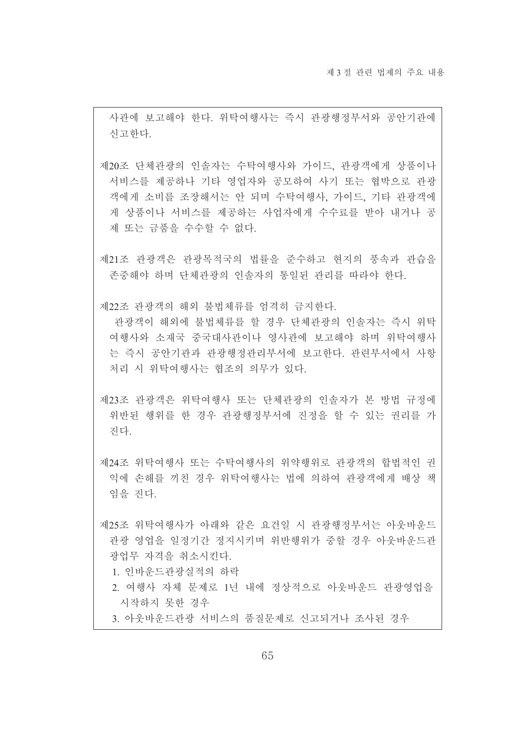사관에 보고해야 한다. 위탁여행사는 즉시 관광행정부서와 공안기관에 신고한다.

제20조 단체관광의 인솔자는 수탁여행사와 가이드, 관광객에게 상품이나 서비스를 제공하나 기타 영업자와 공모하여 사기 또는 협박으로 관광객에게 소비를 조장해서는 안 되며 수탁여행사, 가이드, 기타 관광객에게 상품이나 서비스를 제공하는 사업자에게 수수료를 받아 내거나 공제 또는 금품을 수수할 수 없다.

제21조 관광객은 관광목적국의 법률을 준수하고 현지의 풍속과 관습을 존중해야 하며 단체관광의 인솔자의 통일된 관리를 따라야 한다.

제22조 관광객의 해외 불법체류를 엄격히 금지한다.

관광객이 해외에 불법체류를 할 경우 단체관광의 인솔자는 즉시 위탁여행사와 소재국 중국대사관이나 영사관에 보고해야 하며 위탁여행사는 즉시 공안기관과 관광행정관리부서에 보고한다. 관련부서에서 사항 처리 시 위탁여행사는 협조의 의무가 있다.

제23조 관광객은 위탁여행사 또는 단체관광의 인솔자가 본 방법 규정에 위반된 행위를 한 경우 관광행정부서에 진정을 할 수 있는 권리를 가진다.

제24조 위탁여행사 또는 수탁여행사의 위약행위로 관광객의 합법적인 권익에 손해를 끼친 경우 위탁여행사는 법에 의하여 관광객에게 배상 책임을 진다.

제25조 위탁여행사가 아래와 같은 요건일 시 관광행정부서는 아웃바운드 관광 영업을 일정기간 정지시키며 위반행위가 중할 경우 아웃바운드관광업무 자격을 취소시킨다.

1. 인바운드관광실적의 하락
2. 여행사 자체 문제로 1년 내에 정상적으로 아웃바운드 관광영업을 시작하지 못한 경우
3. 아웃바운드관광 서비스의 품질문제로 신고되거나 조사된 경우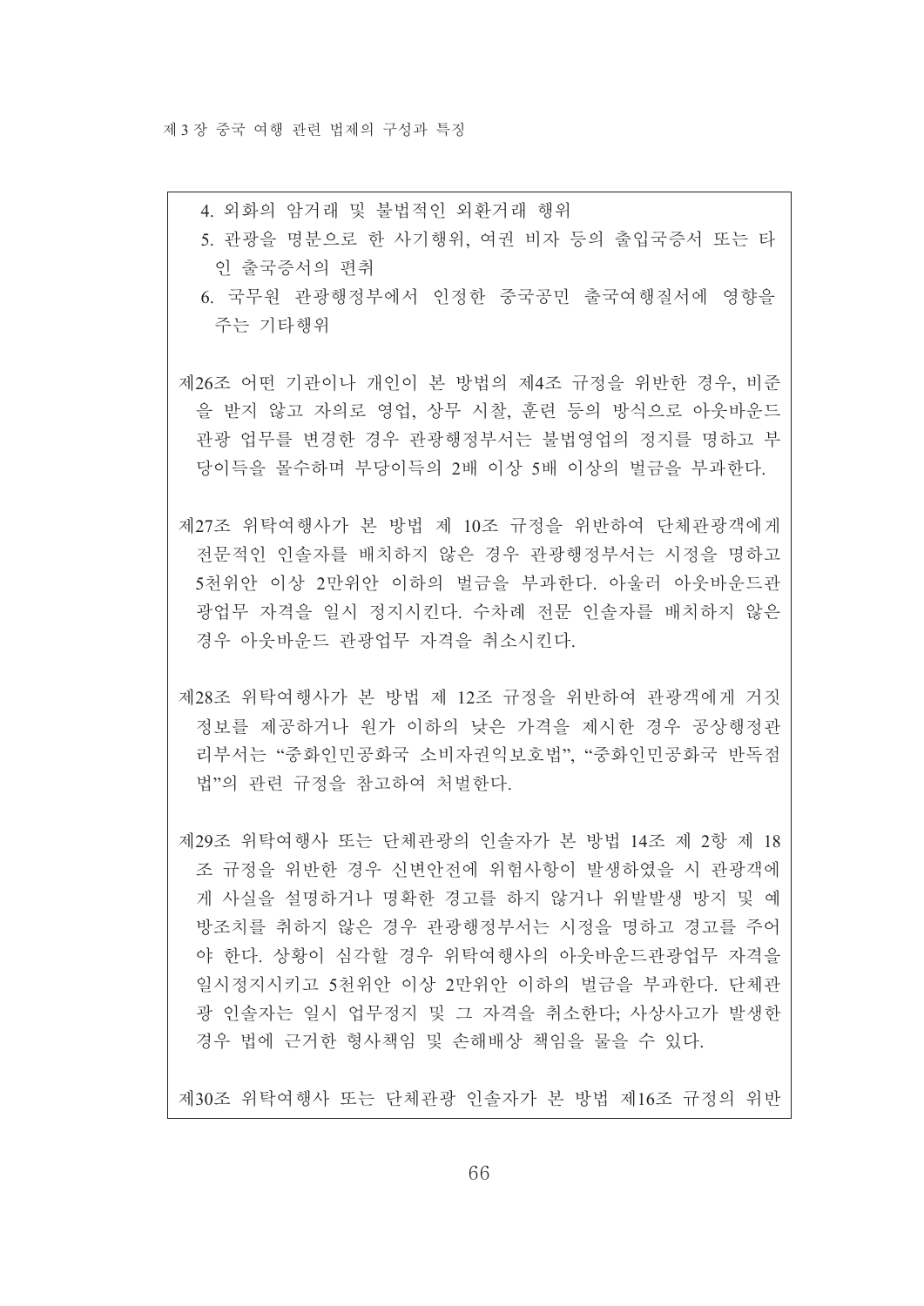4. 외화의 암거래 및 불법적인 외환거래 행위
5. 관광을 명분으로 한 사기행위, 여권 비자 등의 출입국증서 또는 타인 출국증서의 편취
6. 국무원 관광행정부에서 인정한 중국공민 출국여행질서에 영향을 주는 기타행위

제26조 어떤 기관이나 개인이 본 방법의 제4조 규정을 위반한 경우, 비준을 받지 않고 자의로 영업, 상무 시찰, 훈련 등의 방식으로 아웃바운드 관광 업무를 변경한 경우 관광행정부서는 불법영업의 정지를 명하고 부당이득을 몰수하며 부당이득의 2배 이상 5배 이상의 벌금을 부과한다.

제27조 위탁여행사가 본 방법 제 10조 규정을 위반하여 단체관광객에게 전문적인 인솔자를 배치하지 않은 경우 관광행정부서는 시정을 명하고 5천위안 이상 2만위안 이하의 벌금을 부과한다. 아울러 아웃바운드관광업무 자격을 일시 정지시킨다. 수차례 전문 인솔자를 배치하지 않은 경우 아웃바운드 관광업무 자격을 취소시킨다.

제28조 위탁여행사가 본 방법 제 12조 규정을 위반하여 관광객에게 거짓 정보를 제공하거나 원가 이하의 낮은 가격을 제시한 경우 공상행정관리부서는 "중화인민공화국 소비자권익보호법", "중화인민공화국 반독점법"의 관련 규정을 참고하여 처벌한다.

제29조 위탁여행사 또는 단체관광의 인솔자가 본 방법 14조 제 2항 제 18조 규정을 위반한 경우 신변안전에 위험사항이 발생하였을 시 관광객에게 사실을 설명하거나 명확한 경고를 하지 않거나 위발발생 방지 및 예방조치를 취하지 않은 경우 관광행정부서는 시정을 명하고 경고를 주어야 한다. 상황이 심각할 경우 위탁여행사의 아웃바운드관광업무 자격을 일시정지시키고 5천위안 이상 2만위안 이하의 벌금을 부과한다. 단체관광 인솔자는 일시 업무정지 및 그 자격을 취소한다; 사상사고가 발생한 경우 법에 근거한 형사책임 및 손해배상 책임을 물을 수 있다.

제30조 위탁여행사 또는 단체관광 인솔자가 본 방법 제16조 규정의 위반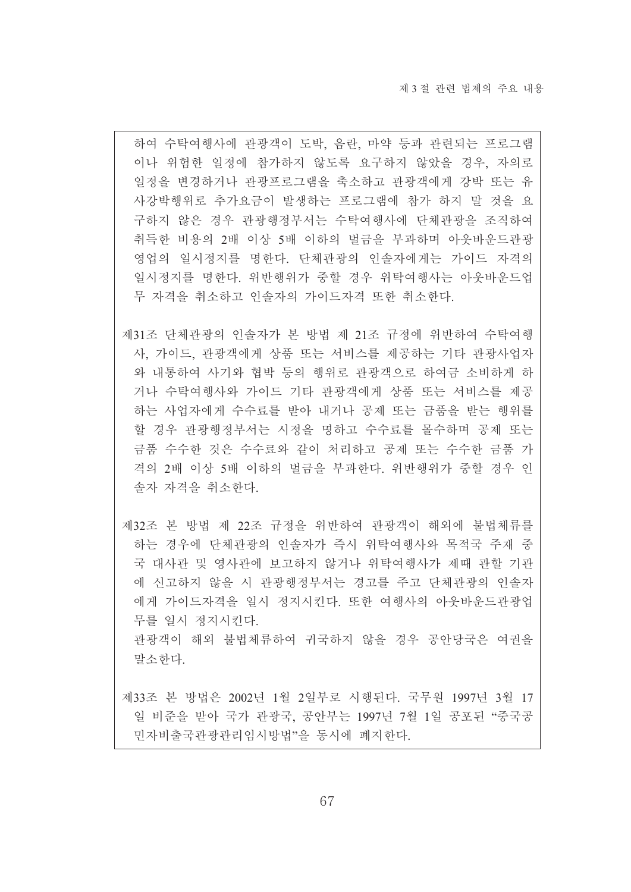하여 수탁여행사에 관광객이 도박, 음란, 마약 등과 관련되는 프로그램이나 위험한 일정에 참가하지 않도록 요구하지 않았을 경우, 자의로 일정을 변경하거나 관광프로그램을 축소하고 관광객에게 강박 또는 유사강박행위로 추가요금이 발생하는 프로그램에 참가 하지 말 것을 요구하지 않은 경우 관광행정부서는 수탁여행사에 단체관광을 조직하여 취득한 비용의 2배 이상 5배 이하의 벌금을 부과하며 아웃바운드관광 영업의 일시정지를 명한다. 단체관광의 인솔자에게는 가이드 자격의 일시정지를 명한다. 위반행위가 중할 경우 위탁여행사는 아웃바운드업무 자격을 취소하고 인솔자의 가이드자격 또한 취소한다.

제31조 단체관광의 인솔자가 본 방법 제 21조 규정에 위반하여 수탁여행사, 가이드, 관광객에게 상품 또는 서비스를 제공하는 기타 관광사업자와 내통하여 사기와 협박 등의 행위로 관광객으로 하여금 소비하게 하거나 수탁여행사와 가이드 기타 관광객에게 상품 또는 서비스를 제공하는 사업자에게 수수료를 받아 내거나 공제 또는 금품을 받는 행위를 할 경우 관광행정부서는 시정을 명하고 수수료를 몰수하며 공제 또는 금품 수수한 것은 수수료와 같이 처리하고 공제 또는 수수한 금품 가격의 2배 이상 5배 이하의 벌금을 부과한다. 위반행위가 중할 경우 인솔자 자격을 취소한다.

제32조 본 방법 제 22조 규정을 위반하여 관광객이 해외에 불법체류를 하는 경우에 단체관광의 인솔자가 즉시 위탁여행사와 목적국 주재 중국 대사관 및 영사관에 보고하지 않거나 위탁여행사가 제때 관할 기관에 신고하지 않을 시 관광행정부서는 경고를 주고 단체관광의 인솔자에게 가이드자격을 일시 정지시킨다. 또한 여행사의 아웃바운드관광업무를 일시 정지시킨다.

관광객이 해외 불법체류하여 귀국하지 않을 경우 공안당국은 여권을 말소한다.

제33조 본 방법은 2002년 1월 2일부로 시행된다. 국무원 1997년 3월 17일 비준을 받아 국가 관광국, 공안부는 1997년 7월 1일 공포된 "중국공민자비출국관광관리임시방법"을 동시에 폐지한다.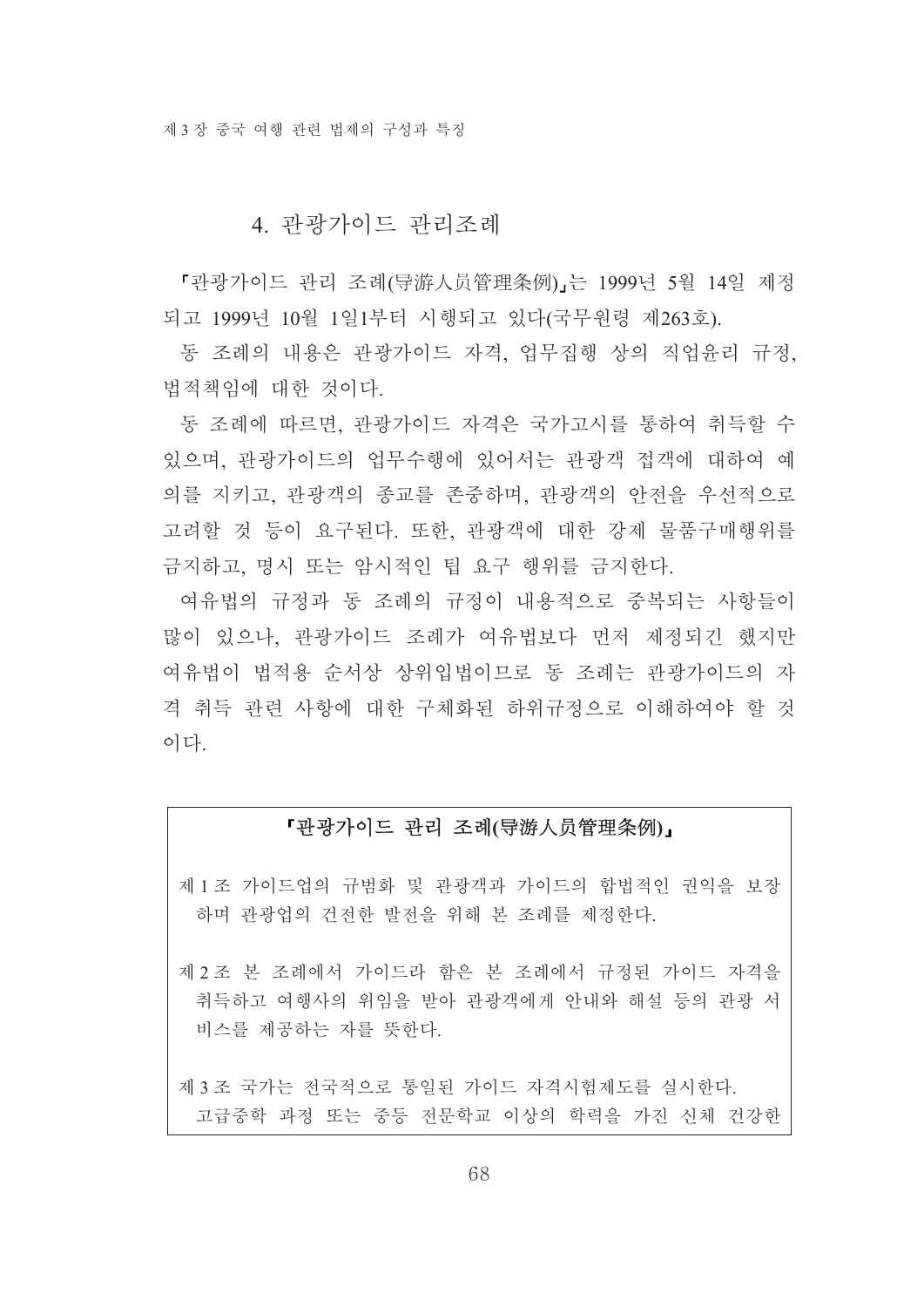## 4. 관광가이드 관리조례

「관광가이드 관리 조례(导游人员管理条例)」는 1999년 5월 14일 제정되고 1999년 10월 1일1부터 시행되고 있다(국무원령 제263호).

동 조례의 내용은 관광가이드 자격, 업무집행 상의 직업윤리 규정, 법적책임에 대한 것이다.

동 조례에 따르면, 관광가이드 자격은 국가고시를 통하여 취득할 수 있으며, 관광가이드의 업무수행에 있어서는 관광객 접객에 대하여 예의를 지키고, 관광객의 종교를 존중하며, 관광객의 안전을 우선적으로 고려할 것 등이 요구된다. 또한, 관광객에 대한 강제 물품구매행위를 금지하고, 명시 또는 암시적인 팁 요구 행위를 금지한다.

여유법의 규정과 동 조례의 규정이 내용적으로 중복되는 사항들이 많이 있으나, 관광가이드 조례가 여유법보다 먼저 제정되긴 했지만 여유법이 법적용 순서상 상위입법이므로 동 조례는 관광가이드의 자격 취득 관련 사항에 대한 구체화된 하위규정으로 이해하여야 할 것이다.

**「관광가이드 관리 조례(导游人员管理条例)」**

제1조 가이드업의 규범화 및 관광객과 가이드의 합법적인 권익을 보장하며 관광업의 건전한 발전을 위해 본 조례를 제정한다.

제2조 본 조례에서 가이드라 함은 본 조례에서 규정된 가이드 자격을 취득하고 여행사의 위임을 받아 관광객에게 안내와 해설 등의 관광 서비스를 제공하는 자를 뜻한다.

제3조 국가는 전국적으로 통일된 가이드 자격시험제도를 실시한다.
고급중학 과정 또는 중등 전문학교 이상의 학력을 가진 신체 건강한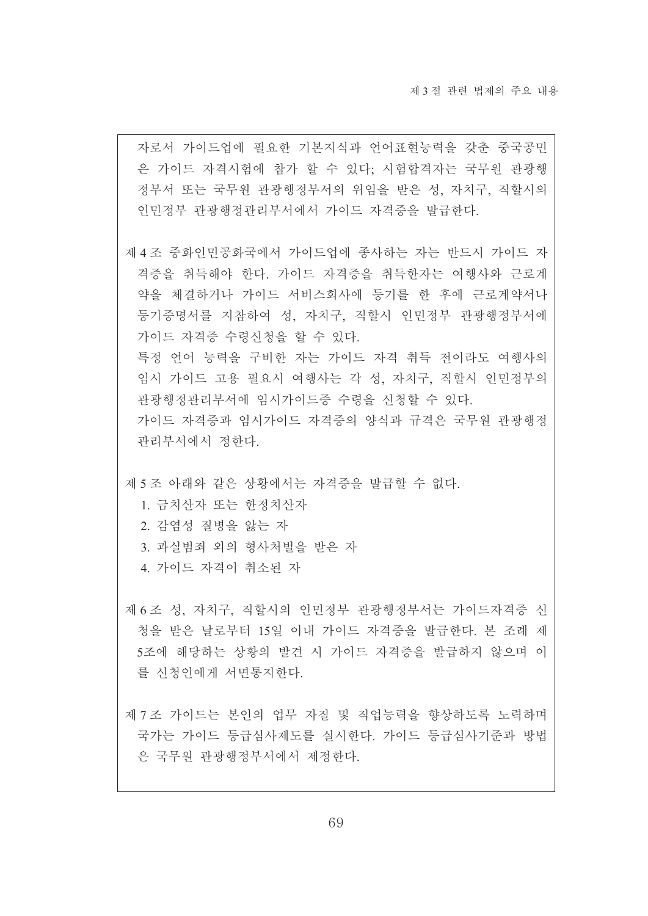자로서 가이드업에 필요한 기본지식과 언어표현능력을 갖춘 중국공민은 가이드 자격시험에 참가 할 수 있다; 시험합격자는 국무원 관광행정부서 또는 국무원 관광행정부서의 위임을 받은 성, 자치구, 직할시의 인민정부 관광행정관리부서에서 가이드 자격증을 발급한다.

제 4 조 중화인민공화국에서 가이드업에 종사하는 자는 반드시 가이드 자격증을 취득해야 한다. 가이드 자격증을 취득한자는 여행사와 근로계약을 체결하거나 가이드 서비스회사에 등기를 한 후에 근로계약서나 등기증명서를 지참하여 성, 자치구, 직할시 인민정부 관광행정부서에 가이드 자격증 수령신청을 할 수 있다.
특정 언어 능력을 구비한 자는 가이드 자격 취득 전이라도 여행사의 임시 가이드 고용 필요시 여행사는 각 성, 자치구, 직할시 인민정부의 관광행정관리부서에 임시가이드증 수령을 신청할 수 있다.
가이드 자격증과 임시가이드 자격증의 양식과 규격은 국무원 관광행정관리부서에서 정한다.

제 5 조 아래와 같은 상황에서는 자격증을 발급할 수 없다.

1. 금치산자 또는 한정치산자
2. 감염성 질병을 앓는 자
3. 과실범죄 외의 형사처벌을 받은 자
4. 가이드 자격이 취소된 자

제 6 조 성, 자치구, 직할시의 인민정부 관광행정부서는 가이드자격증 신청을 받은 날로부터 15일 이내 가이드 자격증을 발급한다. 본 조례 제5조에 해당하는 상황의 발견 시 가이드 자격증을 발급하지 않으며 이를 신청인에게 서면통지한다.

제 7 조 가이드는 본인의 업무 자질 및 직업능력을 향상하도록 노력하며 국가는 가이드 등급심사제도를 실시한다. 가이드 등급심사기준과 방법은 국무원 관광행정부서에서 제정한다.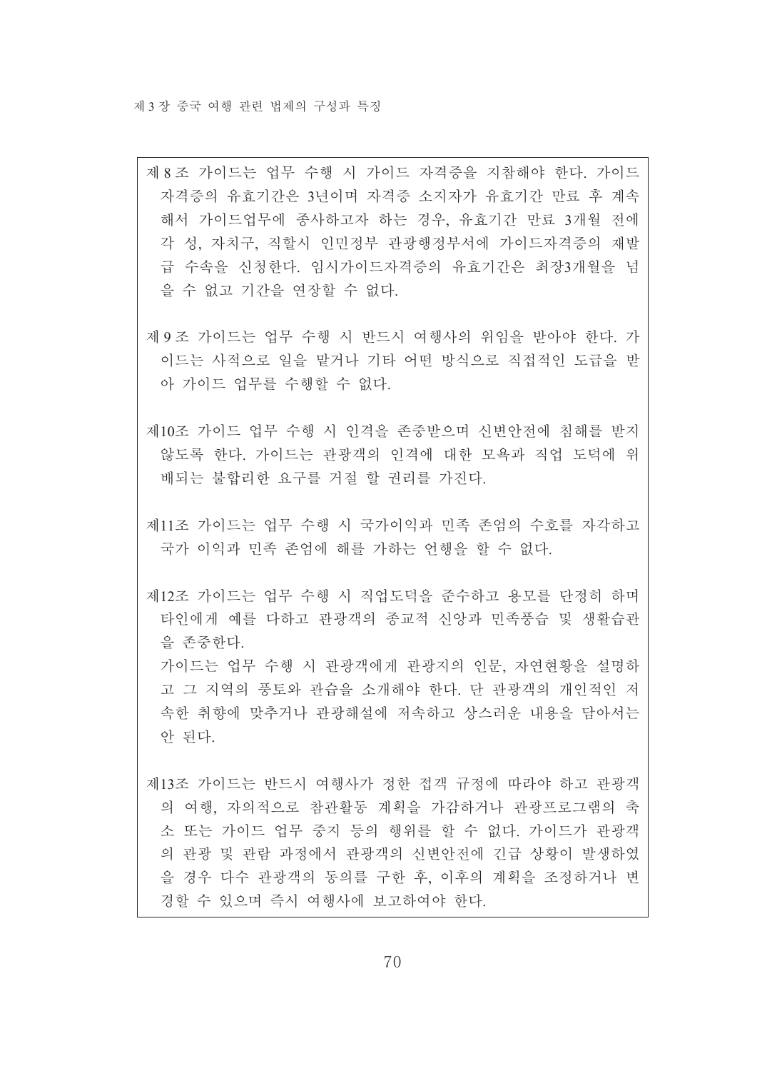제8조 가이드는 업무 수행 시 가이드 자격증을 지참해야 한다. 가이드 자격증의 유효기간은 3년이며 자격증 소지자가 유효기간 만료 후 계속해서 가이드업무에 종사하고자 하는 경우, 유효기간 만료 3개월 전에 각 성, 자치구, 직할시 인민정부 관광행정부서에 가이드자격증의 재발급 수속을 신청한다. 임시가이드자격증의 유효기간은 최장3개월을 넘을 수 없고 기간을 연장할 수 없다.

제9조 가이드는 업무 수행 시 반드시 여행사의 위임을 받아야 한다. 가이드는 사적으로 일을 맡거나 기타 어떤 방식으로 직접적인 도급을 받아 가이드 업무를 수행할 수 없다.

제10조 가이드 업무 수행 시 인격을 존중받으며 신변안전에 침해를 받지 않도록 한다. 가이드는 관광객의 인격에 대한 모욕과 직업 도덕에 위배되는 불합리한 요구를 거절 할 권리를 가진다.

제11조 가이드는 업무 수행 시 국가이익과 민족 존엄의 수호를 자각하고 국가 이익과 민족 존엄에 해를 가하는 언행을 할 수 없다.

제12조 가이드는 업무 수행 시 직업도덕을 준수하고 용모를 단정히 하며 타인에게 예를 다하고 관광객의 종교적 신앙과 민족풍습 및 생활습관을 존중한다.

가이드는 업무 수행 시 관광객에게 관광지의 인문, 자연현황을 설명하고 그 지역의 풍토와 관습을 소개해야 한다. 단 관광객의 개인적인 저속한 취향에 맞추거나 관광해설에 저속하고 상스러운 내용을 담아서는 안 된다.

제13조 가이드는 반드시 여행사가 정한 접객 규정에 따라야 하고 관광객의 여행, 자의적으로 참관활동 계획을 가감하거나 관광프로그램의 축소 또는 가이드 업무 중지 등의 행위를 할 수 없다. 가이드가 관광객의 관광 및 관람 과정에서 관광객의 신변안전에 긴급 상황이 발생하였을 경우 다수 관광객의 동의를 구한 후, 이후의 계획을 조정하거나 변경할 수 있으며 즉시 여행사에 보고하여야 한다.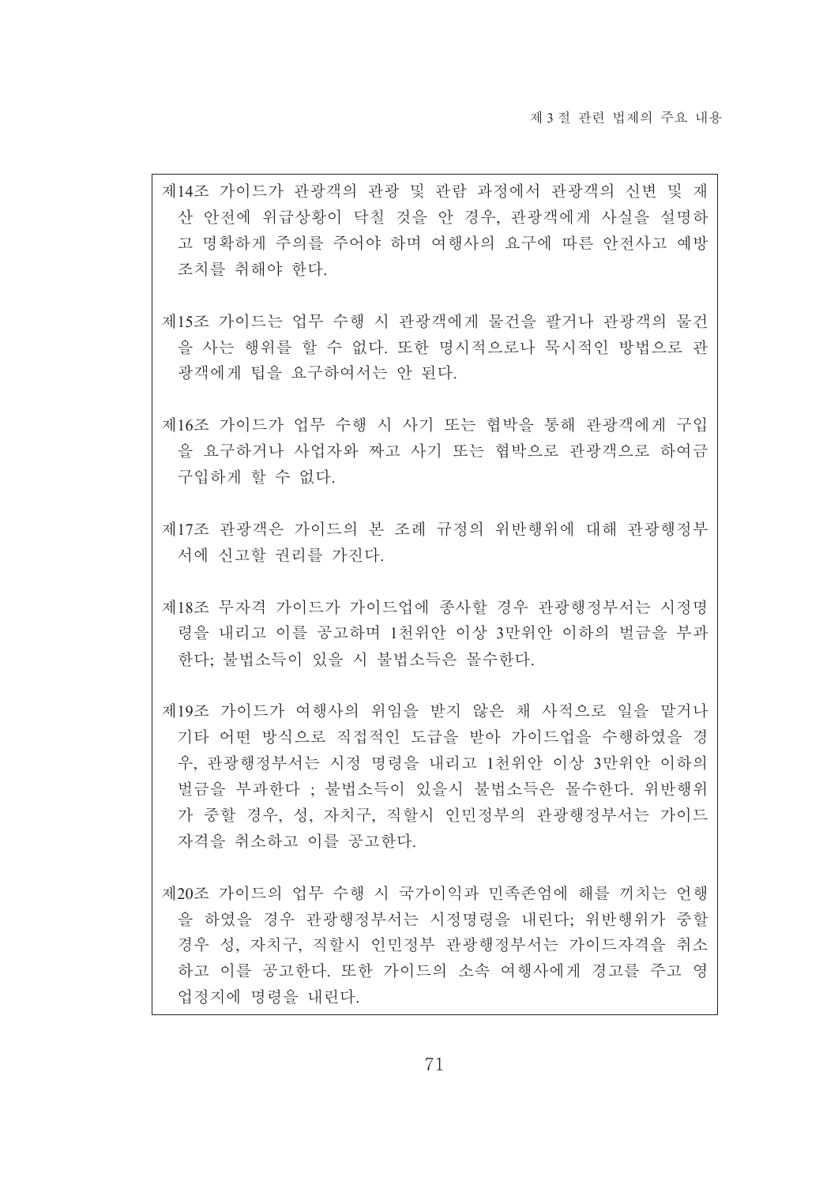제14조 가이드가 관광객의 관광 및 관람 과정에서 관광객의 신변 및 재산 안전에 위급상황이 닥칠 것을 안 경우, 관광객에게 사실을 설명하고 명확하게 주의를 주어야 하며 여행사의 요구에 따른 안전사고 예방 조치를 취해야 한다.

제15조 가이드는 업무 수행 시 관광객에게 물건을 팔거나 관광객의 물건을 사는 행위를 할 수 없다. 또한 명시적으로나 묵시적인 방법으로 관광객에게 팁을 요구하여서는 안 된다.

제16조 가이드가 업무 수행 시 사기 또는 협박을 통해 관광객에게 구입을 요구하거나 사업자와 짜고 사기 또는 협박으로 관광객으로 하여금 구입하게 할 수 없다.

제17조 관광객은 가이드의 본 조례 규정의 위반행위에 대해 관광행정부서에 신고할 권리를 가진다.

제18조 무자격 가이드가 가이드업에 종사할 경우 관광행정부서는 시정명령을 내리고 이를 공고하며 1천위안 이상 3만위안 이하의 벌금을 부과한다; 불법소득이 있을 시 불법소득은 몰수한다.

제19조 가이드가 여행사의 위임을 받지 않은 채 사적으로 일을 맡거나 기타 어떤 방식으로 직접적인 도급을 받아 가이드업을 수행하였을 경우, 관광행정부서는 시정 명령을 내리고 1천위안 이상 3만위안 이하의 벌금을 부과한다 ; 불법소득이 있을시 불법소득은 몰수한다. 위반행위가 중할 경우, 성, 자치구, 직할시 인민정부의 관광행정부서는 가이드 자격을 취소하고 이를 공고한다.

제20조 가이드의 업무 수행 시 국가이익과 민족존엄에 해를 끼치는 언행을 하였을 경우 관광행정부서는 시정명령을 내린다; 위반행위가 중할 경우 성, 자치구, 직할시 인민정부 관광행정부서는 가이드자격을 취소하고 이를 공고한다. 또한 가이드의 소속 여행사에게 경고를 주고 영업정지에 명령을 내린다.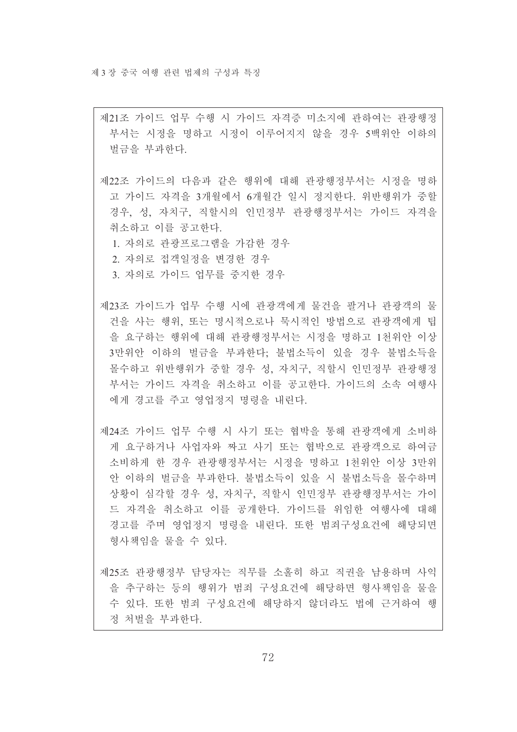제21조 가이드 업무 수행 시 가이드 자격증 미소지에 관하여는 관광행정부서는 시정을 명하고 시정이 이루어지지 않을 경우 5백위안 이하의 벌금을 부과한다.

제22조 가이드의 다음과 같은 행위에 대해 관광행정부서는 시정을 명하고 가이드 자격을 3개월에서 6개월간 일시 정지한다. 위반행위가 중할 경우, 성, 자치구, 직할시의 인민정부 관광행정부서는 가이드 자격을 취소하고 이를 공고한다.

1. 자의로 관광프로그램을 가감한 경우
2. 자의로 접객일정을 변경한 경우
3. 자의로 가이드 업무를 중지한 경우

제23조 가이드가 업무 수행 시에 관광객에게 물건을 팔거나 관광객의 물건을 사는 행위, 또는 명시적으로나 묵시적인 방법으로 관광객에게 팁을 요구하는 행위에 대해 관광행정부서는 시정을 명하고 1천위안 이상 3만위안 이하의 벌금을 부과한다; 불법소득이 있을 경우 불법소득을 몰수하고 위반행위가 중할 경우 성, 자치구, 직할시 인민정부 관광행정부서는 가이드 자격을 취소하고 이를 공고한다. 가이드의 소속 여행사에게 경고를 주고 영업정지 명령을 내린다.

제24조 가이드 업무 수행 시 사기 또는 협박을 통해 관광객에게 소비하게 요구하거나 사업자와 짜고 사기 또는 협박으로 관광객으로 하여금 소비하게 한 경우 관광행정부서는 시정을 명하고 1천위안 이상 3만위안 이하의 벌금을 부과한다. 불법소득이 있을 시 불법소득을 몰수하며 상황이 심각할 경우 성, 자치구, 직할시 인민정부 관광행정부서는 가이드 자격을 취소하고 이를 공개한다. 가이드를 위임한 여행사에 대해 경고를 주며 영업정지 명령을 내린다. 또한 범죄구성요건에 해당되면 형사책임을 물을 수 있다.

제25조 관광행정부 담당자는 직무를 소홀히 하고 직권을 남용하며 사익을 추구하는 등의 행위가 범죄 구성요건에 해당하면 형사책임을 물을 수 있다. 또한 범죄 구성요건에 해당하지 않더라도 법에 근거하여 행정 처벌을 부과한다.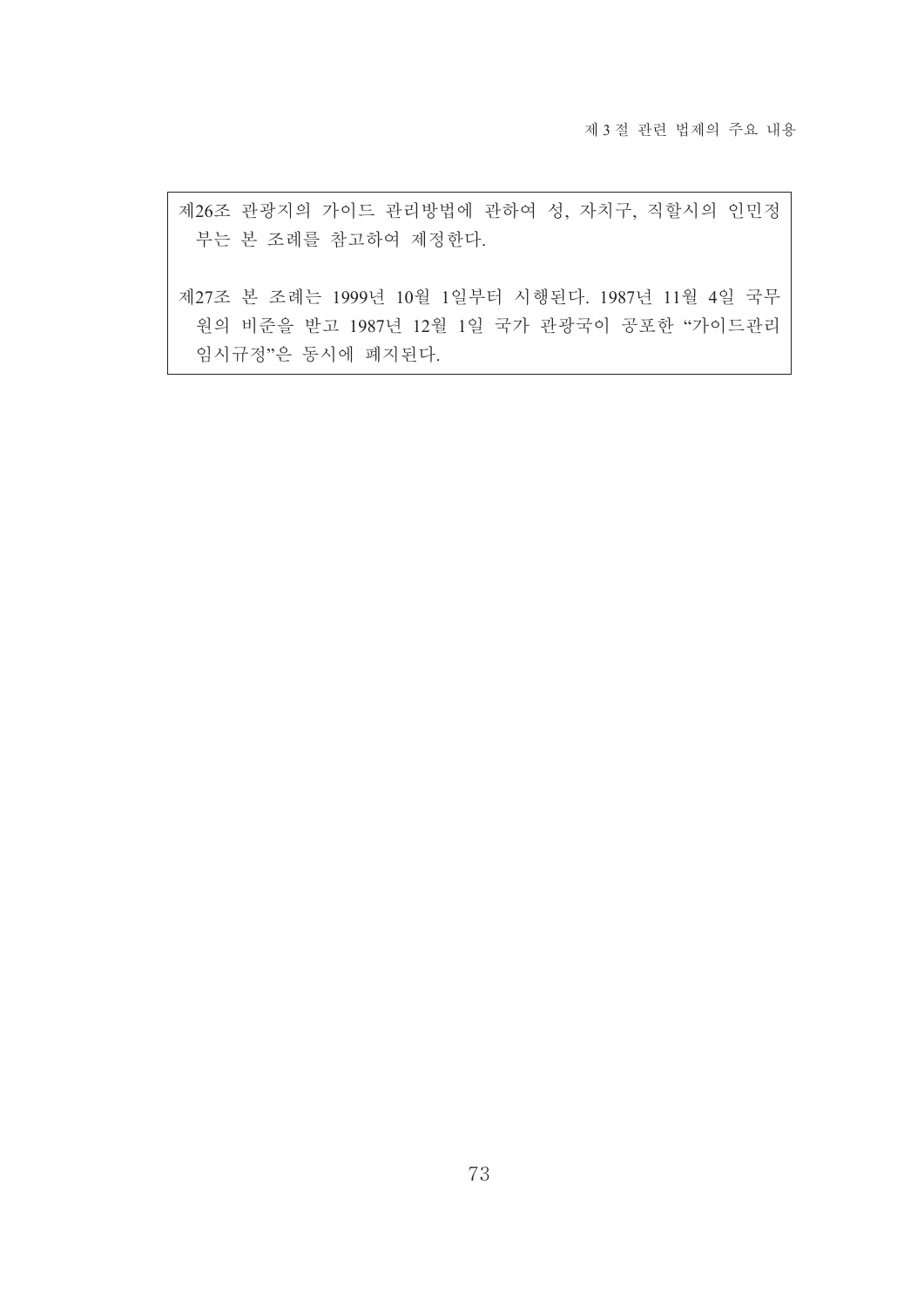제26조 관광지의 가이드 관리방법에 관하여 성, 자치구, 직할시의 인민정부는 본 조례를 참고하여 제정한다.

제27조 본 조례는 1999년 10월 1일부터 시행된다. 1987년 11월 4일 국무원의 비준을 받고 1987년 12월 1일 국가 관광국이 공포한 "가이드관리 임시규정"은 동시에 폐지된다.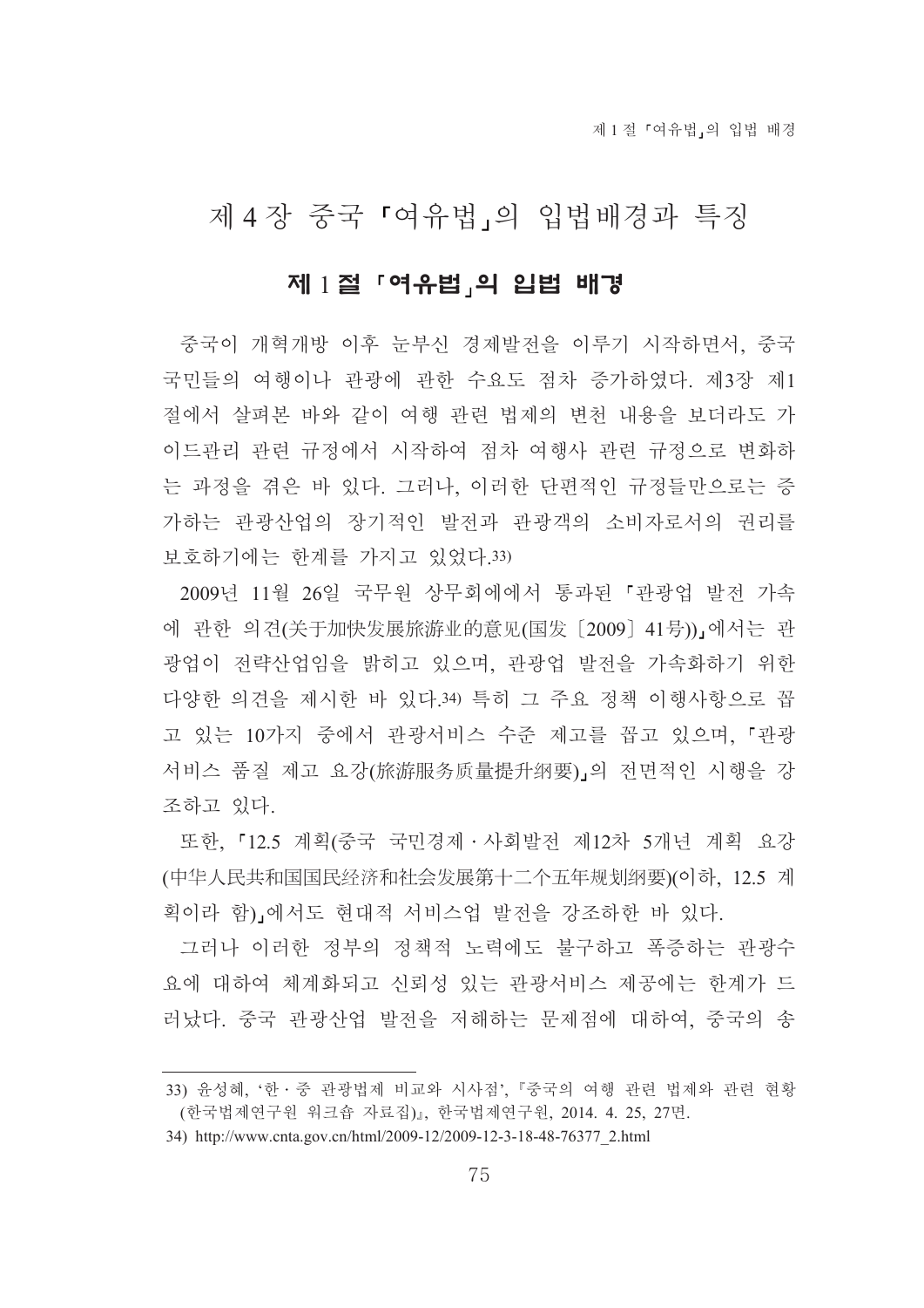# 제 4 장 중국 「여유법」의 입법배경과 특징

## 제 1 절 「여유법」의 입법 배경

중국이 개혁개방 이후 눈부신 경제발전을 이루기 시작하면서, 중국 국민들의 여행이나 관광에 관한 수요도 점차 증가하였다. 제3장 제1절에서 살펴본 바와 같이 여행 관련 법제의 변천 내용을 보더라도 가이드관리 관련 규정에서 시작하여 점차 여행사 관련 규정으로 변화하는 과정을 겪은 바 있다. 그러나, 이러한 단편적인 규정들만으로는 증가하는 관광산업의 장기적인 발전과 관광객의 소비자로서의 권리를 보호하기에는 한계를 가지고 있었다.[33]

2009년 11월 26일 국무원 상무회에서 통과된 「관광업 발전 가속에 관한 의견(关于加快发展旅游业的意见(国发〔2009〕41号))」에서는 관광업이 전략산업임을 밝히고 있으며, 관광업 발전을 가속화하기 위한 다양한 의견을 제시한 바 있다.[34] 특히 그 주요 정책 이행사항으로 꼽고 있는 10가지 중에서 관광서비스 수준 제고를 꼽고 있으며, 「관광서비스 품질 제고 요강(旅游服务质量提升纲要)」의 전면적인 시행을 강조하고 있다.

또한, 「12.5 계획(중국 국민경제·사회발전 제12차 5개년 계획 요강(中华人民共和国国民经济和社会发展第十二个五年规划纲要)(이하, 12.5 계획이라 함)」에서도 현대적 서비스업 발전을 강조한 바 있다.

그러나 이러한 정부의 정책적 노력에도 불구하고 폭증하는 관광수요에 대하여 체계화되고 신뢰성 있는 관광서비스 제공에는 한계가 드러났다. 중국 관광산업 발전을 저해하는 문제점에 대하여, 중국의 송

---

33) 윤성혜, '한·중 관광법제 비교와 시사점', 『중국의 여행 관련 법제와 관련 현황(한국법제연구원 워크숍 자료집)』, 한국법제연구원, 2014. 4. 25, 27면.

34) http://www.cnta.gov.cn/html/2009-12/2009-12-3-18-48-76377_2.html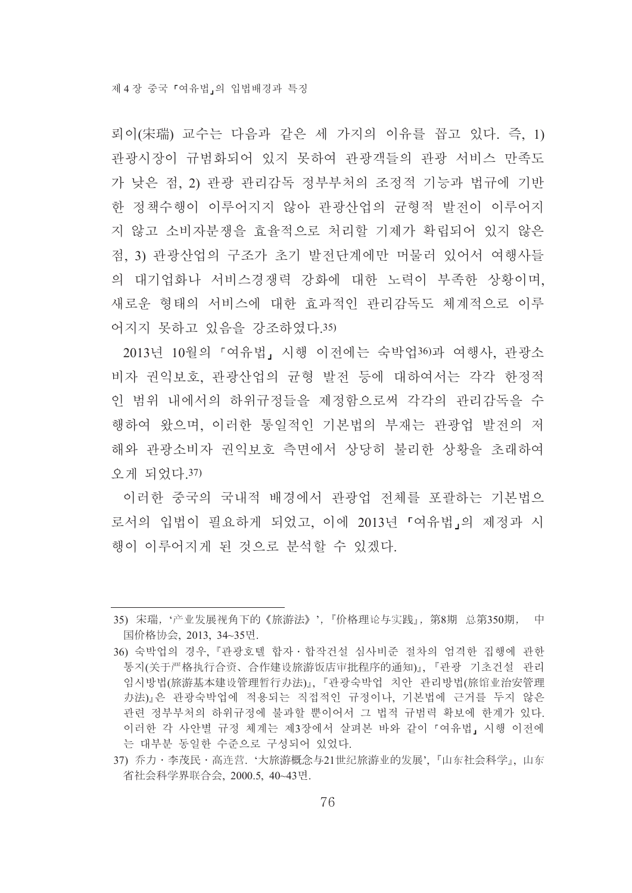뢰이(宋瑞) 교수는 다음과 같은 세 가지의 이유를 꼽고 있다. 즉, 1) 관광시장이 규범화되어 있지 못하여 관광객들의 관광 서비스 만족도가 낮은 점, 2) 관광 관리감독 정부부처의 조정적 기능과 법규에 기반한 정책수행이 이루어지지 않아 관광산업의 균형적 발전이 이루어지지 않고 소비자분쟁을 효율적으로 처리할 기제가 확립되어 있지 않은 점, 3) 관광산업의 구조가 초기 발전단계에만 머물러 있어서 여행사들의 대기업화나 서비스경쟁력 강화에 대한 노력이 부족한 상황이며, 새로운 형태의 서비스에 대한 효과적인 관리감독도 체계적으로 이루어지지 못하고 있음을 강조하였다.[35)]

2013년 10월의 「여유법」 시행 이전에는 숙박업[36)]과 여행사, 관광소비자 권익보호, 관광산업의 균형 발전 등에 대하여서는 각각 한정적인 범위 내에서의 하위규정들을 제정함으로써 각각의 관리감독을 수행하여 왔으며, 이러한 통일적인 기본법의 부재는 관광업 발전의 저해와 관광소비자 권익보호 측면에서 상당히 불리한 상황을 초래하여 오게 되었다.[37)]

이러한 중국의 국내적 배경에서 관광업 전체를 포괄하는 기본법으로서의 입법이 필요하게 되었고, 이에 2013년 「여유법」의 제정과 시행이 이루어지게 된 것으로 분석할 수 있겠다.

---

35) 宋瑞, '产业发展视角下的《旅游法》', 『价格理论与实践』, 第8期 总第350期, 中国价格协会, 2013, 34~35면.

36) 숙박업의 경우, 『관광호텔 합자·합작건설 심사비준 절차의 엄격한 집행에 관한 통지(关于严格执行合资、合作建设旅游饭店审批程序的通知)』, 『관광 기초건설 관리 임시방법(旅游基本建设管理暂行办法)』, 『관광숙박업 치안 관리방법(旅馆业治安管理办法)』은 관광숙박업에 적용되는 직접적인 규정이나, 기본법에 근거를 두지 않은 관련 정부부처의 하위규정에 불과할 뿐이어서 그 법적 규범력 확보에 한계가 있다. 이러한 각 사안별 규정 체계는 제3장에서 살펴본 바와 같이 「여유법」 시행 이전에는 대부분 동일한 수준으로 구성되어 있었다.

37) 乔力·李茂民·高连营. '大旅游概念与21世纪旅游业的发展', 『山东社会科学』, 山东省社会科学界联合会, 2000.5, 40~43면.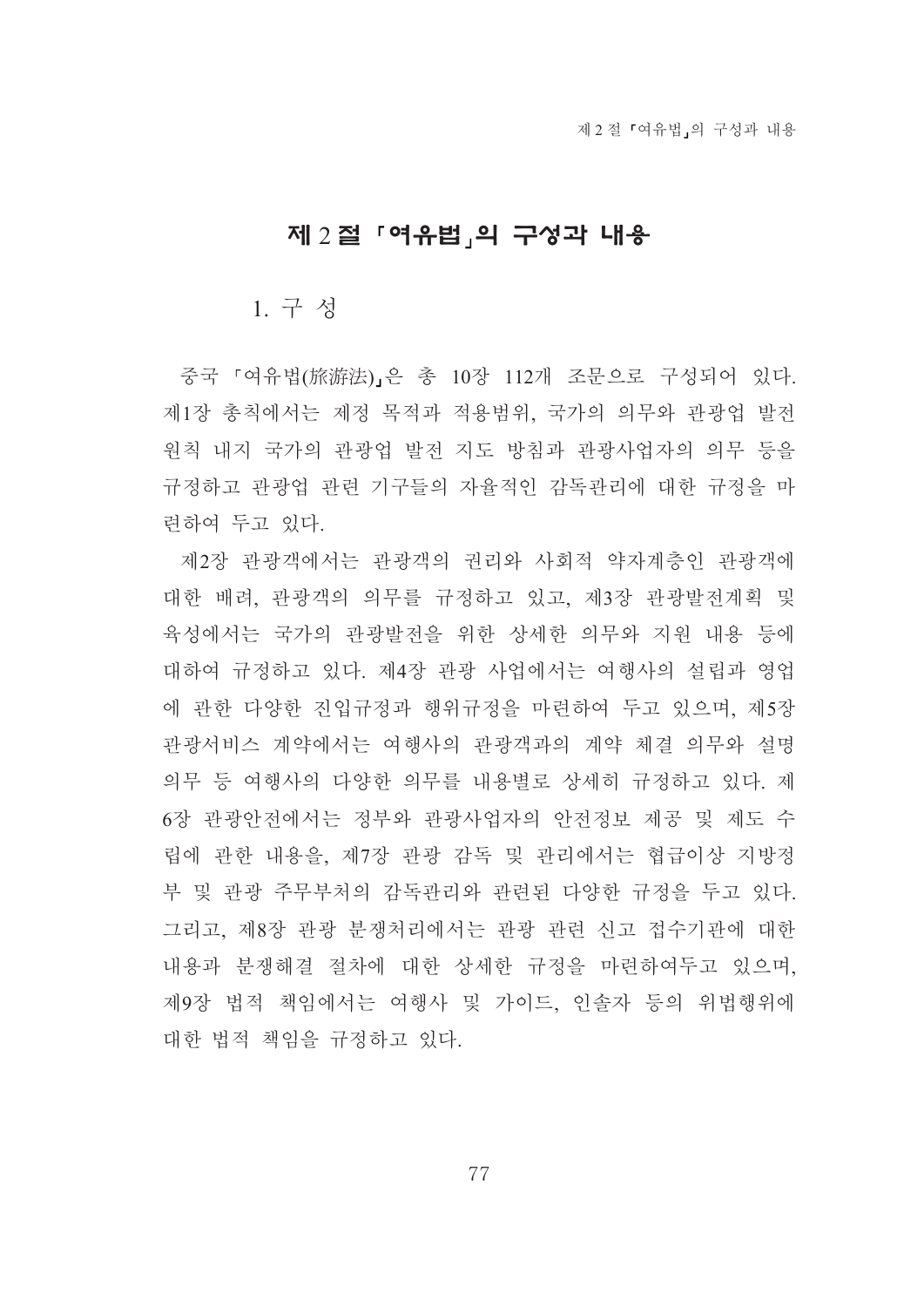## 제 2 절 「여유법」의 구성과 내용

### 1. 구 성

중국 「여유법(旅游法)」은 총 10장 112개 조문으로 구성되어 있다. 제1장 총칙에서는 제정 목적과 적용범위, 국가의 의무와 관광업 발전 원칙 내지 국가의 관광업 발전 지도 방침과 관광사업자의 의무 등을 규정하고 관광업 관련 기구들의 자율적인 감독관리에 대한 규정을 마련하여 두고 있다.

제2장 관광객에서는 관광객의 권리와 사회적 약자계층인 관광객에 대한 배려, 관광객의 의무를 규정하고 있고, 제3장 관광발전계획 및 육성에서는 국가의 관광발전을 위한 상세한 의무와 지원 내용 등에 대하여 규정하고 있다. 제4장 관광 사업에서는 여행사의 설립과 영업에 관한 다양한 진입규정과 행위규정을 마련하여 두고 있으며, 제5장 관광서비스 계약에서는 여행사의 관광객과의 계약 체결 의무와 설명 의무 등 여행사의 다양한 의무를 내용별로 상세히 규정하고 있다. 제6장 관광안전에서는 정부와 관광사업자의 안전정보 제공 및 제도 수립에 관한 내용을, 제7장 관광 감독 및 관리에서는 협급이상 지방정부 및 관광 주무부처의 감독관리와 관련된 다양한 규정을 두고 있다. 그리고, 제8장 관광 분쟁처리에서는 관광 관련 신고 접수기관에 대한 내용과 분쟁해결 절차에 대한 상세한 규정을 마련하여두고 있으며, 제9장 법적 책임에서는 여행사 및 가이드, 인솔자 등의 위법행위에 대한 법적 책임을 규정하고 있다.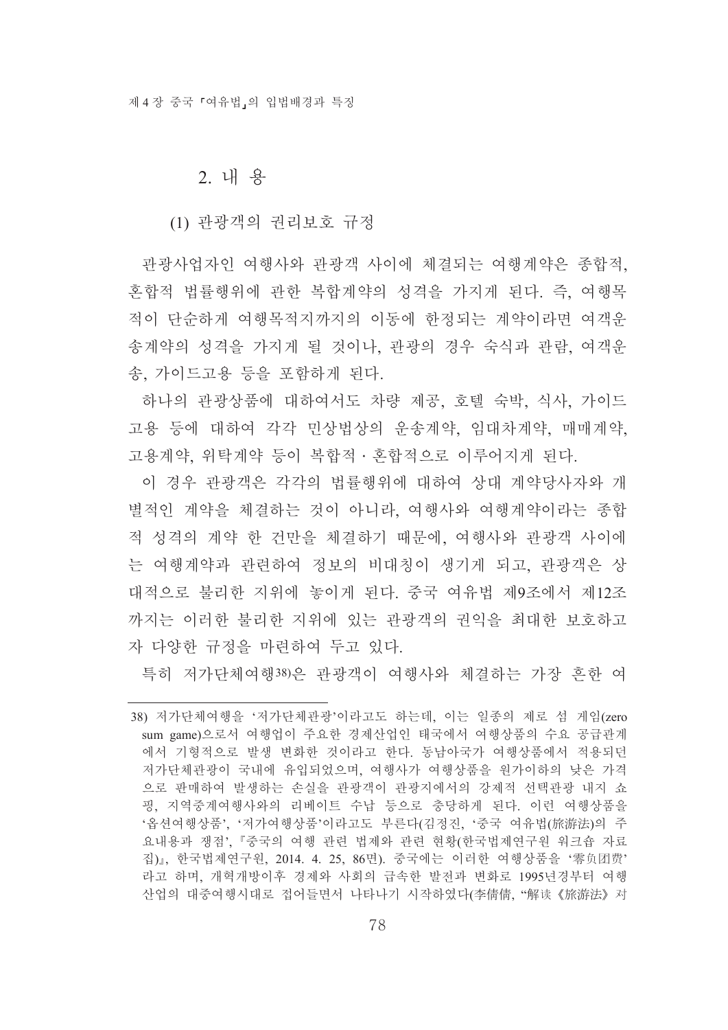## 2. 내 용

### (1) 관광객의 권리보호 규정

관광사업자인 여행사와 관광객 사이에 체결되는 여행계약은 종합적, 혼합적 법률행위에 관한 복합계약의 성격을 가지게 된다. 즉, 여행목적이 단순하게 여행목적지까지의 이동에 한정되는 계약이라면 여객운송계약의 성격을 가지게 될 것이나, 관광의 경우 숙식과 관람, 여객운송, 가이드고용 등을 포함하게 된다.

하나의 관광상품에 대하여서도 차량 제공, 호텔 숙박, 식사, 가이드 고용 등에 대하여 각각 민상법상의 운송계약, 임대차계약, 매매계약, 고용계약, 위탁계약 등이 복합적·혼합적으로 이루어지게 된다.

이 경우 관광객은 각각의 법률행위에 대하여 상대 계약당사자와 개별적인 계약을 체결하는 것이 아니라, 여행사와 여행계약이라는 종합적 성격의 계약 한 건만을 체결하기 때문에, 여행사와 관광객 사이에는 여행계약과 관련하여 정보의 비대칭이 생기게 되고, 관광객은 상대적으로 불리한 지위에 놓이게 된다. 중국 여유법 제9조에서 제12조까지는 이러한 불리한 지위에 있는 관광객의 권익을 최대한 보호하고자 다양한 규정을 마련하여 두고 있다.

특히 저가단체여행[38]은 관광객이 여행사와 체결하는 가장 흔한 여

---

38) 저가단체여행을 '저가단체관광'이라고도 하는데, 이는 일종의 제로 섬 게임(zero sum game)으로서 여행업이 주요한 경제산업인 태국에서 여행상품의 수요 공급관계에서 기형적으로 발생 변화한 것이라고 한다. 동남아국가 여행상품에서 적용되던 저가단체관광이 국내에 유입되었으며, 여행사가 여행상품을 원가이하의 낮은 가격으로 판매하여 발생하는 손실을 관광객이 관광지에서의 강제적 선택관광 내지 쇼핑, 지역중계여행사와의 리베이트 수납 등으로 충당하게 된다. 이런 여행상품을 '옵션여행상품', '저가여행상품'이라고도 부른다(김정진, '중국 여유법(旅游法)의 주요내용과 쟁점', 『중국의 여행 관련 법제와 관련 현황(한국법제연구원 워크숍 자료집)』, 한국법제연구원, 2014. 4. 25, 86면). 중국에는 이러한 여행상품을 '零负团费'라고 하며, 개혁개방이후 경제와 사회의 급속한 발전과 변화로 1995년경부터 여행산업의 대중여행시대로 접어들면서 나타나기 시작하였다(李倩倩, "解读《旅游法》对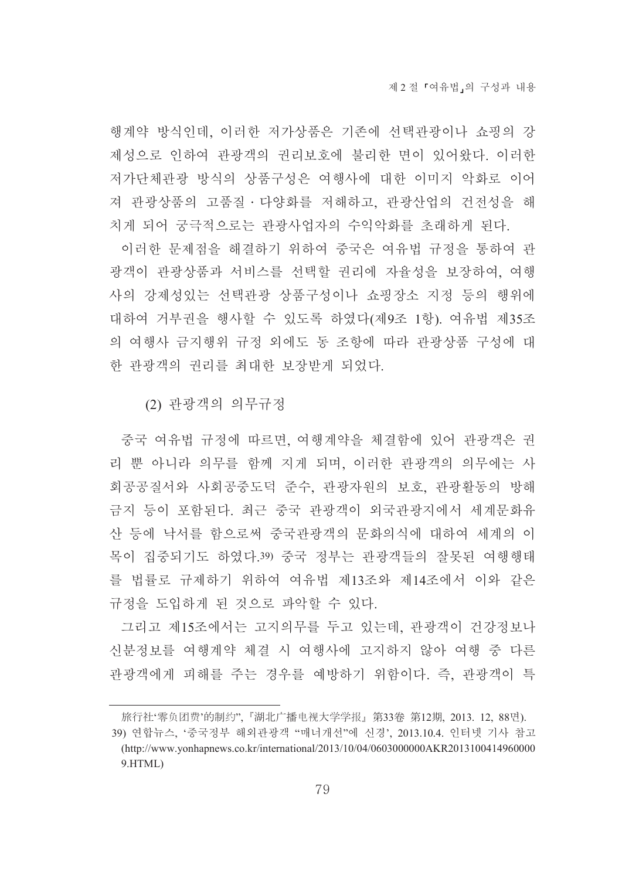행계약 방식인데, 이러한 저가상품은 기존에 선택관광이나 쇼핑의 강제성으로 인하여 관광객의 권리보호에 불리한 면이 있어왔다. 이러한 저가단체관광 방식의 상품구성은 여행사에 대한 이미지 악화로 이어져 관광상품의 고품질·다양화를 저해하고, 관광산업의 건전성을 해치게 되어 궁극적으로는 관광사업자의 수익악화를 초래하게 된다.

이러한 문제점을 해결하기 위하여 중국은 여유법 규정을 통하여 관광객이 관광상품과 서비스를 선택할 권리에 자율성을 보장하여, 여행사의 강제성있는 선택관광 상품구성이나 쇼핑장소 지정 등의 행위에 대하여 거부권을 행사할 수 있도록 하였다(제9조 1항). 여유법 제35조의 여행사 금지행위 규정 외에도 동 조항에 따라 관광상품 구성에 대한 관광객의 권리를 최대한 보장받게 되었다.

(2) 관광객의 의무규정

중국 여유법 규정에 따르면, 여행계약을 체결함에 있어 관광객은 권리 뿐 아니라 의무를 함께 지게 되며, 이러한 관광객의 의무에는 사회공공질서와 사회공중도덕 준수, 관광자원의 보호, 관광활동의 방해 금지 등이 포함된다. 최근 중국 관광객이 외국관광지에서 세계문화유산 등에 낙서를 함으로써 중국관광객의 문화의식에 대하여 세계의 이목이 집중되기도 하였다.[39] 중국 정부는 관광객들의 잘못된 여행행태를 법률로 규제하기 위하여 여유법 제13조와 제14조에서 이와 같은 규정을 도입하게 된 것으로 파악할 수 있다.

그리고 제15조에서는 고지의무를 두고 있는데, 관광객이 건강정보나 신분정보를 여행계약 체결 시 여행사에 고지하지 않아 여행 중 다른 관광객에게 피해를 주는 경우를 예방하기 위함이다. 즉, 관광객이 특

---

旅行社'零负团费'的制约", 『湖北广播电视大学学报』 第33卷 第12期, 2013. 12, 88면).

39) 연합뉴스, '중국정부 해외관광객 "매너개선"에 신경', 2013.10.4. 인터넷 기사 참고 (http://www.yonhapnews.co.kr/international/2013/10/04/0603000000AKR20131004149600009.HTML)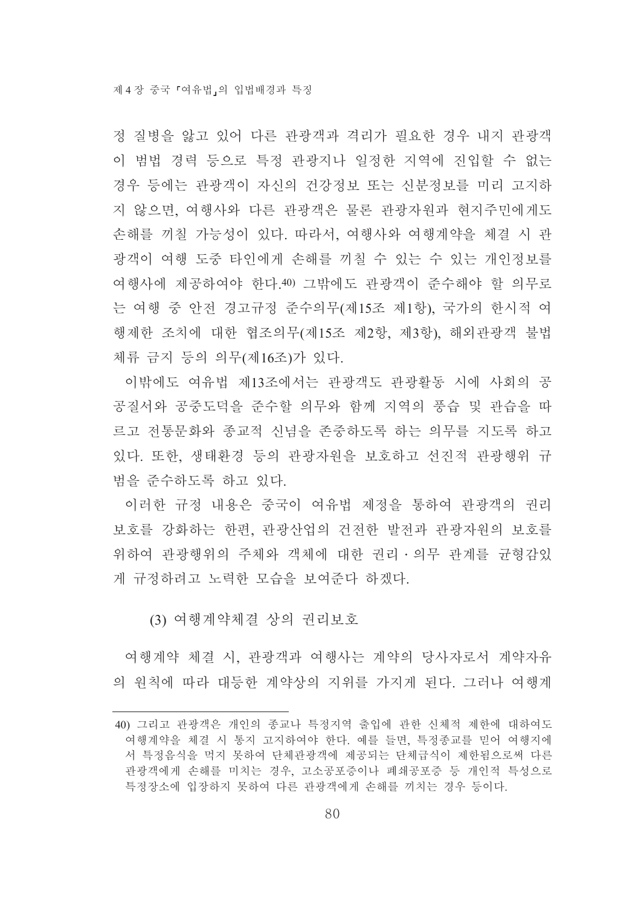정 질병을 앓고 있어 다른 관광객과 격리가 필요한 경우 내지 관광객이 범법 경력 등으로 특정 관광지나 일정한 지역에 진입할 수 없는 경우 등에는 관광객이 자신의 건강정보 또는 신분정보를 미리 고지하지 않으면, 여행사와 다른 관광객은 물론 관광자원과 현지주민에게도 손해를 끼칠 가능성이 있다. 따라서, 여행사와 여행계약을 체결 시 관광객이 여행 도중 타인에게 손해를 끼칠 수 있는 수 있는 개인정보를 여행사에 제공하여야 한다.[40] 그밖에도 관광객이 준수해야 할 의무로는 여행 중 안전 경고규정 준수의무(제15조 제1항), 국가의 한시적 여행제한 조치에 대한 협조의무(제15조 제2항, 제3항), 해외관광객 불법체류 금지 등의 의무(제16조)가 있다.

이밖에도 여유법 제13조에서는 관광객도 관광활동 시에 사회의 공공질서와 공중도덕을 준수할 의무와 함께 지역의 풍습 및 관습을 따르고 전통문화와 종교적 신념을 존중하도록 하는 의무를 지도록 하고 있다. 또한, 생태환경 등의 관광자원을 보호하고 선진적 관광행위 규범을 준수하도록 하고 있다.

이러한 규정 내용은 중국이 여유법 제정을 통하여 관광객의 권리보호를 강화하는 한편, 관광산업의 건전한 발전과 관광자원의 보호를 위하여 관광행위의 주체와 객체에 대한 권리 · 의무 관계를 균형감있게 규정하려고 노력한 모습을 보여준다 하겠다.

### (3) 여행계약체결 상의 권리보호

여행계약 체결 시, 관광객과 여행사는 계약의 당사자로서 계약자유의 원칙에 따라 대등한 계약상의 지위를 가지게 된다. 그러나 여행계

---

40) 그리고 관광객은 개인의 종교나 특정지역 출입에 관한 신체적 제한에 대하여도 여행계약을 체결 시 통지 고지하여야 한다. 예를 들면, 특정종교를 믿어 여행지에서 특정음식을 먹지 못하여 단체관광객에 제공되는 단체급식이 제한됨으로써 다른 관광객에게 손해를 미치는 경우, 고소공포증이나 폐쇄공포증 등 개인적 특성으로 특정장소에 입장하지 못하여 다른 관광객에게 손해를 끼치는 경우 등이다.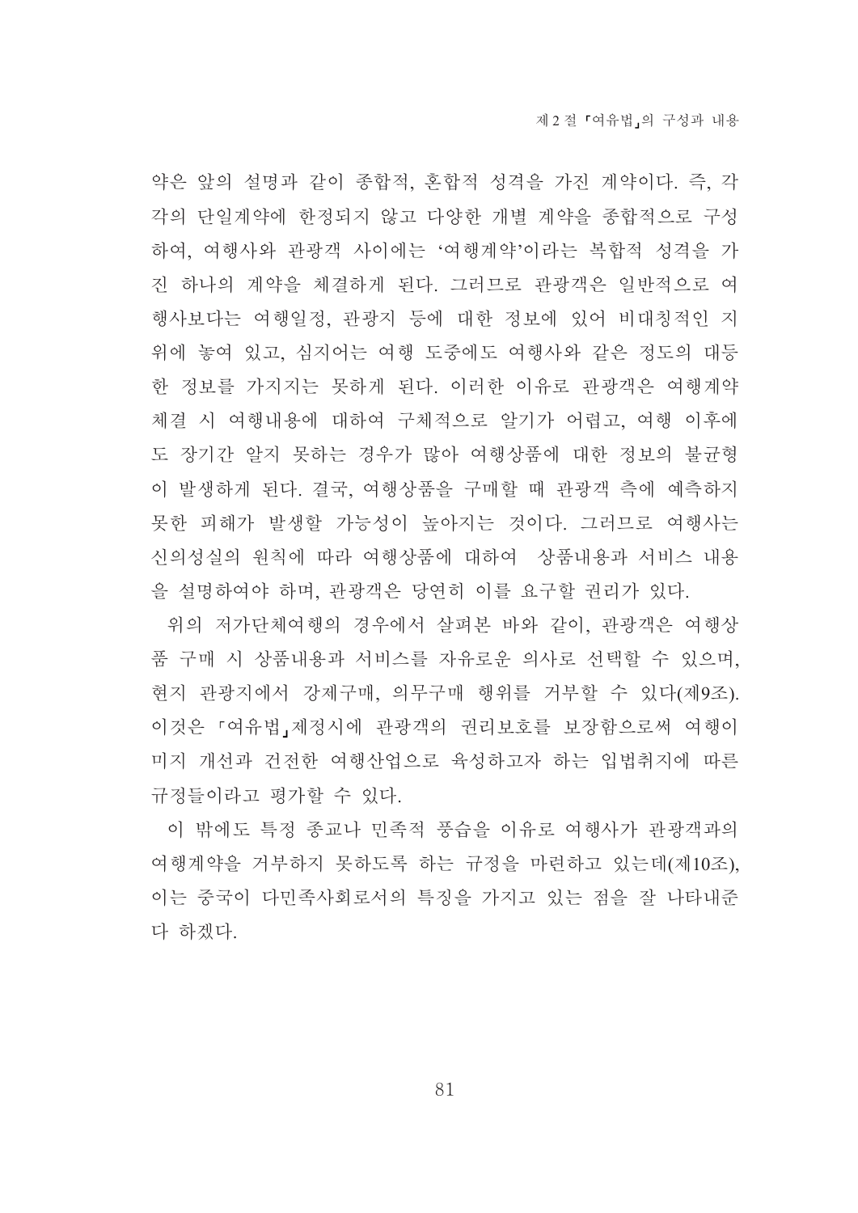약은 앞의 설명과 같이 종합적, 혼합적 성격을 가진 계약이다. 즉, 각각의 단일계약에 한정되지 않고 다양한 개별 계약을 종합적으로 구성하여, 여행사와 관광객 사이에는 '여행계약'이라는 복합적 성격을 가진 하나의 계약을 체결하게 된다. 그러므로 관광객은 일반적으로 여행사보다는 여행일정, 관광지 등에 대한 정보에 있어 비대칭적인 지위에 놓여 있고, 심지어는 여행 도중에도 여행사와 같은 정도의 대등한 정보를 가지지는 못하게 된다. 이러한 이유로 관광객은 여행계약 체결 시 여행내용에 대하여 구체적으로 알기가 어렵고, 여행 이후에도 장기간 알지 못하는 경우가 많아 여행상품에 대한 정보의 불균형이 발생하게 된다. 결국, 여행상품을 구매할 때 관광객 측에 예측하지 못한 피해가 발생할 가능성이 높아지는 것이다. 그러므로 여행사는 신의성실의 원칙에 따라 여행상품에 대하여  상품내용과 서비스 내용을 설명하여야 하며, 관광객은 당연히 이를 요구할 권리가 있다.

위의 저가단체여행의 경우에서 살펴본 바와 같이, 관광객은 여행상품 구매 시 상품내용과 서비스를 자유로운 의사로 선택할 수 있으며, 현지 관광지에서 강제구매, 의무구매 행위를 거부할 수 있다(제9조). 이것은 「여유법」제정시에 관광객의 권리보호를 보장함으로써 여행이미지 개선과 건전한 여행산업으로 육성하고자 하는 입법취지에 따른 규정들이라고 평가할 수 있다.

이 밖에도 특정 종교나 민족적 풍습을 이유로 여행사가 관광객과의 여행계약을 거부하지 못하도록 하는 규정을 마련하고 있는데(제10조), 이는 중국이 다민족사회로서의 특징을 가지고 있는 점을 잘 나타내준다 하겠다.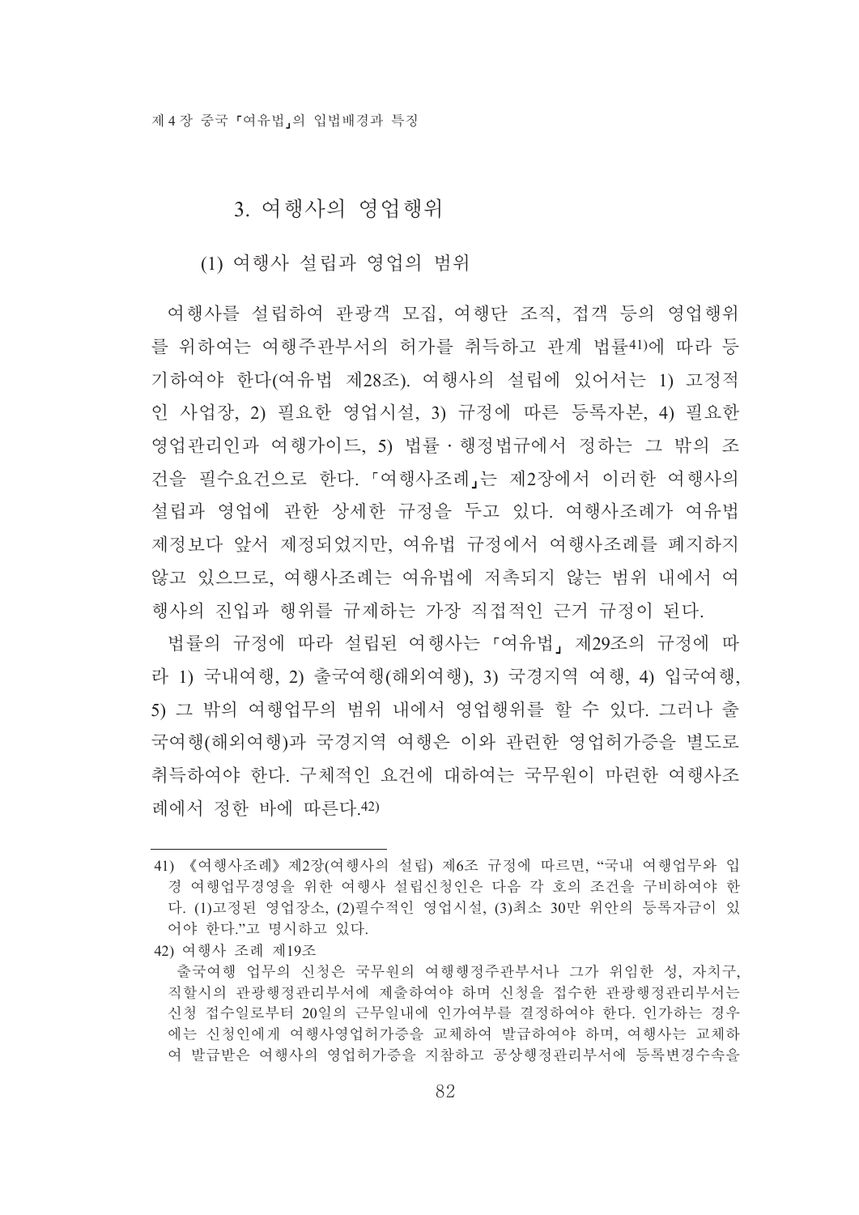### 3. 여행사의 영업행위

#### (1) 여행사 설립과 영업의 범위

여행사를 설립하여 관광객 모집, 여행단 조직, 접객 등의 영업행위를 위하여는 여행주관부서의 허가를 취득하고 관계 법률[41]에 따라 등기하여야 한다(여유법 제28조). 여행사의 설립에 있어서는 1) 고정적인 사업장, 2) 필요한 영업시설, 3) 규정에 따른 등록자본, 4) 필요한 영업관리인과 여행가이드, 5) 법률 · 행정법규에서 정하는 그 밖의 조건을 필수요건으로 한다. 「여행사조례」는 제2장에서 이러한 여행사의 설립과 영업에 관한 상세한 규정을 두고 있다. 여행사조례가 여유법 제정보다 앞서 제정되었지만, 여유법 규정에서 여행사조례를 폐지하지 않고 있으므로, 여행사조례는 여유법에 저촉되지 않는 범위 내에서 여행사의 진입과 행위를 규제하는 가장 직접적인 근거 규정이 된다.

법률의 규정에 따라 설립된 여행사는 「여유법」 제29조의 규정에 따라 1) 국내여행, 2) 출국여행(해외여행), 3) 국경지역 여행, 4) 입국여행, 5) 그 밖의 여행업무의 범위 내에서 영업행위를 할 수 있다. 그러나 출국여행(해외여행)과 국경지역 여행은 이와 관련한 영업허가증을 별도로 취득하여야 한다. 구체적인 요건에 대하여는 국무원이 마련한 여행사조례에서 정한 바에 따른다.[42]

---

41) 《여행사조례》 제2장(여행사의 설립) 제6조 규정에 따르면, "국내 여행업무와 입경 여행업무경영을 위한 여행사 설립신청인은 다음 각 호의 조건을 구비하여야 한다. (1)고정된 영업장소, (2)필수적인 영업시설, (3)최소 30만 위안의 등록자금이 있어야 한다."고 명시하고 있다.

42) 여행사 조례 제19조

출국여행 업무의 신청은 국무원의 여행행정주관부서나 그가 위임한 성, 자치구, 직할시의 관광행정관리부서에 제출하여야 하며 신청을 접수한 관광행정관리부서는 신청 접수일로부터 20일의 근무일내에 인가여부를 결정하여야 한다. 인가하는 경우에는 신청인에게 여행사영업허가증을 교체하여 발급하여야 하며, 여행사는 교체하여 발급받은 여행사의 영업허가증을 지참하고 공상행정관리부서에 등록변경수속을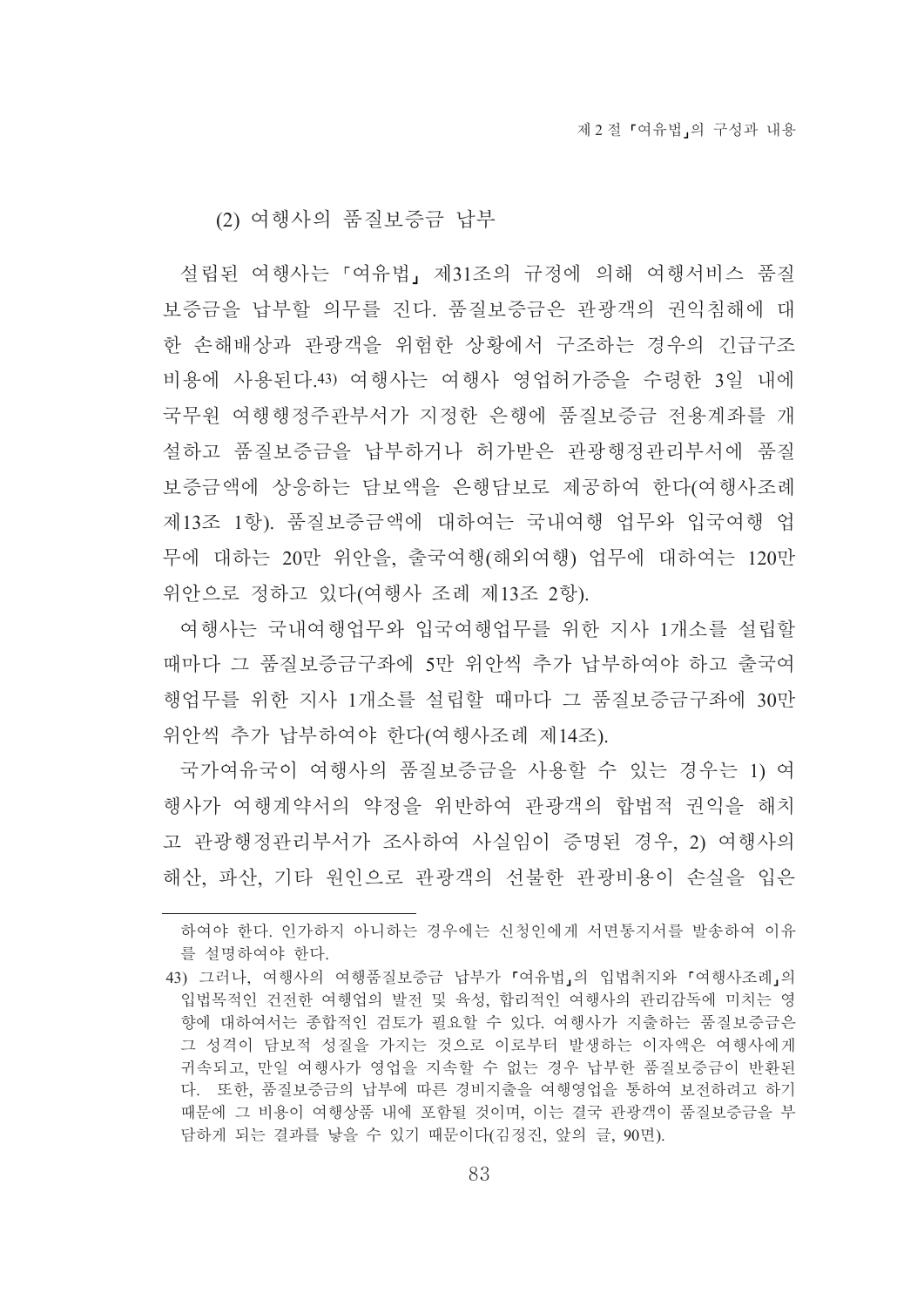(2) 여행사의 품질보증금 납부

설립된 여행사는 「여유법」 제31조의 규정에 의해 여행서비스 품질보증금을 납부할 의무를 진다. 품질보증금은 관광객의 권익침해에 대한 손해배상과 관광객을 위험한 상황에서 구조하는 경우의 긴급구조비용에 사용된다.[43] 여행사는 여행사 영업허가증을 수령한 3일 내에 국무원 여행행정주관부서가 지정한 은행에 품질보증금 전용계좌를 개설하고 품질보증금을 납부하거나 허가받은 관광행정관리부서에 품질보증금액에 상응하는 담보액을 은행담보로 제공하여 한다(여행사조례 제13조 1항). 품질보증금액에 대하여는 국내여행 업무와 입국여행 업무에 대하는 20만 위안을, 출국여행(해외여행) 업무에 대하여는 120만 위안으로 정하고 있다(여행사 조례 제13조 2항).

여행사는 국내여행업무와 입국여행업무를 위한 지사 1개소를 설립할 때마다 그 품질보증금구좌에 5만 위안씩 추가 납부하여야 하고 출국여행업무를 위한 지사 1개소를 설립할 때마다 그 품질보증금구좌에 30만 위안씩 추가 납부하여야 한다(여행사조례 제14조).

국가여유국이 여행사의 품질보증금을 사용할 수 있는 경우는 1) 여행사가 여행계약서의 약정을 위반하여 관광객의 합법적 권익을 해치고 관광행정관리부서가 조사하여 사실임이 증명된 경우, 2) 여행사의 해산, 파산, 기타 원인으로 관광객의 선불한 관광비용이 손실을 입은

---

하여야 한다. 인가하지 아니하는 경우에는 신청인에게 서면통지서를 발송하여 이유를 설명하여야 한다.

43) 그러나, 여행사의 여행품질보증금 납부가 「여유법」의 입법취지와 「여행사조례」의 입법목적인 건전한 여행업의 발전 및 육성, 합리적인 여행사의 관리감독에 미치는 영향에 대하여서는 종합적인 검토가 필요할 수 있다. 여행사가 지출하는 품질보증금은 그 성격이 담보적 성질을 가지는 것으로 이로부터 발생하는 이자액은 여행사에게 귀속되고, 만일 여행사가 영업을 지속할 수 없는 경우 납부한 품질보증금이 반환된다. 또한, 품질보증금의 납부에 따른 경비지출을 여행영업을 통하여 보전하려고 하기 때문에 그 비용이 여행상품 내에 포함될 것이며, 이는 결국 관광객이 품질보증금을 부담하게 되는 결과를 낳을 수 있기 때문이다(김정진, 앞의 글, 90면).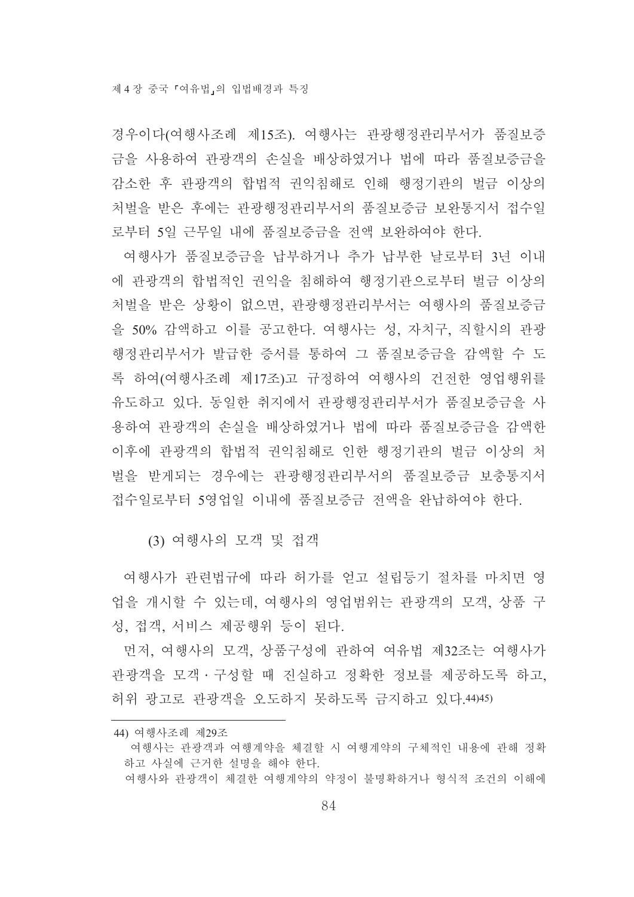경우이다(여행사조례 제15조). 여행사는 관광행정관리부서가 품질보증금을 사용하여 관광객의 손실을 배상하였거나 법에 따라 품질보증금을 감소한 후 관광객의 합법적 권익침해로 인해 행정기관의 벌금 이상의 처벌을 받은 후에는 관광행정관리부서의 품질보증금 보완통지서 접수일로부터 5일 근무일 내에 품질보증금을 전액 보완하여야 한다.

여행사가 품질보증금을 납부하거나 추가 납부한 날로부터 3년 이내에 관광객의 합법적인 권익을 침해하여 행정기관으로부터 벌금 이상의 처벌을 받은 상황이 없으면, 관광행정관리부서는 여행사의 품질보증금을 50% 감액하고 이를 공고한다. 여행사는 성, 자치구, 직할시의 관광행정관리부서가 발급한 증서를 통하여 그 품질보증금을 감액할 수 도록 하여(여행사조례 제17조)고 규정하여 여행사의 건전한 영업행위를 유도하고 있다. 동일한 취지에서 관광행정관리부서가 품질보증금을 사용하여 관광객의 손실을 배상하였거나 법에 따라 품질보증금을 감액한 이후에 관광객의 합법적 권익침해로 인한 행정기관의 벌금 이상의 처벌을 받게되는 경우에는 관광행정관리부서의 품질보증금 보충통지서 접수일로부터 5영업일 이내에 품질보증금 전액을 완납하여야 한다.

### (3) 여행사의 모객 및 접객

여행사가 관련법규에 따라 허가를 얻고 설립등기 절차를 마치면 영업을 개시할 수 있는데, 여행사의 영업범위는 관광객의 모객, 상품 구성, 접객, 서비스 제공행위 등이 된다.

먼저, 여행사의 모객, 상품구성에 관하여 여유법 제32조는 여행사가 관광객을 모객·구성할 때 진실하고 정확한 정보를 제공하도록 하고, 허위 광고로 관광객을 오도하지 못하도록 금지하고 있다.[44)45)]

---

44) 여행사조례 제29조

여행사는 관광객과 여행계약을 체결할 시 여행계약의 구체적인 내용에 관해 정확하고 사실에 근거한 설명을 해야 한다.

여행사와 관광객이 체결한 여행계약의 약정이 불명확하거나 형식적 조건의 이해에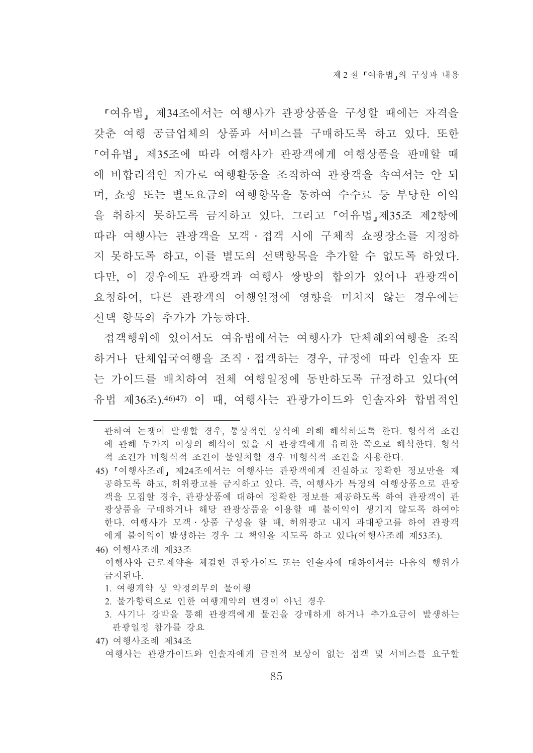「여유법」 제34조에서는 여행사가 관광상품을 구성할 때에는 자격을 갖춘 여행 공급업체의 상품과 서비스를 구매하도록 하고 있다. 또한 「여유법」 제35조에 따라 여행사가 관광객에게 여행상품을 판매할 때에 비합리적인 저가로 여행활동을 조직하여 관광객을 속여서는 안 되며, 쇼핑 또는 별도요금의 여행항목을 통하여 수수료 등 부당한 이익을 취하지 못하도록 금지하고 있다. 그리고 「여유법」제35조 제2항에 따라 여행사는 관광객을 모객·접객 시에 구체적 쇼핑장소를 지정하지 못하도록 하고, 이를 별도의 선택항목을 추가할 수 없도록 하였다. 다만, 이 경우에도 관광객과 여행사 쌍방의 합의가 있어나 관광객이 요청하여, 다른 관광객의 여행일정에 영향을 미치지 않는 경우에는 선택 항목의 추가가 가능하다.

접객행위에 있어서도 여유법에서는 여행사가 단체해외여행을 조직하거나 단체입국여행을 조직·접객하는 경우, 규정에 따라 인솔자 또는 가이드를 배치하여 전체 여행일정에 동반하도록 규정하고 있다(여유법 제36조).[46][47] 이 때, 여행사는 관광가이드와 인솔자와 합법적인

---

관하여 논쟁이 발생할 경우, 통상적인 상식에 의해 해석하도록 한다. 형식적 조건에 관해 두가지 이상의 해석이 있을 시 관광객에게 유리한 쪽으로 해석한다. 형식적 조건가 비형식적 조건이 불일치할 경우 비형식적 조건을 사용한다.

45) 「여행사조례」 제24조에서는 여행사는 관광객에게 진실하고 정확한 정보만을 제공하도록 하고, 허위광고를 금지하고 있다. 즉, 여행사가 특정의 여행상품으로 관광객을 모집할 경우, 관광상품에 대하여 정확한 정보를 제공하도록 하여 관광객이 관광상품을 구매하거나 해당 관광상품을 이용할 때 불이익이 생기지 않도록 하여야 한다. 여행사가 모객·상품 구성을 할 때, 허위광고 내지 과대광고를 하여 관광객에게 불이익이 발생하는 경우 그 책임을 지도록 하고 있다(여행사조례 제53조).

46) 여행사조례 제33조
여행사와 근로계약을 체결한 관광가이드 또는 인솔자에 대하여서는 다음의 행위가 금지된다.
1. 여행계약 상 약정의무의 불이행
2. 불가항력으로 인한 여행계약의 변경이 아닌 경우
3. 사기나 강박을 통해 관광객에게 물건을 강매하게 하거나 추가요금이 발생하는 관광일정 참가를 강요

47) 여행사조례 제34조
여행사는 관광가이드와 인솔자에게 금전적 보상이 없는 접객 및 서비스를 요구할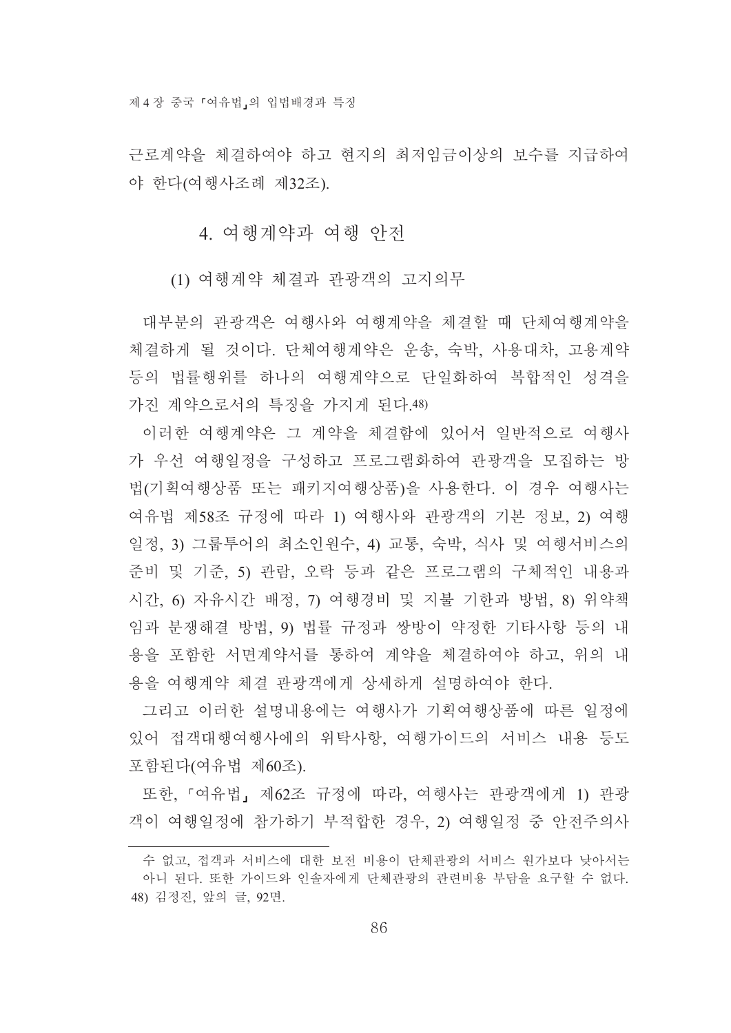근로계약을 체결하여야 하고 현지의 최저임금이상의 보수를 지급하여야 한다(여행사조례 제32조).

### 4. 여행계약과 여행 안전

#### (1) 여행계약 체결과 관광객의 고지의무

대부분의 관광객은 여행사와 여행계약을 체결할 때 단체여행계약을 체결하게 될 것이다. 단체여행계약은 운송, 숙박, 사용대차, 고용계약 등의 법률행위를 하나의 여행계약으로 단일화하여 복합적인 성격을 가진 계약으로서의 특징을 가지게 된다.[48]

이러한 여행계약은 그 계약을 체결함에 있어서 일반적으로 여행사가 우선 여행일정을 구성하고 프로그램화하여 관광객을 모집하는 방법(기획여행상품 또는 패키지여행상품)을 사용한다. 이 경우 여행사는 여유법 제58조 규정에 따라 1) 여행사와 관광객의 기본 정보, 2) 여행일정, 3) 그룹투어의 최소인원수, 4) 교통, 숙박, 식사 및 여행서비스의 준비 및 기준, 5) 관람, 오락 등과 같은 프로그램의 구체적인 내용과 시간, 6) 자유시간 배정, 7) 여행경비 및 지불 기한과 방법, 8) 위약책임과 분쟁해결 방법, 9) 법률 규정과 쌍방이 약정한 기타사항 등의 내용을 포함한 서면계약서를 통하여 계약을 체결하여야 하고, 위의 내용을 여행계약 체결 관광객에게 상세하게 설명하여야 한다.

그리고 이러한 설명내용에는 여행사가 기획여행상품에 따른 일정에 있어 접객대행여행사에의 위탁사항, 여행가이드의 서비스 내용 등도 포함된다(여유법 제60조).

또한, 「여유법」 제62조 규정에 따라, 여행사는 관광객에게 1) 관광객이 여행일정에 참가하기 부적합한 경우, 2) 여행일정 중 안전주의사

---

수 없고, 접객과 서비스에 대한 보전 비용이 단체관광의 서비스 원가보다 낮아서는 아니 된다. 또한 가이드와 인솔자에게 단체관광의 관련비용 부담을 요구할 수 없다.

48) 김정진, 앞의 글, 92면.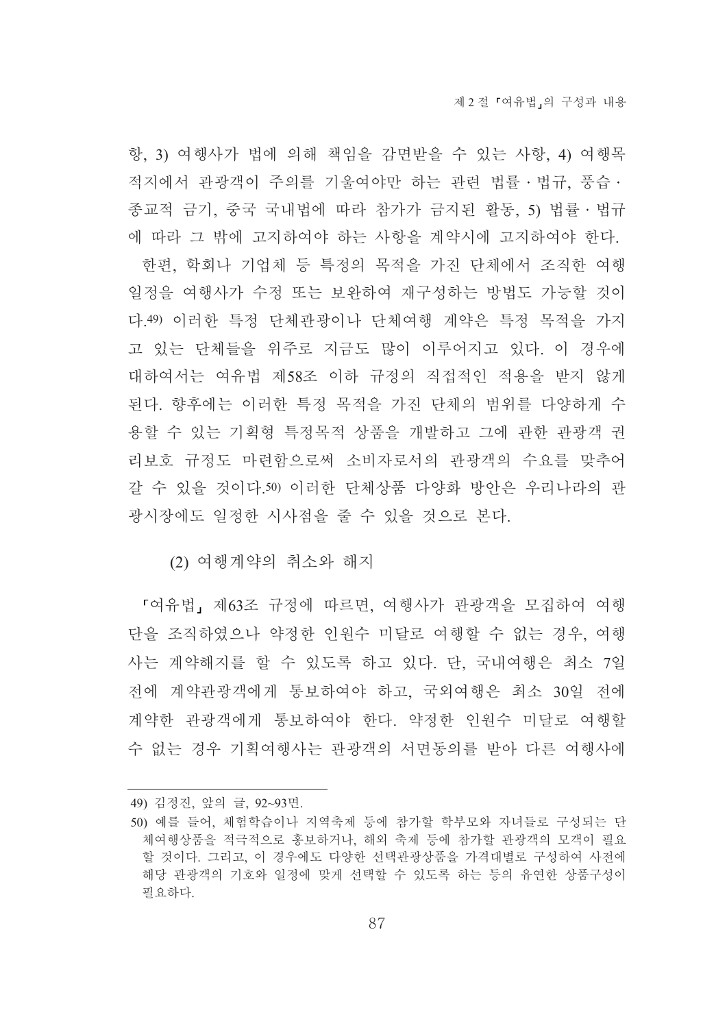항, 3) 여행사가 법에 의해 책임을 감면받을 수 있는 사항, 4) 여행목적지에서 관광객이 주의를 기울여야만 하는 관련 법률·법규, 풍습·종교적 금기, 중국 국내법에 따라 참가가 금지된 활동, 5) 법률·법규에 따라 그 밖에 고지하여야 하는 사항을 계약시에 고지하여야 한다.

한편, 학회나 기업체 등 특정의 목적을 가진 단체에서 조직한 여행일정을 여행사가 수정 또는 보완하여 재구성하는 방법도 가능할 것이다.[49] 이러한 특정 단체관광이나 단체여행 계약은 특정 목적을 가지고 있는 단체들을 위주로 지금도 많이 이루어지고 있다. 이 경우에 대하여서는 여유법 제58조 이하 규정의 직접적인 적용을 받지 않게 된다. 향후에는 이러한 특정 목적을 가진 단체의 범위를 다양하게 수용할 수 있는 기획형 특정목적 상품을 개발하고 그에 관한 관광객 권리보호 규정도 마련함으로써 소비자로서의 관광객의 수요를 맞추어 갈 수 있을 것이다.[50] 이러한 단체상품 다양화 방안은 우리나라의 관광시장에도 일정한 시사점을 줄 수 있을 것으로 본다.

(2) 여행계약의 취소와 해지

「여유법」 제63조 규정에 따르면, 여행사가 관광객을 모집하여 여행단을 조직하였으나 약정한 인원수 미달로 여행할 수 없는 경우, 여행사는 계약해지를 할 수 있도록 하고 있다. 단, 국내여행은 최소 7일 전에 계약관광객에게 통보하여야 하고, 국외여행은 최소 30일 전에 계약한 관광객에게 통보하여야 한다. 약정한 인원수 미달로 여행할 수 없는 경우 기획여행사는 관광객의 서면동의를 받아 다른 여행사에

---

49) 김정진, 앞의 글, 92~93면.

50) 예를 들어, 체험학습이나 지역축제 등에 참가할 학부모와 자녀들로 구성되는 단체여행상품을 적극적으로 홍보하거나, 해외 축제 등에 참가할 관광객의 모객이 필요할 것이다. 그리고, 이 경우에도 다양한 선택관광상품을 가격대별로 구성하여 사전에 해당 관광객의 기호와 일정에 맞게 선택할 수 있도록 하는 등의 유연한 상품구성이 필요하다.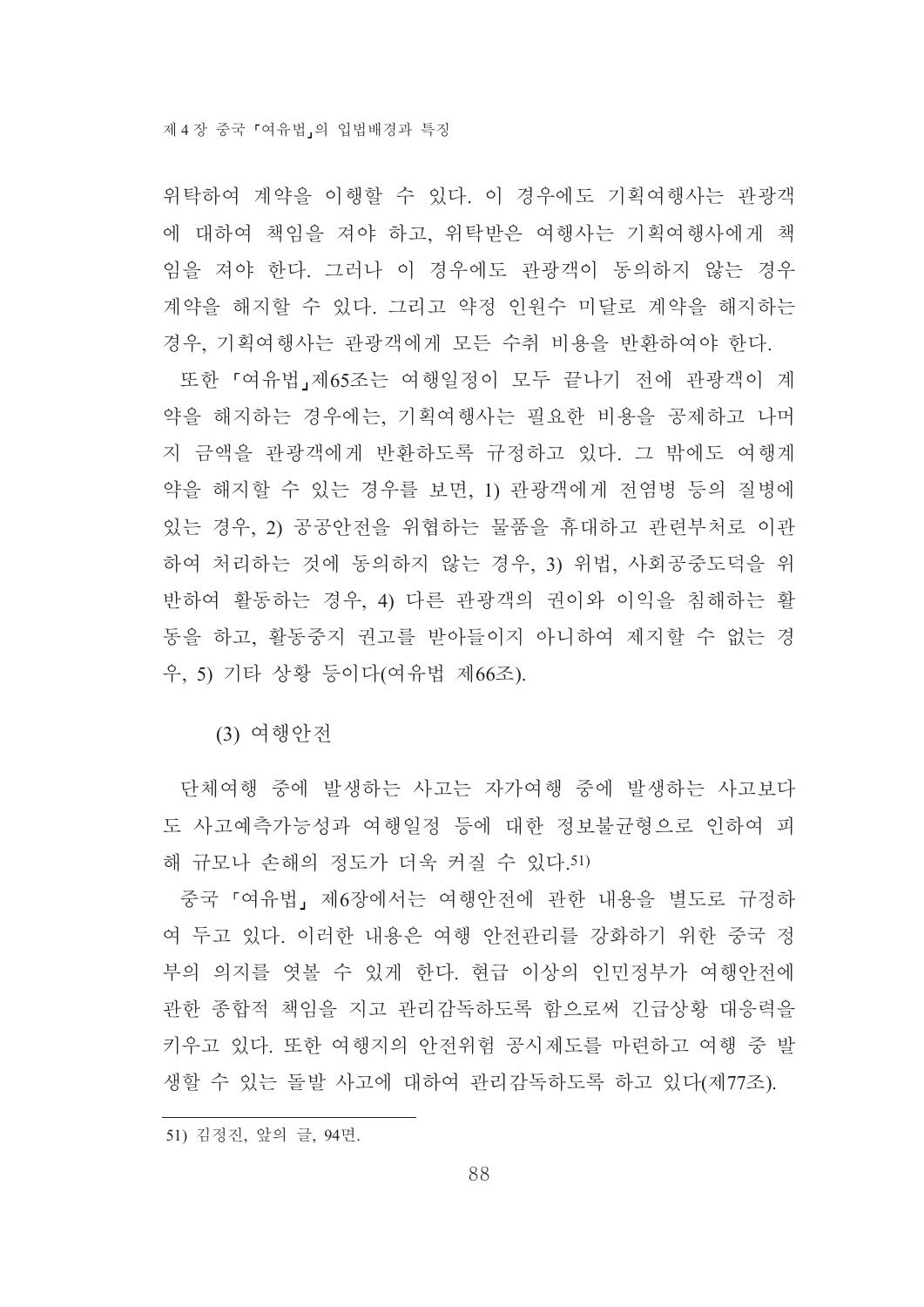위탁하여 계약을 이행할 수 있다. 이 경우에도 기획여행사는 관광객에 대하여 책임을 져야 하고, 위탁받은 여행사는 기획여행사에게 책임을 져야 한다. 그러나 이 경우에도 관광객이 동의하지 않는 경우 계약을 해지할 수 있다. 그리고 약정 인원수 미달로 계약을 해지하는 경우, 기획여행사는 관광객에게 모든 수취 비용을 반환하여야 한다.

또한 「여유법」제65조는 여행일정이 모두 끝나기 전에 관광객이 계약을 해지하는 경우에는, 기획여행사는 필요한 비용을 공제하고 나머지 금액을 관광객에게 반환하도록 규정하고 있다. 그 밖에도 여행계약을 해지할 수 있는 경우를 보면, 1) 관광객에게 전염병 등의 질병에 있는 경우, 2) 공공안전을 위협하는 물품을 휴대하고 관련부처로 이관하여 처리하는 것에 동의하지 않는 경우, 3) 위법, 사회공중도덕을 위반하여 활동하는 경우, 4) 다른 관광객의 권이와 이익을 침해하는 활동을 하고, 활동중지 권고를 받아들이지 아니하여 제지할 수 없는 경우, 5) 기타 상황 등이다(여유법 제66条).

(3) 여행안전

단체여행 중에 발생하는 사고는 자가여행 중에 발생하는 사고보다도 사고예측가능성과 여행일정 등에 대한 정보불균형으로 인하여 피해 규모나 손해의 정도가 더욱 커질 수 있다.[51]

중국 「여유법」 제6장에서는 여행안전에 관한 내용을 별도로 규정하여 두고 있다. 이러한 내용은 여행 안전관리를 강화하기 위한 중국 정부의 의지를 엿볼 수 있게 한다. 현급 이상의 인민정부가 여행안전에 관한 종합적 책임을 지고 관리감독하도록 함으로써 긴급상황 대응력을 키우고 있다. 또한 여행지의 안전위험 공시제도를 마련하고 여행 중 발생할 수 있는 돌발 사고에 대하여 관리감독하도록 하고 있다(제77条).

51) 김정진, 앞의 글, 94면.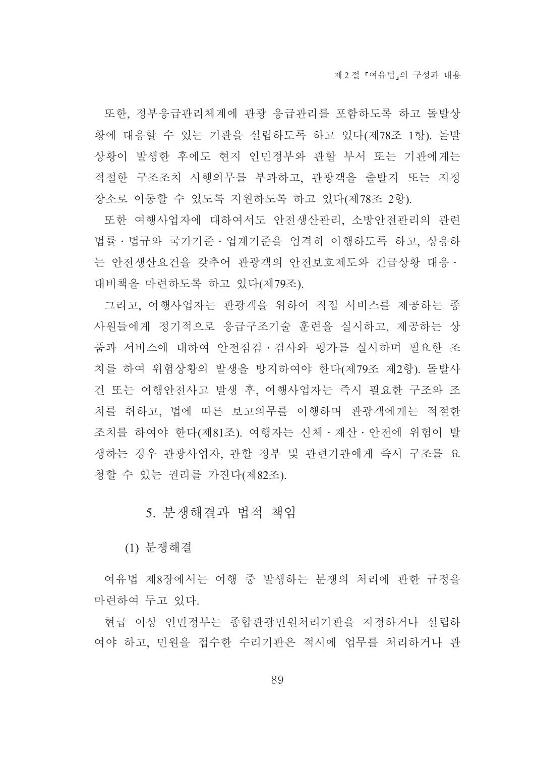또한, 정부응급관리체계에 관광 응급관리를 포함하도록 하고 돌발상황에 대응할 수 있는 기관을 설립하도록 하고 있다(제78조 1항). 돌발상황이 발생한 후에도 현지 인민정부와 관할 부서 또는 기관에게는 적절한 구조조치 시행의무를 부과하고, 관광객을 출발지 또는 지정 장소로 이동할 수 있도록 지원하도록 하고 있다(제78조 2항).

또한 여행사업자에 대하여서도 안전생산관리, 소방안전관리의 관련 법률 · 법규와 국가기준 · 업계기준을 엄격히 이행하도록 하고, 상응하는 안전생산요건을 갖추어 관광객의 안전보호제도와 긴급상황 대응 · 대비책을 마련하도록 하고 있다(제79조).

그리고, 여행사업자는 관광객을 위하여 직접 서비스를 제공하는 종사원들에게 정기적으로 응급구조기술 훈련을 실시하고, 제공하는 상품과 서비스에 대하여 안전점검 · 검사와 평가를 실시하며 필요한 조치를 하여 위험상황의 발생을 방지하여야 한다(제79조 제2항). 돌발사건 또는 여행안전사고 발생 후, 여행사업자는 즉시 필요한 구조와 조치를 취하고, 법에 따른 보고의무를 이행하며 관광객에게는 적절한 조치를 하여야 한다(제81조). 여행자는 신체 · 재산 · 안전에 위험이 발생하는 경우 관광사업자, 관할 정부 및 관련기관에게 즉시 구조를 요청할 수 있는 권리를 가진다(제82조).

## 5. 분쟁해결과 법적 책임

### (1) 분쟁해결

여유법 제8장에서는 여행 중 발생하는 분쟁의 처리에 관한 규정을 마련하여 두고 있다.

현급 이상 인민정부는 종합관광민원처리기관을 지정하거나 설립하여야 하고, 민원을 접수한 수리기관은 적시에 업무를 처리하거나 관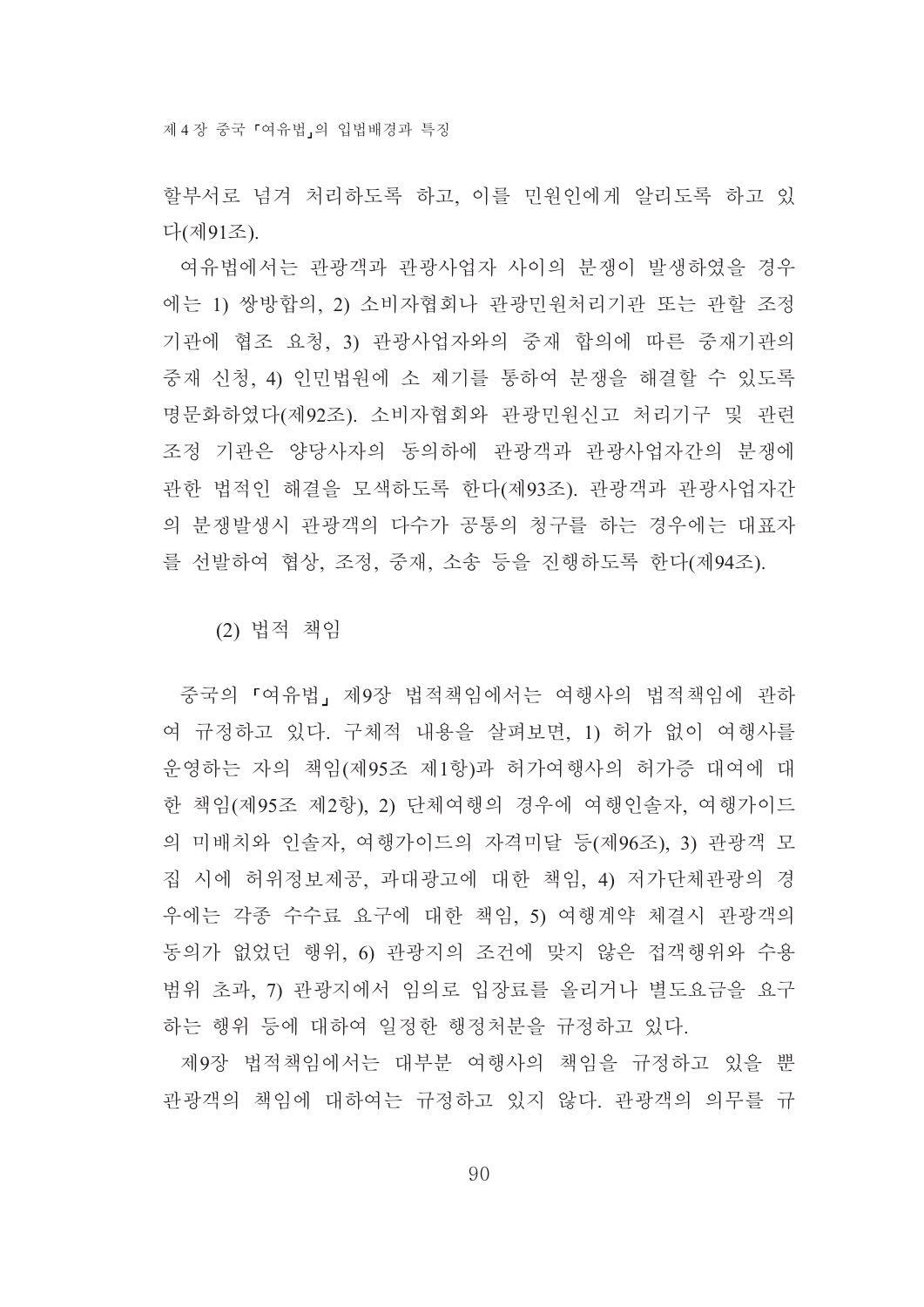할부서로 넘겨 처리하도록 하고, 이를 민원인에게 알리도록 하고 있다(제91조).

여유법에서는 관광객과 관광사업자 사이의 분쟁이 발생하였을 경우에는 1) 쌍방합의, 2) 소비자협회나 관광민원처리기관 또는 관할 조정기관에 협조 요청, 3) 관광사업자와의 중재 합의에 따른 중재기관의 중재 신청, 4) 인민법원에 소 제기를 통하여 분쟁을 해결할 수 있도록 명문화하였다(제92조). 소비자협회와 관광민원신고 처리기구 및 관련 조정 기관은 양당사자의 동의하에 관광객과 관광사업자간의 분쟁에 관한 법적인 해결을 모색하도록 한다(제93조). 관광객과 관광사업자간의 분쟁발생시 관광객의 다수가 공통의 청구를 하는 경우에는 대표자를 선발하여 협상, 조정, 중재, 소송 등을 진행하도록 한다(제94조).

(2) 법적 책임

중국의 「여유법」 제9장 법적책임에서는 여행사의 법적책임에 관하여 규정하고 있다. 구체적 내용을 살펴보면, 1) 허가 없이 여행사를 운영하는 자의 책임(제95조 제1항)과 허가여행사의 허가증 대여에 대한 책임(제95조 제2항), 2) 단체여행의 경우에 여행인솔자, 여행가이드의 미배치와 인솔자, 여행가이드의 자격미달 등(제96조), 3) 관광객 모집 시에 허위정보제공, 과대광고에 대한 책임, 4) 저가단체관광의 경우에는 각종 수수료 요구에 대한 책임, 5) 여행계약 체결시 관광객의 동의가 없었던 행위, 6) 관광지의 조건에 맞지 않은 접객행위와 수용범위 초과, 7) 관광지에서 임의로 입장료를 올리거나 별도요금을 요구하는 행위 등에 대하여 일정한 행정처분을 규정하고 있다.

제9장 법적책임에서는 대부분 여행사의 책임을 규정하고 있을 뿐 관광객의 책임에 대하여는 규정하고 있지 않다. 관광객의 의무를 규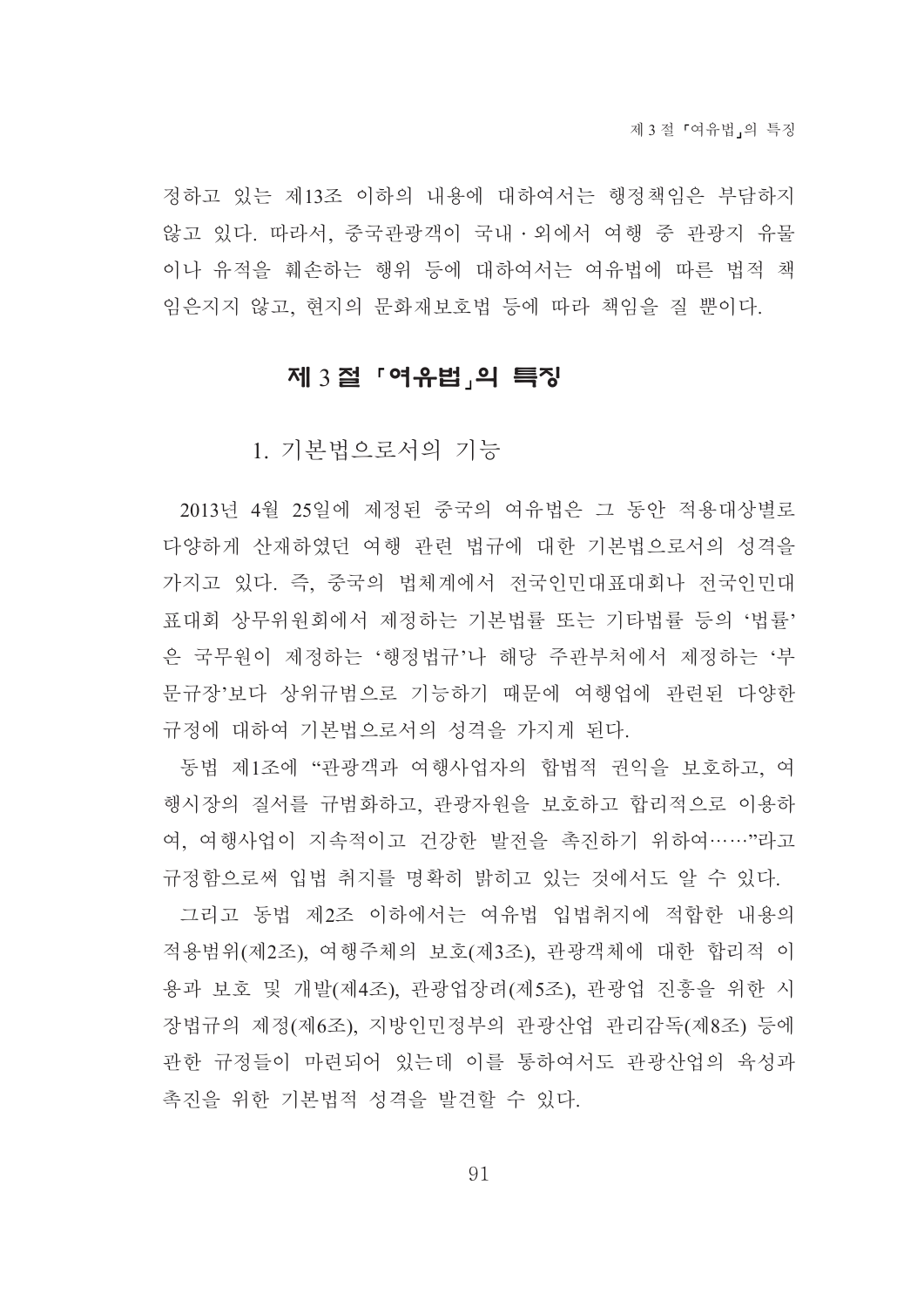정하고 있는 제13조 이하의 내용에 대하여서는 행정책임은 부담하지 않고 있다. 따라서, 중국관광객이 국내·외에서 여행 중 관광지 유물이나 유적을 훼손하는 행위 등에 대하여서는 여유법에 따른 법적 책임은지지 않고, 현지의 문화재보호법 등에 따라 책임을 질 뿐이다.

## 제 3 절 「여유법」의 특징

### 1. 기본법으로서의 기능

2013년 4월 25일에 제정된 중국의 여유법은 그 동안 적용대상별로 다양하게 산재하였던 여행 관련 법규에 대한 기본법으로서의 성격을 가지고 있다. 즉, 중국의 법체계에서 전국인민대표대회나 전국인민대표대회 상무위원회에서 제정하는 기본법률 또는 기타법률 등의 '법률'은 국무원이 제정하는 '행정법규'나 해당 주관부처에서 제정하는 '부문규장'보다 상위규범으로 기능하기 때문에 여행업에 관련된 다양한 규정에 대하여 기본법으로서의 성격을 가지게 된다.

동법 제1조에 "관광객과 여행사업자의 합법적 권익을 보호하고, 여행시장의 질서를 규범화하고, 관광자원을 보호하고 합리적으로 이용하여, 여행사업이 지속적이고 건강한 발전을 촉진하기 위하여……"라고 규정함으로써 입법 취지를 명확히 밝히고 있는 것에서도 알 수 있다.

그리고 동법 제2조 이하에서는 여유법 입법취지에 적합한 내용의 적용범위(제2조), 여행주체의 보호(제3조), 관광객체에 대한 합리적 이용과 보호 및 개발(제4조), 관광업장려(제5조), 관광업 진흥을 위한 시장법규의 제정(제6조), 지방인민정부의 관광산업 관리감독(제8조) 등에 관한 규정들이 마련되어 있는데 이를 통하여서도 관광산업의 육성과 촉진을 위한 기본법적 성격을 발견할 수 있다.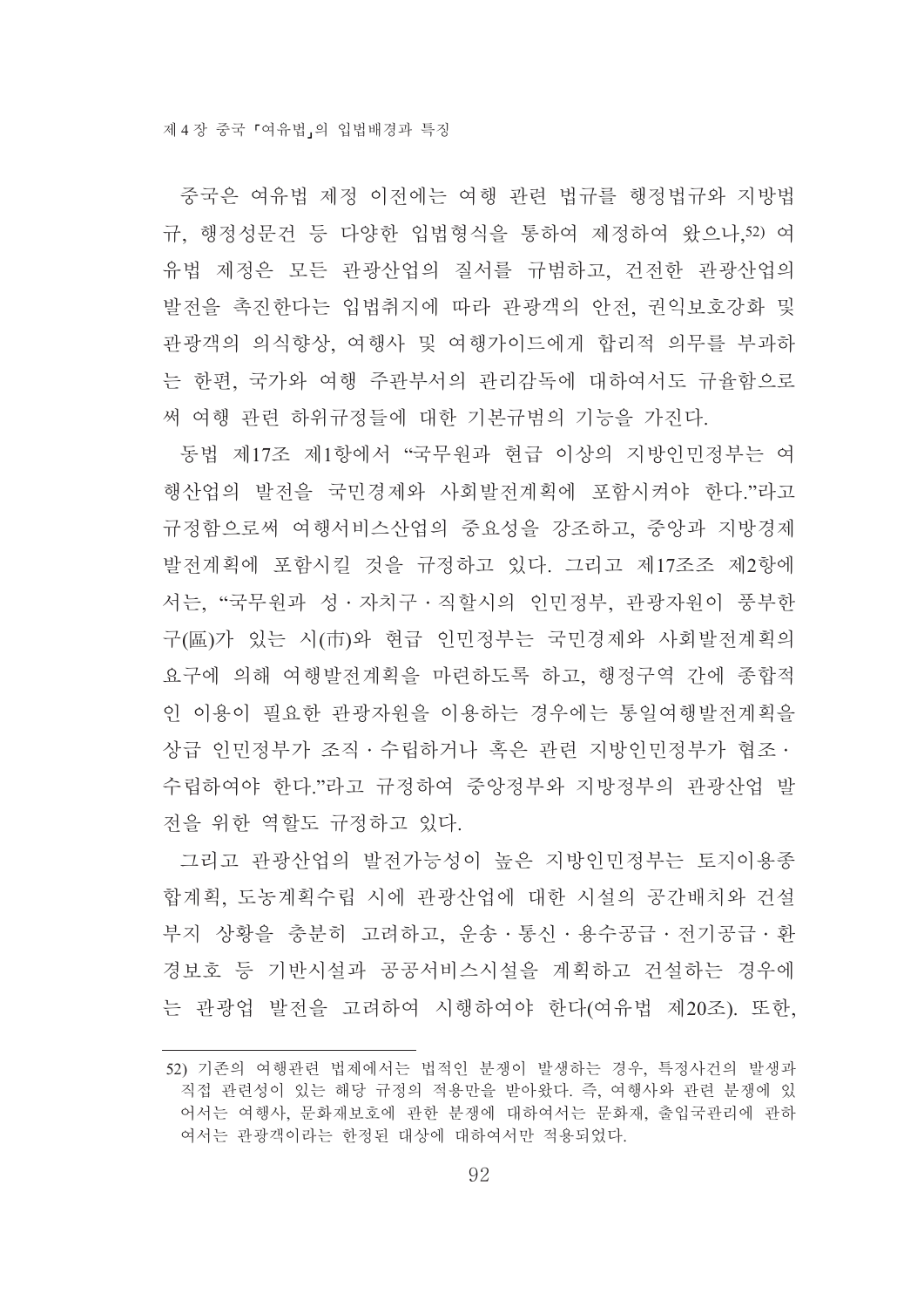중국은 여유법 제정 이전에는 여행 관련 법규를 행정법규와 지방법규, 행정성문건 등 다양한 입법형식을 통하여 제정하여 왔으나,[52] 여유법 제정은 모든 관광산업의 질서를 규범하고, 건전한 관광산업의 발전을 촉진한다는 입법취지에 따라 관광객의 안전, 권익보호강화 및 관광객의 의식향상, 여행사 및 여행가이드에게 합리적 의무를 부과하는 한편, 국가와 여행 주관부서의 관리감독에 대하여서도 규율함으로써 여행 관련 하위규정들에 대한 기본규범의 기능을 가진다.

동법 제17조 제1항에서 "국무원과 현급 이상의 지방인민정부는 여행산업의 발전을 국민경제와 사회발전계획에 포함시켜야 한다."라고 규정함으로써 여행서비스산업의 중요성을 강조하고, 중앙과 지방경제발전계획에 포함시킬 것을 규정하고 있다. 그리고 제17조조 제2항에서는, "국무원과 성·자치구·직할시의 인민정부, 관광자원이 풍부한 구(區)가 있는 시(市)와 현급 인민정부는 국민경제와 사회발전계획의 요구에 의해 여행발전계획을 마련하도록 하고, 행정구역 간에 종합적인 이용이 필요한 관광자원을 이용하는 경우에는 통일여행발전계획을 상급 인민정부가 조직·수립하거나 혹은 관련 지방인민정부가 협조·수립하여야 한다."라고 규정하여 중앙정부와 지방정부의 관광산업 발전을 위한 역할도 규정하고 있다.

그리고 관광산업의 발전가능성이 높은 지방인민정부는 토지이용종합계획, 도농계획수립 시에 관광산업에 대한 시설의 공간배치와 건설부지 상황을 충분히 고려하고, 운송·통신·용수공급·전기공급·환경보호 등 기반시설과 공공서비스시설을 계획하고 건설하는 경우에는 관광업 발전을 고려하여 시행하여야 한다(여유법 제20조). 또한,

---

[52] 기존의 여행관련 법제에서는 법적인 분쟁이 발생하는 경우, 특정사건의 발생과 직접 관련성이 있는 해당 규정의 적용만을 받아왔다. 즉, 여행사와 관련 분쟁에 있어서는 여행사, 문화재보호에 관한 분쟁에 대하여서는 문화재, 출입국관리에 관하여서는 관광객이라는 한정된 대상에 대하여서만 적용되었다.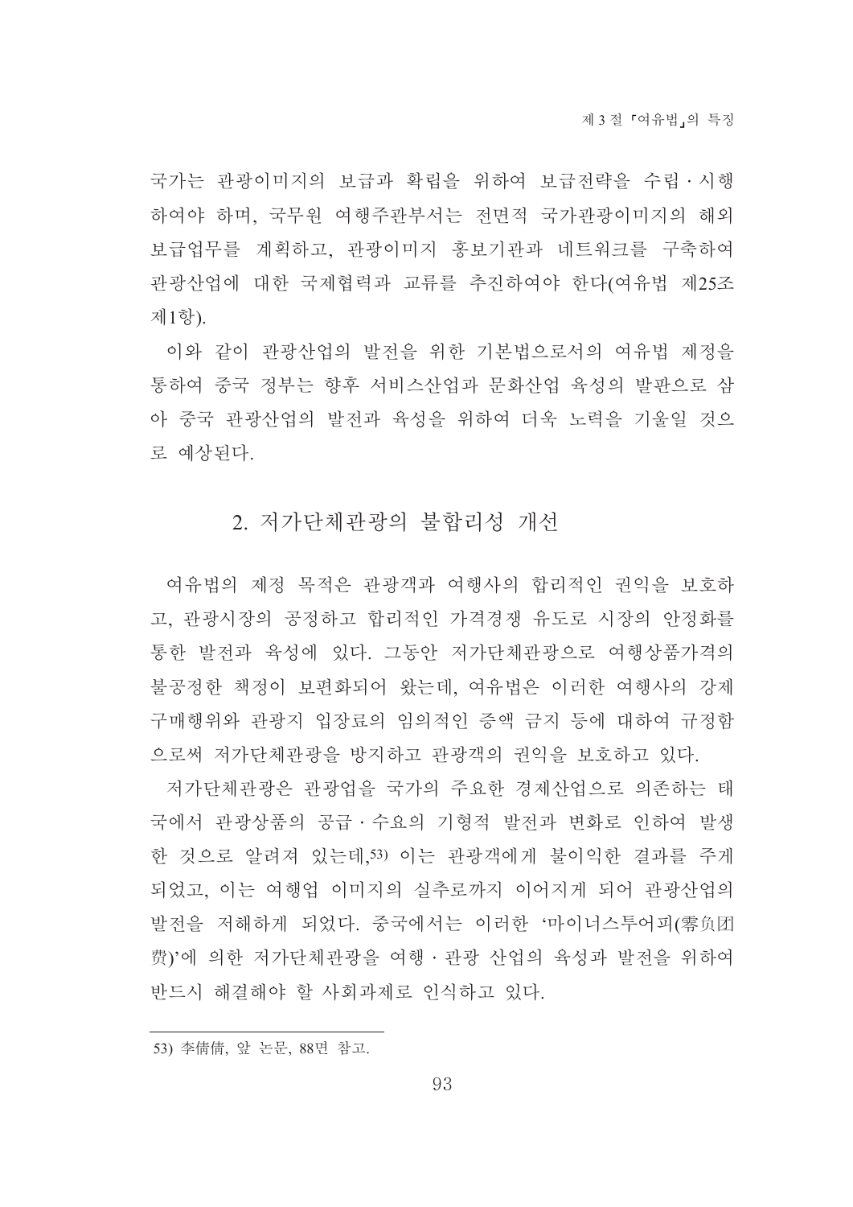국가는 관광이미지의 보급과 확립을 위하여 보급전략을 수립·시행하여야 하며, 국무원 여행주관부서는 전면적 국가관광이미지의 해외 보급업무를 계획하고, 관광이미지 홍보기관과 네트워크를 구축하여 관광산업에 대한 국제협력과 교류를 추진하여야 한다(여유법 제25조 제1항).

이와 같이 관광산업의 발전을 위한 기본법으로서의 여유법 제정을 통하여 중국 정부는 향후 서비스산업과 문화산업 육성의 발판으로 삼아 중국 관광산업의 발전과 육성을 위하여 더욱 노력을 기울일 것으로 예상된다.

## 2. 저가단체관광의 불합리성 개선

여유법의 제정 목적은 관광객과 여행사의 합리적인 권익을 보호하고, 관광시장의 공정하고 합리적인 가격경쟁 유도로 시장의 안정화를 통한 발전과 육성에 있다. 그동안 저가단체관광으로 여행상품가격의 불공정한 책정이 보편화되어 왔는데, 여유법은 이러한 여행사의 강제구매행위와 관광지 입장료의 임의적인 증액 금지 등에 대하여 규정함으로써 저가단체관광을 방지하고 관광객의 권익을 보호하고 있다.

저가단체관광은 관광업을 국가의 주요한 경제산업으로 의존하는 태국에서 관광상품의 공급·수요의 기형적 발전과 변화로 인하여 발생한 것으로 알려져 있는데,[53] 이는 관광객에게 불이익한 결과를 주게 되었고, 이는 여행업 이미지의 실추로까지 이어지게 되어 관광산업의 발전을 저해하게 되었다. 중국에서는 이러한 '마이너스투어피(零负团费)'에 의한 저가단체관광을 여행·관광 산업의 육성과 발전을 위하여 반드시 해결해야 할 사회과제로 인식하고 있다.

---

53) 李倩倩, 앞 논문, 88면 참고.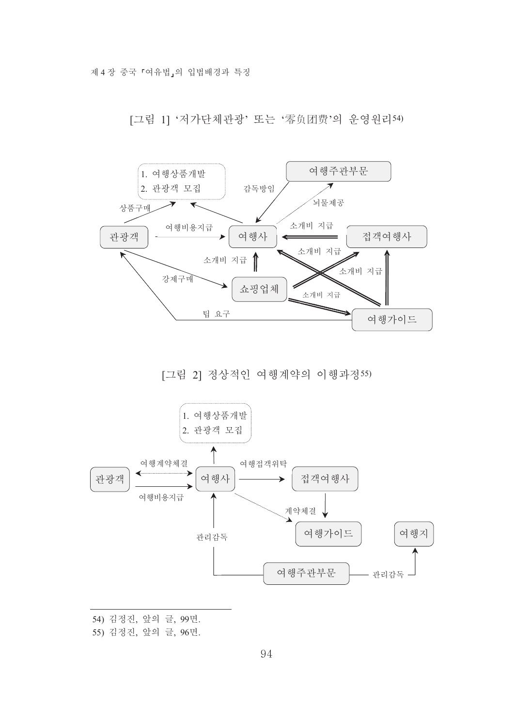[그림 1] ‘저가단체관광’ 또는 ‘零负团费’의 운영원리54)

[그림 2] 정상적인 여행계약의 이행과정55)

---

54) 김정진, 앞의 글, 99면.

55) 김정진, 앞의 글, 96면.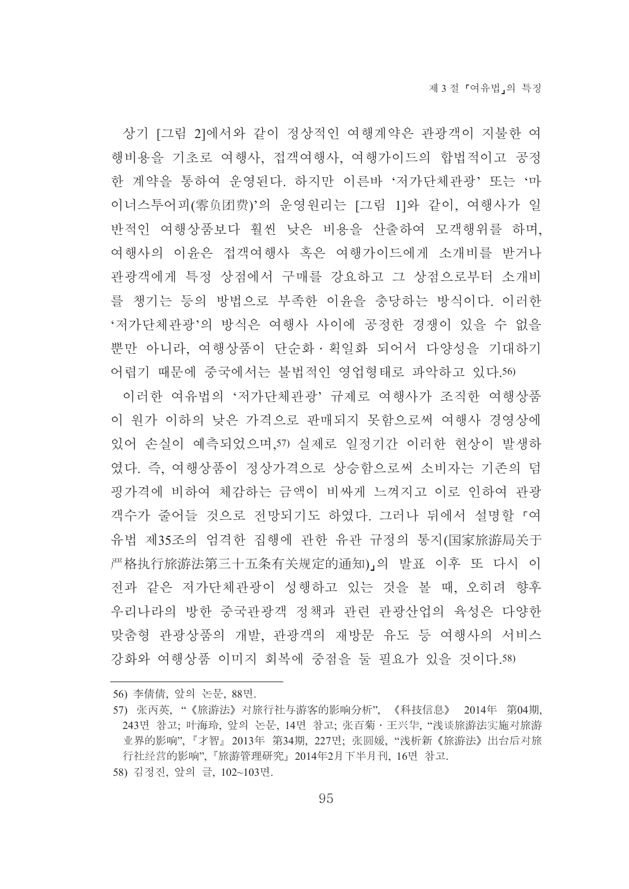상기 [그림 2]에서와 같이 정상적인 여행계약은 관광객이 지불한 여행비용을 기초로 여행사, 접객여행사, 여행가이드의 합법적이고 공정한 계약을 통하여 운영된다. 하지만 이른바 '저가단체관광' 또는 '마이너스투어피(零负团费)'의 운영원리는 [그림 1]와 같이, 여행사가 일반적인 여행상품보다 훨씬 낮은 비용을 산출하여 모객행위를 하며, 여행사의 이윤은 접객여행사 혹은 여행가이드에게 소개비를 받거나 관광객에게 특정 상점에서 구매를 강요하고 그 상점으로부터 소개비를 챙기는 등의 방법으로 부족한 이윤을 충당하는 방식이다. 이러한 '저가단체관광'의 방식은 여행사 사이에 공정한 경쟁이 있을 수 없을 뿐만 아니라, 여행상품이 단순화·획일화 되어서 다양성을 기대하기 어렵기 때문에 중국에서는 불법적인 영업형태로 파악하고 있다.[56]

이러한 여유법의 '저가단체관광' 규제로 여행사가 조직한 여행상품이 원가 이하의 낮은 가격으로 판매되지 못함으로써 여행사 경영상에 있어 손실이 예측되었으며,[57] 실제로 일정기간 이러한 현상이 발생하였다. 즉, 여행상품이 정상가격으로 상승함으로써 소비자는 기존의 덤핑가격에 비하여 체감하는 금액이 비싸게 느껴지고 이로 인하여 관광객수가 줄어들 것으로 전망되기도 하였다. 그러나 뒤에서 설명할 「여유법 제35조의 엄격한 집행에 관한 유관 규정의 통지(国家旅游局关于严格执行旅游法第三十五条有关规定的通知)」의 발표 이후 또 다시 이전과 같은 저가단체관광이 성행하고 있는 것을 볼 때, 오히려 향후 우리나라의 방한 중국관광객 정책과 관련 관광산업의 육성은 다양한 맞춤형 관광상품의 개발, 관광객의 재방문 유도 등 여행사의 서비스 강화와 여행상품 이미지 회복에 중점을 둘 필요가 있을 것이다.[58]

---

56) 李倩倩, 앞의 논문, 88면.

57) 张丙英, "《旅游法》对旅行社与游客的影响分析", 《科技信息》 2014年 第04期, 243면 참고; 叶海玲, 앞의 논문, 14면 참고; 张百菊·王兴华, "浅谈旅游法实施对旅游业界的影响", 『才智』 2013年 第34期, 227면; 张圆媛, "浅析新《旅游法》出台后对旅行社经营的影响", 『旅游管理研究』 2014年2月下半月刊, 16면 참고.

58) 김정진, 앞의 글, 102~103면.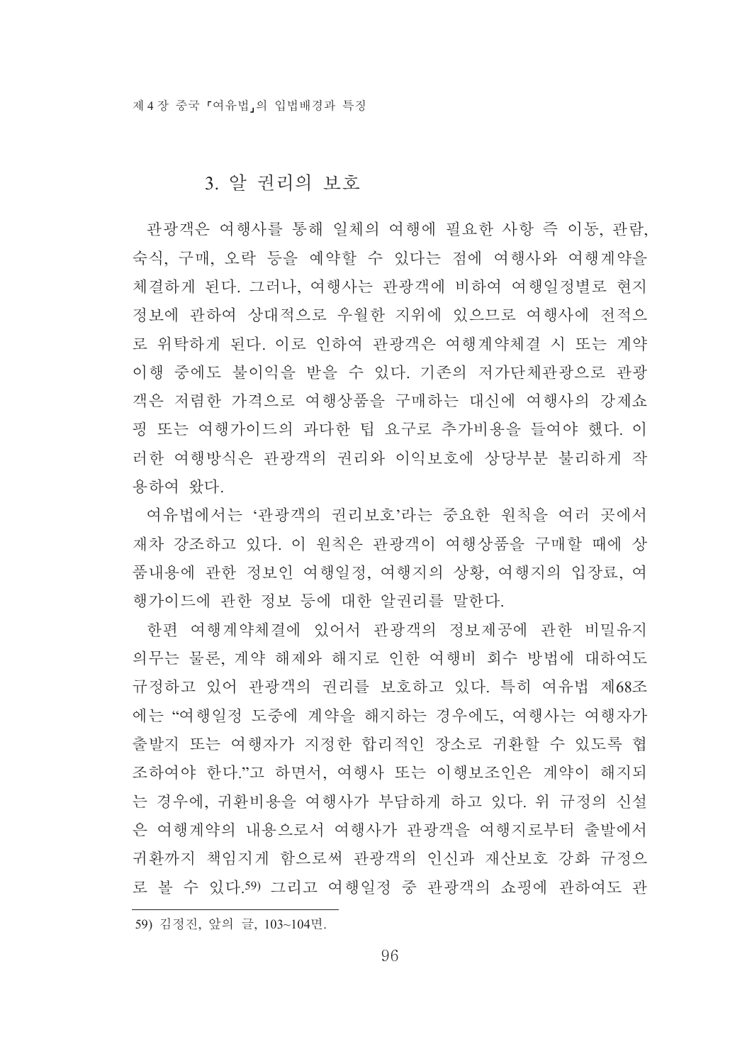### 3. 알 권리의 보호

관광객은 여행사를 통해 일체의 여행에 필요한 사항 즉 이동, 관람, 숙식, 구매, 오락 등을 예약할 수 있다는 점에 여행사와 여행계약을 체결하게 된다. 그러나, 여행사는 관광객에 비하여 여행일정별로 현지 정보에 관하여 상대적으로 우월한 지위에 있으므로 여행사에 전적으로 위탁하게 된다. 이로 인하여 관광객은 여행계약체결 시 또는 계약 이행 중에도 불이익을 받을 수 있다. 기존의 저가단체관광으로 관광객은 저렴한 가격으로 여행상품을 구매하는 대신에 여행사의 강제쇼핑 또는 여행가이드의 과다한 팁 요구로 추가비용을 들여야 했다. 이러한 여행방식은 관광객의 권리와 이익보호에 상당부분 불리하게 작용하여 왔다.

여유법에서는 '관광객의 권리보호'라는 중요한 원칙을 여러 곳에서 재차 강조하고 있다. 이 원칙은 관광객이 여행상품을 구매할 때에 상품내용에 관한 정보인 여행일정, 여행지의 상황, 여행지의 입장료, 여행가이드에 관한 정보 등에 대한 알권리를 말한다.

한편 여행계약체결에 있어서 관광객의 정보제공에 관한 비밀유지 의무는 물론, 계약 해제와 해지로 인한 여행비 회수 방법에 대하여도 규정하고 있어 관광객의 권리를 보호하고 있다. 특히 여유법 제68조에는 "여행일정 도중에 계약을 해지하는 경우에도, 여행사는 여행자가 출발지 또는 여행자가 지정한 합리적인 장소로 귀환할 수 있도록 협조하여야 한다."고 하면서, 여행사 또는 이행보조인은 계약이 해지되는 경우에, 귀환비용을 여행사가 부담하게 하고 있다. 위 규정의 신설은 여행계약의 내용으로서 여행사가 관광객을 여행지로부터 출발에서 귀환까지 책임지게 함으로써 관광객의 인신과 재산보호 강화 규정으로 볼 수 있다.[59] 그리고 여행일정 중 관광객의 쇼핑에 관하여도 관

---

59) 김정진, 앞의 글, 103~104면.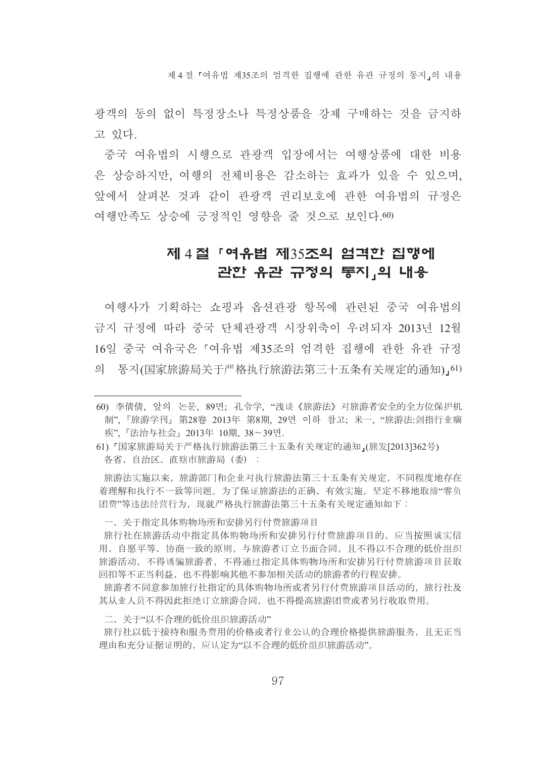광객의 동의 없이 특정장소나 특정상품을 강제 구매하는 것을 금지하고 있다.

중국 여유법의 시행으로 관광객 입장에서는 여행상품에 대한 비용은 상승하지만, 여행의 전체비용은 감소하는 효과가 있을 수 있으며, 앞에서 살펴본 것과 같이 관광객 권리보호에 관한 여유법의 규정은 여행만족도 상승에 긍정적인 영향을 줄 것으로 보인다.[60]

## 제 4 절 「여유법 제35조의 엄격한 집행에 관한 유관 규정의 통지」의 내용

여행사가 기획하는 쇼핑과 옵션관광 항목에 관련된 중국 여유법의 금지 규정에 따라 중국 단체관광객 시장위축이 우려되자 2013년 12월 16일 중국 여유국은 「여유법 제35조의 엄격한 집행에 관한 유관 규정의 통지(国家旅游局关于严格执行旅游法第三十五条有关规定的通知)」[61]

---

60) 李倩倩, 앞의 논문, 89면; 孔令学, "浅谈《旅游法》对旅游者安全的全方位保护机制", 『旅游学刊』 第28卷 2013年 第8期, 29면 이하 참고; 米一, "旅游法:剑指行业痼疾", 『法治与社会』 2013年 10期, 38~39면.

61) 「国家旅游局关于严格执行旅游法第三十五条有关规定的通知」(旅发[2013]362号)
各省、自治区、直辖市旅游局（委）：

旅游法实施以来，旅游部门和企业对执行旅游法第三十五条有关规定，不同程度地存在着理解和执行不一致等问题。为了保证旅游法的正确、有效实施，坚定不移地取缔"零负团费"等违法经营行为，现就严格执行旅游法第三十五条有关规定通知如下：

一、关于指定具体购物场所和安排另行付费旅游项目

旅行社在旅游活动中指定具体购物场所和安排另行付费旅游项目的，应当按照诚实信用、自愿平等、协商一致的原则，与旅游者订立书面合同，且不得以不合理的低价组织旅游活动，不得诱骗旅游者，不得通过指定具体购物场所和安排另行付费旅游项目获取回扣等不正当利益，也不得影响其他不参加相关活动的旅游者的行程安排。

旅游者不同意参加旅行社指定的具体购物场所或者另行付费旅游项目活动的，旅行社及其从业人员不得因此拒绝订立旅游合同，也不得提高旅游团费或者另行收取费用。

二、关于"以不合理的低价组织旅游活动"

旅行社以低于接待和服务费用的价格或者行业公认的合理价格提供旅游服务，且无正当理由和充分证据证明的，应认定为"以不合理的低价组织旅游活动"。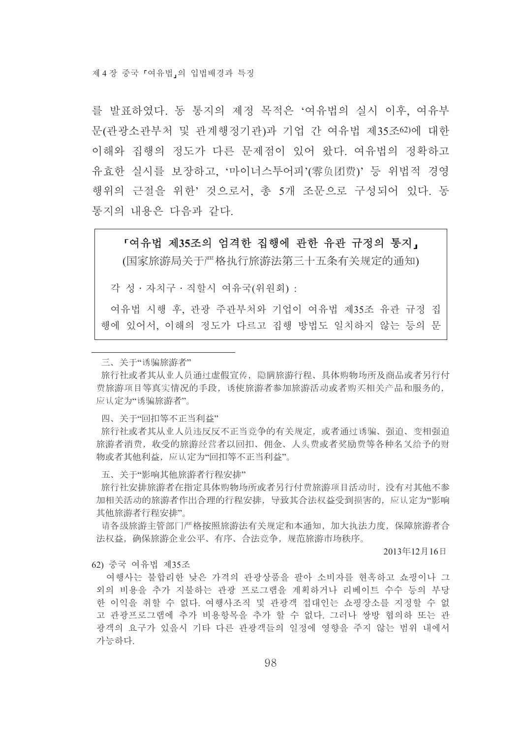를 발표하였다. 동 통지의 제정 목적은 '여유법의 실시 이후, 여유부문(관광소관부처 및 관계행정기관)과 기업 간 여유법 제35조[62]에 대한 이해와 집행의 정도가 다른 문제점이 있어 왔다. 여유법의 정확하고 유효한 실시를 보장하고, '마이너스투어피'(零负团费)' 등 위법적 경영행위의 근절을 위한' 것으로서, 총 5개 조문으로 구성되어 있다. 동 통지의 내용은 다음과 같다.

> **「여유법 제35조의 엄격한 집행에 관한 유관 규정의 통지」**
>
> (国家旅游局关于严格执行旅游法第三十五条有关规定的通知)
>
> 각 성·자치구·직할시 여유국(위원회) :
>
> 여유법 시행 후, 관광 주관부처와 기업이 여유법 제35조 유관 규정 집행에 있어서, 이해의 정도가 다르고 집행 방법도 일치하지 않는 등의 문

---

三、关于"诱骗旅游者"

旅行社或者其从业人员通过虚假宣传，隐瞒旅游行程、具体购物场所及商品或者另行付费旅游项目等真实情况的手段，诱使旅游者参加旅游活动或者购买相关产品和服务的，应认定为"诱骗旅游者"。

四、关于"回扣等不正当利益"

旅行社或者其从业人员违反反不正当竞争的有关规定，或者通过诱骗、强迫、变相强迫旅游者消费，收受的旅游经营者以回扣、佣金、人头费或者奖励费等各种名义给予的财物或者其他利益，应认定为"回扣等不正当利益"。

五、关于"影响其他旅游者行程安排"

旅行社安排旅游者在指定具体购物场所或者另行付费旅游项目活动时，没有对其他不参加相关活动的旅游者作出合理的行程安排，导致其合法权益受到损害的，应认定为"影响其他旅游者行程安排"。

请各级旅游主管部门严格按照旅游法有关规定和本通知，加大执法力度，保障旅游者合法权益，确保旅游企业公平、有序、合法竞争，规范旅游市场秩序。

2013年12月16日

62) 중국 여유법 제35조

여행사는 불합리한 낮은 가격의 관광상품을 팔아 소비자를 현혹하고 쇼핑이나 그 외의 비용을 추가 지불하는 관광 프로그램을 계획하거나 리베이트 수수 등의 부당한 이익을 취할 수 없다. 여행사조직 및 관광객 접대인는 쇼핑장소를 지정할 수 없고 관광프로그램에 추가 비용항목을 추가 할 수 없다. 그러나 쌍방 협의하 또는 관광객의 요구가 있을시 기타 다른 관광객들의 일정에 영향을 주지 않는 범위 내에서 가능하다.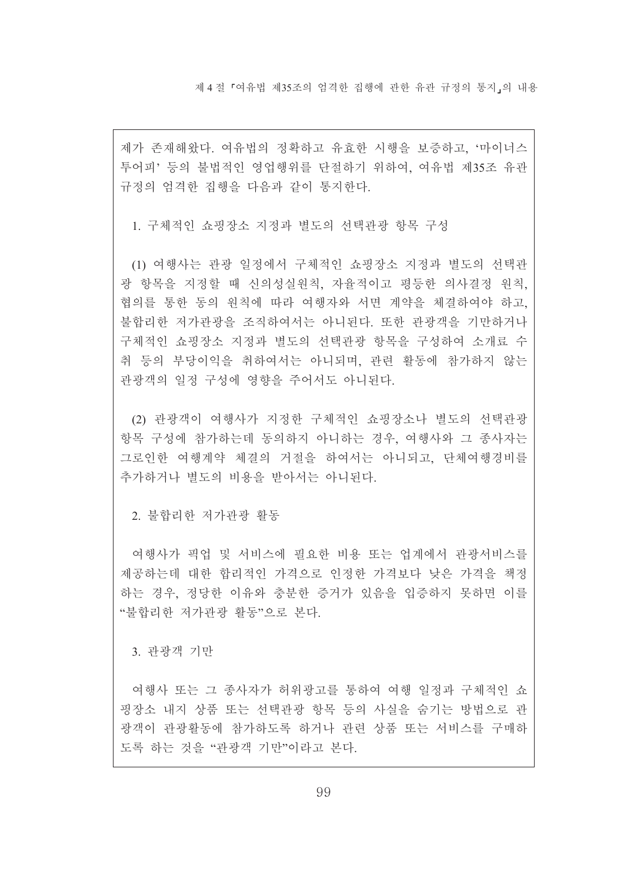제가 존재해왔다. 여유법의 정확하고 유효한 시행을 보증하고, '마이너스 투어피' 등의 불법적인 영업행위를 단절하기 위하여, 여유법 제35조 유관 규정의 엄격한 집행을 다음과 같이 통지한다.

1. 구체적인 쇼핑장소 지정과 별도의 선택관광 항목 구성

(1) 여행사는 관광 일정에서 구체적인 쇼핑장소 지정과 별도의 선택관광 항목을 지정할 때 신의성실원칙, 자율적이고 평등한 의사결정 원칙, 협의를 통한 동의 원칙에 따라 여행자와 서면 계약을 체결하여야 하고, 불합리한 저가관광을 조직하여서는 아니된다. 또한 관광객을 기만하거나 구체적인 쇼핑장소 지정과 별도의 선택관광 항목을 구성하여 소개료 수취 등의 부당이익을 취하여서는 아니되며, 관련 활동에 참가하지 않는 관광객의 일정 구성에 영향을 주어서도 아니된다.

(2) 관광객이 여행사가 지정한 구체적인 쇼핑장소나 별도의 선택관광 항목 구성에 참가하는데 동의하지 아니하는 경우, 여행사와 그 종사자는 그로인한 여행계약 체결의 거절을 하여서는 아니되고, 단체여행경비를 추가하거나 별도의 비용을 받아서는 아니된다.

2. 불합리한 저가관광 활동

여행사가 픽업 및 서비스에 필요한 비용 또는 업계에서 관광서비스를 제공하는데 대한 합리적인 가격으로 인정한 가격보다 낮은 가격을 책정하는 경우, 정당한 이유와 충분한 증거가 있음을 입증하지 못하면 이를 "불합리한 저가관광 활동"으로 본다.

3. 관광객 기만

여행사 또는 그 종사자가 허위광고를 통하여 여행 일정과 구체적인 쇼핑장소 내지 상품 또는 선택관광 항목 등의 사실을 숨기는 방법으로 관광객이 관광활동에 참가하도록 하거나 관련 상품 또는 서비스를 구매하도록 하는 것을 "관광객 기만"이라고 본다.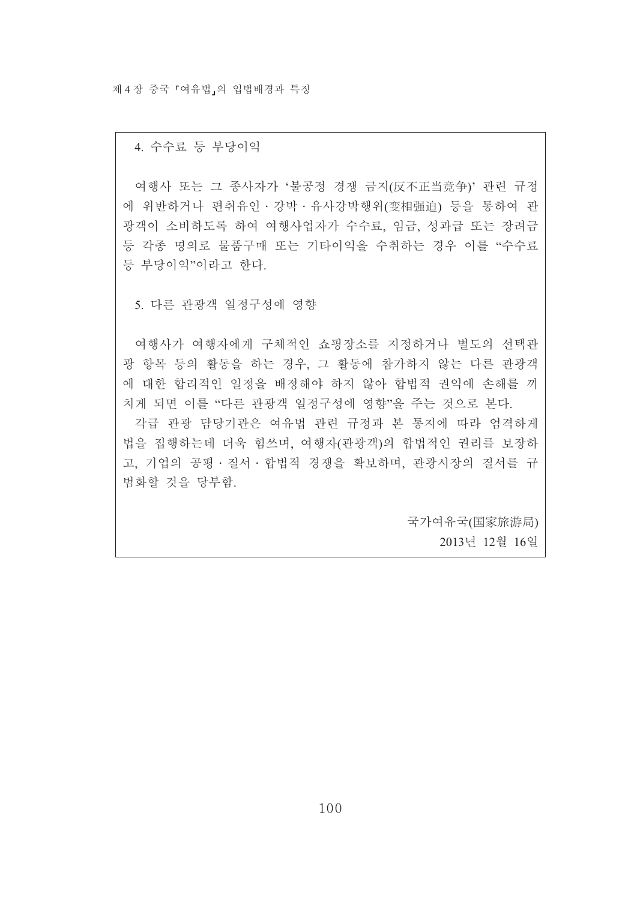4. 수수료 등 부당이익

여행사 또는 그 종사자가 '불공정 경쟁 금지(反不正当竞争)' 관련 규정에 위반하거나 편취유인 · 강박 · 유사강박행위(变相强迫) 등을 통하여 관광객이 소비하도록 하여 여행사업자가 수수료, 임금, 성과급 또는 장려금 등 각종 명의로 물품구매 또는 기타이익을 수취하는 경우 이를 "수수료 등 부당이익"이라고 한다.

5. 다른 관광객 일정구성에 영향

여행사가 여행자에게 구체적인 쇼핑장소를 지정하거나 별도의 선택관광 항목 등의 활동을 하는 경우, 그 활동에 참가하지 않는 다른 관광객에 대한 합리적인 일정을 배정해야 하지 않아 합법적 권익에 손해를 끼치게 되면 이를 "다른 관광객 일정구성에 영향"을 주는 것으로 본다.

각급 관광 담당기관은 여유법 관련 규정과 본 통지에 따라 엄격하게 법을 집행하는데 더욱 힘쓰며, 여행자(관광객)의 합법적인 권리를 보장하고, 기업의 공평 · 질서 · 합법적 경쟁을 확보하며, 관광시장의 질서를 규범화할 것을 당부함.

국가여유국(国家旅游局)
2013년 12월 16일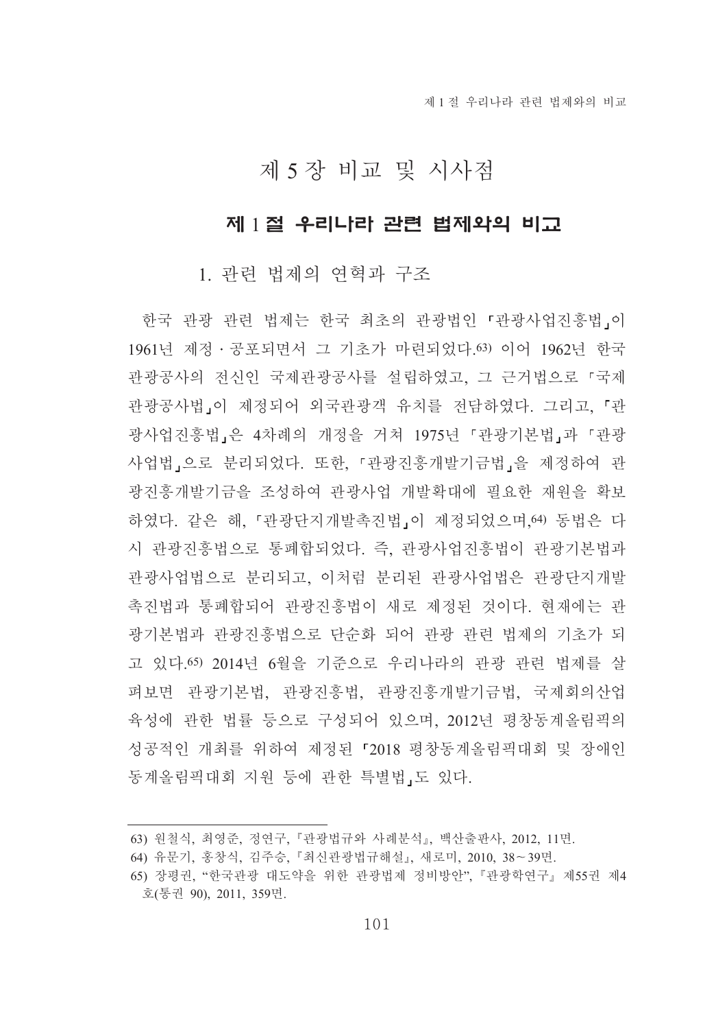# 제 5 장 비교 및 시사점

## 제 1 절 우리나라 관련 법제와의 비교

### 1. 관련 법제의 연혁과 구조

한국 관광 관련 법제는 한국 최초의 관광법인 「관광사업진흥법」이 1961년 제정 · 공포되면서 그 기초가 마련되었다.[63] 이어 1962년 한국관광공사의 전신인 국제관광공사를 설립하였고, 그 근거법으로 「국제관광공사법」이 제정되어 외국관광객 유치를 전담하였다. 그리고, 「관광사업진흥법」은 4차례의 개정을 거쳐 1975년 「관광기본법」과 「관광사업법」으로 분리되었다. 또한, 「관광진흥개발기금법」을 제정하여 관광진흥개발기금을 조성하여 관광사업 개발확대에 필요한 재원을 확보하였다. 같은 해, 「관광단지개발촉진법」이 제정되었으며,[64] 동법은 다시 관광진흥법으로 통폐합되었다. 즉, 관광사업진흥법이 관광기본법과 관광사업법으로 분리되고, 이처럼 분리된 관광사업법은 관광단지개발촉진법과 통폐합되어 관광진흥법이 새로 제정된 것이다. 현재에는 관광기본법과 관광진흥법으로 단순화 되어 관광 관련 법제의 기초가 되고 있다.[65] 2014년 6월을 기준으로 우리나라의 관광 관련 법제를 살펴보면 관광기본법, 관광진흥법, 관광진흥개발기금법, 국제회의산업육성에 관한 법률 등으로 구성되어 있으며, 2012년 평창동계올림픽의 성공적인 개최를 위하여 제정된 「2018 평창동계올림픽대회 및 장애인동계올림픽대회 지원 등에 관한 특별법」도 있다.

---

63) 원철식, 최영준, 정연구, 『관광법규와 사례분석』, 백산출판사, 2012, 11면.

64) 유문기, 홍창식, 김주승, 『최신관광법규해설』, 새로미, 2010, 38∼39면.

65) 장평권, "한국관광 대도약을 위한 관광법제 정비방안", 『관광학연구』 제55권 제4호(통권 90), 2011, 359면.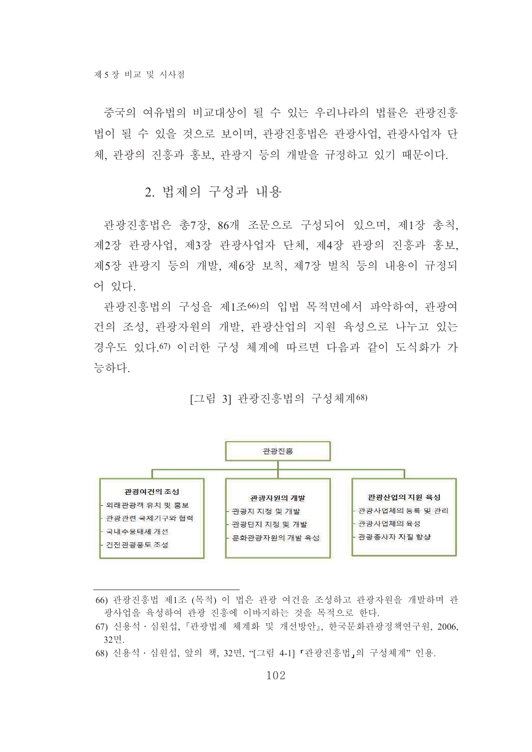중국의 여유법의 비교대상이 될 수 있는 우리나라의 법률은 관광진흥법이 될 수 있을 것으로 보이며, 관광진흥법은 관광사업, 관광사업자 단체, 관광의 진흥과 홍보, 관광지 등의 개발을 규정하고 있기 때문이다.

## 2. 법제의 구성과 내용

관광진흥법은 총7장, 86개 조문으로 구성되어 있으며, 제1장 총칙, 제2장 관광사업, 제3장 관광사업자 단체, 제4장 관광의 진흥과 홍보, 제5장 관광지 등의 개발, 제6장 보칙, 제7장 벌칙 등의 내용이 규정되어 있다.

관광진흥법의 구성을 제1조[66]의 입법 목적면에서 파악하여, 관광여건의 조성, 관광자원의 개발, 관광산업의 지원 육성으로 나누고 있는 경우도 있다.[67] 이러한 구성 체계에 따르면 다음과 같이 도식화가 가능하다.

[그림 3] 관광진흥법의 구성체계[68]

관광진흥

| 관광여건의 조성 | 관광자원의 개발 | 관광산업의 지원 육성 |
|---|---|---|
| - 외래관광객 유치 및 홍보<br>- 관광관련 국제기구와 협력<br>- 국내수용태세 개선<br>- 건전관광풍토 조성 | - 관광지 지정 및 개발<br>- 관광단지 지정 및 개발<br>- 문화관광자원의 개발 육성 | - 관광사업체의 등록 및 관리<br>- 관광사업체의 육성<br>- 관광종사자 자질 향상 |

---

66) 관광진흥법 제1조 (목적) 이 법은 관광 여건을 조성하고 관광자원을 개발하며 관광사업을 육성하여 관광 진흥에 이바지하는 것을 목적으로 한다.

67) 신용석 · 심원섭, 『관광법제 체계화 및 개선방안』, 한국문화관광정책연구원, 2006, 32면.

68) 신용석 · 심원섭, 앞의 책, 32면, "[그림 4-1] 「관광진흥법」의 구성체계" 인용.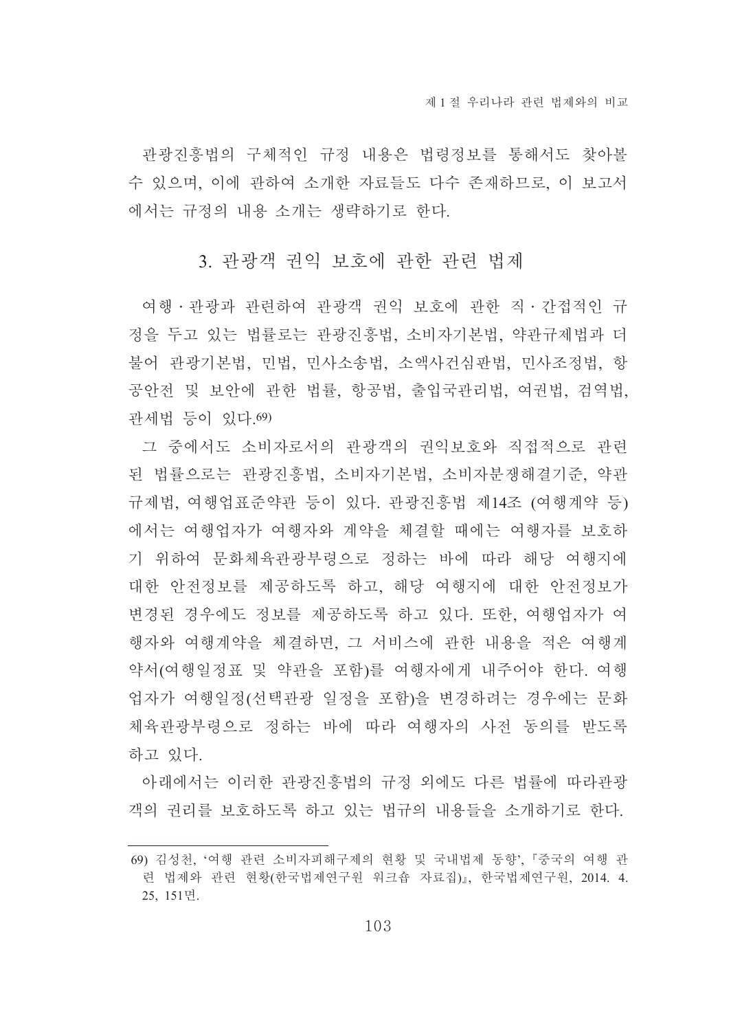관광진흥법의 구체적인 규정 내용은 법령정보를 통해서도 찾아볼 수 있으며, 이에 관하여 소개한 자료들도 다수 존재하므로, 이 보고서에서는 규정의 내용 소개는 생략하기로 한다.

## 3. 관광객 권익 보호에 관한 관련 법제

여행·관광과 관련하여 관광객 권익 보호에 관한 직·간접적인 규정을 두고 있는 법률로는 관광진흥법, 소비자기본법, 약관규제법과 더불어 관광기본법, 민법, 민사소송법, 소액사건심판법, 민사조정법, 항공안전 및 보안에 관한 법률, 항공법, 출입국관리법, 여권법, 검역법, 관세법 등이 있다.[69]

그 중에서도 소비자로서의 관광객의 권익보호와 직접적으로 관련된 법률으로는 관광진흥법, 소비자기본법, 소비자분쟁해결기준, 약관규제법, 여행업표준약관 등이 있다. 관광진흥법 제14조 (여행계약 등)에서는 여행업자가 여행자와 계약을 체결할 때에는 여행자를 보호하기 위하여 문화체육관광부령으로 정하는 바에 따라 해당 여행지에 대한 안전정보를 제공하도록 하고, 해당 여행지에 대한 안전정보가 변경된 경우에도 정보를 제공하도록 하고 있다. 또한, 여행업자가 여행자와 여행계약을 체결하면, 그 서비스에 관한 내용을 적은 여행계약서(여행일정표 및 약관을 포함)를 여행자에게 내주어야 한다. 여행업자가 여행일정(선택관광 일정을 포함)을 변경하려는 경우에는 문화체육관광부령으로 정하는 바에 따라 여행자의 사전 동의를 받도록 하고 있다.

아래에서는 이러한 관광진흥법의 규정 외에도 다른 법률에 따라관광객의 권리를 보호하도록 하고 있는 법규의 내용들을 소개하기로 한다.

---

69) 김성천, '여행 관련 소비자피해구제의 현황 및 국내법제 동향', 『중국의 여행 관련 법제와 관련 현황(한국법제연구원 워크숍 자료집)』, 한국법제연구원, 2014. 4. 25, 151면.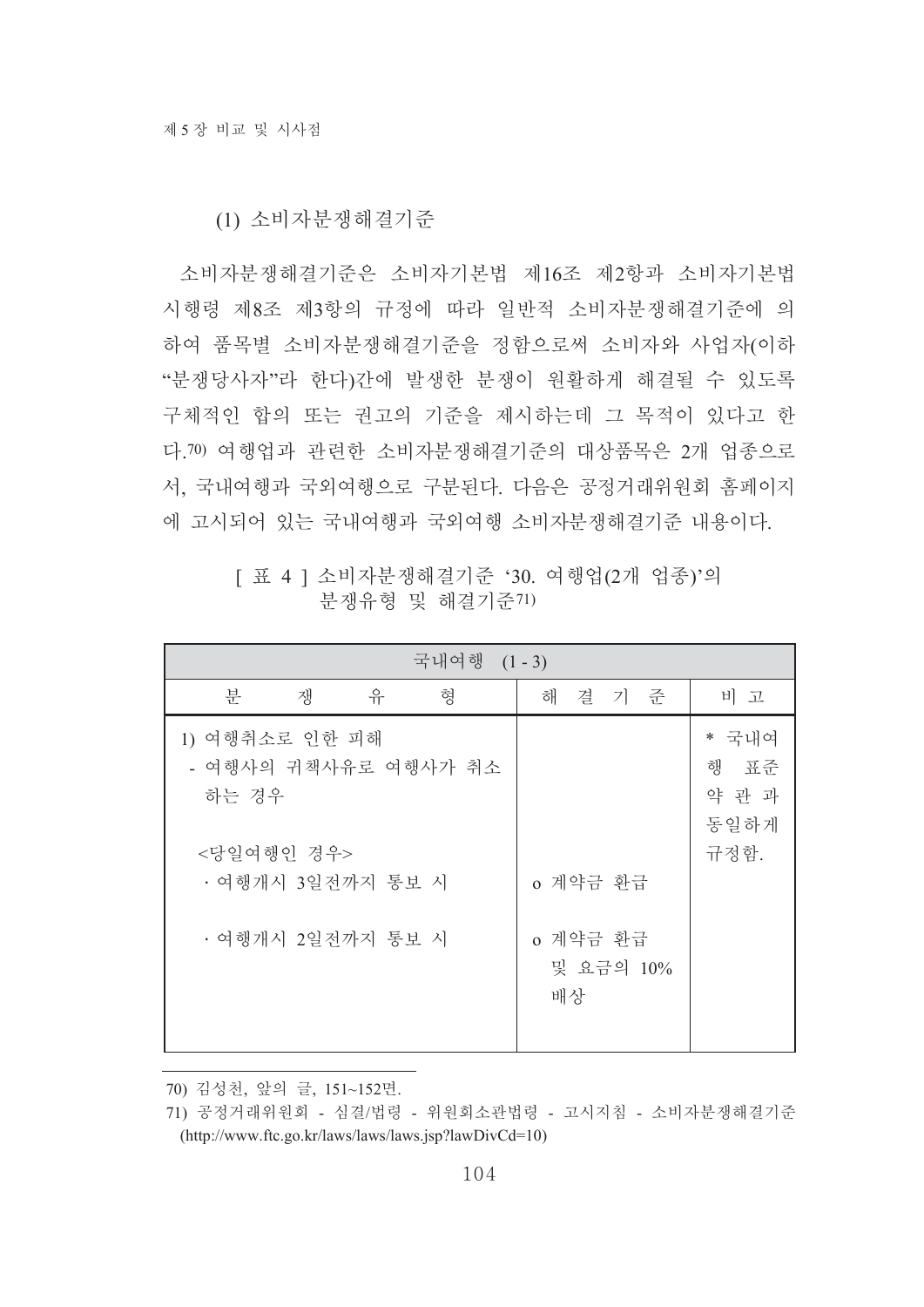### (1) 소비자분쟁해결기준

소비자분쟁해결기준은 소비자기본법 제16조 제2항과 소비자기본법 시행령 제8조 제3항의 규정에 따라 일반적 소비자분쟁해결기준에 의하여 품목별 소비자분쟁해결기준을 정함으로써 소비자와 사업자(이하 "분쟁당사자"라 한다)간에 발생한 분쟁이 원활하게 해결될 수 있도록 구체적인 합의 또는 권고의 기준을 제시하는데 그 목적이 있다고 한다.[70] 여행업과 관련한 소비자분쟁해결기준의 대상품목은 2개 업종으로서, 국내여행과 국외여행으로 구분된다. 다음은 공정거래위원회 홈페이지에 고시되어 있는 국내여행과 국외여행 소비자분쟁해결기준 내용이다.

[ 표 4 ] 소비자분쟁해결기준 '30. 여행업(2개 업종)'의 분쟁유형 및 해결기준[71]

| 국내여행 (1 - 3) | | |
|---|---|---|
| 분 쟁 유 형 | 해 결 기 준 | 비 고 |
| 1) 여행취소로 인한 피해<br>- 여행사의 귀책사유로 여행사가 취소하는 경우 | | * 국내여행 표준약관과 동일하게 규정함. |
| <당일여행인 경우> | | |
| · 여행개시 3일전까지 통보 시 | o 계약금 환급 | |
| · 여행개시 2일전까지 통보 시 | o 계약금 환급 및 요금의 10% 배상 | |

70) 김성천, 앞의 글, 151~152면.

71) 공정거래위원회 - 심결/법령 - 위원회소관법령 - 고시지침 - 소비자분쟁해결기준 (http://www.ftc.go.kr/laws/laws/laws.jsp?lawDivCd=10)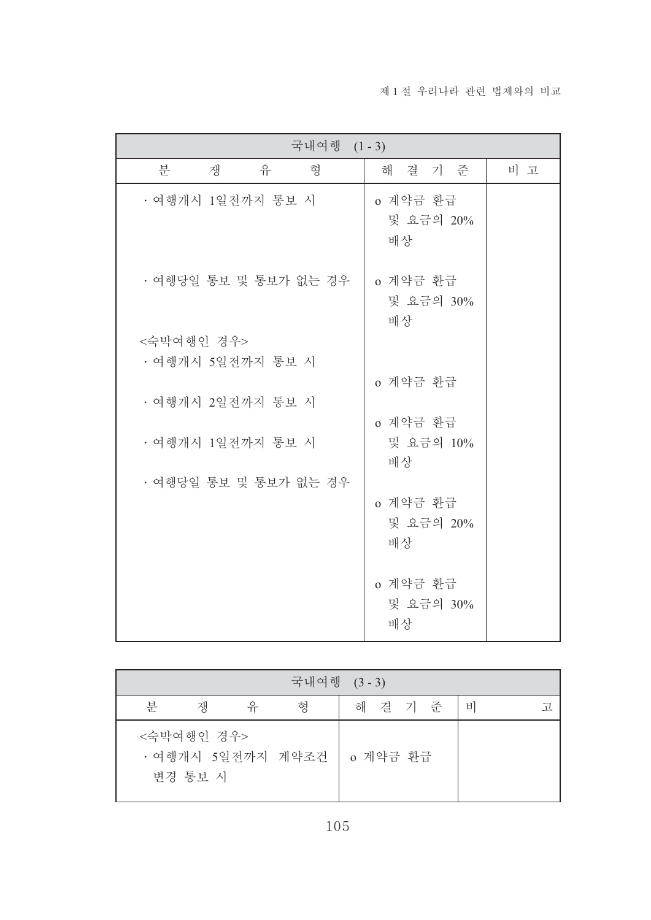| 국내여행 (1 - 3) | | |
|---|---|---|
| 분 쟁 유 형 | 해 결 기 준 | 비 고 |
| · 여행개시 1일전까지 통보 시 | o 계약금 환급 및 요금의 20% 배상 | |
| · 여행당일 통보 및 통보가 없는 경우 | o 계약금 환급 및 요금의 30% 배상 | |
| <숙박여행인 경우> | | |
| · 여행개시 5일전까지 통보 시 | o 계약금 환급 | |
| · 여행개시 2일전까지 통보 시 | o 계약금 환급 및 요금의 10% 배상 | |
| · 여행개시 1일전까지 통보 시 | o 계약금 환급 및 요금의 20% 배상 | |
| · 여행당일 통보 및 통보가 없는 경우 | o 계약금 환급 및 요금의 30% 배상 | |

| 국내여행 (3 - 3) | | |
|---|---|---|
| 분 쟁 유 형 | 해 결 기 준 | 비 고 |
| <숙박여행인 경우><br>· 여행개시 5일전까지 계약조건 변경 통보 시 | o 계약금 환급 | |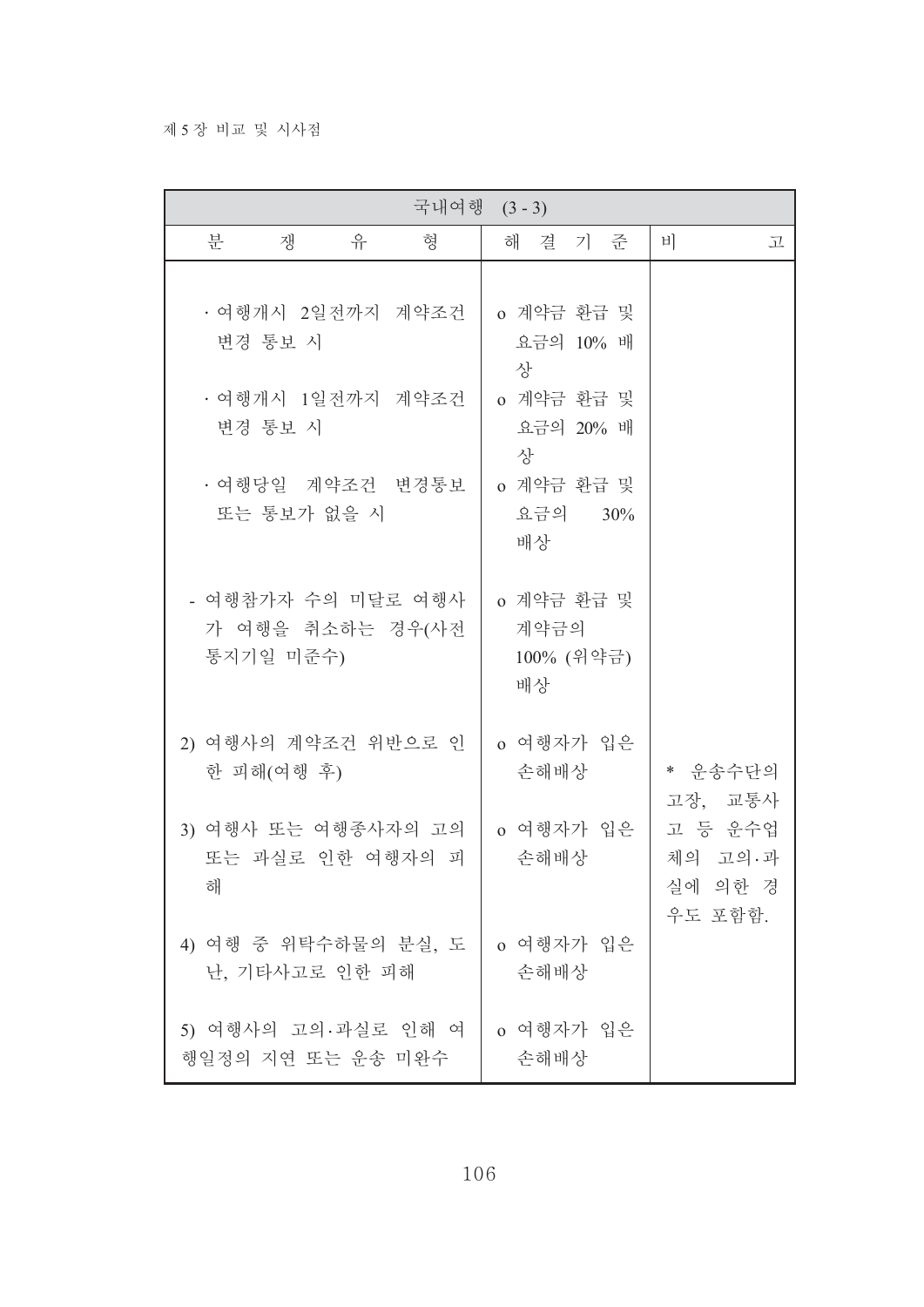| 국내여행 (3 - 3) | | |
|---|---|---|
| 분 쟁 유 형 | 해 결 기 준 | 비 고 |
| · 여행개시 2일전까지 계약조건 변경 통보 시 | o 계약금 환급 및 요금의 10% 배상 | |
| · 여행개시 1일전까지 계약조건 변경 통보 시 | o 계약금 환급 및 요금의 20% 배상 | |
| · 여행당일 계약조건 변경통보 또는 통보가 없을 시 | o 계약금 환급 및 요금의 30% 배상 | |
| - 여행참가자 수의 미달로 여행사가 여행을 취소하는 경우(사전 통지기일 미준수) | o 계약금 환급 및 계약금의 100% (위약금) 배상 | |
| 2) 여행사의 계약조건 위반으로 인한 피해(여행 후) | o 여행자가 입은 손해배상 | * 운송수단의 고장, 교통사고 등 운수업체의 고의·과실에 의한 경우도 포함함. |
| 3) 여행사 또는 여행종사자의 고의 또는 과실로 인한 여행자의 피해 | o 여행자가 입은 손해배상 | |
| 4) 여행 중 위탁수하물의 분실, 도난, 기타사고로 인한 피해 | o 여행자가 입은 손해배상 | |
| 5) 여행사의 고의·과실로 인해 여행일정의 지연 또는 운송 미완수 | o 여행자가 입은 손해배상 | |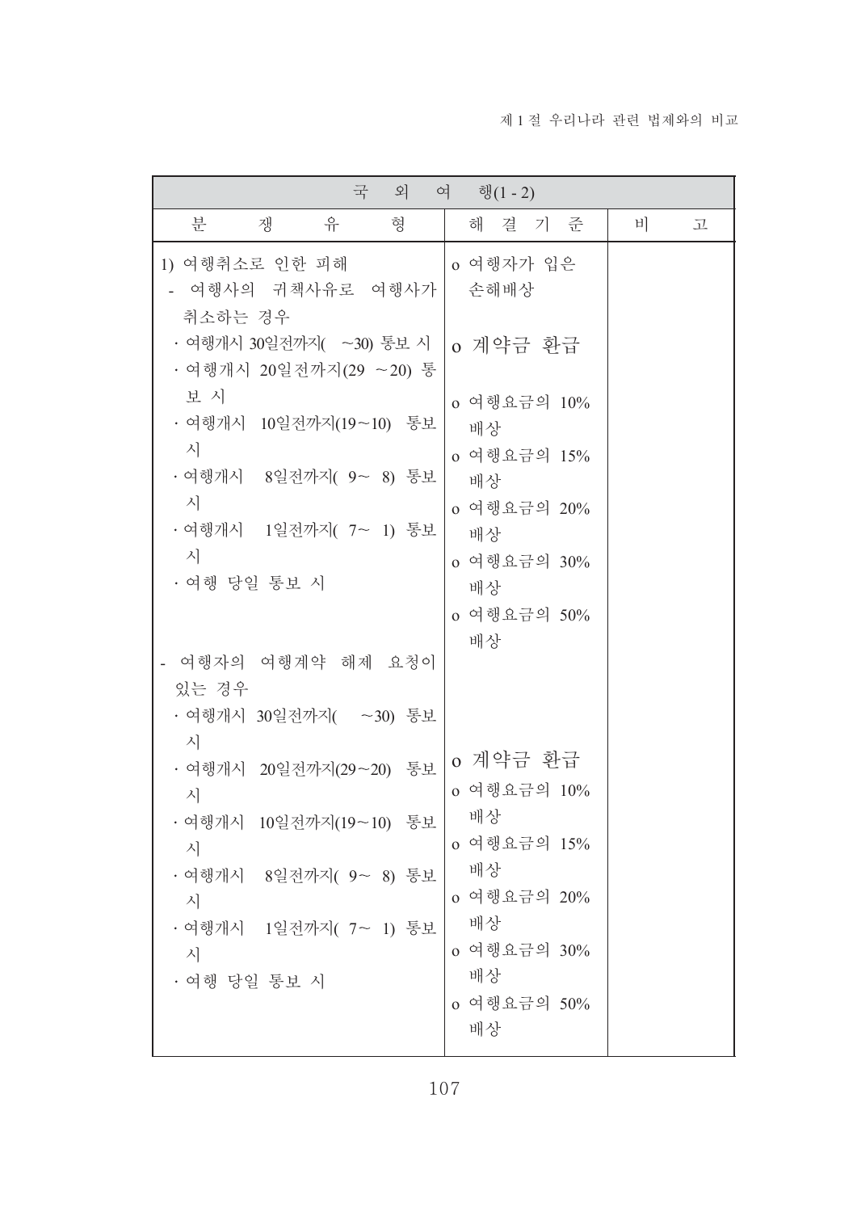| 국 외 여 행(1 - 2) | | |
|---|---|---|
| 분 쟁 유 형 | 해 결 기 준 | 비 고 |
| 1) 여행취소로 인한 피해<br>- 여행사의 귀책사유로 여행사가 취소하는 경우 | o 여행자가 입은 손해배상 | |
| · 여행개시 30일전까지( ~30) 통보 시 | o 계약금 환급 | |
| · 여행개시 20일전까지(29 ~20) 통보 시 | o 여행요금의 10% 배상 | |
| · 여행개시 10일전까지(19~10) 통보 시 | o 여행요금의 15% 배상 | |
| · 여행개시 8일전까지( 9~ 8) 통보 시 | o 여행요금의 20% 배상 | |
| · 여행개시 1일전까지( 7~ 1) 통보 시 | o 여행요금의 30% 배상 | |
| · 여행 당일 통보 시 | o 여행요금의 50% 배상 | |
| - 여행자의 여행계약 해제 요청이 있는 경우 | | |
| · 여행개시 30일전까지( ~30) 통보 시 | o 계약금 환급 | |
| · 여행개시 20일전까지(29~20) 통보 시 | o 여행요금의 10% 배상 | |
| · 여행개시 10일전까지(19~10) 통보 시 | o 여행요금의 15% 배상 | |
| · 여행개시 8일전까지( 9~ 8) 통보 시 | o 여행요금의 20% 배상 | |
| · 여행개시 1일전까지( 7~ 1) 통보 시 | o 여행요금의 30% 배상 | |
| · 여행 당일 통보 시 | o 여행요금의 50% 배상 | |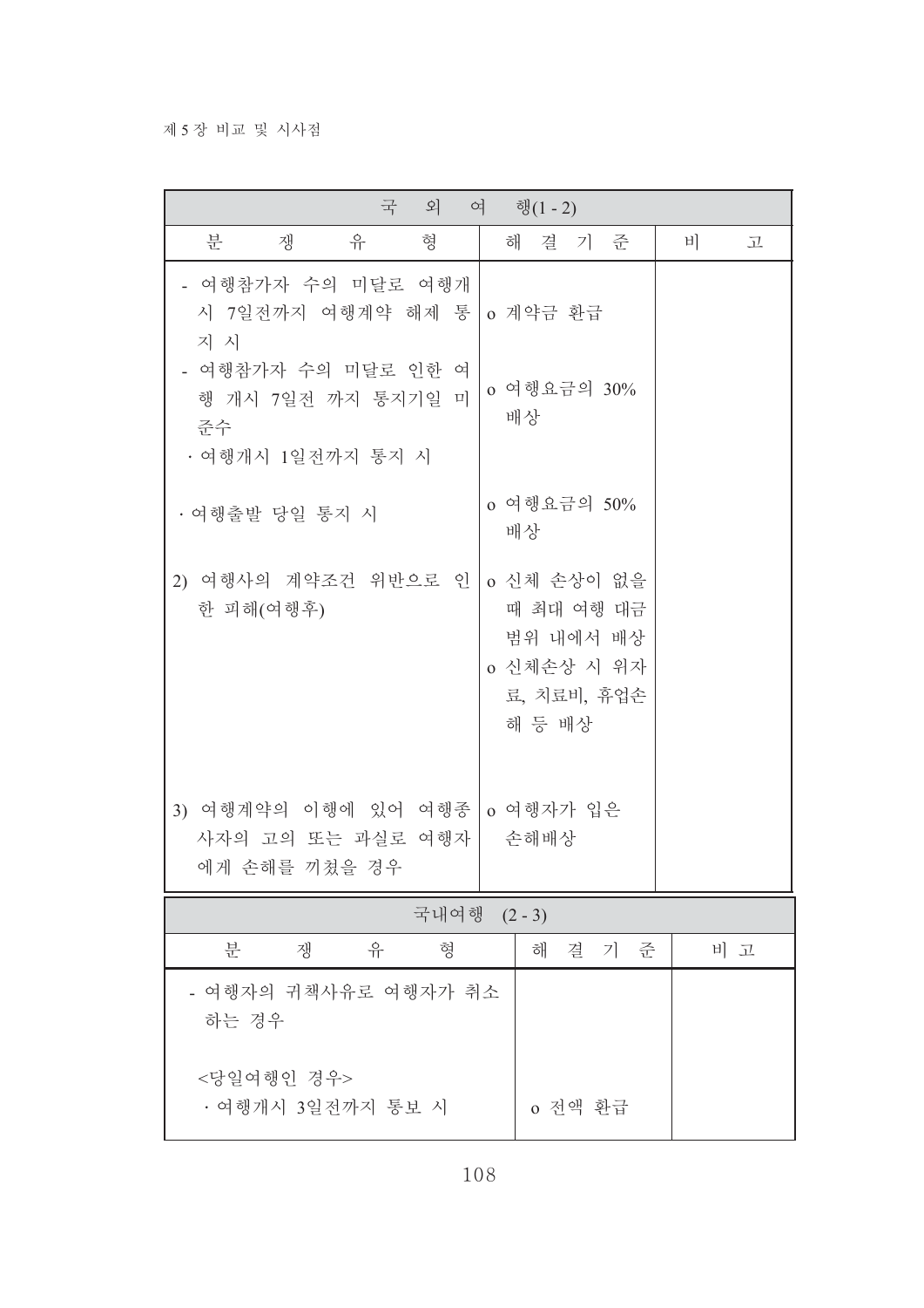| 국 외 여 행(1 - 2) | | |
|---|---|---|
| 분 쟁 유 형 | 해 결 기 준 | 비 고 |
| - 여행참가자 수의 미달로 여행개시 7일전까지 여행계약 해제 통지 시 | o 계약금 환급 | |
| - 여행참가자 수의 미달로 인한 여행 개시 7일전 까지 통지기일 미준수<br>· 여행개시 1일전까지 통지 시 | o 여행요금의 30% 배상 | |
| · 여행출발 당일 통지 시 | o 여행요금의 50% 배상 | |
| 2) 여행사의 계약조건 위반으로 인한 피해(여행후) | o 신체 손상이 없을 때 최대 여행 대금 범위 내에서 배상<br>o 신체손상 시 위자료, 치료비, 휴업손해 등 배상 | |
| 3) 여행계약의 이행에 있어 여행종사자의 고의 또는 과실로 여행자에게 손해를 끼쳤을 경우 | o 여행자가 입은 손해배상 | |

| 국내여행 (2 - 3) | | |
|---|---|---|
| 분 쟁 유 형 | 해 결 기 준 | 비 고 |
| - 여행자의 귀책사유로 여행자가 취소하는 경우 | | |
| <당일여행인 경우><br>· 여행개시 3일전까지 통보 시 | o 전액 환급 | |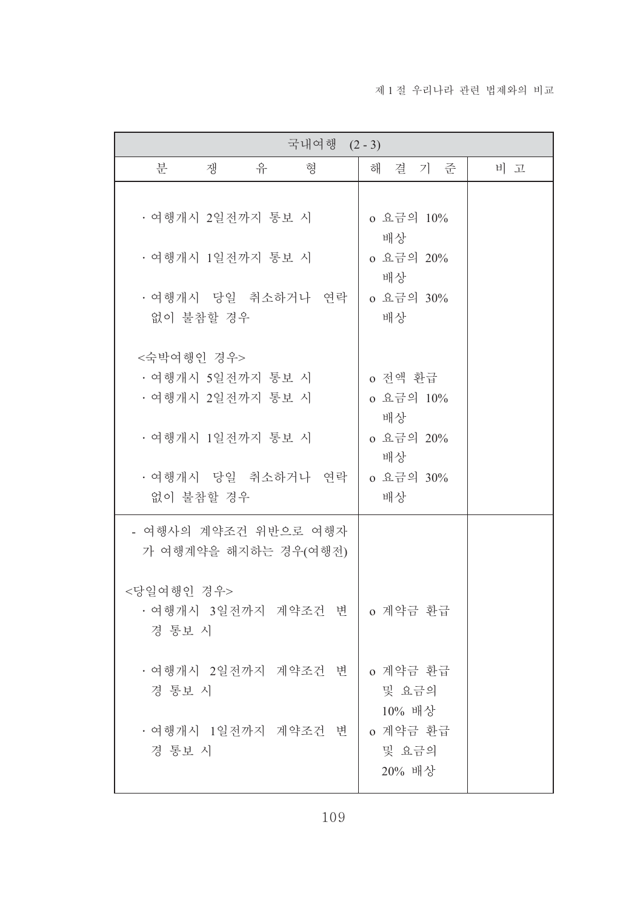| 국내여행 (2 - 3) | | |
|---|---|---|
| 분 쟁 유 형 | 해 결 기 준 | 비 고 |
| · 여행개시 2일전까지 통보 시 | o 요금의 10% 배상 | |
| · 여행개시 1일전까지 통보 시 | o 요금의 20% 배상 | |
| · 여행개시 당일 취소하거나 연락 없이 불참할 경우 | o 요금의 30% 배상 | |
| <숙박여행인 경우> | | |
| · 여행개시 5일전까지 통보 시 | o 전액 환급 | |
| · 여행개시 2일전까지 통보 시 | o 요금의 10% 배상 | |
| · 여행개시 1일전까지 통보 시 | o 요금의 20% 배상 | |
| · 여행개시 당일 취소하거나 연락 없이 불참할 경우 | o 요금의 30% 배상 | |
| - 여행사의 계약조건 위반으로 여행자가 여행계약을 해지하는 경우(여행전) | | |
| <당일여행인 경우> | | |
| · 여행개시 3일전까지 계약조건 변경 통보 시 | o 계약금 환급 | |
| · 여행개시 2일전까지 계약조건 변경 통보 시 | o 계약금 환급 및 요금의 10% 배상 | |
| · 여행개시 1일전까지 계약조건 변경 통보 시 | o 계약금 환급 및 요금의 20% 배상 | |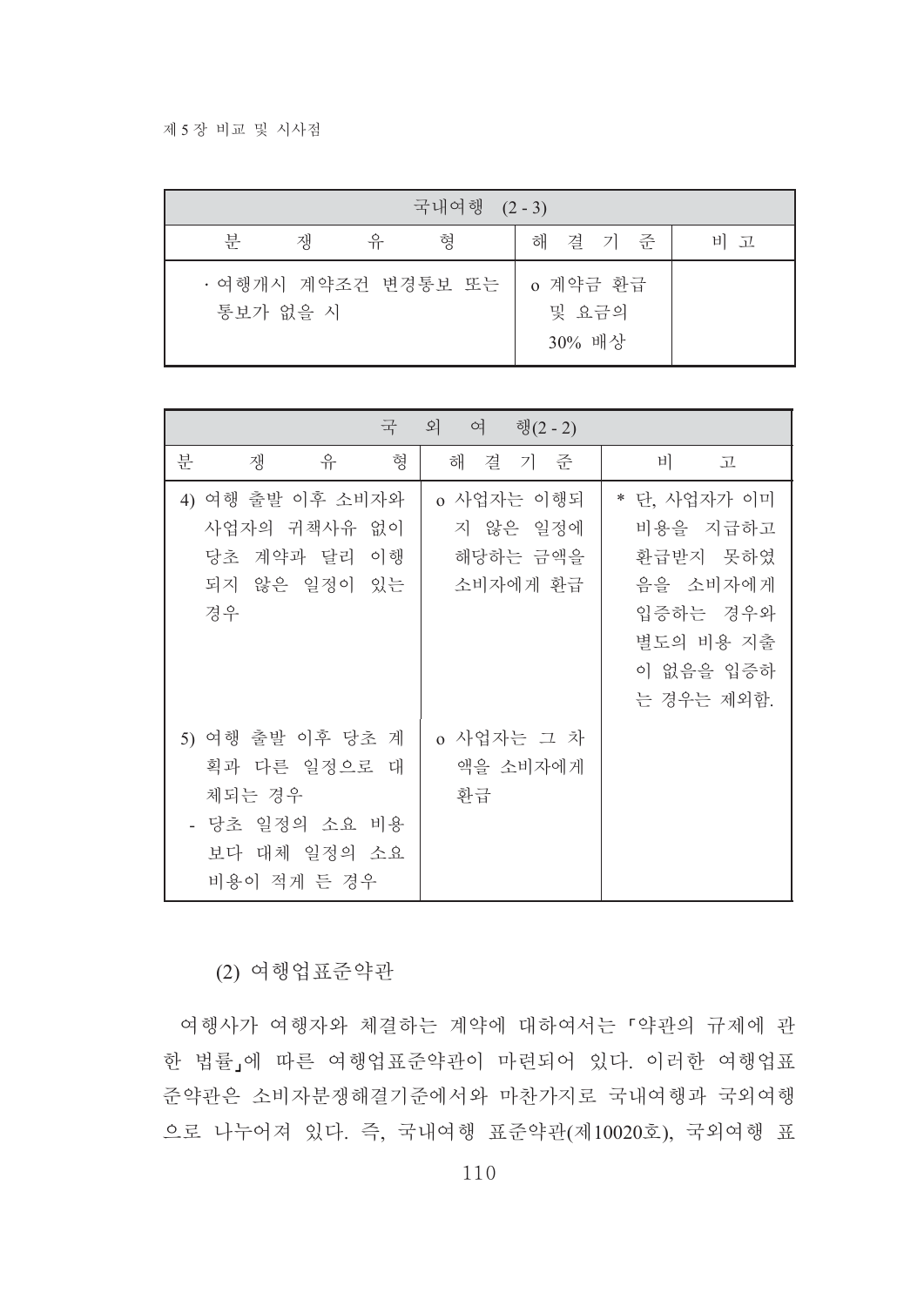| 국내여행 (2 - 3) | | |
|---|---|---|
| 분 쟁 유 형 | 해 결 기 준 | 비 고 |
| · 여행개시 계약조건 변경통보 또는 통보가 없을 시 | o 계약금 환급 및 요금의 30% 배상 | |

| 국 외 여 행(2 - 2) | | |
|---|---|---|
| 분 쟁 유 형 | 해 결 기 준 | 비 고 |
| 4) 여행 출발 이후 소비자와 사업자의 귀책사유 없이 당초 계약과 달리 이행되지 않은 일정이 있는 경우 | o 사업자는 이행되지 않은 일정에 해당하는 금액을 소비자에게 환급 | * 단, 사업자가 이미 비용을 지급하고 환급받지 못하였음을 소비자에게 입증하는 경우와 별도의 비용 지출이 없음을 입증하는 경우는 제외함. |
| 5) 여행 출발 이후 당초 계획과 다른 일정으로 대체되는 경우<br>- 당초 일정의 소요 비용보다 대체 일정의 소요 비용이 적게 든 경우 | o 사업자는 그 차액을 소비자에게 환급 | |

### (2) 여행업표준약관

여행사가 여행자와 체결하는 계약에 대하여서는 「약관의 규제에 관한 법률」에 따른 여행업표준약관이 마련되어 있다. 이러한 여행업표준약관은 소비자분쟁해결기준에서와 마찬가지로 국내여행과 국외여행으로 나누어져 있다. 즉, 국내여행 표준약관(제10020호), 국외여행 표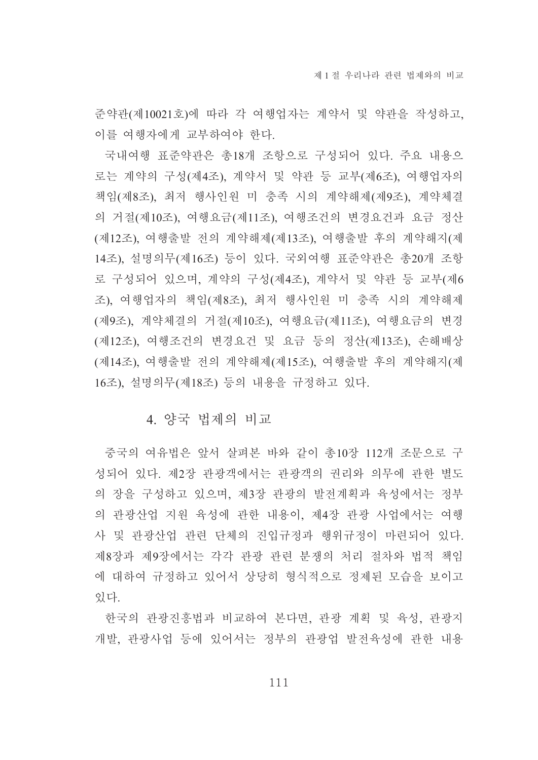준약관(제10021호)에 따라 각 여행업자는 계약서 및 약관을 작성하고, 이를 여행자에게 교부하여야 한다.

국내여행 표준약관은 총18개 조항으로 구성되어 있다. 주요 내용으로는 계약의 구성(제4조), 계약서 및 약관 등 교부(제6조), 여행업자의 책임(제8조), 최저 행사인원 미 충족 시의 계약해제(제9조), 계약체결의 거절(제10조), 여행요금(제11조), 여행조건의 변경요건과 요금 정산(제12조), 여행출발 전의 계약해제(제13조), 여행출발 후의 계약해지(제14조), 설명의무(제16조) 등이 있다. 국외여행 표준약관은 총20개 조항로 구성되어 있으며, 계약의 구성(제4조), 계약서 및 약관 등 교부(제6조), 여행업자의 책임(제8조), 최저 행사인원 미 충족 시의 계약해제(제9조), 계약체결의 거절(제10조), 여행요금(제11조), 여행요금의 변경(제12조), 여행조건의 변경요건 및 요금 등의 정산(제13조), 손해배상(제14조), 여행출발 전의 계약해제(제15조), 여행출발 후의 계약해지(제16조), 설명의무(제18조) 등의 내용을 규정하고 있다.

## 4. 양국 법제의 비교

중국의 여유법은 앞서 살펴본 바와 같이 총10장 112개 조문으로 구성되어 있다. 제2장 관광객에서는 관광객의 권리와 의무에 관한 별도의 장을 구성하고 있으며, 제3장 관광의 발전계획과 육성에서는 정부의 관광산업 지원 육성에 관한 내용이, 제4장 관광 사업에서는 여행사 및 관광산업 관련 단체의 진입규정과 행위규정이 마련되어 있다. 제8장과 제9장에서는 각각 관광 관련 분쟁의 처리 절차와 법적 책임에 대하여 규정하고 있어서 상당히 형식적으로 정제된 모습을 보이고 있다.

한국의 관광진흥법과 비교하여 본다면, 관광 계획 및 육성, 관광지 개발, 관광사업 등에 있어서는 정부의 관광업 발전육성에 관한 내용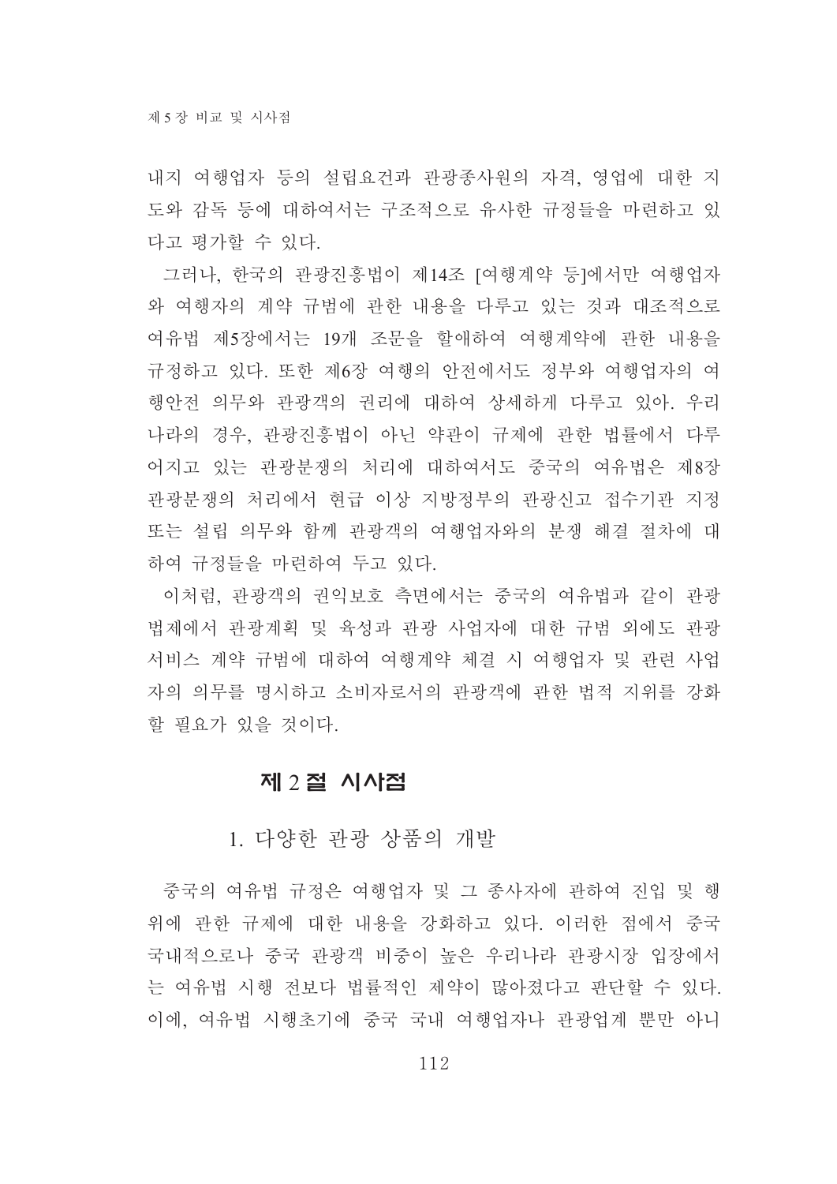내지 여행업자 등의 설립요건과 관광종사원의 자격, 영업에 대한 지도와 감독 등에 대하여서는 구조적으로 유사한 규정들을 마련하고 있다고 평가할 수 있다.

그러나, 한국의 관광진흥법이 제14조 [여행계약 등]에서만 여행업자와 여행자의 계약 규범에 관한 내용을 다루고 있는 것과 대조적으로 여유법 제5장에서는 19개 조문을 할애하여 여행계약에 관한 내용을 규정하고 있다. 또한 제6장 여행의 안전에서도 정부와 여행업자의 여행안전 의무와 관광객의 권리에 대하여 상세하게 다루고 있아. 우리나라의 경우, 관광진흥법이 아닌 약관이 규제에 관한 법률에서 다루어지고 있는 관광분쟁의 처리에 대하여서도 중국의 여유법은 제8장 관광분쟁의 처리에서 현급 이상 지방정부의 관광신고 접수기관 지정 또는 설립 의무와 함께 관광객의 여행업자와의 분쟁 해결 절차에 대하여 규정들을 마련하여 두고 있다.

이처럼, 관광객의 권익보호 측면에서는 중국의 여유법과 같이 관광법제에서 관광계획 및 육성과 관광 사업자에 대한 규범 외에도 관광서비스 계약 규범에 대하여 여행계약 체결 시 여행업자 및 관련 사업자의 의무를 명시하고 소비자로서의 관광객에 관한 법적 지위를 강화할 필요가 있을 것이다.

## 제 2 절 시사점

### 1. 다양한 관광 상품의 개발

중국의 여유법 규정은 여행업자 및 그 종사자에 관하여 진입 및 행위에 관한 규제에 대한 내용을 강화하고 있다. 이러한 점에서 중국 국내적으로나 중국 관광객 비중이 높은 우리나라 관광시장 입장에서는 여유법 시행 전보다 법률적인 제약이 많아졌다고 판단할 수 있다. 이에, 여유법 시행초기에 중국 국내 여행업자나 관광업계 뿐만 아니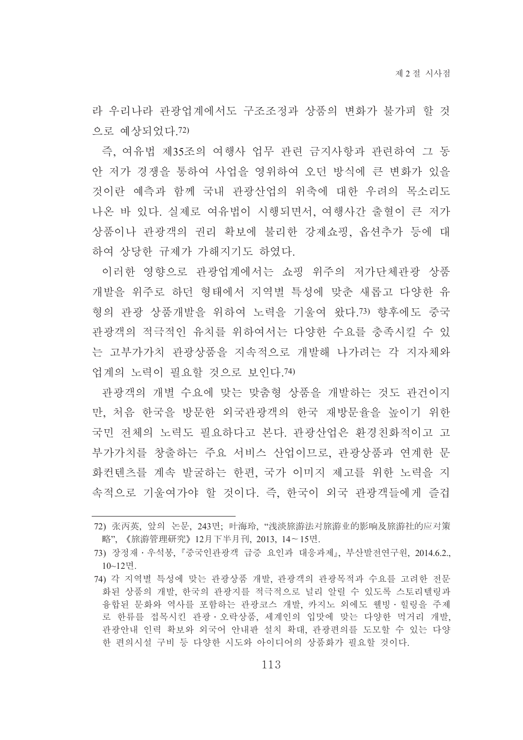라 우리나라 관광업계에서도 구조조정과 상품의 변화가 불가피 할 것으로 예상되었다.[72]

즉, 여유법 제35조의 여행사 업무 관련 금지사항과 관련하여 그 동안 저가 경쟁을 통하여 사업을 영위하여 오던 방식에 큰 변화가 있을 것이란 예측과 함께 국내 관광산업의 위축에 대한 우려의 목소리도 나온 바 있다. 실제로 여유법이 시행되면서, 여행사간 출혈이 큰 저가 상품이나 관광객의 권리 확보에 불리한 강제쇼핑, 옵션추가 등에 대하여 상당한 규제가 가해지기도 하였다.

이러한 영향으로 관광업계에서는 쇼핑 위주의 저가단체관광 상품 개발을 위주로 하던 형태에서 지역별 특성에 맞춘 새롭고 다양한 유형의 관광 상품개발을 위하여 노력을 기울여 왔다.[73] 향후에도 중국 관광객의 적극적인 유치를 위하여서는 다양한 수요를 충족시킬 수 있는 고부가가치 관광상품을 지속적으로 개발해 나가려는 각 지자체와 업계의 노력이 필요할 것으로 보인다.[74]

관광객의 개별 수요에 맞는 맞춤형 상품을 개발하는 것도 관건이지만, 처음 한국을 방문한 외국관광객의 한국 재방문율을 높이기 위한 국민 전체의 노력도 필요하다고 본다. 관광산업은 환경친화적이고 고부가가치를 창출하는 주요 서비스 산업이므로, 관광상품과 연계한 문화컨텐츠를 계속 발굴하는 한편, 국가 이미지 제고를 위한 노력을 지속적으로 기울여가야 할 것이다. 즉, 한국이 외국 관광객들에게 즐겁

---

72) 张丙英, 앞의 논문, 243면; 叶海玲, "浅淡旅游法对旅游业的影响及旅游社的应对策略", 《旅游管理研究》12月下半月刊, 2013, 14～15면.

73) 장정재 · 우석봉, 『중국인관광객 급증 요인과 대응과제』, 부산발전연구원, 2014.6.2., 10~12면.

74) 각 지역별 특성에 맞는 관광상품 개발, 관광객의 관광목적과 수요를 고려한 전문화된 상품의 개발, 한국의 관광지를 적극적으로 널리 알릴 수 있도록 스토리텔링과 융합된 문화와 역사를 포함하는 관광코스 개발, 카지노 외에도 웰빙 · 힐링을 주제로 한류를 접목시킨 관광 · 오락상품, 세계인의 입맛에 맞는 다양한 먹거리 개발, 관광안내 인력 확보와 외국어 안내판 설치 확대, 관광편의를 도모할 수 있는 다양한 편의시설 구비 등 다양한 시도와 아이디어의 상품화가 필요할 것이다.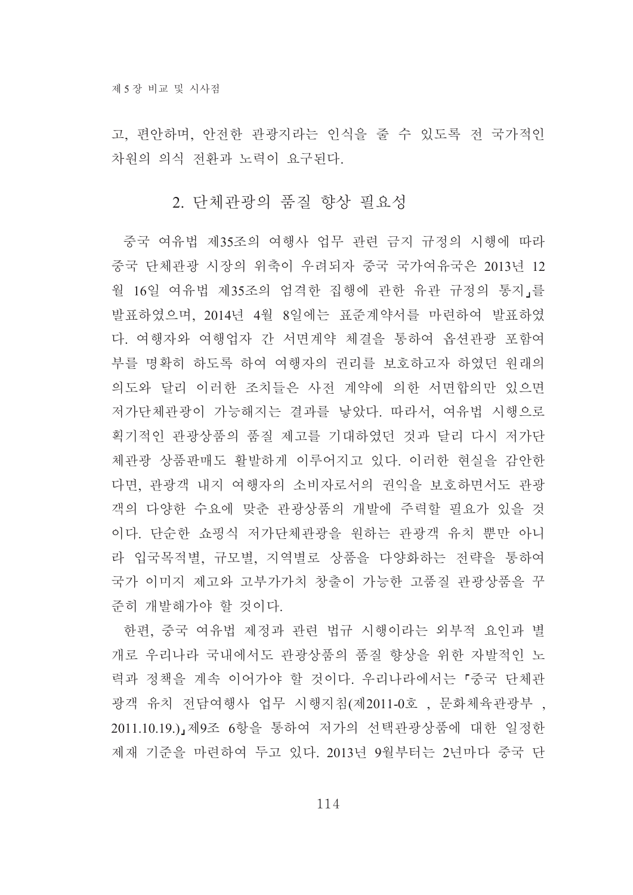고, 편안하며, 안전한 관광지라는 인식을 줄 수 있도록 전 국가적인 차원의 의식 전환과 노력이 요구된다.

## 2. 단체관광의 품질 향상 필요성

중국 여유법 제35조의 여행사 업무 관련 금지 규정의 시행에 따라 중국 단체관광 시장의 위축이 우려되자 중국 국가여유국은 2013년 12월 16일 여유법 제35조의 엄격한 집행에 관한 유관 규정의 통지」를 발표하였으며, 2014년 4월 8일에는 표준계약서를 마련하여 발표하였다. 여행자와 여행업자 간 서면계약 체결을 통하여 옵션관광 포함여부를 명확히 하도록 하여 여행자의 권리를 보호하고자 하였던 원래의 의도와 달리 이러한 조치들은 사전 계약에 의한 서면합의만 있으면 저가단체관광이 가능해지는 결과를 낳았다. 따라서, 여유법 시행으로 획기적인 관광상품의 품질 제고를 기대하였던 것과 달리 다시 저가단체관광 상품판매도 활발하게 이루어지고 있다. 이러한 현실을 감안한다면, 관광객 내지 여행자의 소비자로서의 권익을 보호하면서도 관광객의 다양한 수요에 맞춘 관광상품의 개발에 주력할 필요가 있을 것이다. 단순한 쇼핑식 저가단체관광을 원하는 관광객 유치 뿐만 아니라 입국목적별, 규모별, 지역별로 상품을 다양화하는 전략을 통하여 국가 이미지 제고와 고부가가치 창출이 가능한 고품질 관광상품을 꾸준히 개발해가야 할 것이다.

한편, 중국 여유법 제정과 관련 법규 시행이라는 외부적 요인과 별개로 우리나라 국내에서도 관광상품의 품질 향상을 위한 자발적인 노력과 정책을 계속 이어가야 할 것이다. 우리나라에서는 「중국 단체관광객 유치 전담여행사 업무 시행지침(제2011-0호 , 문화체육관광부 , 2011.10.19.)」제9조 6항을 통하여 저가의 선택관광상품에 대한 일정한 제재 기준을 마련하여 두고 있다. 2013년 9월부터는 2년마다 중국 단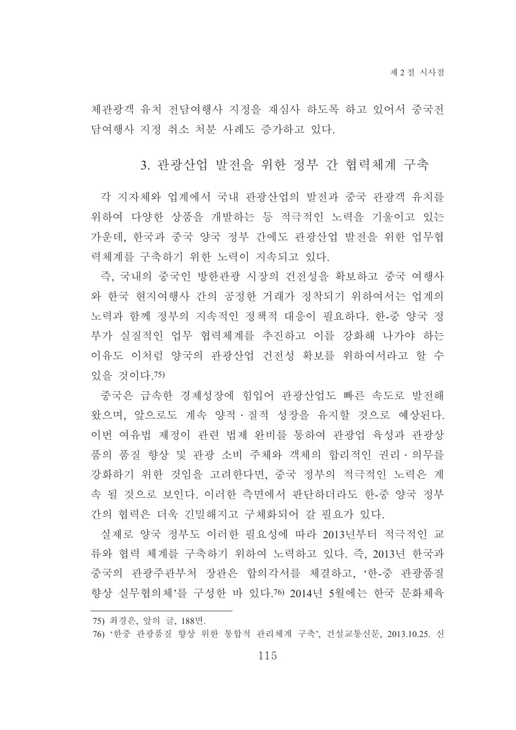체관광객 유치 전담여행사 지정을 재심사 하도록 하고 있어서 중국전담여행사 지정 취소 처분 사례도 증가하고 있다.

### 3. 관광산업 발전을 위한 정부 간 협력체계 구축

각 지자체와 업계에서 국내 관광산업의 발전과 중국 관광객 유치를 위하여 다양한 상품을 개발하는 등 적극적인 노력을 기울이고 있는 가운데, 한국과 중국 양국 정부 간에도 관광산업 발전을 위한 업무협력체계를 구축하기 위한 노력이 지속되고 있다.

즉, 국내의 중국인 방한관광 시장의 건전성을 확보하고 중국 여행사와 한국 현지여행사 간의 공정한 거래가 정착되기 위하여서는 업계의 노력과 함께 정부의 지속적인 정책적 대응이 필요하다. 한-중 양국 정부가 실질적인 업무 협력체계를 추진하고 이를 강화해 나가야 하는 이유도 이처럼 양국의 관광산업 건전성 확보를 위하여서라고 할 수 있을 것이다.[75)]

중국은 급속한 경제성장에 힘입어 관광산업도 빠른 속도로 발전해 왔으며, 앞으로도 계속 양적·질적 성장을 유지할 것으로 예상된다. 이번 여유법 제정이 관련 법제 완비를 통하여 관광업 육성과 관광상품의 품질 향상 및 관광 소비 주체와 객체의 합리적인 권리·의무를 강화하기 위한 것임을 고려한다면, 중국 정부의 적극적인 노력은 계속 될 것으로 보인다. 이러한 측면에서 판단하더라도 한-중 양국 정부 간의 협력은 더욱 긴밀해지고 구체화되어 갈 필요가 있다.

실제로 양국 정부도 이러한 필요성에 따라 2013년부터 적극적인 교류와 협력 체계를 구축하기 위하여 노력하고 있다. 즉, 2013년 한국과 중국의 관광주관부처 장관은 합의각서를 체결하고, '한-중 관광품질 향상 실무협의체'를 구성한 바 있다.[76)] 2014년 5월에는 한국 문화체육

---

75) 최경은, 앞의 글, 188면.

76) '한중 관광품질 향상 위한 통합적 관리체계 구축', 건설교통신문, 2013.10.25. 신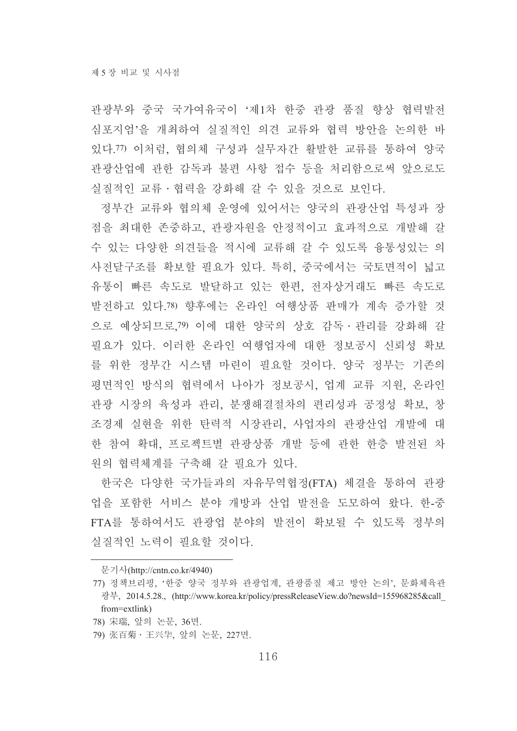관광부와 중국 국가여유국이 '제1차 한중 관광 품질 향상 협력발전 심포지엄'을 개최하여 실질적인 의견 교류와 협력 방안을 논의한 바 있다.[77] 이처럼, 협의체 구성과 실무자간 활발한 교류를 통하여 양국 관광산업에 관한 감독과 불편 사항 접수 등을 처리함으로써 앞으로도 실질적인 교류 · 협력을 강화해 갈 수 있을 것으로 보인다.

정부간 교류와 협의체 운영에 있어서는 양국의 관광산업 특성과 장점을 최대한 존중하고, 관광자원을 안정적이고 효과적으로 개발해 갈 수 있는 다양한 의견들을 적시에 교류해 갈 수 있도록 융통성있는 의사전달구조를 확보할 필요가 있다. 특히, 중국에서는 국토면적이 넓고 유통이 빠른 속도로 발달하고 있는 한편, 전자상거래도 빠른 속도로 발전하고 있다.[78] 향후에는 온라인 여행상품 판매가 계속 증가할 것으로 예상되므로,[79] 이에 대한 양국의 상호 감독 · 관리를 강화해 갈 필요가 있다. 이러한 온라인 여행업자에 대한 정보공시 신뢰성 확보를 위한 정부간 시스템 마련이 필요할 것이다. 양국 정부는 기존의 평면적인 방식의 협력에서 나아가 정보공시, 업계 교류 지원, 온라인 관광 시장의 육성과 관리, 분쟁해결절차의 편리성과 공정성 확보, 창조경제 실현을 위한 탄력적 시장관리, 사업자의 관광산업 개발에 대한 참여 확대, 프로젝트별 관광상품 개발 등에 관한 한층 발전된 차원의 협력체계를 구축해 갈 필요가 있다.

한국은 다양한 국가들과의 자유무역협정(FTA) 체결을 통하여 관광업을 포함한 서비스 분야 개방과 산업 발전을 도모하여 왔다. 한-중 FTA를 통하여서도 관광업 분야의 발전이 확보될 수 있도록 정부의 실질적인 노력이 필요할 것이다.

---

문기사(http://cntn.co.kr/4940)

77) 정책브리핑, '한중 양국 정부와 관광업계, 관광품질 제고 방안 논의', 문화체육관광부, 2014.5.28., (http://www.korea.kr/policy/pressReleaseView.do?newsId=155968285&call_from=extlink)

78) 宋瑞, 앞의 논문, 36면.

79) 张百菊 · 王兴华, 앞의 논문, 227면.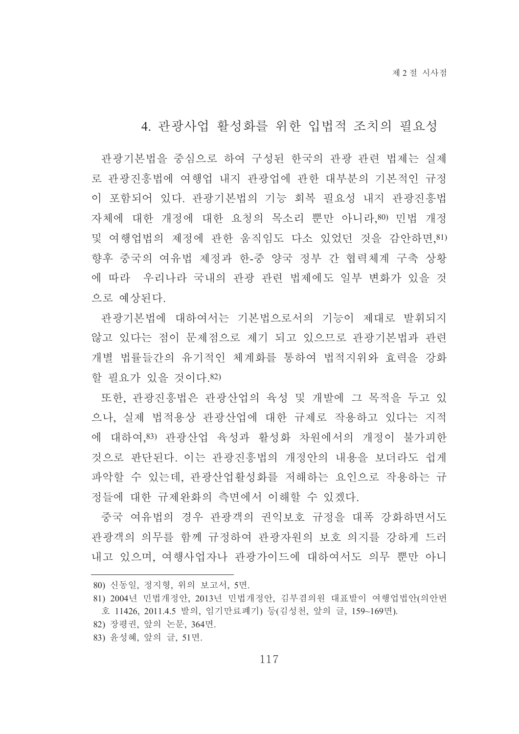### 4. 관광사업 활성화를 위한 입법적 조치의 필요성

관광기본법을 중심으로 하여 구성된 한국의 관광 관련 법제는 실제로 관광진흥법에 여행업 내지 관광업에 관한 대부분의 기본적인 규정이 포함되어 있다. 관광기본법의 기능 회복 필요성 내지 관광진흥법 자체에 대한 개정에 대한 요청의 목소리 뿐만 아니라,[80] 민법 개정 및 여행업법의 제정에 관한 움직임도 다소 있었던 것을 감안하면,[81] 향후 중국의 여유법 제정과 한-중 양국 정부 간 협력체계 구축 상황에 따라 우리나라 국내의 관광 관련 법제에도 일부 변화가 있을 것으로 예상된다.

관광기본법에 대하여서는 기본법으로서의 기능이 제대로 발휘되지 않고 있다는 점이 문제점으로 제기 되고 있으므로 관광기본법과 관련 개별 법률들간의 유기적인 체계화를 통하여 법적지위와 효력을 강화할 필요가 있을 것이다.[82]

또한, 관광진흥법은 관광산업의 육성 및 개발에 그 목적을 두고 있으나, 실제 법적용상 관광산업에 대한 규제로 작용하고 있다는 지적에 대하여,[83] 관광산업 육성과 활성화 차원에서의 개정이 불가피한 것으로 판단된다. 이는 관광진흥법의 개정안의 내용을 보더라도 쉽게 파악할 수 있는데, 관광산업활성화를 저해하는 요인으로 작용하는 규정들에 대한 규제완화의 측면에서 이해할 수 있겠다.

중국 여유법의 경우 관광객의 권익보호 규정을 대폭 강화하면서도 관광객의 의무를 함께 규정하여 관광자원의 보호 의지를 강하게 드러내고 있으며, 여행사업자나 관광가이드에 대하여서도 의무 뿐만 아니

---

80) 신동일, 정지형, 위의 보고서, 5면.

81) 2004년 민법개정안, 2013년 민법개정안, 김부겸의원 대표발이 여행업법안(의안번호 11426, 2011.4.5 발의, 임기만료폐기) 등(김성천, 앞의 글, 159~169면).

82) 장평권, 앞의 논문, 364면.

83) 윤성혜, 앞의 글, 51면.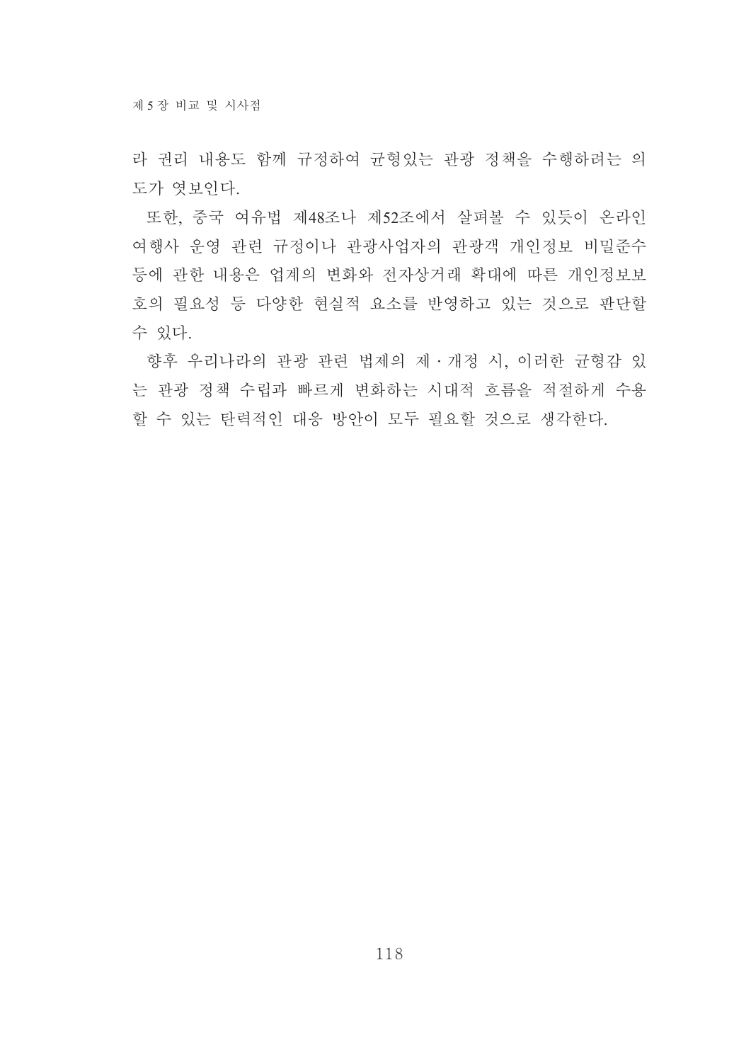라 권리 내용도 함께 규정하여 균형있는 관광 정책을 수행하려는 의도가 엿보인다.

또한, 중국 여유법 제48조나 제52조에서 살펴볼 수 있듯이 온라인 여행사 운영 관련 규정이나 관광사업자의 관광객 개인정보 비밀준수 등에 관한 내용은 업계의 변화와 전자상거래 확대에 따른 개인정보보호의 필요성 등 다양한 현실적 요소를 반영하고 있는 것으로 판단할 수 있다.

향후 우리나라의 관광 관련 법제의 제 · 개정 시, 이러한 균형감 있는 관광 정책 수립과 빠르게 변화하는 시대적 흐름을 적절하게 수용할 수 있는 탄력적인 대응 방안이 모두 필요할 것으로 생각한다.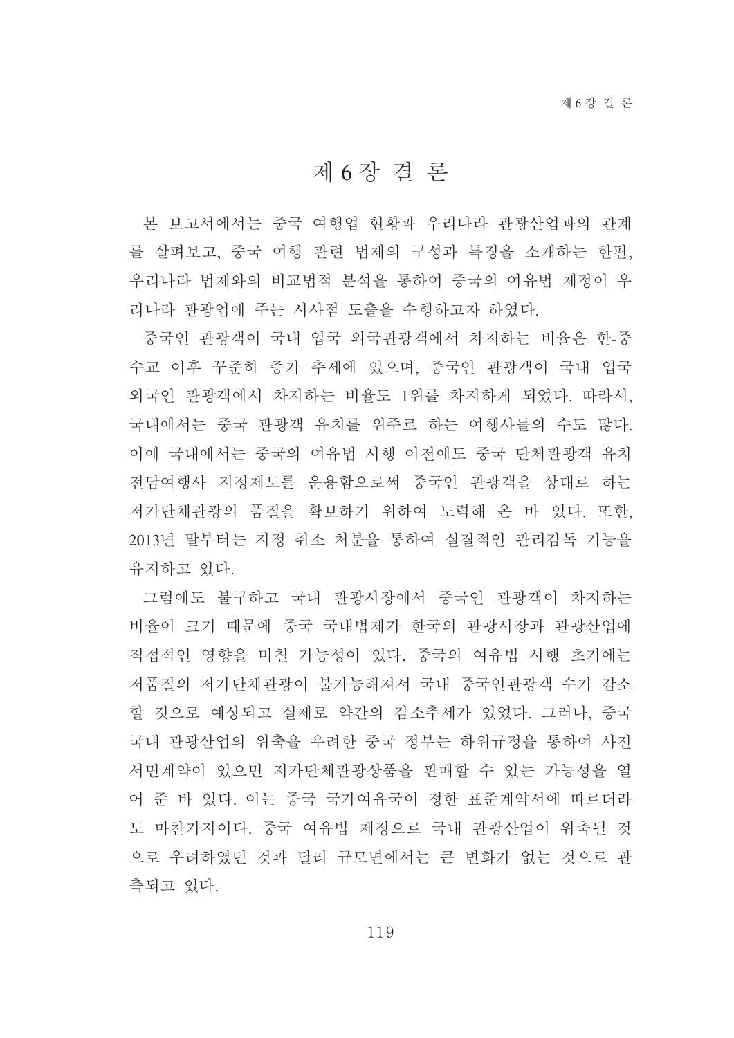# 제 6 장 결 론

본 보고서에서는 중국 여행업 현황과 우리나라 관광산업과의 관계를 살펴보고, 중국 여행 관련 법제의 구성과 특징을 소개하는 한편, 우리나라 법제와의 비교법적 분석을 통하여 중국의 여유법 제정이 우리나라 관광업에 주는 시사점 도출을 수행하고자 하였다.

중국인 관광객이 국내 입국 외국관광객에서 차지하는 비율은 한-중 수교 이후 꾸준히 증가 추세에 있으며, 중국인 관광객이 국내 입국 외국인 관광객에서 차지하는 비율도 1위를 차지하게 되었다. 따라서, 국내에서는 중국 관광객 유치를 위주로 하는 여행사들의 수도 많다. 이에 국내에서는 중국의 여유법 시행 이전에도 중국 단체관광객 유치 전담여행사 지정제도를 운용함으로써 중국인 관광객을 상대로 하는 저가단체관광의 품질을 확보하기 위하여 노력해 온 바 있다. 또한, 2013년 말부터는 지정 취소 처분을 통하여 실질적인 관리감독 기능을 유지하고 있다.

그럼에도 불구하고 국내 관광시장에서 중국인 관광객이 차지하는 비율이 크기 때문에 중국 국내법제가 한국의 관광시장과 관광산업에 직접적인 영향을 미칠 가능성이 있다. 중국의 여유법 시행 초기에는 저품질의 저가단체관광이 불가능해져서 국내 중국인관광객 수가 감소할 것으로 예상되고 실제로 약간의 감소추세가 있었다. 그러나, 중국 국내 관광산업의 위축을 우려한 중국 정부는 하위규정을 통하여 사전 서면계약이 있으면 저가단체관광상품을 판매할 수 있는 가능성을 열어 준 바 있다. 이는 중국 국가여유국이 정한 표준계약서에 따르더라도 마찬가지이다. 중국 여유법 제정으로 국내 관광산업이 위축될 것으로 우려하였던 것과 달리 규모면에서는 큰 변화가 없는 것으로 관측되고 있다.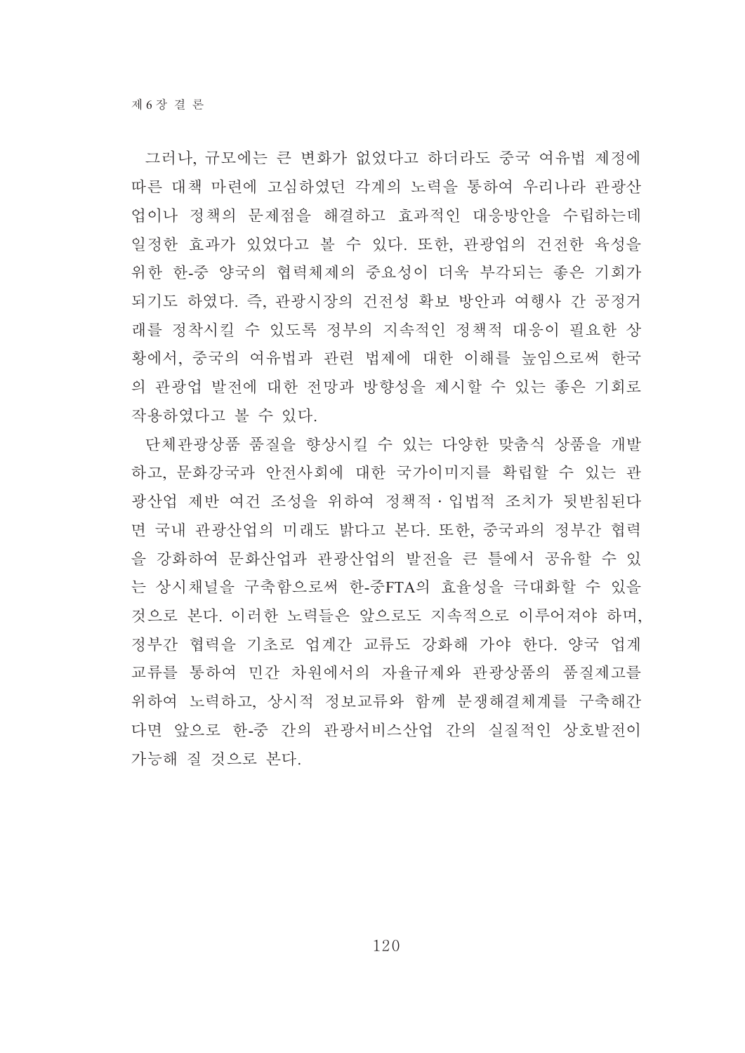그러나, 규모에는 큰 변화가 없었다고 하더라도 중국 여유법 제정에 따른 대책 마련에 고심하였던 각계의 노력을 통하여 우리나라 관광산업이나 정책의 문제점을 해결하고 효과적인 대응방안을 수립하는데 일정한 효과가 있었다고 볼 수 있다. 또한, 관광업의 건전한 육성을 위한 한-중 양국의 협력체제의 중요성이 더욱 부각되는 좋은 기회가 되기도 하였다. 즉, 관광시장의 건전성 확보 방안과 여행사 간 공정거래를 정착시킬 수 있도록 정부의 지속적인 정책적 대응이 필요한 상황에서, 중국의 여유법과 관련 법제에 대한 이해를 높임으로써 한국의 관광업 발전에 대한 전망과 방향성을 제시할 수 있는 좋은 기회로 작용하였다고 볼 수 있다.

단체관광상품 품질을 향상시킬 수 있는 다양한 맞춤식 상품을 개발하고, 문화강국과 안전사회에 대한 국가이미지를 확립할 수 있는 관광산업 제반 여건 조성을 위하여 정책적·입법적 조치가 뒷받침된다면 국내 관광산업의 미래도 밝다고 본다. 또한, 중국과의 정부간 협력을 강화하여 문화산업과 관광산업의 발전을 큰 틀에서 공유할 수 있는 상시채널을 구축함으로써 한-중FTA의 효율성을 극대화할 수 있을 것으로 본다. 이러한 노력들은 앞으로도 지속적으로 이루어져야 하며, 정부간 협력을 기초로 업계간 교류도 강화해 가야 한다. 양국 업계 교류를 통하여 민간 차원에서의 자율규제와 관광상품의 품질제고를 위하여 노력하고, 상시적 정보교류와 함께 분쟁해결체계를 구축해간다면 앞으로 한-중 간의 관광서비스산업 간의 실질적인 상호발전이 가능해 질 것으로 본다.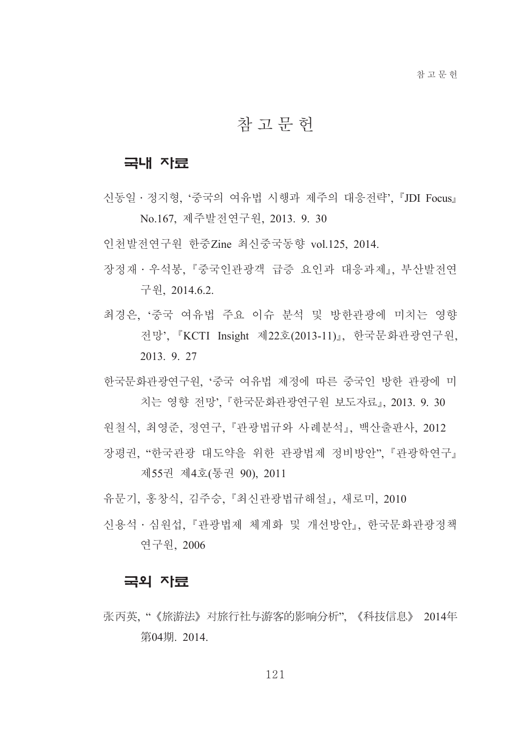# 참 고 문 헌

## 국내 자료

신동일 · 정지형, '중국의 여유법 시행과 제주의 대응전략', 『JDI Focus』 No.167, 제주발전연구원, 2013. 9. 30

인천발전연구원 한중Zine 최신중국동향 vol.125, 2014.

장정재 · 우석봉, 『중국인관광객 급증 요인과 대응과제』, 부산발전연구원, 2014.6.2.

최경은, '중국 여유법 주요 이슈 분석 및 방한관광에 미치는 영향 전망', 『KCTI Insight 제22호(2013-11)』, 한국문화관광연구원, 2013. 9. 27

한국문화관광연구원, '중국 여유법 제정에 따른 중국인 방한 관광에 미치는 영향 전망', 『한국문화관광연구원 보도자료』, 2013. 9. 30

원철식, 최영준, 정연구, 『관광법규와 사례분석』, 백산출판사, 2012

장평권, "한국관광 대도약을 위한 관광법제 정비방안", 『관광학연구』 제55권 제4호(통권 90), 2011

유문기, 홍창식, 김주승, 『최신관광법규해설』, 새로미, 2010

신용석 · 심원섭, 『관광법제 체계화 및 개선방안』, 한국문화관광정책연구원, 2006

## 국외 자료

张丙英, "《旅游法》对旅行社与游客的影响分析", 《科技信息》 2014年第04期. 2014.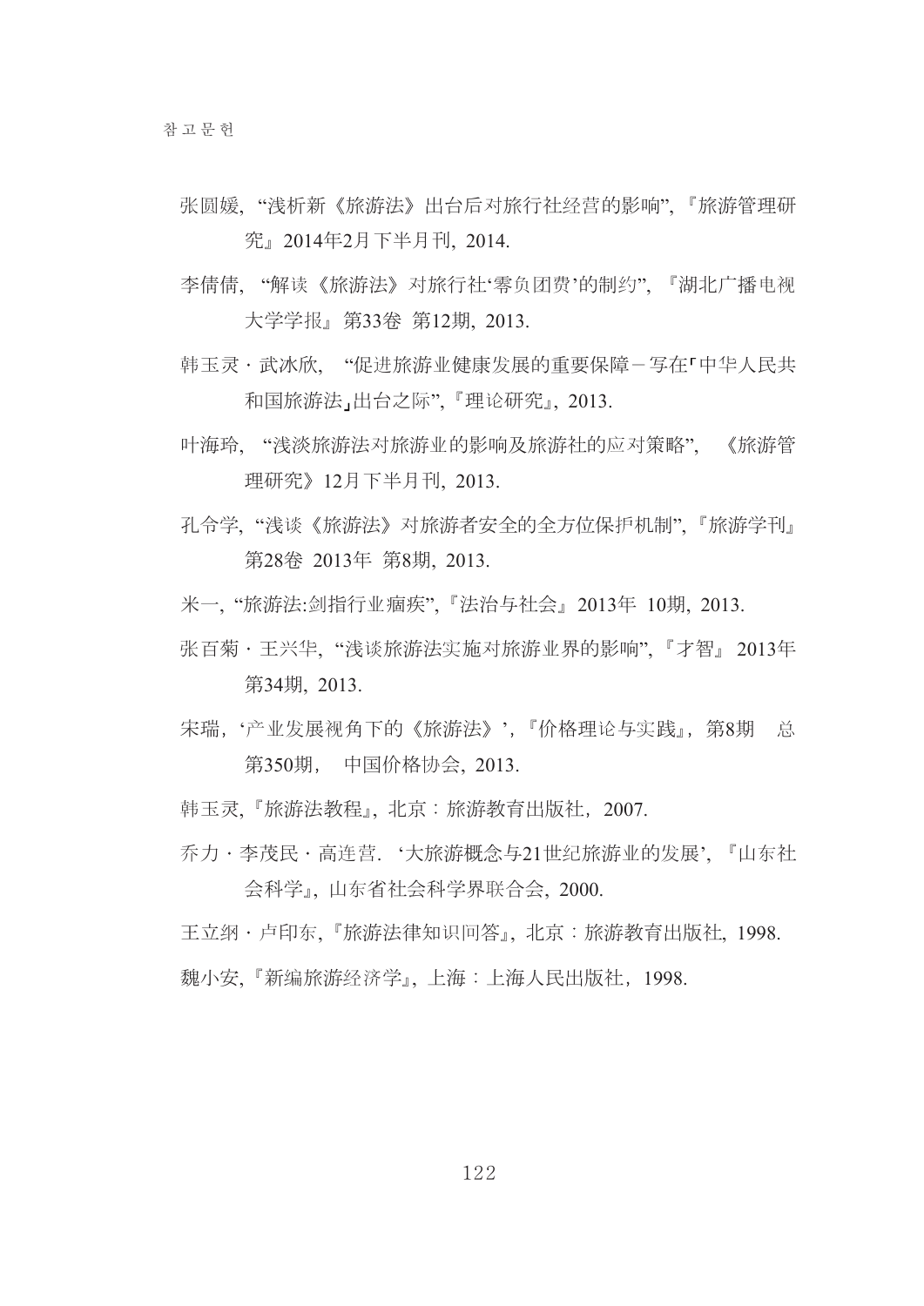张圆媛, "浅析新《旅游法》出台后对旅行社经营的影响", 『旅游管理研究』2014年2月下半月刊, 2014.

李倩倩, "解读《旅游法》对旅行社'零负团费'的制约", 『湖北广播电视大学学报』 第33卷 第12期, 2013.

韩玉灵 · 武冰欣, "促进旅游业健康发展的重要保障－写在｢中华人民共和国旅游法｣出台之际", 『理论研究』, 2013.

叶海玲, "浅淡旅游法对旅游业的影响及旅游社的应对策略", 《旅游管理研究》12月下半月刊, 2013.

孔令学, "浅谈《旅游法》对旅游者安全的全方位保护机制", 『旅游学刊』第28卷 2013年 第8期, 2013.

米一, "旅游法:剑指行业痼疾", 『法治与社会』 2013年 10期, 2013.

张百菊 · 王兴华, "浅谈旅游法实施对旅游业界的影响", 『才智』 2013年第34期, 2013.

宋瑞, '产业发展视角下的《旅游法》', 『价格理论与实践』, 第8期 总第350期, 中国价格协会, 2013.

韩玉灵, 『旅游法教程』, 北京：旅游教育出版社, 2007.

乔力 · 李茂民 · 高连营. '大旅游概念与21世纪旅游业的发展', 『山东社会科学』, 山东省社会科学界联合会, 2000.

王立纲 · 卢印东, 『旅游法律知识问答』, 北京：旅游教育出版社, 1998.

魏小安, 『新编旅游经济学』, 上海：上海人民出版社, 1998.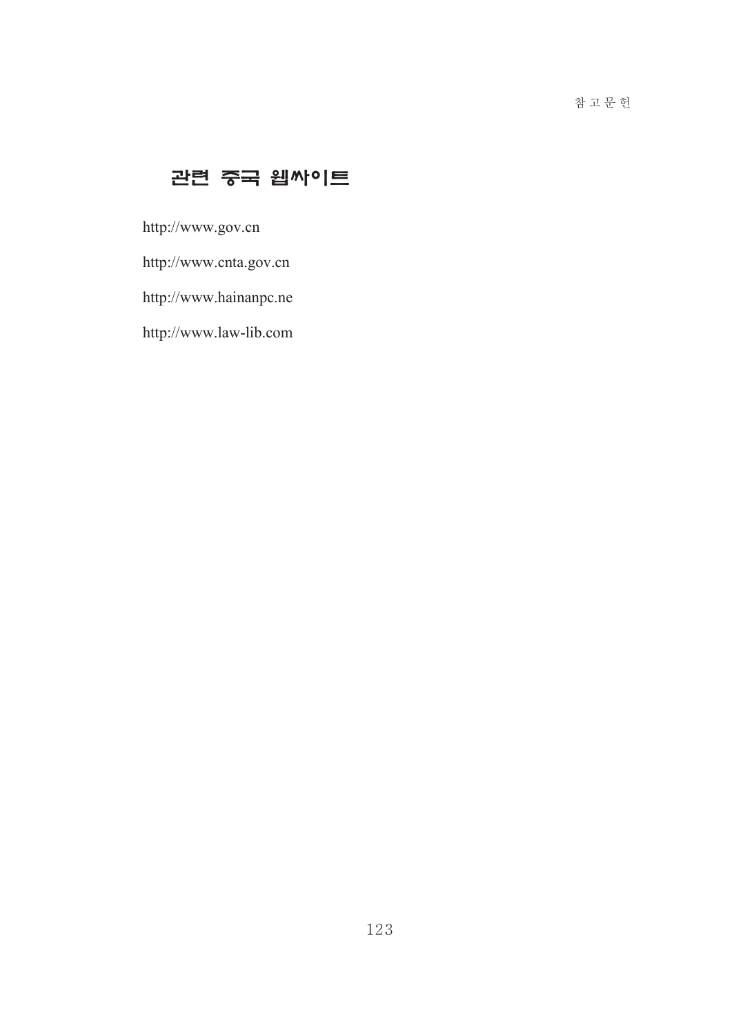## 관련 중국 웹싸이트

http://www.gov.cn

http://www.cnta.gov.cn

http://www.hainanpc.ne

http://www.law-lib.com